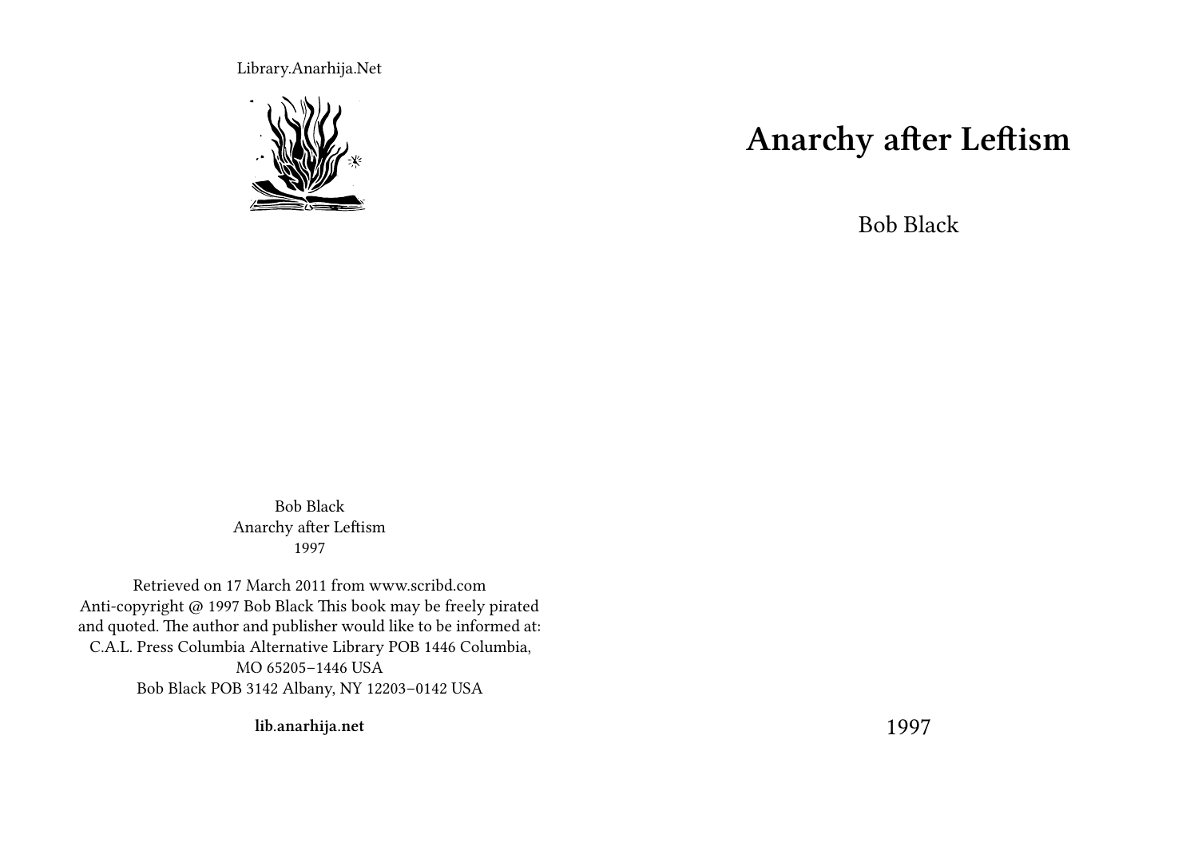Library.Anarhija.Net

# Anarchy after Leftism

Bob Black

1997

Bob Black
Anarchy after Leftism
1997

Retrieved on 17 March 2011 from www.scribd.com
Anti-copyright @ 1997 Bob Black This book may be freely pirated and quoted. The author and publisher would like to be informed at: C.A.L. Press Columbia Alternative Library POB 1446 Columbia, MO 65205–1446 USA
Bob Black POB 3142 Albany, NY 12203–0142 USA

**lib.anarhija.net**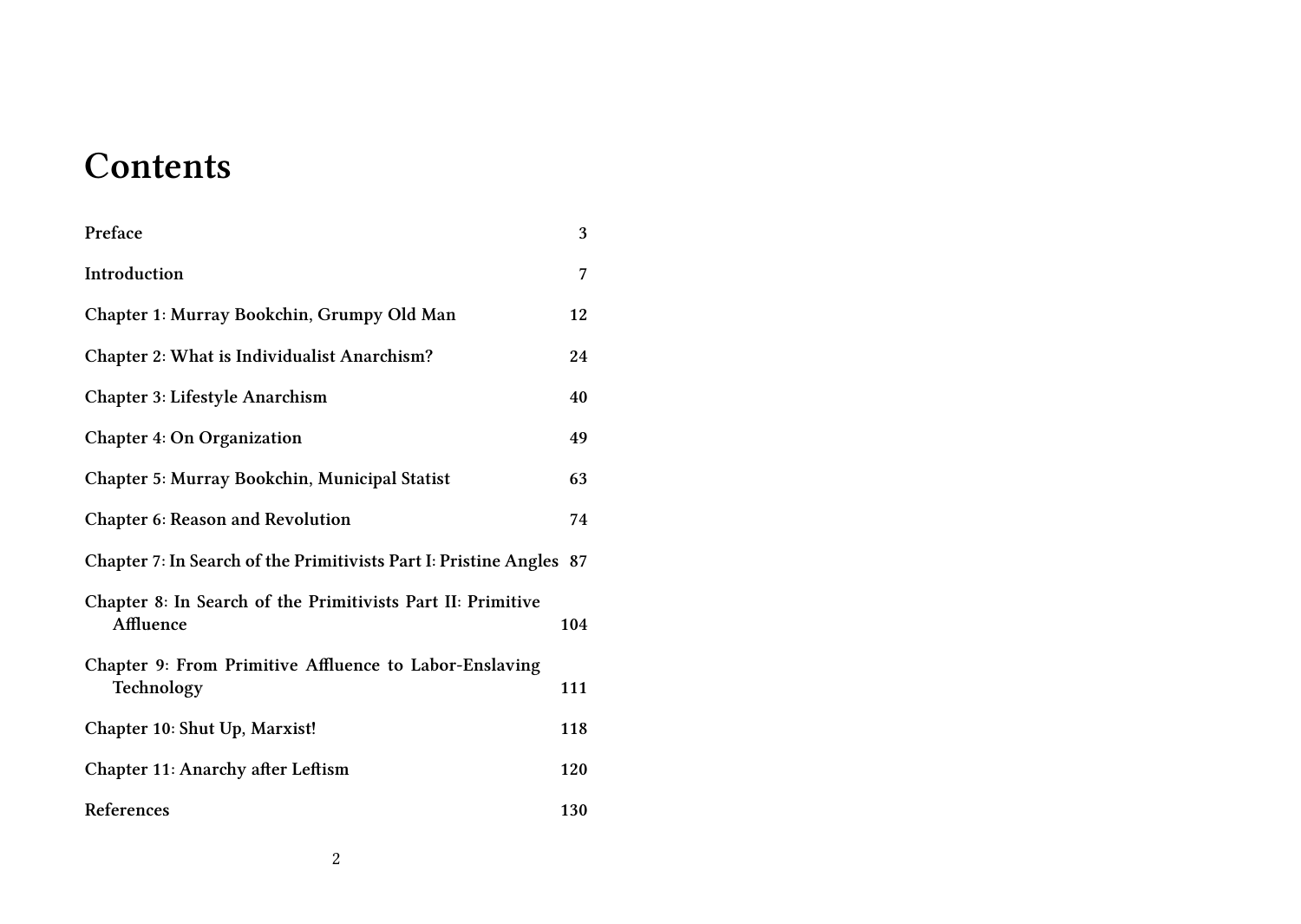# Contents

| | |
|---|---|
| Preface | 3 |
| Introduction | 7 |
| Chapter 1: Murray Bookchin, Grumpy Old Man | 12 |
| Chapter 2: What is Individualist Anarchism? | 24 |
| Chapter 3: Lifestyle Anarchism | 40 |
| Chapter 4: On Organization | 49 |
| Chapter 5: Murray Bookchin, Municipal Statist | 63 |
| Chapter 6: Reason and Revolution | 74 |
| Chapter 7: In Search of the Primitivists Part I: Pristine Angles | 87 |
| Chapter 8: In Search of the Primitivists Part II: Primitive Affluence | 104 |
| Chapter 9: From Primitive Affluence to Labor-Enslaving Technology | 111 |
| Chapter 10: Shut Up, Marxist! | 118 |
| Chapter 11: Anarchy after Leftism | 120 |
| References | 130 |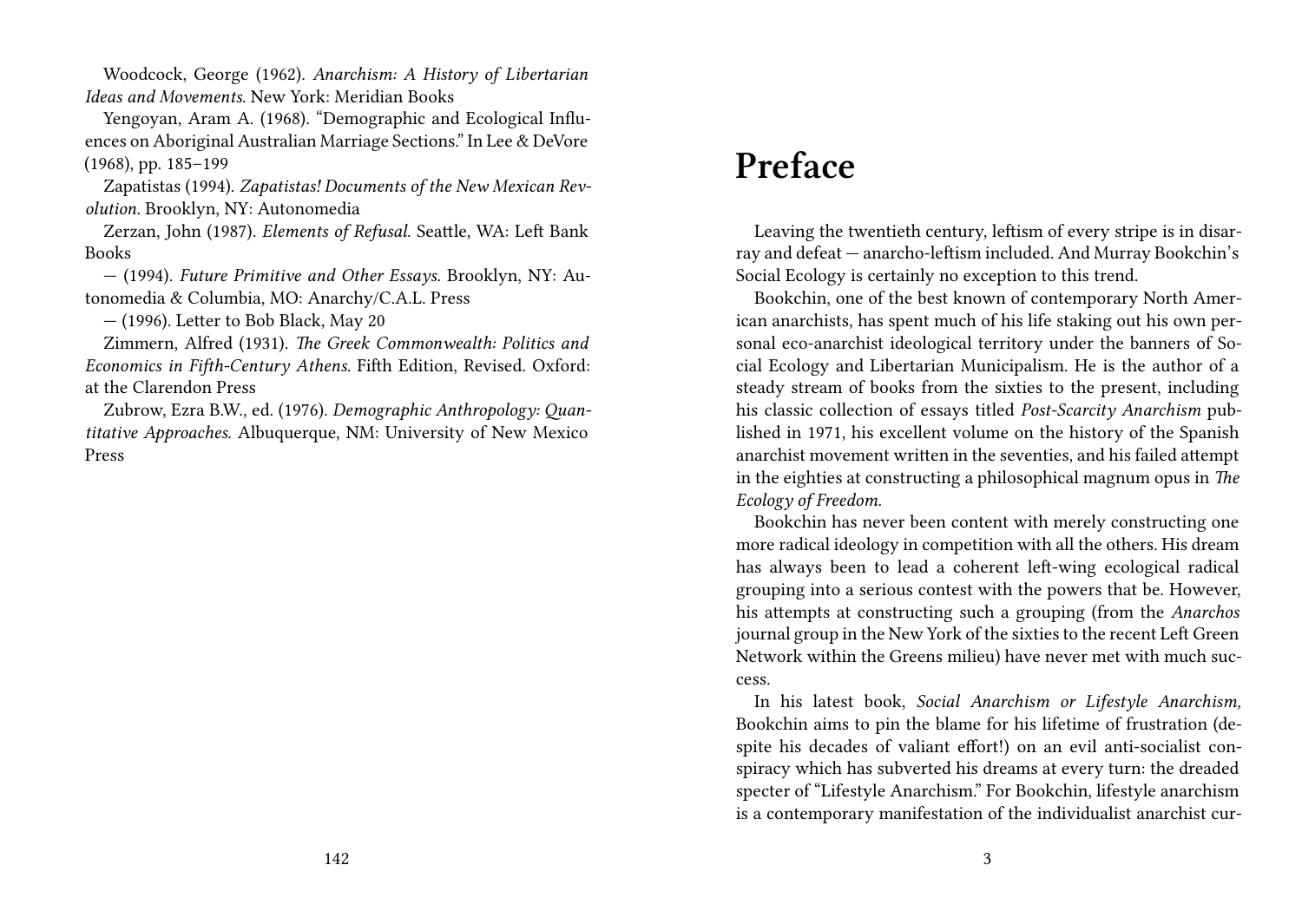Woodcock, George (1962). *Anarchism: A History of Libertarian Ideas and Movements.* New York: Meridian Books

Yengoyan, Aram A. (1968). "Demographic and Ecological Influences on Aboriginal Australian Marriage Sections." In Lee & DeVore (1968), pp. 185–199

Zapatistas (1994). *Zapatistas! Documents of the New Mexican Revolution.* Brooklyn, NY: Autonomedia

Zerzan, John (1987). *Elements of Refusal.* Seattle, WA: Left Bank Books

— (1994). *Future Primitive and Other Essays.* Brooklyn, NY: Autonomedia & Columbia, MO: Anarchy/C.A.L. Press

— (1996). Letter to Bob Black, May 20

Zimmern, Alfred (1931). *The Greek Commonwealth: Politics and Economics in Fifth-Century Athens.* Fifth Edition, Revised. Oxford: at the Clarendon Press

Zubrow, Ezra B.W., ed. (1976). *Demographic Anthropology: Quantitative Approaches.* Albuquerque, NM: University of New Mexico Press

# Preface

Leaving the twentieth century, leftism of every stripe is in disarray and defeat — anarcho-leftism included. And Murray Bookchin's Social Ecology is certainly no exception to this trend.

Bookchin, one of the best known of contemporary North American anarchists, has spent much of his life staking out his own personal eco-anarchist ideological territory under the banners of Social Ecology and Libertarian Municipalism. He is the author of a steady stream of books from the sixties to the present, including his classic collection of essays titled *Post-Scarcity Anarchism* published in 1971, his excellent volume on the history of the Spanish anarchist movement written in the seventies, and his failed attempt in the eighties at constructing a philosophical magnum opus in *The Ecology of Freedom.*

Bookchin has never been content with merely constructing one more radical ideology in competition with all the others. His dream has always been to lead a coherent left-wing ecological radical grouping into a serious contest with the powers that be. However, his attempts at constructing such a grouping (from the *Anarchos* journal group in the New York of the sixties to the recent Left Green Network within the Greens milieu) have never met with much success.

In his latest book, *Social Anarchism or Lifestyle Anarchism,* Bookchin aims to pin the blame for his lifetime of frustration (despite his decades of valiant effort!) on an evil anti-socialist conspiracy which has subverted his dreams at every turn: the dreaded specter of "Lifestyle Anarchism." For Bookchin, lifestyle anarchism is a contemporary manifestation of the individualist anarchist cur-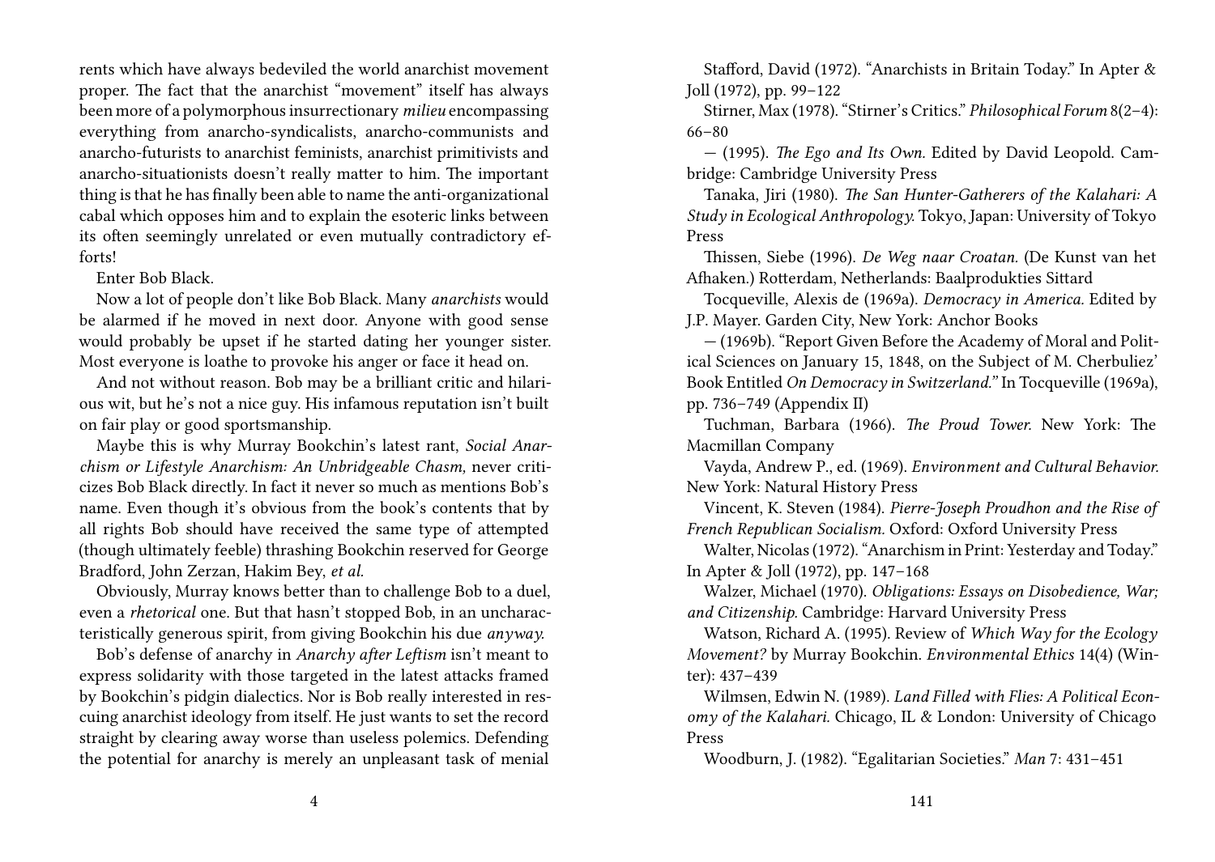rents which have always bedeviled the world anarchist movement proper. The fact that the anarchist "movement" itself has always been more of a polymorphous insurrectionary *milieu* encompassing everything from anarcho-syndicalists, anarcho-communists and anarcho-futurists to anarchist feminists, anarchist primitivists and anarcho-situationists doesn't really matter to him. The important thing is that he has finally been able to name the anti-organizational cabal which opposes him and to explain the esoteric links between its often seemingly unrelated or even mutually contradictory efforts!

Enter Bob Black.

Now a lot of people don't like Bob Black. Many *anarchists* would be alarmed if he moved in next door. Anyone with good sense would probably be upset if he started dating her younger sister. Most everyone is loathe to provoke his anger or face it head on.

And not without reason. Bob may be a brilliant critic and hilarious wit, but he's not a nice guy. His infamous reputation isn't built on fair play or good sportsmanship.

Maybe this is why Murray Bookchin's latest rant, *Social Anarchism or Lifestyle Anarchism: An Unbridgeable Chasm,* never criticizes Bob Black directly. In fact it never so much as mentions Bob's name. Even though it's obvious from the book's contents that by all rights Bob should have received the same type of attempted (though ultimately feeble) thrashing Bookchin reserved for George Bradford, John Zerzan, Hakim Bey, *et al.*

Obviously, Murray knows better than to challenge Bob to a duel, even a *rhetorical* one. But that hasn't stopped Bob, in an uncharacteristically generous spirit, from giving Bookchin his due *anyway.*

Bob's defense of anarchy in *Anarchy after Leftism* isn't meant to express solidarity with those targeted in the latest attacks framed by Bookchin's pidgin dialectics. Nor is Bob really interested in rescuing anarchist ideology from itself. He just wants to set the record straight by clearing away worse than useless polemics. Defending the potential for anarchy is merely an unpleasant task of menial

Stafford, David (1972). "Anarchists in Britain Today." In Apter & Joll (1972), pp. 99–122

Stirner, Max (1978). "Stirner's Critics." *Philosophical Forum* 8(2–4): 66–80

— (1995). *The Ego and Its Own.* Edited by David Leopold. Cambridge: Cambridge University Press

Tanaka, Jiri (1980). *The San Hunter-Gatherers of the Kalahari: A Study in Ecological Anthropology.* Tokyo, Japan: University of Tokyo Press

Thissen, Siebe (1996). *De Weg naar Croatan.* (De Kunst van het Afhaken.) Rotterdam, Netherlands: Baalprodukties Sittard

Tocqueville, Alexis de (1969a). *Democracy in America.* Edited by J.P. Mayer. Garden City, New York: Anchor Books

— (1969b). "Report Given Before the Academy of Moral and Political Sciences on January 15, 1848, on the Subject of M. Cherbuliez' Book Entitled *On Democracy in Switzerland.*" In Tocqueville (1969a), pp. 736–749 (Appendix II)

Tuchman, Barbara (1966). *The Proud Tower.* New York: The Macmillan Company

Vayda, Andrew P., ed. (1969). *Environment and Cultural Behavior.* New York: Natural History Press

Vincent, K. Steven (1984). *Pierre-Joseph Proudhon and the Rise of French Republican Socialism.* Oxford: Oxford University Press

Walter, Nicolas (1972). "Anarchism in Print: Yesterday and Today." In Apter & Joll (1972), pp. 147–168

Walzer, Michael (1970). *Obligations: Essays on Disobedience, War; and Citizenship.* Cambridge: Harvard University Press

Watson, Richard A. (1995). Review of *Which Way for the Ecology Movement?* by Murray Bookchin. *Environmental Ethics* 14(4) (Winter): 437–439

Wilmsen, Edwin N. (1989). *Land Filled with Flies: A Political Economy of the Kalahari.* Chicago, IL & London: University of Chicago Press

Woodburn, J. (1982). "Egalitarian Societies." *Man* 7: 431–451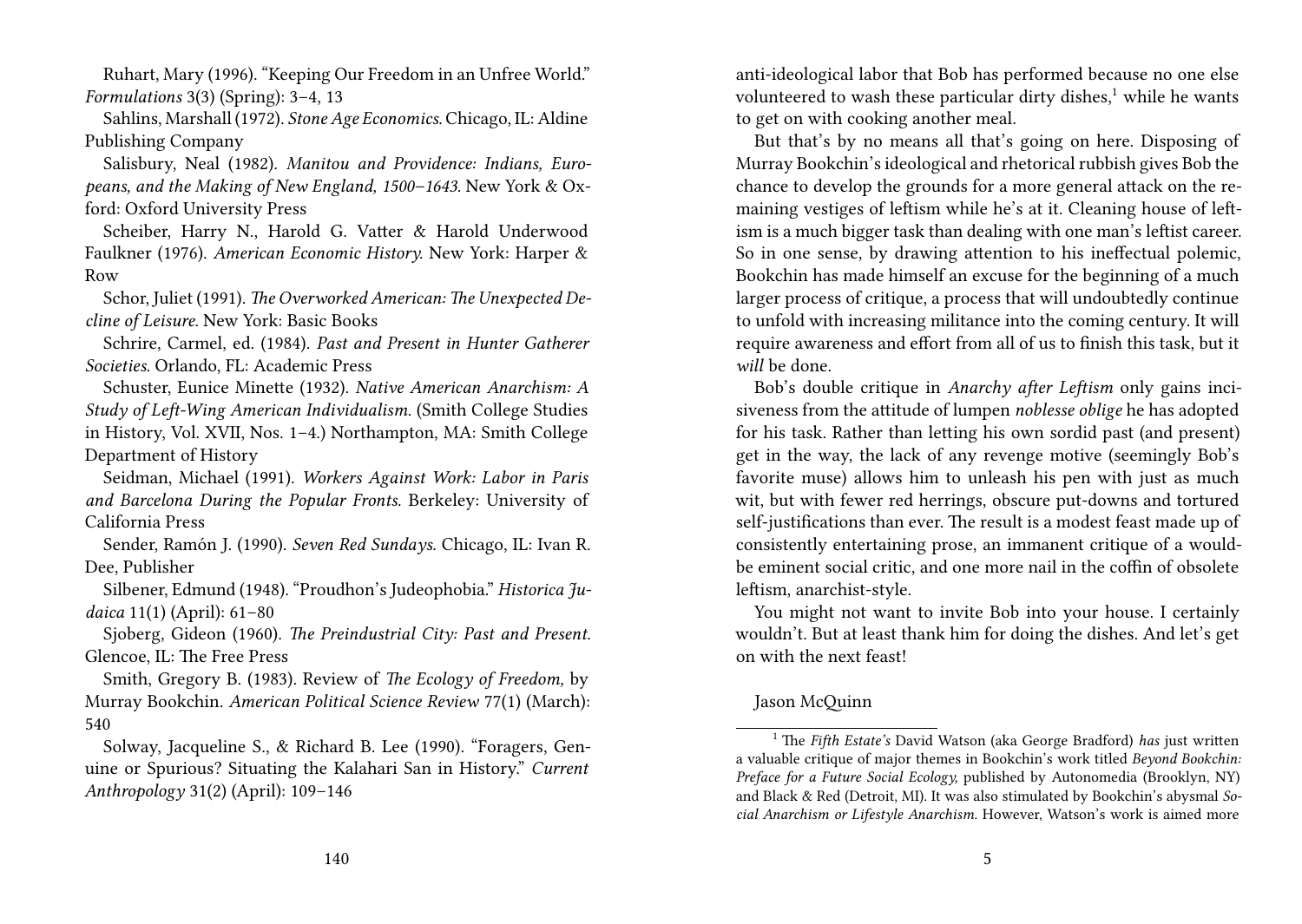Ruhart, Mary (1996). "Keeping Our Freedom in an Unfree World." *Formulations* 3(3) (Spring): 3–4, 13

Sahlins, Marshall (1972). *Stone Age Economics.* Chicago, IL: Aldine Publishing Company

Salisbury, Neal (1982). *Manitou and Providence: Indians, Europeans, and the Making of New England, 1500–1643.* New York & Oxford: Oxford University Press

Scheiber, Harry N., Harold G. Vatter & Harold Underwood Faulkner (1976). *American Economic History.* New York: Harper & Row

Schor, Juliet (1991). *The Overworked American: The Unexpected Decline of Leisure.* New York: Basic Books

Schrire, Carmel, ed. (1984). *Past and Present in Hunter Gatherer Societies.* Orlando, FL: Academic Press

Schuster, Eunice Minette (1932). *Native American Anarchism: A Study of Left-Wing American Individualism.* (Smith College Studies in History, Vol. XVII, Nos. 1–4.) Northampton, MA: Smith College Department of History

Seidman, Michael (1991). *Workers Against Work: Labor in Paris and Barcelona During the Popular Fronts.* Berkeley: University of California Press

Sender, Ramón J. (1990). *Seven Red Sundays.* Chicago, IL: Ivan R. Dee, Publisher

Silbener, Edmund (1948). "Proudhon's Judeophobia." *Historica Judaica* 11(1) (April): 61–80

Sjoberg, Gideon (1960). *The Preindustrial City: Past and Present.* Glencoe, IL: The Free Press

Smith, Gregory B. (1983). Review of *The Ecology of Freedom,* by Murray Bookchin. *American Political Science Review* 77(1) (March): 540

Solway, Jacqueline S., & Richard B. Lee (1990). "Foragers, Genuine or Spurious? Situating the Kalahari San in History." *Current Anthropology* 31(2) (April): 109–146

anti-ideological labor that Bob has performed because no one else volunteered to wash these particular dirty dishes,[1] while he wants to get on with cooking another meal.

But that's by no means all that's going on here. Disposing of Murray Bookchin's ideological and rhetorical rubbish gives Bob the chance to develop the grounds for a more general attack on the remaining vestiges of leftism while he's at it. Cleaning house of leftism is a much bigger task than dealing with one man's leftist career. So in one sense, by drawing attention to his ineffectual polemic, Bookchin has made himself an excuse for the beginning of a much larger process of critique, a process that will undoubtedly continue to unfold with increasing militance into the coming century. It will require awareness and effort from all of us to finish this task, but it *will* be done.

Bob's double critique in *Anarchy after Leftism* only gains incisiveness from the attitude of lumpen *noblesse oblige* he has adopted for his task. Rather than letting his own sordid past (and present) get in the way, the lack of any revenge motive (seemingly Bob's favorite muse) allows him to unleash his pen with just as much wit, but with fewer red herrings, obscure put-downs and tortured self-justifications than ever. The result is a modest feast made up of consistently entertaining prose, an immanent critique of a would-be eminent social critic, and one more nail in the coffin of obsolete leftism, anarchist-style.

You might not want to invite Bob into your house. I certainly wouldn't. But at least thank him for doing the dishes. And let's get on with the next feast!

Jason McQuinn

[1] The *Fifth Estate's* David Watson (aka George Bradford) *has* just written a valuable critique of major themes in Bookchin's work titled *Beyond Bookchin: Preface for a Future Social Ecology,* published by Autonomedia (Brooklyn, NY) and Black & Red (Detroit, MI). It was also stimulated by Bookchin's abysmal *Social Anarchism or Lifestyle Anarchism.* However, Watson's work is aimed more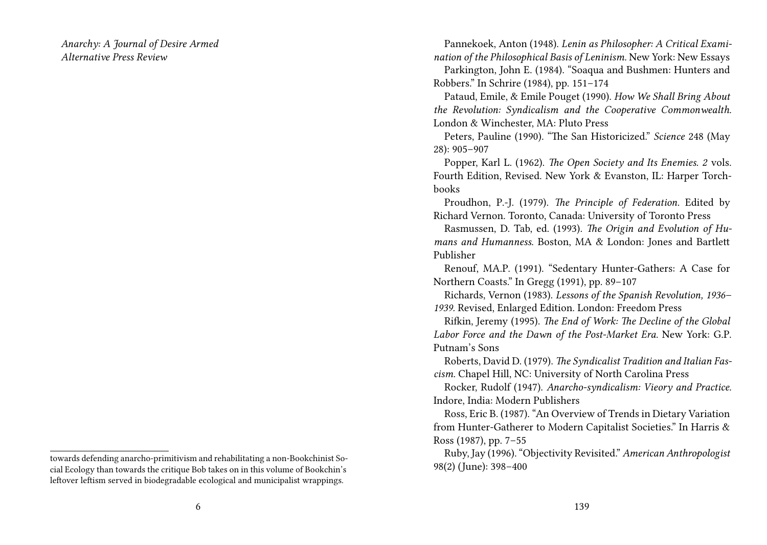*Anarchy: A Journal of Desire Armed*
*Alternative Press Review*

towards defending anarcho-primitivism and rehabilitating a non-Bookchinist Social Ecology than towards the critique Bob takes on in this volume of Bookchin's leftover leftism served in biodegradable ecological and municipalist wrappings.

Pannekoek, Anton (1948). *Lenin as Philosopher: A Critical Examination of the Philosophical Basis of Leninism.* New York: New Essays

Parkington, John E. (1984). "Soaqua and Bushmen: Hunters and Robbers." In Schrire (1984), pp. 151–174

Pataud, Emile, & Emile Pouget (1990). *How We Shall Bring About the Revolution: Syndicalism and the Cooperative Commonwealth.* London & Winchester, MA: Pluto Press

Peters, Pauline (1990). "The San Historicized." *Science* 248 (May 28): 905–907

Popper, Karl L. (1962). *The Open Society and Its Enemies. 2* vols. Fourth Edition, Revised. New York & Evanston, IL: Harper Torchbooks

Proudhon, P.-J. (1979). *The Principle of Federation.* Edited by Richard Vernon. Toronto, Canada: University of Toronto Press

Rasmussen, D. Tab, ed. (1993). *The Origin and Evolution of Humans and Humanness.* Boston, MA & London: Jones and Bartlett Publisher

Renouf, MA.P. (1991). "Sedentary Hunter-Gathers: A Case for Northern Coasts." In Gregg (1991), pp. 89–107

Richards, Vernon (1983). *Lessons of the Spanish Revolution, 1936–1939.* Revised, Enlarged Edition. London: Freedom Press

Rifkin, Jeremy (1995). *The End of Work: The Decline of the Global Labor Force and the Dawn of the Post-Market Era.* New York: G.P. Putnam's Sons

Roberts, David D. (1979). *The Syndicalist Tradition and Italian Fascism.* Chapel Hill, NC: University of North Carolina Press

Rocker, Rudolf (1947). *Anarcho-syndicalism: Vieory and Practice.* Indore, India: Modern Publishers

Ross, Eric B. (1987). "An Overview of Trends in Dietary Variation from Hunter-Gatherer to Modern Capitalist Societies." In Harris & Ross (1987), pp. 7–55

Ruby, Jay (1996). "Objectivity Revisited." *American Anthropologist* 98(2) (June): 398–400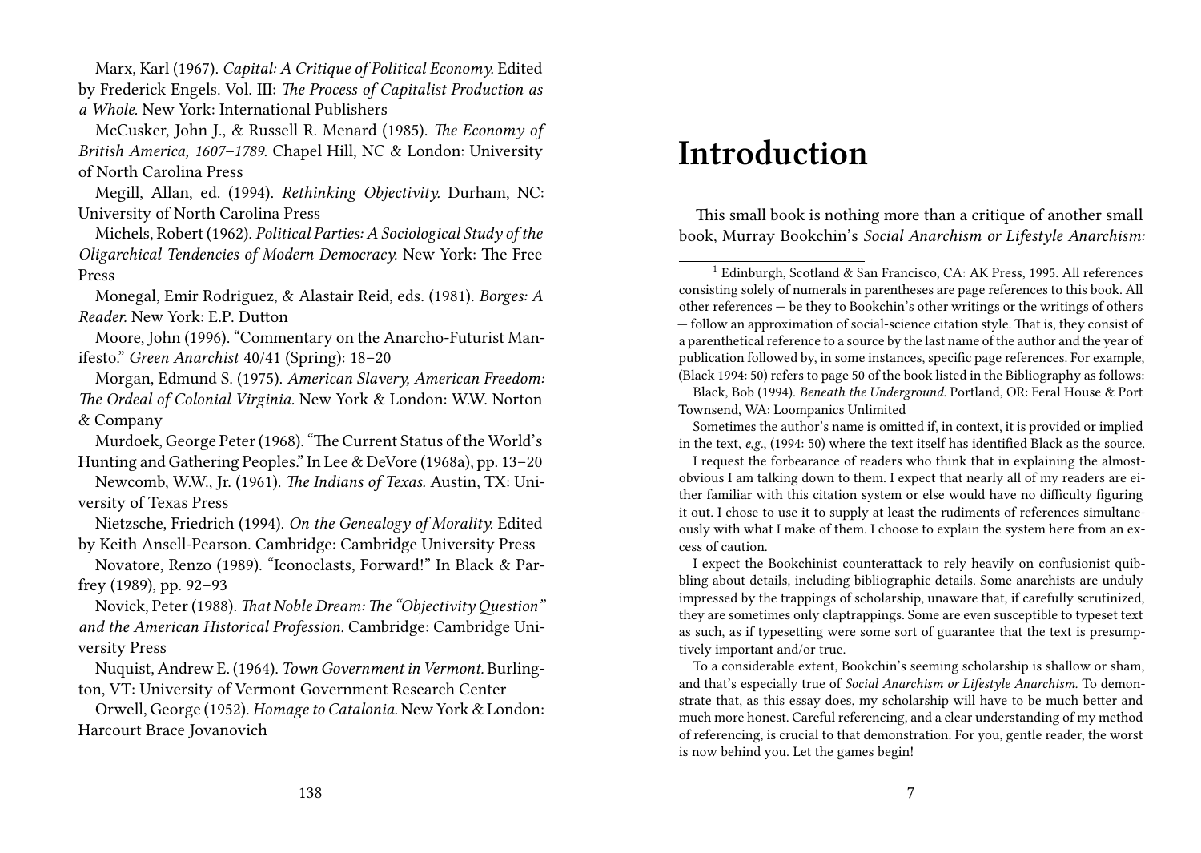Marx, Karl (1967). *Capital: A Critique of Political Economy.* Edited by Frederick Engels. Vol. III: *The Process of Capitalist Production as a Whole.* New York: International Publishers

McCusker, John J., & Russell R. Menard (1985). *The Economy of British America, 1607–1789.* Chapel Hill, NC & London: University of North Carolina Press

Megill, Allan, ed. (1994). *Rethinking Objectivity.* Durham, NC: University of North Carolina Press

Michels, Robert (1962). *Political Parties: A Sociological Study of the Oligarchical Tendencies of Modern Democracy.* New York: The Free Press

Monegal, Emir Rodriguez, & Alastair Reid, eds. (1981). *Borges: A Reader.* New York: E.P. Dutton

Moore, John (1996). "Commentary on the Anarcho-Futurist Manifesto." *Green Anarchist* 40/41 (Spring): 18–20

Morgan, Edmund S. (1975). *American Slavery, American Freedom: The Ordeal of Colonial Virginia.* New York & London: W.W. Norton & Company

Murdoek, George Peter (1968). "The Current Status of the World's Hunting and Gathering Peoples." In Lee & DeVore (1968a), pp. 13–20

Newcomb, W.W., Jr. (1961). *The Indians of Texas.* Austin, TX: University of Texas Press

Nietzsche, Friedrich (1994). *On the Genealogy of Morality.* Edited by Keith Ansell-Pearson. Cambridge: Cambridge University Press

Novatore, Renzo (1989). "Iconoclasts, Forward!" In Black & Parfrey (1989), pp. 92–93

Novick, Peter (1988). *That Noble Dream: The "Objectivity Question" and the American Historical Profession.* Cambridge: Cambridge University Press

Nuquist, Andrew E. (1964). *Town Government in Vermont.* Burlington, VT: University of Vermont Government Research Center

Orwell, George (1952). *Homage to Catalonia.* New York & London: Harcourt Brace Jovanovich

# Introduction

This small book is nothing more than a critique of another small book, Murray Bookchin's *Social Anarchism or Lifestyle Anarchism:*

[1] Edinburgh, Scotland & San Francisco, CA: AK Press, 1995. All references consisting solely of numerals in parentheses are page references to this book. All other references — be they to Bookchin's other writings or the writings of others — follow an approximation of social-science citation style. That is, they consist of a parenthetical reference to a source by the last name of the author and the year of publication followed by, in some instances, specific page references. For example, (Black 1994: 50) refers to page 50 of the book listed in the Bibliography as follows:

Black, Bob (1994). *Beneath the Underground.* Portland, OR: Feral House & Port Townsend, WA: Loompanics Unlimited

Sometimes the author's name is omitted if, in context, it is provided or implied in the text, *e.g.*, (1994: 50) where the text itself has identified Black as the source.

I request the forbearance of readers who think that in explaining the almost-obvious I am talking down to them. I expect that nearly all of my readers are either familiar with this citation system or else would have no difficulty figuring it out. I chose to use it to supply at least the rudiments of references simultaneously with what I make of them. I choose to explain the system here from an excess of caution.

I expect the Bookchinist counterattack to rely heavily on confusionist quibbling about details, including bibliographic details. Some anarchists are unduly impressed by the trappings of scholarship, unaware that, if carefully scrutinized, they are sometimes only claptrappings. Some are even susceptible to typeset text as such, as if typesetting were some sort of guarantee that the text is presumptively important and/or true.

To a considerable extent, Bookchin's seeming scholarship is shallow or sham, and that's especially true of *Social Anarchism or Lifestyle Anarchism.* To demonstrate that, as this essay does, my scholarship will have to be much better and much more honest. Careful referencing, and a clear understanding of my method of referencing, is crucial to that demonstration. For you, gentle reader, the worst is now behind you. Let the games begin!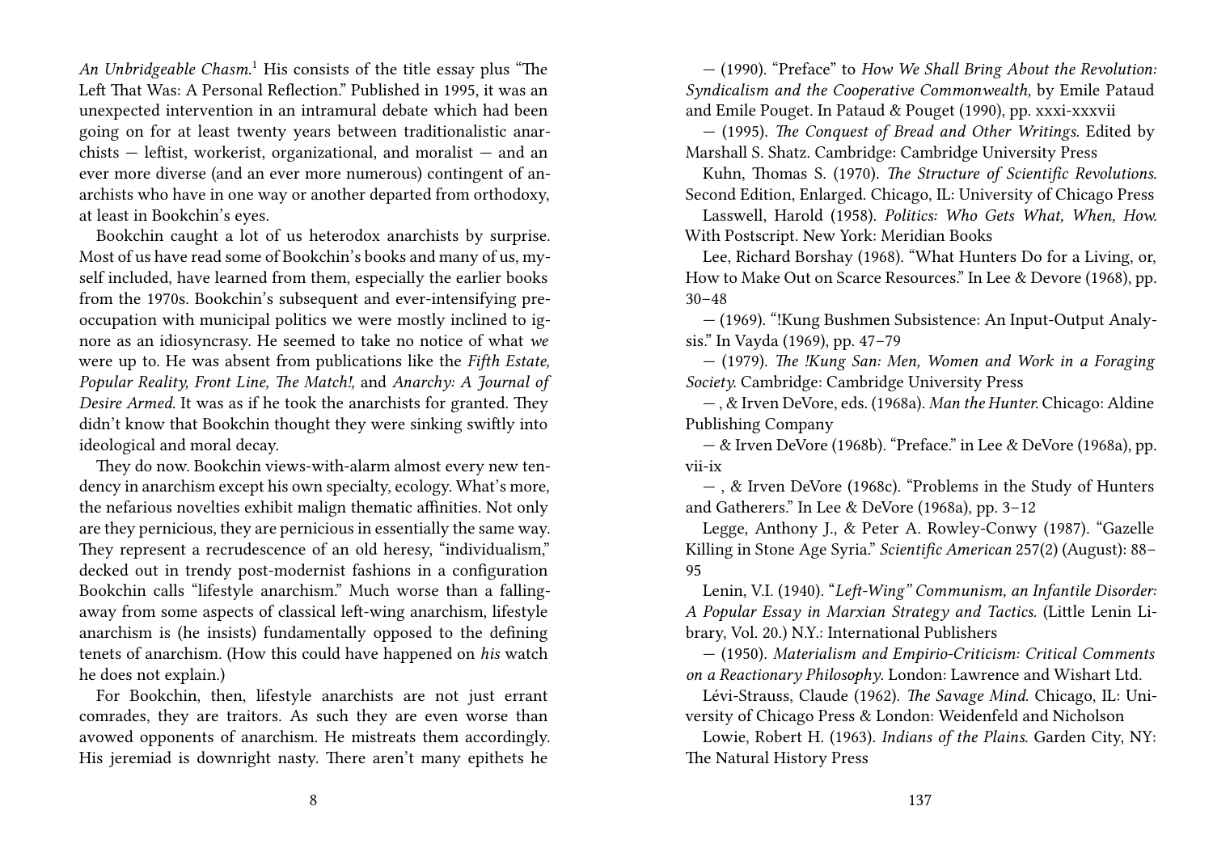*An Unbridgeable Chasm.*[1] His consists of the title essay plus "The Left That Was: A Personal Reflection." Published in 1995, it was an unexpected intervention in an intramural debate which had been going on for at least twenty years between traditionalistic anarchists — leftist, workerist, organizational, and moralist — and an ever more diverse (and an ever more numerous) contingent of anarchists who have in one way or another departed from orthodoxy, at least in Bookchin's eyes.

Bookchin caught a lot of us heterodox anarchists by surprise. Most of us have read some of Bookchin's books and many of us, myself included, have learned from them, especially the earlier books from the 1970s. Bookchin's subsequent and ever-intensifying preoccupation with municipal politics we were mostly inclined to ignore as an idiosyncrasy. He seemed to take no notice of what *we* were up to. He was absent from publications like the *Fifth Estate, Popular Reality, Front Line, The Match!,* and *Anarchy: A Journal of Desire Armed*. It was as if he took the anarchists for granted. They didn't know that Bookchin thought they were sinking swiftly into ideological and moral decay.

They do now. Bookchin views-with-alarm almost every new tendency in anarchism except his own specialty, ecology. What's more, the nefarious novelties exhibit malign thematic affinities. Not only are they pernicious, they are pernicious in essentially the same way. They represent a recrudescence of an old heresy, "individualism," decked out in trendy post-modernist fashions in a configuration Bookchin calls "lifestyle anarchism." Much worse than a falling-away from some aspects of classical left-wing anarchism, lifestyle anarchism is (he insists) fundamentally opposed to the defining tenets of anarchism. (How this could have happened on *his* watch he does not explain.)

For Bookchin, then, lifestyle anarchists are not just errant comrades, they are traitors. As such they are even worse than avowed opponents of anarchism. He mistreats them accordingly. His jeremiad is downright nasty. There aren't many epithets he

— (1990). "Preface" to *How We Shall Bring About the Revolution: Syndicalism and the Cooperative Commonwealth,* by Emile Pataud and Emile Pouget. In Pataud & Pouget (1990), pp. xxxi-xxxvii

— (1995). *The Conquest of Bread and Other Writings.* Edited by Marshall S. Shatz. Cambridge: Cambridge University Press

Kuhn, Thomas S. (1970). *The Structure of Scientific Revolutions.* Second Edition, Enlarged. Chicago, IL: University of Chicago Press

Lasswell, Harold (1958). *Politics: Who Gets What, When, How.* With Postscript. New York: Meridian Books

Lee, Richard Borshay (1968). "What Hunters Do for a Living, or, How to Make Out on Scarce Resources." In Lee & Devore (1968), pp. 30–48

— (1969). "!Kung Bushmen Subsistence: An Input-Output Analysis." In Vayda (1969), pp. 47–79

— (1979). *The !Kung San: Men, Women and Work in a Foraging Society.* Cambridge: Cambridge University Press

— , & Irven DeVore, eds. (1968a). *Man the Hunter.* Chicago: Aldine Publishing Company

— & Irven DeVore (1968b). "Preface." in Lee & DeVore (1968a), pp. vii-ix

— , & Irven DeVore (1968c). "Problems in the Study of Hunters and Gatherers." In Lee & DeVore (1968a), pp. 3–12

Legge, Anthony J., & Peter A. Rowley-Conwy (1987). "Gazelle Killing in Stone Age Syria." *Scientific American* 257(2) (August): 88–95

Lenin, V.I. (1940). *"Left-Wing" Communism, an Infantile Disorder: A Popular Essay in Marxian Strategy and Tactics.* (Little Lenin Library, Vol. 20.) N.Y.: International Publishers

— (1950). *Materialism and Empirio-Criticism: Critical Comments on a Reactionary Philosophy.* London: Lawrence and Wishart Ltd.

Lévi-Strauss, Claude (1962). *The Savage Mind.* Chicago, IL: University of Chicago Press & London: Weidenfeld and Nicholson

Lowie, Robert H. (1963). *Indians of the Plains.* Garden City, NY: The Natural History Press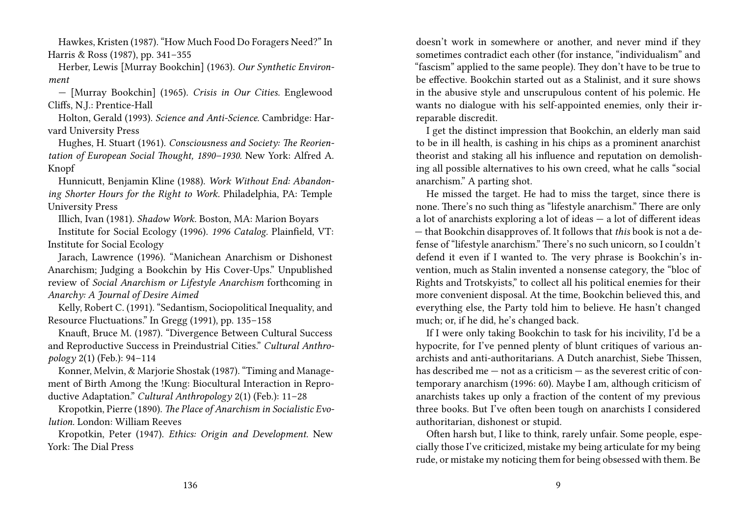Hawkes, Kristen (1987). "How Much Food Do Foragers Need?" In Harris & Ross (1987), pp. 341–355

Herber, Lewis [Murray Bookchin] (1963). *Our Synthetic Environment*

— [Murray Bookchin] (1965). *Crisis in Our Cities.* Englewood Cliffs, N.J.: Prentice-Hall

Holton, Gerald (1993). *Science and Anti-Science.* Cambridge: Harvard University Press

Hughes, H. Stuart (1961). *Consciousness and Society: The Reorientation of European Social Thought, 1890–1930.* New York: Alfred A. Knopf

Hunnicutt, Benjamin Kline (1988). *Work Without End: Abandoning Shorter Hours for the Right to Work.* Philadelphia, PA: Temple University Press

Illich, Ivan (1981). *Shadow Work.* Boston, MA: Marion Boyars

Institute for Social Ecology (1996). *1996 Catalog.* Plainfield, VT: Institute for Social Ecology

Jarach, Lawrence (1996). "Manichean Anarchism or Dishonest Anarchism; Judging a Bookchin by His Cover-Ups." Unpublished review of *Social Anarchism or Lifestyle Anarchism* forthcoming in *Anarchy: A Journal of Desire Aimed*

Kelly, Robert C. (1991). "Sedantism, Sociopolitical Inequality, and Resource Fluctuations." In Gregg (1991), pp. 135–158

Knauft, Bruce M. (1987). "Divergence Between Cultural Success and Reproductive Success in Preindustrial Cities." *Cultural Anthropology* 2(1) (Feb.): 94–114

Konner, Melvin, & Marjorie Shostak (1987). "Timing and Management of Birth Among the !Kung: Biocultural Interaction in Reproductive Adaptation." *Cultural Anthropology* 2(1) (Feb.): 11–28

Kropotkin, Pierre (1890). *The Place of Anarchism in Socialistic Evolution.* London: William Reeves

Kropotkin, Peter (1947). *Ethics: Origin and Development.* New York: The Dial Press

doesn't work in somewhere or another, and never mind if they sometimes contradict each other (for instance, "individualism" and "fascism" applied to the same people). They don't have to be true to be effective. Bookchin started out as a Stalinist, and it sure shows in the abusive style and unscrupulous content of his polemic. He wants no dialogue with his self-appointed enemies, only their irreparable discredit.

I get the distinct impression that Bookchin, an elderly man said to be in ill health, is cashing in his chips as a prominent anarchist theorist and staking all his influence and reputation on demolishing all possible alternatives to his own creed, what he calls "social anarchism." A parting shot.

He missed the target. He had to miss the target, since there is none. There's no such thing as "lifestyle anarchism." There are only a lot of anarchists exploring a lot of ideas — a lot of different ideas — that Bookchin disapproves of. It follows that *this* book is not a defense of "lifestyle anarchism." There's no such unicorn, so I couldn't defend it even if I wanted to. The very phrase is Bookchin's invention, much as Stalin invented a nonsense category, the "bloc of Rights and Trotskyists," to collect all his political enemies for their more convenient disposal. At the time, Bookchin believed this, and everything else, the Party told him to believe. He hasn't changed much; or, if he did, he's changed back.

If I were only taking Bookchin to task for his incivility, I'd be a hypocrite, for I've penned plenty of blunt critiques of various anarchists and anti-authoritarians. A Dutch anarchist, Siebe Thissen, has described me — not as a criticism — as the severest critic of contemporary anarchism (1996: 60). Maybe I am, although criticism of anarchists takes up only a fraction of the content of my previous three books. But I've often been tough on anarchists I considered authoritarian, dishonest or stupid.

Often harsh but, I like to think, rarely unfair. Some people, especially those I've criticized, mistake my being articulate for my being rude, or mistake my noticing them for being obsessed with them. Be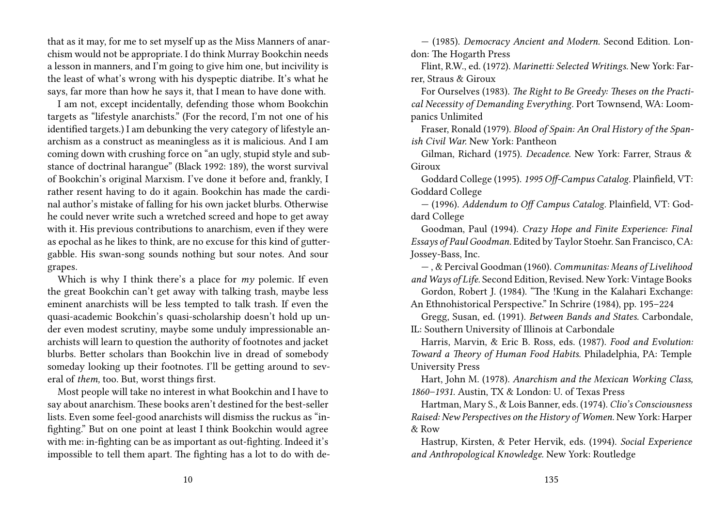that as it may, for me to set myself up as the Miss Manners of anarchism would not be appropriate. I do think Murray Bookchin needs a lesson in manners, and I'm going to give him one, but incivility is the least of what's wrong with his dyspeptic diatribe. It's what he says, far more than how he says it, that I mean to have done with.

I am not, except incidentally, defending those whom Bookchin targets as "lifestyle anarchists." (For the record, I'm not one of his identified targets.) I am debunking the very category of lifestyle anarchism as a construct as meaningless as it is malicious. And I am coming down with crushing force on "an ugly, stupid style and substance of doctrinal harangue" (Black 1992: 189), the worst survival of Bookchin's original Marxism. I've done it before and, frankly, I rather resent having to do it again. Bookchin has made the cardinal author's mistake of falling for his own jacket blurbs. Otherwise he could never write such a wretched screed and hope to get away with it. His previous contributions to anarchism, even if they were as epochal as he likes to think, are no excuse for this kind of guttergabble. His swan-song sounds nothing but sour notes. And sour grapes.

Which is why I think there's a place for *my* polemic. If even the great Bookchin can't get away with talking trash, maybe less eminent anarchists will be less tempted to talk trash. If even the quasi-academic Bookchin's quasi-scholarship doesn't hold up under even modest scrutiny, maybe some unduly impressionable anarchists will learn to question the authority of footnotes and jacket blurbs. Better scholars than Bookchin live in dread of somebody someday looking up their footnotes. I'll be getting around to several of *them,* too. But, worst things first.

Most people will take no interest in what Bookchin and I have to say about anarchism. These books aren't destined for the best-seller lists. Even some feel-good anarchists will dismiss the ruckus as "infighting." But on one point at least I think Bookchin would agree with me: in-fighting can be as important as out-fighting. Indeed it's impossible to tell them apart. The fighting has a lot to do with de-

— (1985). *Democracy Ancient and Modern.* Second Edition. London: The Hogarth Press

Flint, R.W., ed. (1972). *Marinetti: Selected Writings.* New York: Farrer, Straus & Giroux

For Ourselves (1983). *The Right to Be Greedy: Theses on the Practical Necessity of Demanding Everything.* Port Townsend, WA: Loompanics Unlimited

Fraser, Ronald (1979). *Blood of Spain: An Oral History of the Spanish Civil War.* New York: Pantheon

Gilman, Richard (1975). *Decadence.* New York: Farrer, Straus & Giroux

Goddard College (1995). *1995 Off-Campus Catalog.* Plainfield, VT: Goddard College

— (1996). *Addendum to Off Campus Catalog.* Plainfield, VT: Goddard College

Goodman, Paul (1994). *Crazy Hope and Finite Experience: Final Essays of Paul Goodman.* Edited by Taylor Stoehr. San Francisco, CA: Jossey-Bass, Inc.

— , & Percival Goodman (1960). *Communitas: Means of Livelihood and Ways of Life.* Second Edition, Revised. New York: Vintage Books

Gordon, Robert J. (1984). "The !Kung in the Kalahari Exchange: An Ethnohistorical Perspective." In Schrire (1984), pp. 195–224

Gregg, Susan, ed. (1991). *Between Bands and States.* Carbondale, IL: Southern University of Illinois at Carbondale

Harris, Marvin, & Eric B. Ross, eds. (1987). *Food and Evolution: Toward a Theory of Human Food Habits.* Philadelphia, PA: Temple University Press

Hart, John M. (1978). *Anarchism and the Mexican Working Class, 1860–1931.* Austin, TX & London: U. of Texas Press

Hartman, Mary S., & Lois Banner, eds. (1974). *Clio's Consciousness Raised: New Perspectives on the History of Women.* New York: Harper & Row

Hastrup, Kirsten, & Peter Hervik, eds. (1994). *Social Experience and Anthropological Knowledge.* New York: Routledge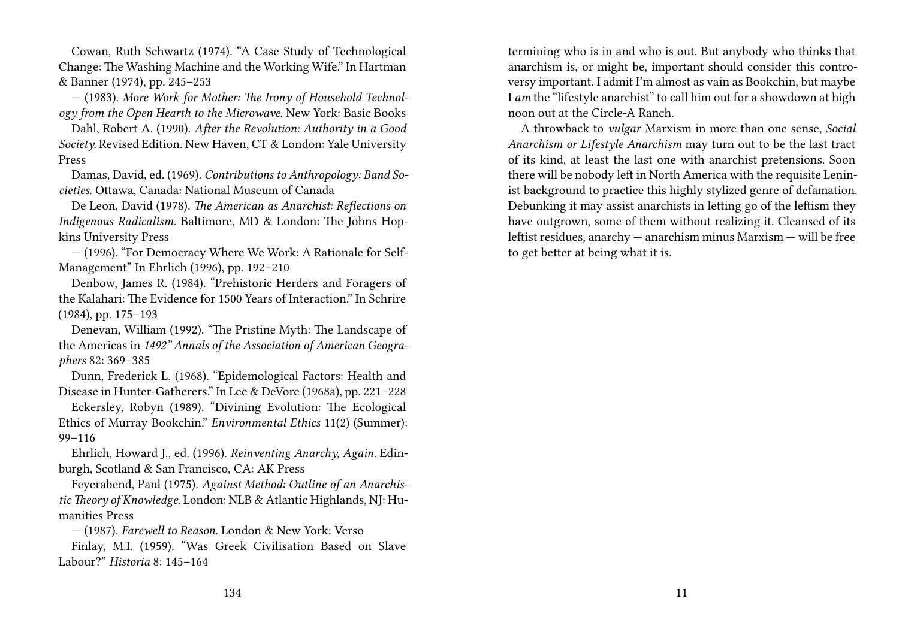Cowan, Ruth Schwartz (1974). "A Case Study of Technological Change: The Washing Machine and the Working Wife." In Hartman & Banner (1974), pp. 245–253

— (1983). *More Work for Mother: The Irony of Household Technology from the Open Hearth to the Microwave.* New York: Basic Books

Dahl, Robert A. (1990). *After the Revolution: Authority in a Good Society.* Revised Edition. New Haven, CT & London: Yale University Press

Damas, David, ed. (1969). *Contributions to Anthropology: Band Societies.* Ottawa, Canada: National Museum of Canada

De Leon, David (1978). *The American as Anarchist: Reflections on Indigenous Radicalism.* Baltimore, MD & London: The Johns Hopkins University Press

— (1996). "For Democracy Where We Work: A Rationale for Self-Management" In Ehrlich (1996), pp. 192–210

Denbow, James R. (1984). "Prehistoric Herders and Foragers of the Kalahari: The Evidence for 1500 Years of Interaction." In Schrire (1984), pp. 175–193

Denevan, William (1992). "The Pristine Myth: The Landscape of the Americas in *1492" Annals of the Association of American Geographers* 82: 369–385

Dunn, Frederick L. (1968). "Epidemological Factors: Health and Disease in Hunter-Gatherers." In Lee & DeVore (1968a), pp. 221–228

Eckersley, Robyn (1989). "Divining Evolution: The Ecological Ethics of Murray Bookchin." *Environmental Ethics* 11(2) (Summer): 99–116

Ehrlich, Howard J., ed. (1996). *Reinventing Anarchy, Again.* Edinburgh, Scotland & San Francisco, CA: AK Press

Feyerabend, Paul (1975). *Against Method: Outline of an Anarchistic Theory of Knowledge.* London: NLB & Atlantic Highlands, NJ: Humanities Press

— (1987). *Farewell to Reason.* London & New York: Verso

Finlay, M.I. (1959). "Was Greek Civilisation Based on Slave Labour?" *Historia* 8: 145–164

termining who is in and who is out. But anybody who thinks that anarchism is, or might be, important should consider this controversy important. I admit I'm almost as vain as Bookchin, but maybe I *am* the "lifestyle anarchist" to call him out for a showdown at high noon out at the Circle-A Ranch.

A throwback to *vulgar* Marxism in more than one sense, *Social Anarchism or Lifestyle Anarchism* may turn out to be the last tract of its kind, at least the last one with anarchist pretensions. Soon there will be nobody left in North America with the requisite Leninist background to practice this highly stylized genre of defamation. Debunking it may assist anarchists in letting go of the leftism they have outgrown, some of them without realizing it. Cleansed of its leftist residues, anarchy — anarchism minus Marxism — will be free to get better at being what it is.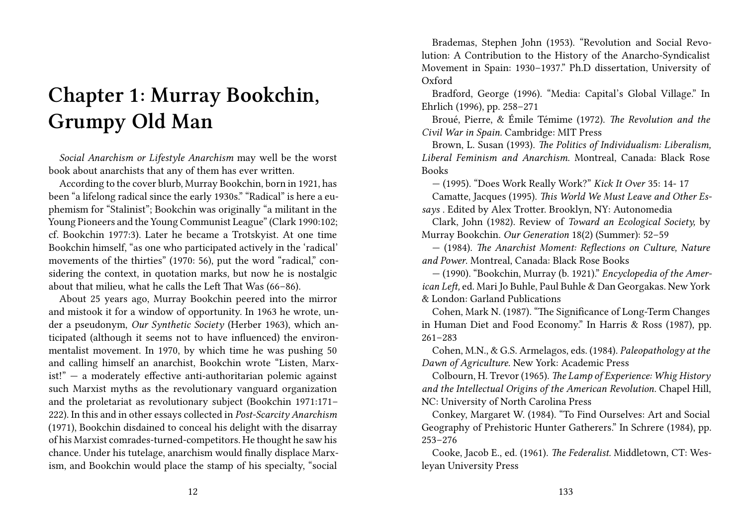# Chapter 1: Murray Bookchin, Grumpy Old Man

*Social Anarchism or Lifestyle Anarchism* may well be the worst book about anarchists that any of them has ever written.

According to the cover blurb, Murray Bookchin, born in 1921, has been "a lifelong radical since the early 1930s." "Radical" is here a euphemism for "Stalinist"; Bookchin was originally "a militant in the Young Pioneers and the Young Communist League" (Clark 1990:102; cf. Bookchin 1977:3). Later he became a Trotskyist. At one time Bookchin himself, "as one who participated actively in the 'radical' movements of the thirties" (1970: 56), put the word "radical," considering the context, in quotation marks, but now he is nostalgic about that milieu, what he calls the Left That Was (66–86).

About 25 years ago, Murray Bookchin peered into the mirror and mistook it for a window of opportunity. In 1963 he wrote, under a pseudonym, *Our Synthetic Society* (Herber 1963), which anticipated (although it seems not to have influenced) the environmentalist movement. In 1970, by which time he was pushing 50 and calling himself an anarchist, Bookchin wrote "Listen, Marxist!" — a moderately effective anti-authoritarian polemic against such Marxist myths as the revolutionary vanguard organization and the proletariat as revolutionary subject (Bookchin 1971:171–222). In this and in other essays collected in *Post-Scarcity Anarchism* (1971), Bookchin disdained to conceal his delight with the disarray of his Marxist comrades-turned-competitors. He thought he saw his chance. Under his tutelage, anarchism would finally displace Marxism, and Bookchin would place the stamp of his specialty, "social

Brademas, Stephen John (1953). "Revolution and Social Revolution: A Contribution to the History of the Anarcho-Syndicalist Movement in Spain: 1930–1937." Ph.D dissertation, University of Oxford

Bradford, George (1996). "Media: Capital's Global Village." In Ehrlich (1996), pp. 258–271

Broué, Pierre, & Émile Témime (1972). *The Revolution and the Civil War in Spain.* Cambridge: MIT Press

Brown, L. Susan (1993). *The Politics of Individualism: Liberalism, Liberal Feminism and Anarchism.* Montreal, Canada: Black Rose Books

— (1995). "Does Work Really Work?" *Kick It Over* 35: 14- 17

Camatte, Jacques (1995). *This World We Must Leave and Other Essays* . Edited by Alex Trotter. Brooklyn, NY: Autonomedia

Clark, John (1982). Review of *Toward an Ecological Society,* by Murray Bookchin. *Our Generation* 18(2) (Summer): 52–59

— (1984). *The Anarchist Moment: Reflections on Culture, Nature and Power.* Montreal, Canada: Black Rose Books

— (1990). "Bookchin, Murray (b. 1921)." *Encyclopedia of the American Left,* ed. Mari Jo Buhle, Paul Buhle & Dan Georgakas. New York & London: Garland Publications

Cohen, Mark N. (1987). "The Significance of Long-Term Changes in Human Diet and Food Economy." In Harris & Ross (1987), pp. 261–283

Cohen, M.N., & G.S. Armelagos, eds. (1984). *Paleopathology at the Dawn of Agriculture.* New York: Academic Press

Colbourn, H. Trevor (1965). *The Lamp of Experience: Whig History and the Intellectual Origins of the American Revolution.* Chapel Hill, NC: University of North Carolina Press

Conkey, Margaret W. (1984). "To Find Ourselves: Art and Social Geography of Prehistoric Hunter Gatherers." In Schrere (1984), pp. 253–276

Cooke, Jacob E., ed. (1961). *The Federalist.* Middletown, CT: Wesleyan University Press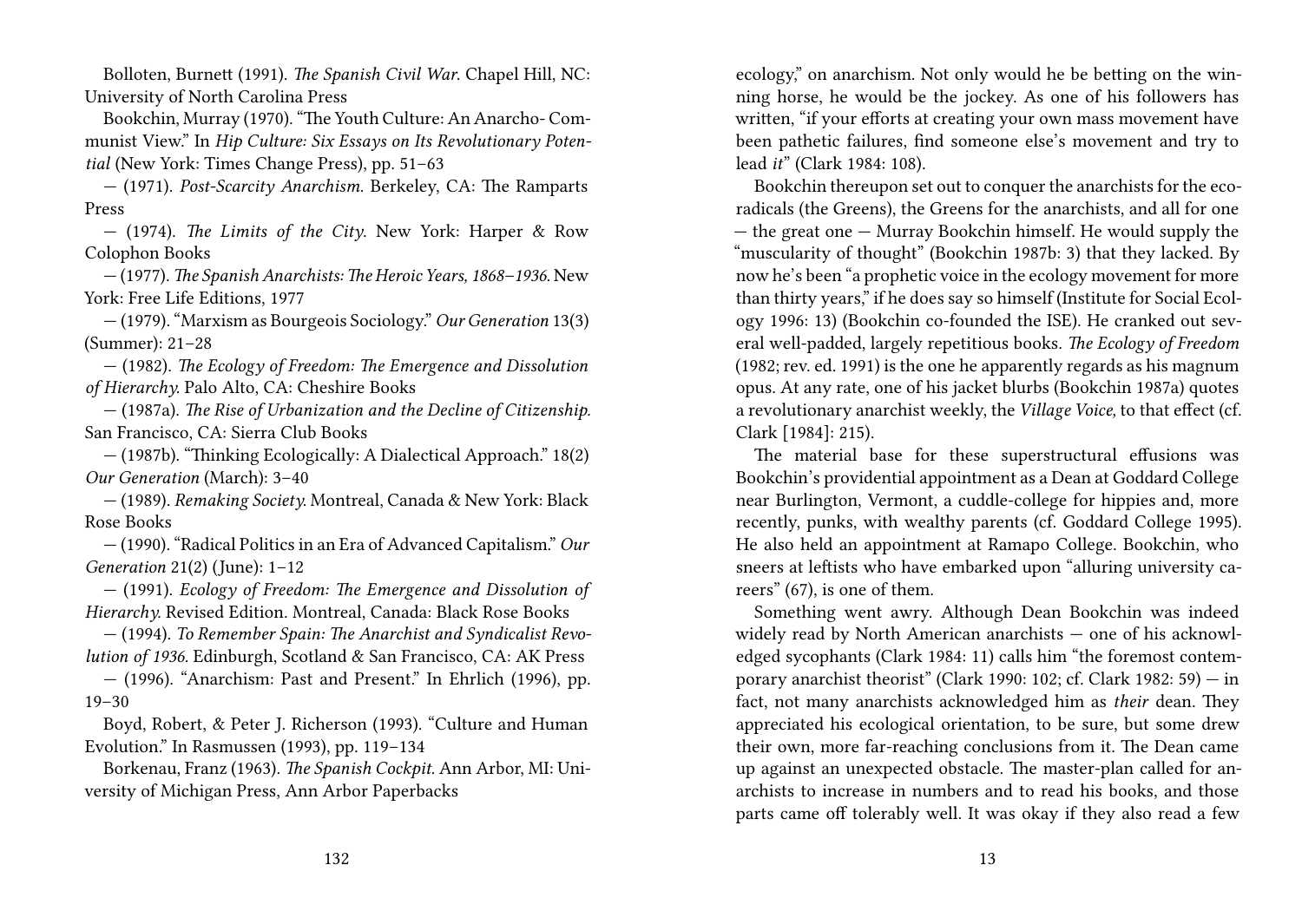Bolloten, Burnett (1991). *The Spanish Civil War.* Chapel Hill, NC: University of North Carolina Press

Bookchin, Murray (1970). "The Youth Culture: An Anarcho- Communist View." In *Hip Culture: Six Essays on Its Revolutionary Potential* (New York: Times Change Press), pp. 51–63

— (1971). *Post-Scarcity Anarchism.* Berkeley, CA: The Ramparts Press

— (1974). *The Limits of the City.* New York: Harper & Row Colophon Books

— (1977). *The Spanish Anarchists: The Heroic Years, 1868–1936.* New York: Free Life Editions, 1977

— (1979). "Marxism as Bourgeois Sociology." *Our Generation* 13(3) (Summer): 21–28

— (1982). *The Ecology of Freedom: The Emergence and Dissolution of Hierarchy.* Palo Alto, CA: Cheshire Books

— (1987a). *The Rise of Urbanization and the Decline of Citizenship.* San Francisco, CA: Sierra Club Books

— (1987b). "Thinking Ecologically: A Dialectical Approach." 18(2) *Our Generation* (March): 3–40

— (1989). *Remaking Society.* Montreal, Canada & New York: Black Rose Books

— (1990). "Radical Politics in an Era of Advanced Capitalism." *Our Generation* 21(2) (June): 1–12

— (1991). *Ecology of Freedom: The Emergence and Dissolution of Hierarchy.* Revised Edition. Montreal, Canada: Black Rose Books

— (1994). *To Remember Spain: The Anarchist and Syndicalist Revolution of 1936.* Edinburgh, Scotland & San Francisco, CA: AK Press

— (1996). "Anarchism: Past and Present." In Ehrlich (1996), pp. 19–30

Boyd, Robert, & Peter J. Richerson (1993). "Culture and Human Evolution." In Rasmussen (1993), pp. 119–134

Borkenau, Franz (1963). *The Spanish Cockpit.* Ann Arbor, MI: University of Michigan Press, Ann Arbor Paperbacks

ecology," on anarchism. Not only would he be betting on the winning horse, he would be the jockey. As one of his followers has written, "if your efforts at creating your own mass movement have been pathetic failures, find someone else's movement and try to lead *it*" (Clark 1984: 108).

Bookchin thereupon set out to conquer the anarchists for the eco-radicals (the Greens), the Greens for the anarchists, and all for one — the great one — Murray Bookchin himself. He would supply the "muscularity of thought" (Bookchin 1987b: 3) that they lacked. By now he's been "a prophetic voice in the ecology movement for more than thirty years," if he does say so himself (Institute for Social Ecology 1996: 13) (Bookchin co-founded the ISE). He cranked out several well-padded, largely repetitious books. *The Ecology of Freedom* (1982; rev. ed. 1991) is the one he apparently regards as his magnum opus. At any rate, one of his jacket blurbs (Bookchin 1987a) quotes a revolutionary anarchist weekly, the *Village Voice,* to that effect (cf. Clark [1984]: 215).

The material base for these superstructural effusions was Bookchin's providential appointment as a Dean at Goddard College near Burlington, Vermont, a cuddle-college for hippies and, more recently, punks, with wealthy parents (cf. Goddard College 1995). He also held an appointment at Ramapo College. Bookchin, who sneers at leftists who have embarked upon "alluring university careers" (67), is one of them.

Something went awry. Although Dean Bookchin was indeed widely read by North American anarchists — one of his acknowledged sycophants (Clark 1984: 11) calls him "the foremost contemporary anarchist theorist" (Clark 1990: 102; cf. Clark 1982: 59) — in fact, not many anarchists acknowledged him as *their* dean. They appreciated his ecological orientation, to be sure, but some drew their own, more far-reaching conclusions from it. The Dean came up against an unexpected obstacle. The master-plan called for anarchists to increase in numbers and to read his books, and those parts came off tolerably well. It was okay if they also read a few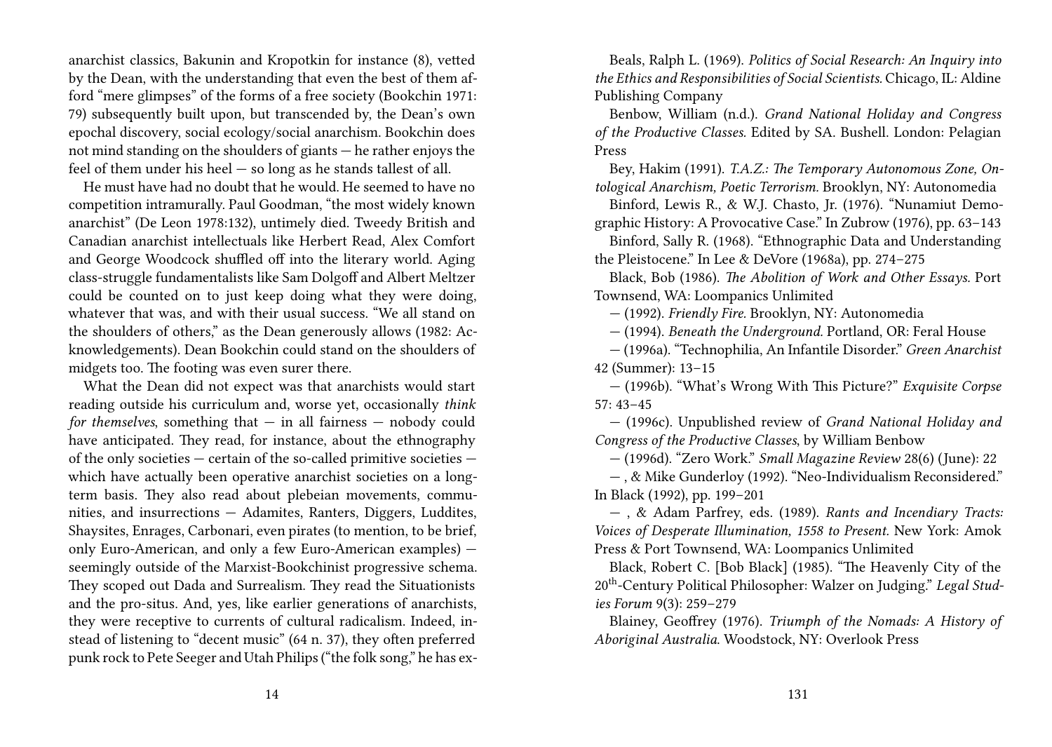anarchist classics, Bakunin and Kropotkin for instance (8), vetted by the Dean, with the understanding that even the best of them afford "mere glimpses" of the forms of a free society (Bookchin 1971: 79) subsequently built upon, but transcended by, the Dean's own epochal discovery, social ecology/social anarchism. Bookchin does not mind standing on the shoulders of giants — he rather enjoys the feel of them under his heel — so long as he stands tallest of all.

He must have had no doubt that he would. He seemed to have no competition intramurally. Paul Goodman, "the most widely known anarchist" (De Leon 1978:132), untimely died. Tweedy British and Canadian anarchist intellectuals like Herbert Read, Alex Comfort and George Woodcock shuffled off into the literary world. Aging class-struggle fundamentalists like Sam Dolgoff and Albert Meltzer could be counted on to just keep doing what they were doing, whatever that was, and with their usual success. "We all stand on the shoulders of others," as the Dean generously allows (1982: Acknowledgements). Dean Bookchin could stand on the shoulders of midgets too. The footing was even surer there.

What the Dean did not expect was that anarchists would start reading outside his curriculum and, worse yet, occasionally *think for themselves*, something that — in all fairness — nobody could have anticipated. They read, for instance, about the ethnography of the only societies — certain of the so-called primitive societies — which have actually been operative anarchist societies on a long-term basis. They also read about plebeian movements, communities, and insurrections — Adamites, Ranters, Diggers, Luddites, Shaysites, Enrages, Carbonari, even pirates (to mention, to be brief, only Euro-American, and only a few Euro-American examples) — seemingly outside of the Marxist-Bookchinist progressive schema. They scoped out Dada and Surrealism. They read the Situationists and the pro-situs. And, yes, like earlier generations of anarchists, they were receptive to currents of cultural radicalism. Indeed, instead of listening to "decent music" (64 n. 37), they often preferred punk rock to Pete Seeger and Utah Philips ("the folk song," he has ex-

Beals, Ralph L. (1969). *Politics of Social Research: An Inquiry into the Ethics and Responsibilities of Social Scientists.* Chicago, IL: Aldine Publishing Company

Benbow, William (n.d.). *Grand National Holiday and Congress of the Productive Classes.* Edited by SA. Bushell. London: Pelagian Press

Bey, Hakim (1991). *T.A.Z.: The Temporary Autonomous Zone, Ontological Anarchism, Poetic Terrorism.* Brooklyn, NY: Autonomedia

Binford, Lewis R., & W.J. Chasto, Jr. (1976). "Nunamiut Demographic History: A Provocative Case." In Zubrow (1976), pp. 63–143

Binford, Sally R. (1968). "Ethnographic Data and Understanding the Pleistocene." In Lee & DeVore (1968a), pp. 274–275

Black, Bob (1986). *The Abolition of Work and Other Essays.* Port Townsend, WA: Loompanics Unlimited

— (1992). *Friendly Fire.* Brooklyn, NY: Autonomedia

— (1994). *Beneath the Underground.* Portland, OR: Feral House

— (1996a). "Technophilia, An Infantile Disorder." *Green Anarchist* 42 (Summer): 13–15

— (1996b). "What's Wrong With This Picture?" *Exquisite Corpse* 57: 43–45

— (1996c). Unpublished review of *Grand National Holiday and Congress of the Productive Classes*, by William Benbow

— (1996d). "Zero Work." *Small Magazine Review* 28(6) (June): 22

— , & Mike Gunderloy (1992). "Neo-Individualism Reconsidered." In Black (1992), pp. 199–201

— , & Adam Parfrey, eds. (1989). *Rants and Incendiary Tracts: Voices of Desperate Illumination, 1558 to Present.* New York: Amok Press & Port Townsend, WA: Loompanics Unlimited

Black, Robert C. [Bob Black] (1985). "The Heavenly City of the 20th-Century Political Philosopher: Walzer on Judging." *Legal Studies Forum* 9(3): 259–279

Blainey, Geoffrey (1976). *Triumph of the Nomads: A History of Aboriginal Australia.* Woodstock, NY: Overlook Press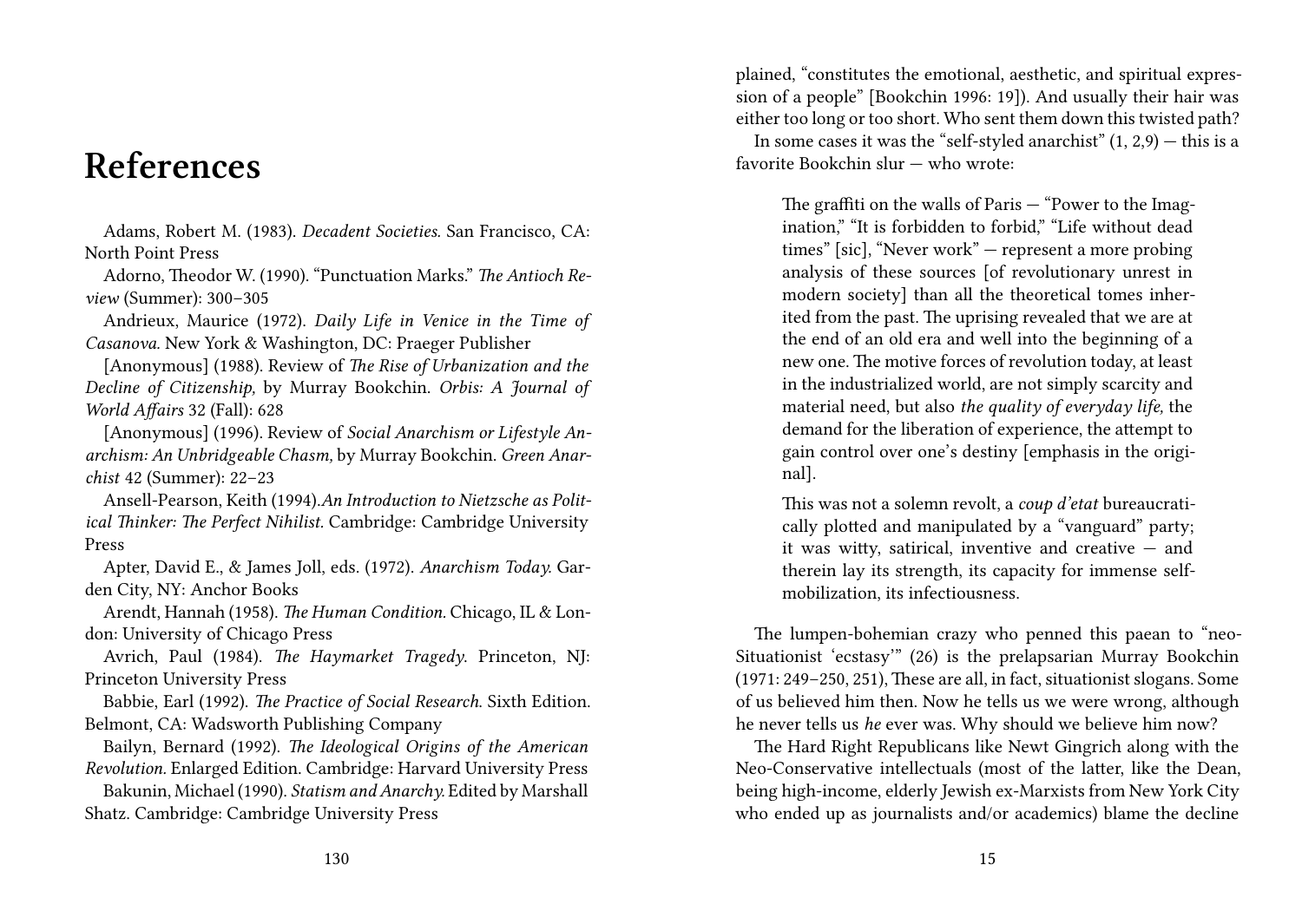# References

Adams, Robert M. (1983). *Decadent Societies.* San Francisco, CA: North Point Press

Adorno, Theodor W. (1990). "Punctuation Marks." *The Antioch Review* (Summer): 300–305

Andrieux, Maurice (1972). *Daily Life in Venice in the Time of Casanova.* New York & Washington, DC: Praeger Publisher

[Anonymous] (1988). Review of *The Rise of Urbanization and the Decline of Citizenship,* by Murray Bookchin. *Orbis: A Journal of World Affairs* 32 (Fall): 628

[Anonymous] (1996). Review of *Social Anarchism or Lifestyle Anarchism: An Unbridgeable Chasm,* by Murray Bookchin. *Green Anarchist* 42 (Summer): 22–23

Ansell-Pearson, Keith (1994).*An Introduction to Nietzsche as Political Thinker: The Perfect Nihilist.* Cambridge: Cambridge University Press

Apter, David E., & James Joll, eds. (1972). *Anarchism Today.* Garden City, NY: Anchor Books

Arendt, Hannah (1958). *The Human Condition.* Chicago, IL & London: University of Chicago Press

Avrich, Paul (1984). *The Haymarket Tragedy.* Princeton, NJ: Princeton University Press

Babbie, Earl (1992). *The Practice of Social Research.* Sixth Edition. Belmont, CA: Wadsworth Publishing Company

Bailyn, Bernard (1992). *The Ideological Origins of the American Revolution.* Enlarged Edition. Cambridge: Harvard University Press

Bakunin, Michael (1990). *Statism and Anarchy.* Edited by Marshall Shatz. Cambridge: Cambridge University Press

plained, "constitutes the emotional, aesthetic, and spiritual expression of a people" [Bookchin 1996: 19]). And usually their hair was either too long or too short. Who sent them down this twisted path?

In some cases it was the "self-styled anarchist" (1, 2,9) — this is a favorite Bookchin slur — who wrote:

> The graffiti on the walls of Paris — "Power to the Imagination," "It is forbidden to forbid," "Life without dead times" [sic], "Never work" — represent a more probing analysis of these sources [of revolutionary unrest in modern society] than all the theoretical tomes inherited from the past. The uprising revealed that we are at the end of an old era and well into the beginning of a new one. The motive forces of revolution today, at least in the industrialized world, are not simply scarcity and material need, but also *the quality of everyday life,* the demand for the liberation of experience, the attempt to gain control over one's destiny [emphasis in the original].
>
> This was not a solemn revolt, a *coup d'etat* bureaucratically plotted and manipulated by a "vanguard" party; it was witty, satirical, inventive and creative — and therein lay its strength, its capacity for immense self-mobilization, its infectiousness.

The lumpen-bohemian crazy who penned this paean to "neo-Situationist 'ecstasy'" (26) is the prelapsarian Murray Bookchin (1971: 249–250, 251), These are all, in fact, situationist slogans. Some of us believed him then. Now he tells us we were wrong, although he never tells us *he* ever was. Why should we believe him now?

The Hard Right Republicans like Newt Gingrich along with the Neo-Conservative intellectuals (most of the latter, like the Dean, being high-income, elderly Jewish ex-Marxists from New York City who ended up as journalists and/or academics) blame the decline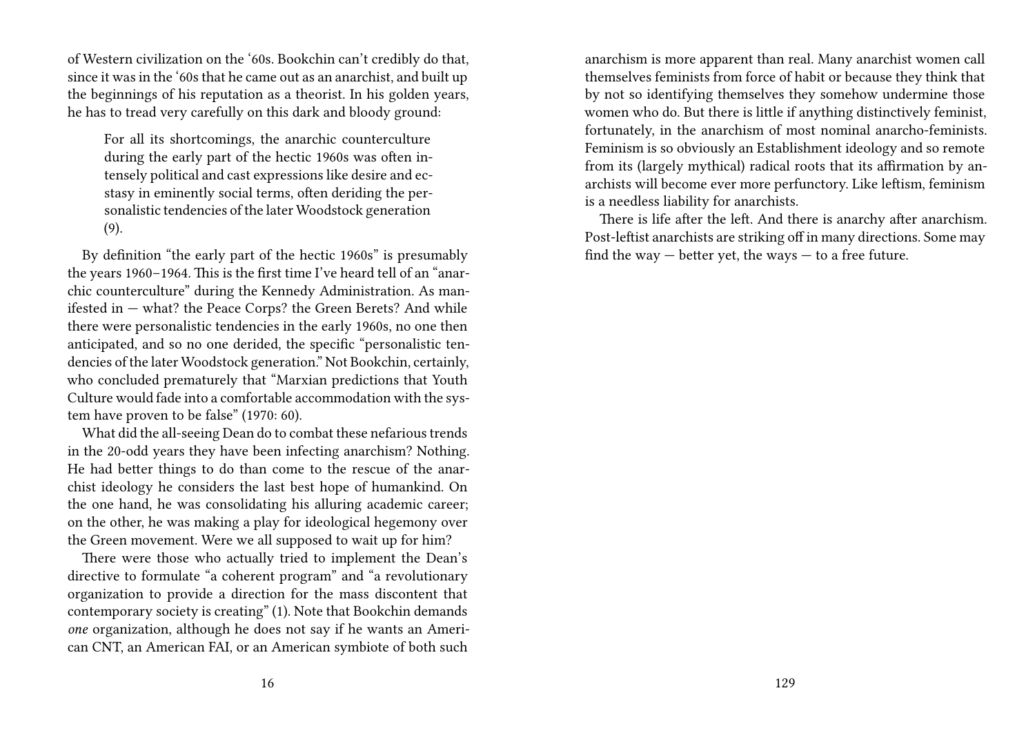of Western civilization on the '60s. Bookchin can't credibly do that, since it was in the '60s that he came out as an anarchist, and built up the beginnings of his reputation as a theorist. In his golden years, he has to tread very carefully on this dark and bloody ground:

> For all its shortcomings, the anarchic counterculture during the early part of the hectic 1960s was often intensely political and cast expressions like desire and ecstasy in eminently social terms, often deriding the personalistic tendencies of the later Woodstock generation (9).

By definition "the early part of the hectic 1960s" is presumably the years 1960–1964. This is the first time I've heard tell of an "anarchic counterculture" during the Kennedy Administration. As manifested in — what? the Peace Corps? the Green Berets? And while there were personalistic tendencies in the early 1960s, no one then anticipated, and so no one derided, the specific "personalistic tendencies of the later Woodstock generation." Not Bookchin, certainly, who concluded prematurely that "Marxian predictions that Youth Culture would fade into a comfortable accommodation with the system have proven to be false" (1970: 60).

What did the all-seeing Dean do to combat these nefarious trends in the 20-odd years they have been infecting anarchism? Nothing. He had better things to do than come to the rescue of the anarchist ideology he considers the last best hope of humankind. On the one hand, he was consolidating his alluring academic career; on the other, he was making a play for ideological hegemony over the Green movement. Were we all supposed to wait up for him?

There were those who actually tried to implement the Dean's directive to formulate "a coherent program" and "a revolutionary organization to provide a direction for the mass discontent that contemporary society is creating" (1). Note that Bookchin demands *one* organization, although he does not say if he wants an American CNT, an American FAI, or an American symbiote of both such

anarchism is more apparent than real. Many anarchist women call themselves feminists from force of habit or because they think that by not so identifying themselves they somehow undermine those women who do. But there is little if anything distinctively feminist, fortunately, in the anarchism of most nominal anarcho-feminists. Feminism is so obviously an Establishment ideology and so remote from its (largely mythical) radical roots that its affirmation by anarchists will become ever more perfunctory. Like leftism, feminism is a needless liability for anarchists.

There is life after the left. And there is anarchy after anarchism. Post-leftist anarchists are striking off in many directions. Some may find the way — better yet, the ways — to a free future.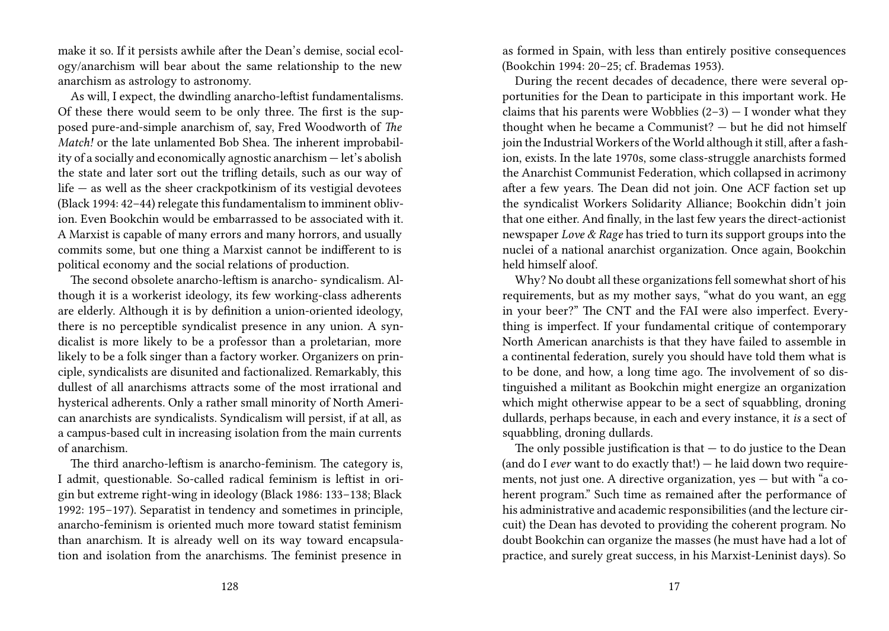make it so. If it persists awhile after the Dean's demise, social ecology/anarchism will bear about the same relationship to the new anarchism as astrology to astronomy.

As will, I expect, the dwindling anarcho-leftist fundamentalisms. Of these there would seem to be only three. The first is the supposed pure-and-simple anarchism of, say, Fred Woodworth of *The Match!* or the late unlamented Bob Shea. The inherent improbability of a socially and economically agnostic anarchism — let's abolish the state and later sort out the trifling details, such as our way of life — as well as the sheer crackpotkinism of its vestigial devotees (Black 1994: 42–44) relegate this fundamentalism to imminent oblivion. Even Bookchin would be embarrassed to be associated with it. A Marxist is capable of many errors and many horrors, and usually commits some, but one thing a Marxist cannot be indifferent to is political economy and the social relations of production.

The second obsolete anarcho-leftism is anarcho- syndicalism. Although it is a workerist ideology, its few working-class adherents are elderly. Although it is by definition a union-oriented ideology, there is no perceptible syndicalist presence in any union. A syndicalist is more likely to be a professor than a proletarian, more likely to be a folk singer than a factory worker. Organizers on principle, syndicalists are disunited and factionalized. Remarkably, this dullest of all anarchisms attracts some of the most irrational and hysterical adherents. Only a rather small minority of North American anarchists are syndicalists. Syndicalism will persist, if at all, as a campus-based cult in increasing isolation from the main currents of anarchism.

The third anarcho-leftism is anarcho-feminism. The category is, I admit, questionable. So-called radical feminism is leftist in origin but extreme right-wing in ideology (Black 1986: 133–138; Black 1992: 195–197). Separatist in tendency and sometimes in principle, anarcho-feminism is oriented much more toward statist feminism than anarchism. It is already well on its way toward encapsulation and isolation from the anarchisms. The feminist presence in

as formed in Spain, with less than entirely positive consequences (Bookchin 1994: 20–25; cf. Brademas 1953).

During the recent decades of decadence, there were several opportunities for the Dean to participate in this important work. He claims that his parents were Wobblies (2–3) — I wonder what they thought when he became a Communist? — but he did not himself join the Industrial Workers of the World although it still, after a fashion, exists. In the late 1970s, some class-struggle anarchists formed the Anarchist Communist Federation, which collapsed in acrimony after a few years. The Dean did not join. One ACF faction set up the syndicalist Workers Solidarity Alliance; Bookchin didn't join that one either. And finally, in the last few years the direct-actionist newspaper *Love & Rage* has tried to turn its support groups into the nuclei of a national anarchist organization. Once again, Bookchin held himself aloof.

Why? No doubt all these organizations fell somewhat short of his requirements, but as my mother says, "what do you want, an egg in your beer?" The CNT and the FAI were also imperfect. Everything is imperfect. If your fundamental critique of contemporary North American anarchists is that they have failed to assemble in a continental federation, surely you should have told them what is to be done, and how, a long time ago. The involvement of so distinguished a militant as Bookchin might energize an organization which might otherwise appear to be a sect of squabbling, droning dullards, perhaps because, in each and every instance, it *is* a sect of squabbling, droning dullards.

The only possible justification is that — to do justice to the Dean (and do I *ever* want to do exactly that!) — he laid down two requirements, not just one. A directive organization, yes — but with "a coherent program." Such time as remained after the performance of his administrative and academic responsibilities (and the lecture circuit) the Dean has devoted to providing the coherent program. No doubt Bookchin can organize the masses (he must have had a lot of practice, and surely great success, in his Marxist-Leninist days). So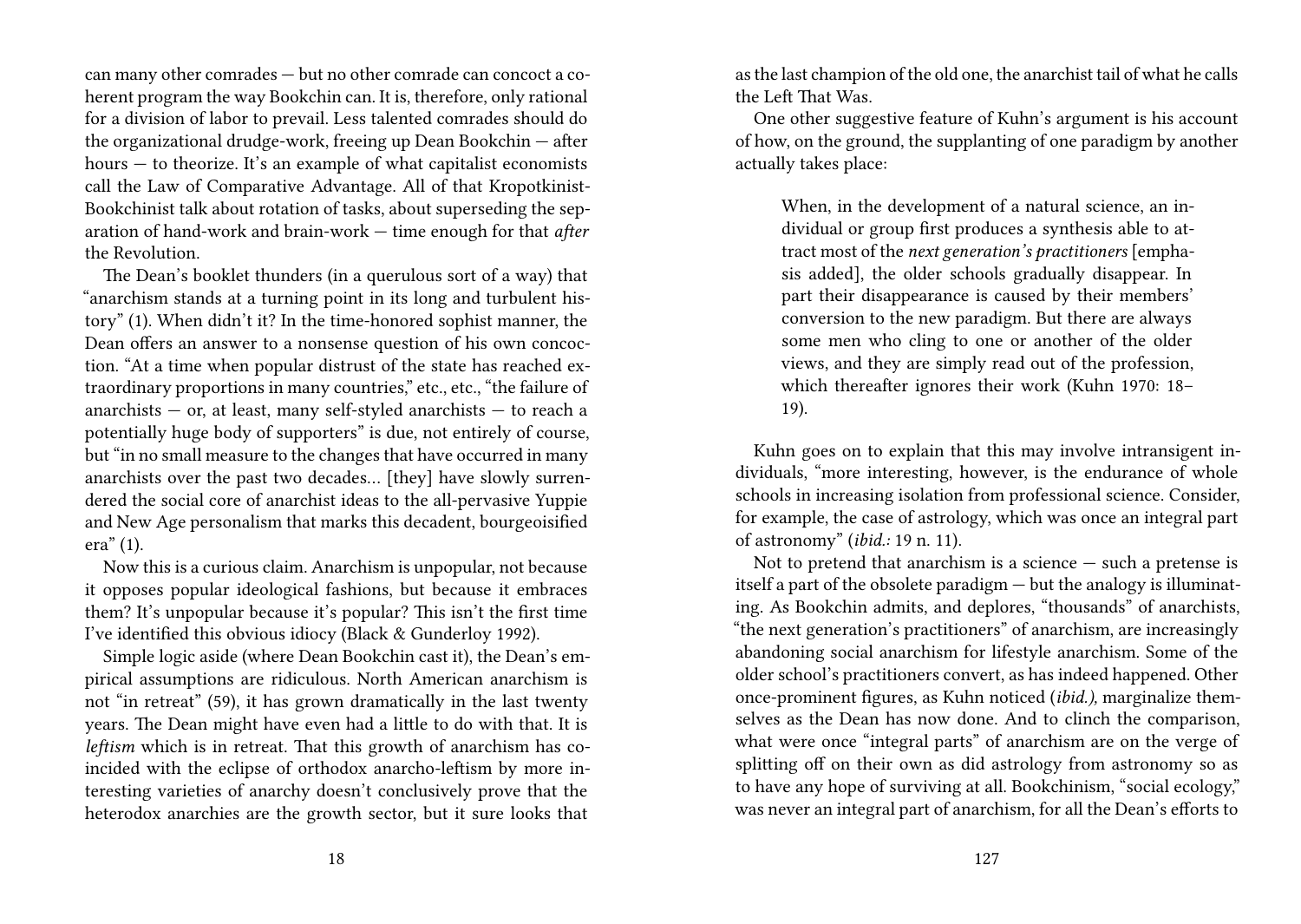can many other comrades — but no other comrade can concoct a coherent program the way Bookchin can. It is, therefore, only rational for a division of labor to prevail. Less talented comrades should do the organizational drudge-work, freeing up Dean Bookchin — after hours — to theorize. It's an example of what capitalist economists call the Law of Comparative Advantage. All of that Kropotkinist-Bookchinist talk about rotation of tasks, about superseding the separation of hand-work and brain-work — time enough for that *after* the Revolution.

The Dean's booklet thunders (in a querulous sort of a way) that "anarchism stands at a turning point in its long and turbulent history" (1). When didn't it? In the time-honored sophist manner, the Dean offers an answer to a nonsense question of his own concoction. "At a time when popular distrust of the state has reached extraordinary proportions in many countries," etc., etc., "the failure of anarchists — or, at least, many self-styled anarchists — to reach a potentially huge body of supporters" is due, not entirely of course, but "in no small measure to the changes that have occurred in many anarchists over the past two decades… [they] have slowly surrendered the social core of anarchist ideas to the all-pervasive Yuppie and New Age personalism that marks this decadent, bourgeoisified era" (1).

Now this is a curious claim. Anarchism is unpopular, not because it opposes popular ideological fashions, but because it embraces them? It's unpopular because it's popular? This isn't the first time I've identified this obvious idiocy (Black & Gunderloy 1992).

Simple logic aside (where Dean Bookchin cast it), the Dean's empirical assumptions are ridiculous. North American anarchism is not "in retreat" (59), it has grown dramatically in the last twenty years. The Dean might have even had a little to do with that. It is *leftism* which is in retreat. That this growth of anarchism has coincided with the eclipse of orthodox anarcho-leftism by more interesting varieties of anarchy doesn't conclusively prove that the heterodox anarchies are the growth sector, but it sure looks that

as the last champion of the old one, the anarchist tail of what he calls the Left That Was.

One other suggestive feature of Kuhn's argument is his account of how, on the ground, the supplanting of one paradigm by another actually takes place:

> When, in the development of a natural science, an individual or group first produces a synthesis able to attract most of the *next generation's practitioners* [emphasis added], the older schools gradually disappear. In part their disappearance is caused by their members' conversion to the new paradigm. But there are always some men who cling to one or another of the older views, and they are simply read out of the profession, which thereafter ignores their work (Kuhn 1970: 18–19).

Kuhn goes on to explain that this may involve intransigent individuals, "more interesting, however, is the endurance of whole schools in increasing isolation from professional science. Consider, for example, the case of astrology, which was once an integral part of astronomy" (*ibid.:* 19 n. 11).

Not to pretend that anarchism is a science — such a pretense is itself a part of the obsolete paradigm — but the analogy is illuminating. As Bookchin admits, and deplores, "thousands" of anarchists, "the next generation's practitioners" of anarchism, are increasingly abandoning social anarchism for lifestyle anarchism. Some of the older school's practitioners convert, as has indeed happened. Other once-prominent figures, as Kuhn noticed (*ibid.*), marginalize themselves as the Dean has now done. And to clinch the comparison, what were once "integral parts" of anarchism are on the verge of splitting off on their own as did astrology from astronomy so as to have any hope of surviving at all. Bookchinism, "social ecology," was never an integral part of anarchism, for all the Dean's efforts to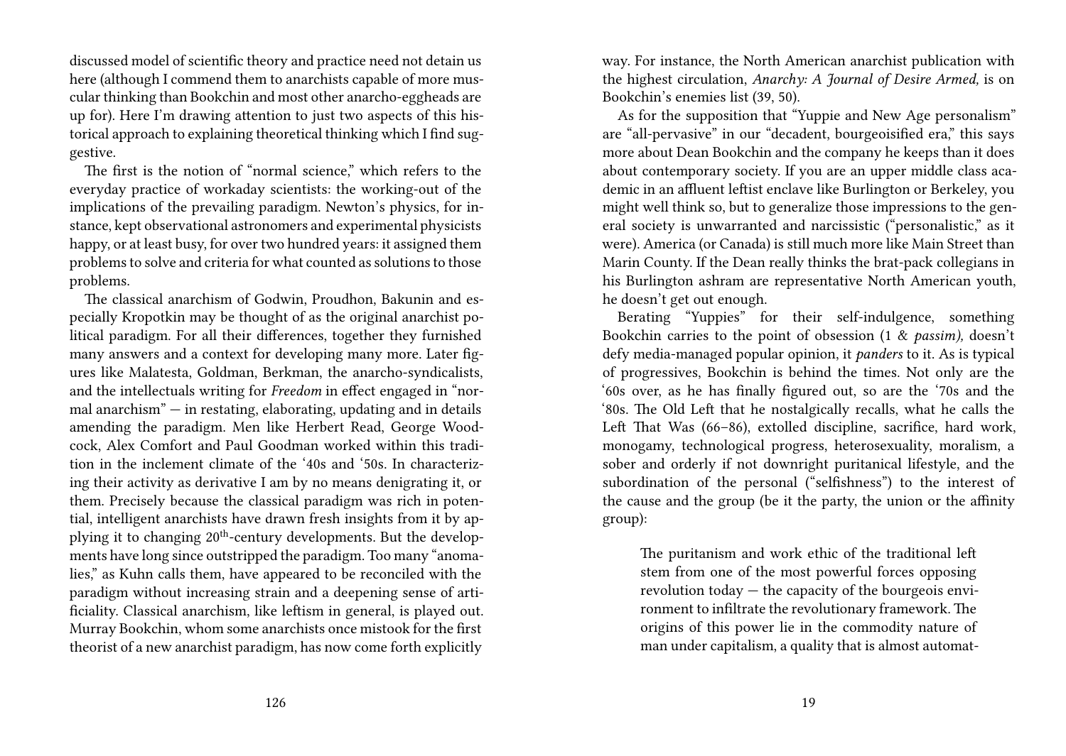discussed model of scientific theory and practice need not detain us here (although I commend them to anarchists capable of more muscular thinking than Bookchin and most other anarcho-eggheads are up for). Here I'm drawing attention to just two aspects of this historical approach to explaining theoretical thinking which I find suggestive.

The first is the notion of "normal science," which refers to the everyday practice of workaday scientists: the working-out of the implications of the prevailing paradigm. Newton's physics, for instance, kept observational astronomers and experimental physicists happy, or at least busy, for over two hundred years: it assigned them problems to solve and criteria for what counted as solutions to those problems.

The classical anarchism of Godwin, Proudhon, Bakunin and especially Kropotkin may be thought of as the original anarchist political paradigm. For all their differences, together they furnished many answers and a context for developing many more. Later figures like Malatesta, Goldman, Berkman, the anarcho-syndicalists, and the intellectuals writing for *Freedom* in effect engaged in "normal anarchism" — in restating, elaborating, updating and in details amending the paradigm. Men like Herbert Read, George Woodcock, Alex Comfort and Paul Goodman worked within this tradition in the inclement climate of the '40s and '50s. In characterizing their activity as derivative I am by no means denigrating it, or them. Precisely because the classical paradigm was rich in potential, intelligent anarchists have drawn fresh insights from it by applying it to changing 20th-century developments. But the developments have long since outstripped the paradigm. Too many "anomalies," as Kuhn calls them, have appeared to be reconciled with the paradigm without increasing strain and a deepening sense of artificiality. Classical anarchism, like leftism in general, is played out. Murray Bookchin, whom some anarchists once mistook for the first theorist of a new anarchist paradigm, has now come forth explicitly

way. For instance, the North American anarchist publication with the highest circulation, *Anarchy: A Journal of Desire Armed,* is on Bookchin's enemies list (39, 50).

As for the supposition that "Yuppie and New Age personalism" are "all-pervasive" in our "decadent, bourgeoisified era," this says more about Dean Bookchin and the company he keeps than it does about contemporary society. If you are an upper middle class academic in an affluent leftist enclave like Burlington or Berkeley, you might well think so, but to generalize those impressions to the general society is unwarranted and narcissistic ("personalistic," as it were). America (or Canada) is still much more like Main Street than Marin County. If the Dean really thinks the brat-pack collegians in his Burlington ashram are representative North American youth, he doesn't get out enough.

Berating "Yuppies" for their self-indulgence, something Bookchin carries to the point of obsession (1 & *passim),* doesn't defy media-managed popular opinion, it *panders* to it. As is typical of progressives, Bookchin is behind the times. Not only are the '60s over, as he has finally figured out, so are the '70s and the '80s. The Old Left that he nostalgically recalls, what he calls the Left That Was (66–86), extolled discipline, sacrifice, hard work, monogamy, technological progress, heterosexuality, moralism, a sober and orderly if not downright puritanical lifestyle, and the subordination of the personal ("selfishness") to the interest of the cause and the group (be it the party, the union or the affinity group):

> The puritanism and work ethic of the traditional left stem from one of the most powerful forces opposing revolution today — the capacity of the bourgeois environment to infiltrate the revolutionary framework. The origins of this power lie in the commodity nature of man under capitalism, a quality that is almost automat-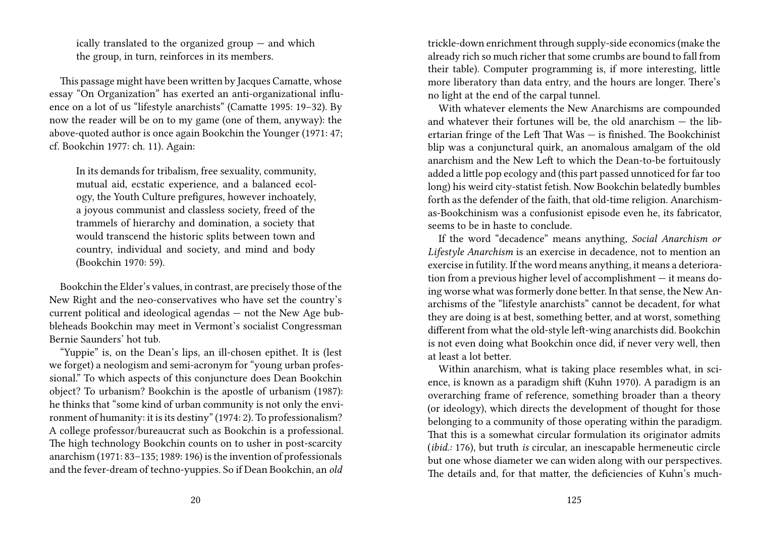ically translated to the organized group — and which the group, in turn, reinforces in its members.

This passage might have been written by Jacques Camatte, whose essay "On Organization" has exerted an anti-organizational influence on a lot of us "lifestyle anarchists" (Camatte 1995: 19–32). By now the reader will be on to my game (one of them, anyway): the above-quoted author is once again Bookchin the Younger (1971: 47; cf. Bookchin 1977: ch. 11). Again:

> In its demands for tribalism, free sexuality, community, mutual aid, ecstatic experience, and a balanced ecology, the Youth Culture prefigures, however inchoately, a joyous communist and classless society, freed of the trammels of hierarchy and domination, a society that would transcend the historic splits between town and country, individual and society, and mind and body (Bookchin 1970: 59).

Bookchin the Elder's values, in contrast, are precisely those of the New Right and the neo-conservatives who have set the country's current political and ideological agendas — not the New Age bubbleheads Bookchin may meet in Vermont's socialist Congressman Bernie Saunders' hot tub.

"Yuppie" is, on the Dean's lips, an ill-chosen epithet. It is (lest we forget) a neologism and semi-acronym for "young urban professional." To which aspects of this conjuncture does Dean Bookchin object? To urbanism? Bookchin is the apostle of urbanism (1987): he thinks that "some kind of urban community is not only the environment of humanity: it is its destiny" (1974: 2). To professionalism? A college professor/bureaucrat such as Bookchin is a professional. The high technology Bookchin counts on to usher in post-scarcity anarchism (1971: 83–135; 1989: 196) is the invention of professionals and the fever-dream of techno-yuppies. So if Dean Bookchin, an *old*

trickle-down enrichment through supply-side economics (make the already rich so much richer that some crumbs are bound to fall from their table). Computer programming is, if more interesting, little more liberatory than data entry, and the hours are longer. There's no light at the end of the carpal tunnel.

With whatever elements the New Anarchisms are compounded and whatever their fortunes will be, the old anarchism — the libertarian fringe of the Left That Was — is finished. The Bookchinist blip was a conjunctural quirk, an anomalous amalgam of the old anarchism and the New Left to which the Dean-to-be fortuitously added a little pop ecology and (this part passed unnoticed for far too long) his weird city-statist fetish. Now Bookchin belatedly bumbles forth as the defender of the faith, that old-time religion. Anarchism-as-Bookchinism was a confusionist episode even he, its fabricator, seems to be in haste to conclude.

If the word "decadence" means anything, *Social Anarchism or Lifestyle Anarchism* is an exercise in decadence, not to mention an exercise in futility. If the word means anything, it means a deterioration from a previous higher level of accomplishment — it means doing worse what was formerly done better. In that sense, the New Anarchisms of the "lifestyle anarchists" cannot be decadent, for what they are doing is at best, something better, and at worst, something different from what the old-style left-wing anarchists did. Bookchin is not even doing what Bookchin once did, if never very well, then at least a lot better.

Within anarchism, what is taking place resembles what, in science, is known as a paradigm shift (Kuhn 1970). A paradigm is an overarching frame of reference, something broader than a theory (or ideology), which directs the development of thought for those belonging to a community of those operating within the paradigm. That this is a somewhat circular formulation its originator admits (*ibid.:* 176), but truth *is* circular, an inescapable hermeneutic circle but one whose diameter we can widen along with our perspectives. The details and, for that matter, the deficiencies of Kuhn's much-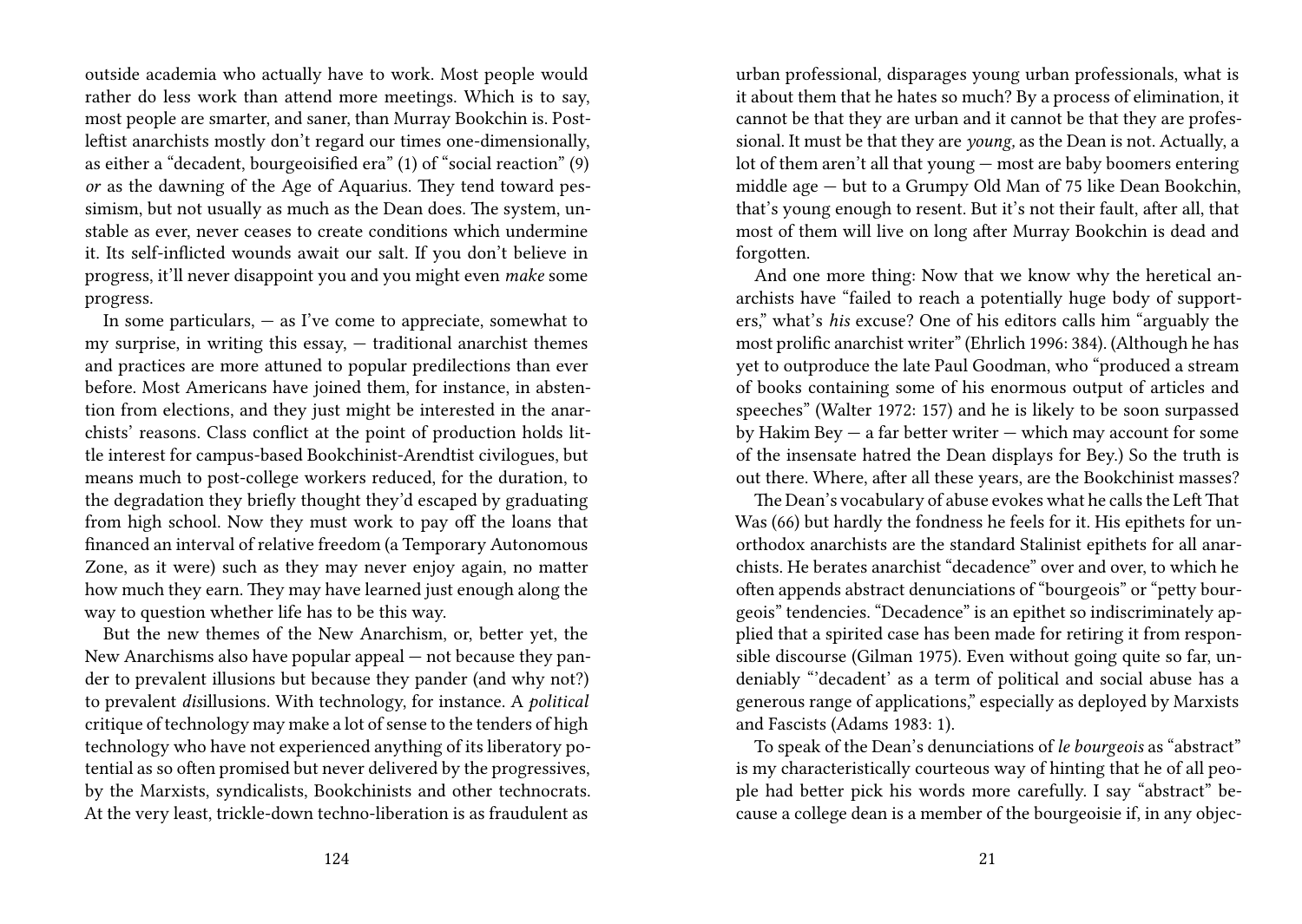outside academia who actually have to work. Most people would rather do less work than attend more meetings. Which is to say, most people are smarter, and saner, than Murray Bookchin is. Post-leftist anarchists mostly don't regard our times one-dimensionally, as either a "decadent, bourgeoisified era" (1) of "social reaction" (9) *or* as the dawning of the Age of Aquarius. They tend toward pessimism, but not usually as much as the Dean does. The system, unstable as ever, never ceases to create conditions which undermine it. Its self-inflicted wounds await our salt. If you don't believe in progress, it'll never disappoint you and you might even *make* some progress.

In some particulars, — as I've come to appreciate, somewhat to my surprise, in writing this essay, — traditional anarchist themes and practices are more attuned to popular predilections than ever before. Most Americans have joined them, for instance, in abstention from elections, and they just might be interested in the anarchists' reasons. Class conflict at the point of production holds little interest for campus-based Bookchinist-Arendtist civilogues, but means much to post-college workers reduced, for the duration, to the degradation they briefly thought they'd escaped by graduating from high school. Now they must work to pay off the loans that financed an interval of relative freedom (a Temporary Autonomous Zone, as it were) such as they may never enjoy again, no matter how much they earn. They may have learned just enough along the way to question whether life has to be this way.

But the new themes of the New Anarchism, or, better yet, the New Anarchisms also have popular appeal — not because they pander to prevalent illusions but because they pander (and why not?) to prevalent *dis*illusions. With technology, for instance. A *political* critique of technology may make a lot of sense to the tenders of high technology who have not experienced anything of its liberatory potential as so often promised but never delivered by the progressives, by the Marxists, syndicalists, Bookchinists and other technocrats. At the very least, trickle-down techno-liberation is as fraudulent as

urban professional, disparages young urban professionals, what is it about them that he hates so much? By a process of elimination, it cannot be that they are urban and it cannot be that they are professional. It must be that they are *young,* as the Dean is not. Actually, a lot of them aren't all that young — most are baby boomers entering middle age — but to a Grumpy Old Man of 75 like Dean Bookchin, that's young enough to resent. But it's not their fault, after all, that most of them will live on long after Murray Bookchin is dead and forgotten.

And one more thing: Now that we know why the heretical anarchists have "failed to reach a potentially huge body of supporters," what's *his* excuse? One of his editors calls him "arguably the most prolific anarchist writer" (Ehrlich 1996: 384). (Although he has yet to outproduce the late Paul Goodman, who "produced a stream of books containing some of his enormous output of articles and speeches" (Walter 1972: 157) and he is likely to be soon surpassed by Hakim Bey — a far better writer — which may account for some of the insensate hatred the Dean displays for Bey.) So the truth is out there. Where, after all these years, are the Bookchinist masses?

The Dean's vocabulary of abuse evokes what he calls the Left That Was (66) but hardly the fondness he feels for it. His epithets for unorthodox anarchists are the standard Stalinist epithets for all anarchists. He berates anarchist "decadence" over and over, to which he often appends abstract denunciations of "bourgeois" or "petty bourgeois" tendencies. "Decadence" is an epithet so indiscriminately applied that a spirited case has been made for retiring it from responsible discourse (Gilman 1975). Even without going quite so far, undeniably "'decadent' as a term of political and social abuse has a generous range of applications," especially as deployed by Marxists and Fascists (Adams 1983: 1).

To speak of the Dean's denunciations of *le bourgeois* as "abstract" is my characteristically courteous way of hinting that he of all people had better pick his words more carefully. I say "abstract" because a college dean is a member of the bourgeoisie if, in any objec-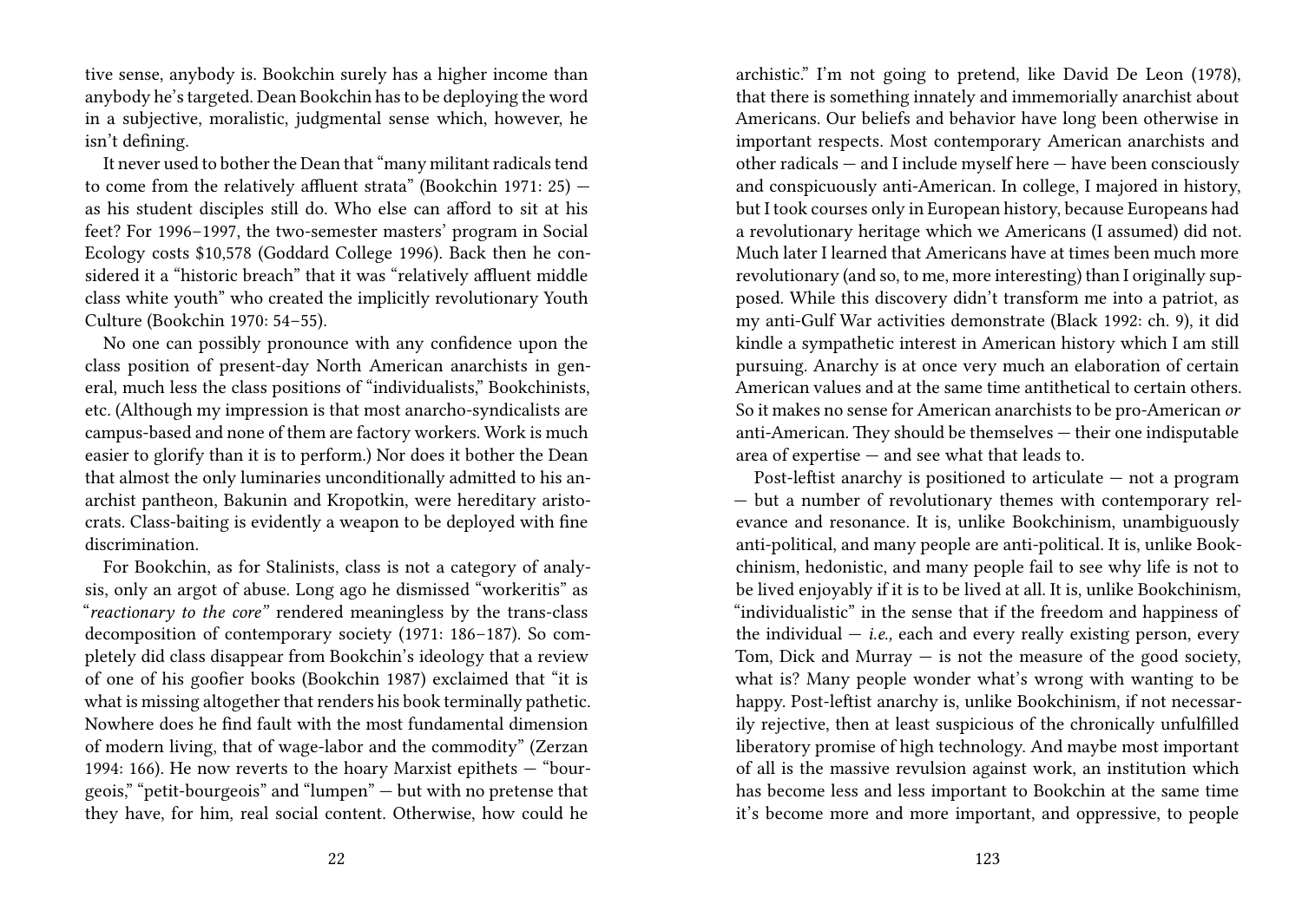tive sense, anybody is. Bookchin surely has a higher income than anybody he's targeted. Dean Bookchin has to be deploying the word in a subjective, moralistic, judgmental sense which, however, he isn't defining.

It never used to bother the Dean that "many militant radicals tend to come from the relatively affluent strata" (Bookchin 1971: 25) — as his student disciples still do. Who else can afford to sit at his feet? For 1996–1997, the two-semester masters' program in Social Ecology costs $10,578 (Goddard College 1996). Back then he considered it a "historic breach" that it was "relatively affluent middle class white youth" who created the implicitly revolutionary Youth Culture (Bookchin 1970: 54–55).

No one can possibly pronounce with any confidence upon the class position of present-day North American anarchists in general, much less the class positions of "individualists," Bookchinists, etc. (Although my impression is that most anarcho-syndicalists are campus-based and none of them are factory workers. Work is much easier to glorify than it is to perform.) Nor does it bother the Dean that almost the only luminaries unconditionally admitted to his anarchist pantheon, Bakunin and Kropotkin, were hereditary aristocrats. Class-baiting is evidently a weapon to be deployed with fine discrimination.

For Bookchin, as for Stalinists, class is not a category of analysis, only an argot of abuse. Long ago he dismissed "workeritis" as "*reactionary to the core*" rendered meaningless by the trans-class decomposition of contemporary society (1971: 186–187). So completely did class disappear from Bookchin's ideology that a review of one of his goofier books (Bookchin 1987) exclaimed that "it is what is missing altogether that renders his book terminally pathetic. Nowhere does he find fault with the most fundamental dimension of modern living, that of wage-labor and the commodity" (Zerzan 1994: 166). He now reverts to the hoary Marxist epithets — "bourgeois," "petit-bourgeois" and "lumpen" — but with no pretense that they have, for him, real social content. Otherwise, how could he

archistic." I'm not going to pretend, like David De Leon (1978), that there is something innately and immemorially anarchist about Americans. Our beliefs and behavior have long been otherwise in important respects. Most contemporary American anarchists and other radicals — and I include myself here — have been consciously and conspicuously anti-American. In college, I majored in history, but I took courses only in European history, because Europeans had a revolutionary heritage which we Americans (I assumed) did not. Much later I learned that Americans have at times been much more revolutionary (and so, to me, more interesting) than I originally supposed. While this discovery didn't transform me into a patriot, as my anti-Gulf War activities demonstrate (Black 1992: ch. 9), it did kindle a sympathetic interest in American history which I am still pursuing. Anarchy is at once very much an elaboration of certain American values and at the same time antithetical to certain others. So it makes no sense for American anarchists to be pro-American *or* anti-American. They should be themselves — their one indisputable area of expertise — and see what that leads to.

Post-leftist anarchy is positioned to articulate — not a program — but a number of revolutionary themes with contemporary relevance and resonance. It is, unlike Bookchinism, unambiguously anti-political, and many people are anti-political. It is, unlike Bookchinism, hedonistic, and many people fail to see why life is not to be lived enjoyably if it is to be lived at all. It is, unlike Bookchinism, "individualistic" in the sense that if the freedom and happiness of the individual — *i.e.,* each and every really existing person, every Tom, Dick and Murray — is not the measure of the good society, what is? Many people wonder what's wrong with wanting to be happy. Post-leftist anarchy is, unlike Bookchinism, if not necessarily rejective, then at least suspicious of the chronically unfulfilled liberatory promise of high technology. And maybe most important of all is the massive revulsion against work, an institution which has become less and less important to Bookchin at the same time it's become more and more important, and oppressive, to people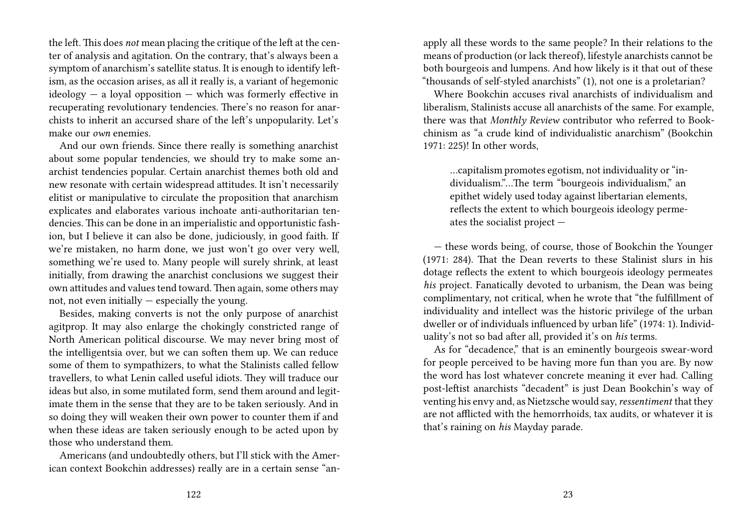the left. This does *not* mean placing the critique of the left at the center of analysis and agitation. On the contrary, that's always been a symptom of anarchism's satellite status. It is enough to identify leftism, as the occasion arises, as all it really is, a variant of hegemonic ideology — a loyal opposition — which was formerly effective in recuperating revolutionary tendencies. There's no reason for anarchists to inherit an accursed share of the left's unpopularity. Let's make our *own* enemies.

And our own friends. Since there really is something anarchist about some popular tendencies, we should try to make some anarchist tendencies popular. Certain anarchist themes both old and new resonate with certain widespread attitudes. It isn't necessarily elitist or manipulative to circulate the proposition that anarchism explicates and elaborates various inchoate anti-authoritarian tendencies. This can be done in an imperialistic and opportunistic fashion, but I believe it can also be done, judiciously, in good faith. If we're mistaken, no harm done, we just won't go over very well, something we're used to. Many people will surely shrink, at least initially, from drawing the anarchist conclusions we suggest their own attitudes and values tend toward. Then again, some others may not, not even initially — especially the young.

Besides, making converts is not the only purpose of anarchist agitprop. It may also enlarge the chokingly constricted range of North American political discourse. We may never bring most of the intelligentsia over, but we can soften them up. We can reduce some of them to sympathizers, to what the Stalinists called fellow travellers, to what Lenin called useful idiots. They will traduce our ideas but also, in some mutilated form, send them around and legitimate them in the sense that they are to be taken seriously. And in so doing they will weaken their own power to counter them if and when these ideas are taken seriously enough to be acted upon by those who understand them.

Americans (and undoubtedly others, but I'll stick with the American context Bookchin addresses) really are in a certain sense "an-

apply all these words to the same people? In their relations to the means of production (or lack thereof), lifestyle anarchists cannot be both bourgeois and lumpens. And how likely is it that out of these "thousands of self-styled anarchists" (1), not one is a proletarian?

Where Bookchin accuses rival anarchists of individualism and liberalism, Stalinists accuse all anarchists of the same. For example, there was that *Monthly Review* contributor who referred to Bookchinism as "a crude kind of individualistic anarchism" (Bookchin 1971: 225)! In other words,

> …capitalism promotes egotism, not individuality or "individualism."…The term "bourgeois individualism," an epithet widely used today against libertarian elements, reflects the extent to which bourgeois ideology permeates the socialist project —

— these words being, of course, those of Bookchin the Younger (1971: 284). That the Dean reverts to these Stalinist slurs in his dotage reflects the extent to which bourgeois ideology permeates *his* project. Fanatically devoted to urbanism, the Dean was being complimentary, not critical, when he wrote that "the fulfillment of individuality and intellect was the historic privilege of the urban dweller or of individuals influenced by urban life" (1974: 1). Individuality's not so bad after all, provided it's on *his* terms.

As for "decadence," that is an eminently bourgeois swear-word for people perceived to be having more fun than you are. By now the word has lost whatever concrete meaning it ever had. Calling post-leftist anarchists "decadent" is just Dean Bookchin's way of venting his envy and, as Nietzsche would say, *ressentiment* that they are not afflicted with the hemorrhoids, tax audits, or whatever it is that's raining on *his* Mayday parade.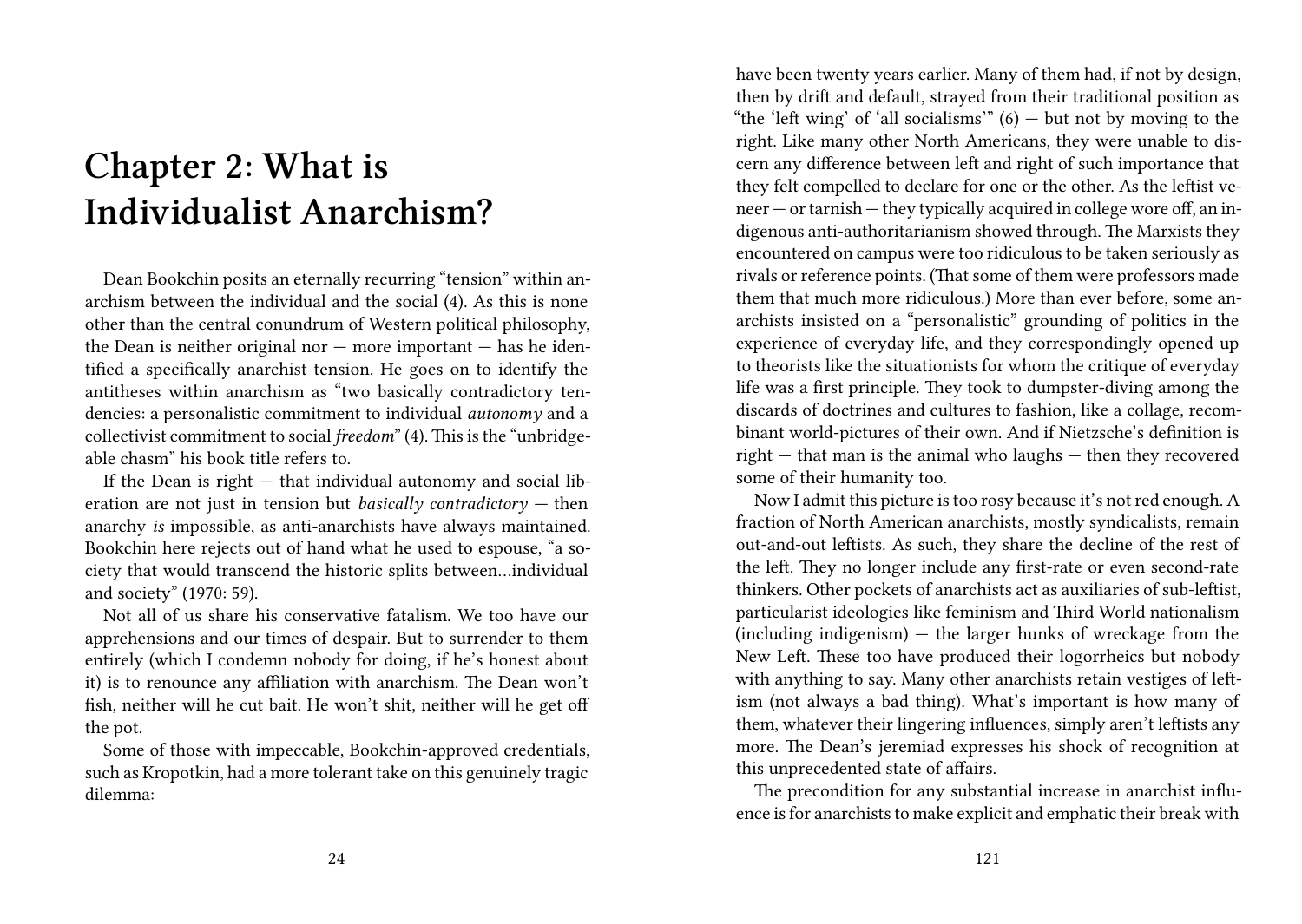# Chapter 2: What is Individualist Anarchism?

Dean Bookchin posits an eternally recurring "tension" within anarchism between the individual and the social (4). As this is none other than the central conundrum of Western political philosophy, the Dean is neither original nor — more important — has he identified a specifically anarchist tension. He goes on to identify the antitheses within anarchism as "two basically contradictory tendencies: a personalistic commitment to individual *autonomy* and a collectivist commitment to social *freedom*" (4). This is the "unbridgeable chasm" his book title refers to.

If the Dean is right — that individual autonomy and social liberation are not just in tension but *basically contradictory* — then anarchy *is* impossible, as anti-anarchists have always maintained. Bookchin here rejects out of hand what he used to espouse, "a society that would transcend the historic splits between…individual and society" (1970: 59).

Not all of us share his conservative fatalism. We too have our apprehensions and our times of despair. But to surrender to them entirely (which I condemn nobody for doing, if he's honest about it) is to renounce any affiliation with anarchism. The Dean won't fish, neither will he cut bait. He won't shit, neither will he get off the pot.

Some of those with impeccable, Bookchin-approved credentials, such as Kropotkin, had a more tolerant take on this genuinely tragic dilemma:

have been twenty years earlier. Many of them had, if not by design, then by drift and default, strayed from their traditional position as "the 'left wing' of 'all socialisms'" (6) — but not by moving to the right. Like many other North Americans, they were unable to discern any difference between left and right of such importance that they felt compelled to declare for one or the other. As the leftist veneer — or tarnish — they typically acquired in college wore off, an indigenous anti-authoritarianism showed through. The Marxists they encountered on campus were too ridiculous to be taken seriously as rivals or reference points. (That some of them were professors made them that much more ridiculous.) More than ever before, some anarchists insisted on a "personalistic" grounding of politics in the experience of everyday life, and they correspondingly opened up to theorists like the situationists for whom the critique of everyday life was a first principle. They took to dumpster-diving among the discards of doctrines and cultures to fashion, like a collage, recombinant world-pictures of their own. And if Nietzsche's definition is right — that man is the animal who laughs — then they recovered some of their humanity too.

Now I admit this picture is too rosy because it's not red enough. A fraction of North American anarchists, mostly syndicalists, remain out-and-out leftists. As such, they share the decline of the rest of the left. They no longer include any first-rate or even second-rate thinkers. Other pockets of anarchists act as auxiliaries of sub-leftist, particularist ideologies like feminism and Third World nationalism (including indigenism) — the larger hunks of wreckage from the New Left. These too have produced their logorrheics but nobody with anything to say. Many other anarchists retain vestiges of leftism (not always a bad thing). What's important is how many of them, whatever their lingering influences, simply aren't leftists any more. The Dean's jeremiad expresses his shock of recognition at this unprecedented state of affairs.

The precondition for any substantial increase in anarchist influence is for anarchists to make explicit and emphatic their break with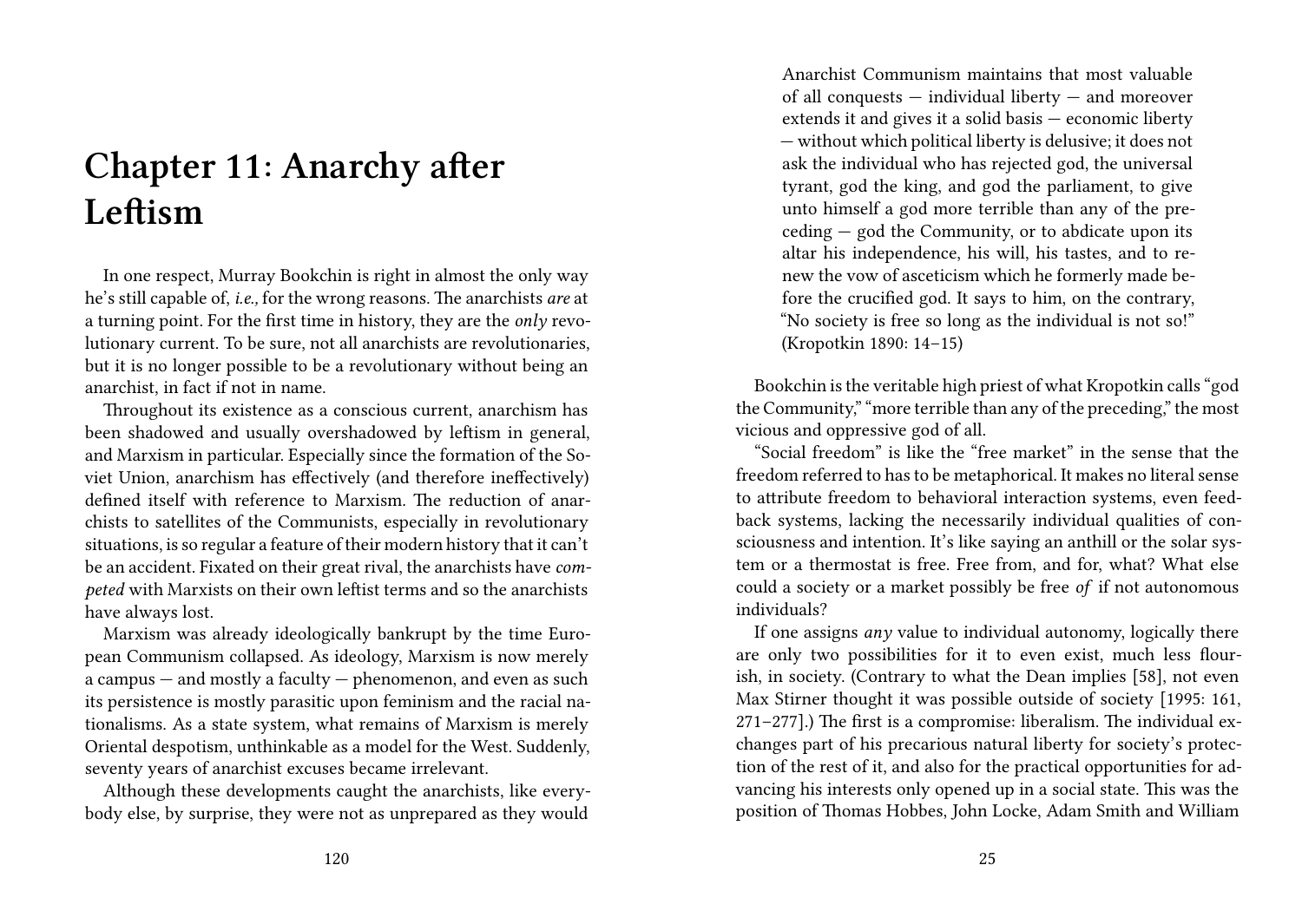# Chapter 11: Anarchy after Leftism

In one respect, Murray Bookchin is right in almost the only way he's still capable of, *i.e.,* for the wrong reasons. The anarchists *are* at a turning point. For the first time in history, they are the *only* revolutionary current. To be sure, not all anarchists are revolutionaries, but it is no longer possible to be a revolutionary without being an anarchist, in fact if not in name.

Throughout its existence as a conscious current, anarchism has been shadowed and usually overshadowed by leftism in general, and Marxism in particular. Especially since the formation of the Soviet Union, anarchism has effectively (and therefore ineffectively) defined itself with reference to Marxism. The reduction of anarchists to satellites of the Communists, especially in revolutionary situations, is so regular a feature of their modern history that it can't be an accident. Fixated on their great rival, the anarchists have *competed* with Marxists on their own leftist terms and so the anarchists have always lost.

Marxism was already ideologically bankrupt by the time European Communism collapsed. As ideology, Marxism is now merely a campus — and mostly a faculty — phenomenon, and even as such its persistence is mostly parasitic upon feminism and the racial nationalisms. As a state system, what remains of Marxism is merely Oriental despotism, unthinkable as a model for the West. Suddenly, seventy years of anarchist excuses became irrelevant.

Although these developments caught the anarchists, like everybody else, by surprise, they were not as unprepared as they would

> Anarchist Communism maintains that most valuable of all conquests — individual liberty — and moreover extends it and gives it a solid basis — economic liberty — without which political liberty is delusive; it does not ask the individual who has rejected god, the universal tyrant, god the king, and god the parliament, to give unto himself a god more terrible than any of the preceding — god the Community, or to abdicate upon its altar his independence, his will, his tastes, and to renew the vow of asceticism which he formerly made before the crucified god. It says to him, on the contrary, "No society is free so long as the individual is not so!" (Kropotkin 1890: 14–15)

Bookchin is the veritable high priest of what Kropotkin calls "god the Community," "more terrible than any of the preceding," the most vicious and oppressive god of all.

"Social freedom" is like the "free market" in the sense that the freedom referred to has to be metaphorical. It makes no literal sense to attribute freedom to behavioral interaction systems, even feedback systems, lacking the necessarily individual qualities of consciousness and intention. It's like saying an anthill or the solar system or a thermostat is free. Free from, and for, what? What else could a society or a market possibly be free *of* if not autonomous individuals?

If one assigns *any* value to individual autonomy, logically there are only two possibilities for it to even exist, much less flourish, in society. (Contrary to what the Dean implies [58], not even Max Stirner thought it was possible outside of society [1995: 161, 271–277].) The first is a compromise: liberalism. The individual exchanges part of his precarious natural liberty for society's protection of the rest of it, and also for the practical opportunities for advancing his interests only opened up in a social state. This was the position of Thomas Hobbes, John Locke, Adam Smith and William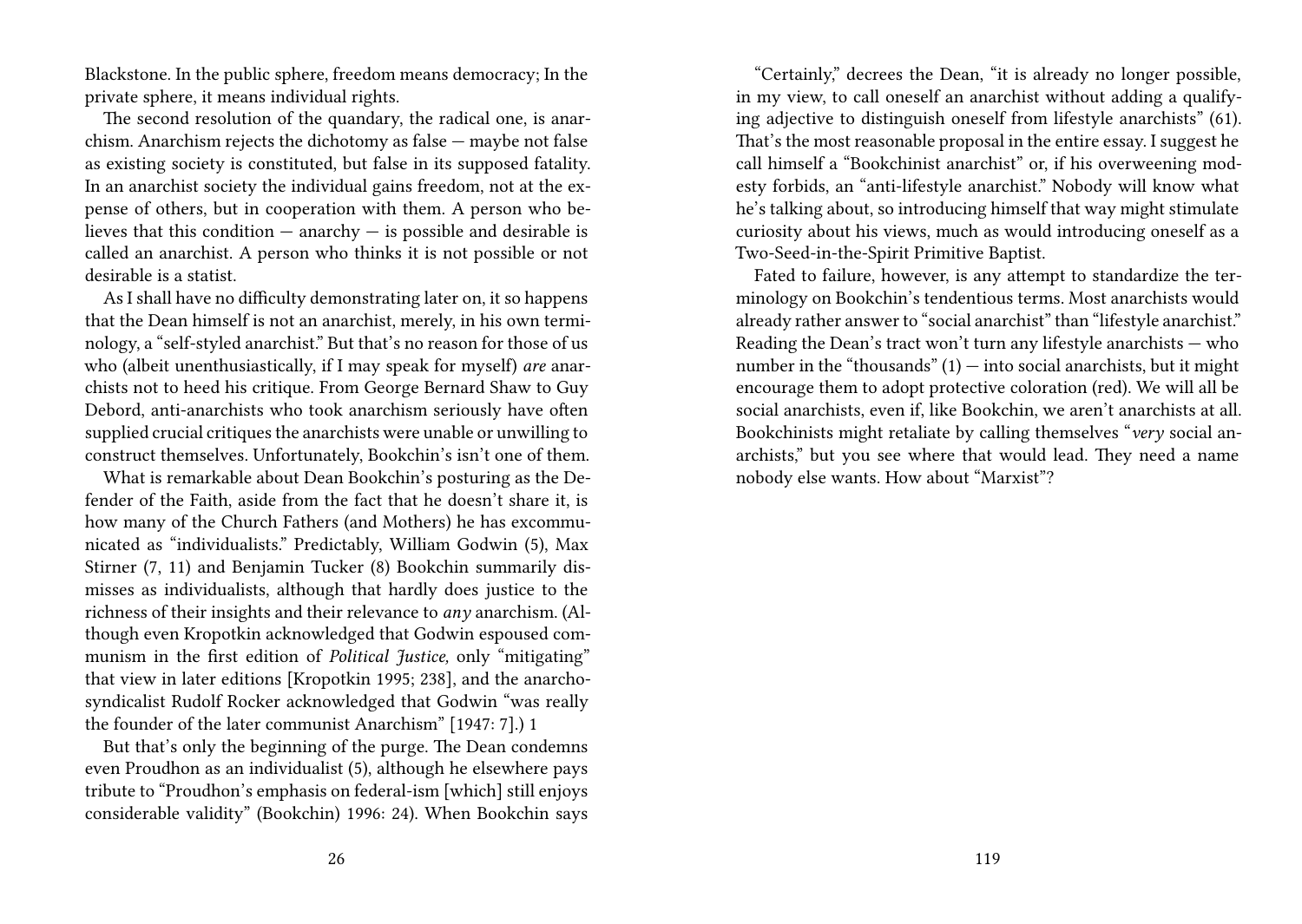Blackstone. In the public sphere, freedom means democracy; In the private sphere, it means individual rights.

The second resolution of the quandary, the radical one, is anarchism. Anarchism rejects the dichotomy as false — maybe not false as existing society is constituted, but false in its supposed fatality. In an anarchist society the individual gains freedom, not at the expense of others, but in cooperation with them. A person who believes that this condition — anarchy — is possible and desirable is called an anarchist. A person who thinks it is not possible or not desirable is a statist.

As I shall have no difficulty demonstrating later on, it so happens that the Dean himself is not an anarchist, merely, in his own terminology, a "self-styled anarchist." But that's no reason for those of us who (albeit unenthusiastically, if I may speak for myself) *are* anarchists not to heed his critique. From George Bernard Shaw to Guy Debord, anti-anarchists who took anarchism seriously have often supplied crucial critiques the anarchists were unable or unwilling to construct themselves. Unfortunately, Bookchin's isn't one of them.

What is remarkable about Dean Bookchin's posturing as the Defender of the Faith, aside from the fact that he doesn't share it, is how many of the Church Fathers (and Mothers) he has excommunicated as "individualists." Predictably, William Godwin (5), Max Stirner (7, 11) and Benjamin Tucker (8) Bookchin summarily dismisses as individualists, although that hardly does justice to the richness of their insights and their relevance to *any* anarchism. (Although even Kropotkin acknowledged that Godwin espoused communism in the first edition of *Political Justice,* only "mitigating" that view in later editions [Kropotkin 1995; 238], and the anarchosyndicalist Rudolf Rocker acknowledged that Godwin "was really the founder of the later communist Anarchism" [1947: 7].) 1

But that's only the beginning of the purge. The Dean condemns even Proudhon as an individualist (5), although he elsewhere pays tribute to "Proudhon's emphasis on federal-ism [which] still enjoys considerable validity" (Bookchin) 1996: 24). When Bookchin says

"Certainly," decrees the Dean, "it is already no longer possible, in my view, to call oneself an anarchist without adding a qualifying adjective to distinguish oneself from lifestyle anarchists" (61). That's the most reasonable proposal in the entire essay. I suggest he call himself a "Bookchinist anarchist" or, if his overweening modesty forbids, an "anti-lifestyle anarchist." Nobody will know what he's talking about, so introducing himself that way might stimulate curiosity about his views, much as would introducing oneself as a Two-Seed-in-the-Spirit Primitive Baptist.

Fated to failure, however, is any attempt to standardize the terminology on Bookchin's tendentious terms. Most anarchists would already rather answer to "social anarchist" than "lifestyle anarchist." Reading the Dean's tract won't turn any lifestyle anarchists — who number in the "thousands" (1) — into social anarchists, but it might encourage them to adopt protective coloration (red). We will all be social anarchists, even if, like Bookchin, we aren't anarchists at all. Bookchinists might retaliate by calling themselves "*very* social anarchists," but you see where that would lead. They need a name nobody else wants. How about "Marxist"?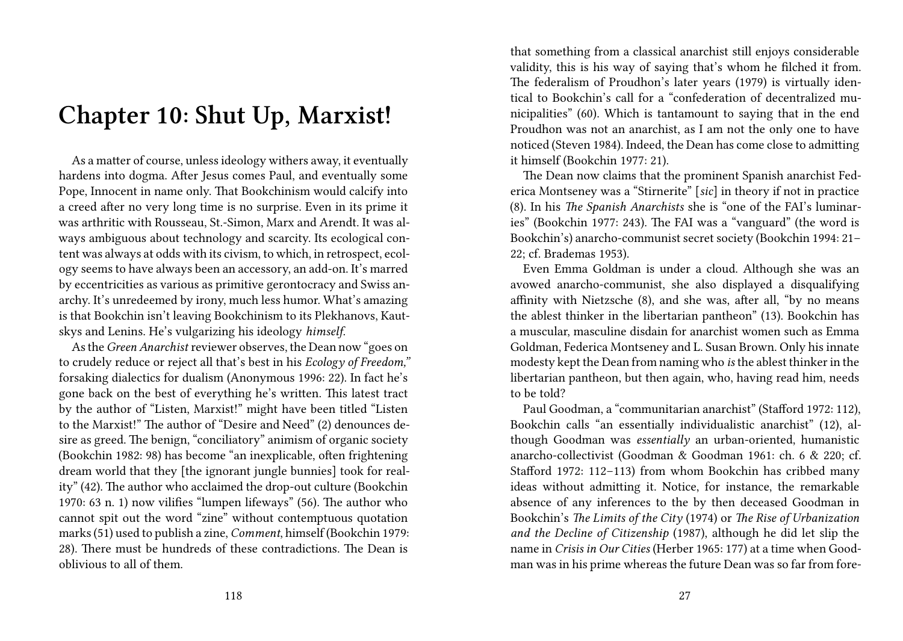# Chapter 10: Shut Up, Marxist!

As a matter of course, unless ideology withers away, it eventually hardens into dogma. After Jesus comes Paul, and eventually some Pope, Innocent in name only. That Bookchinism would calcify into a creed after no very long time is no surprise. Even in its prime it was arthritic with Rousseau, St.-Simon, Marx and Arendt. It was always ambiguous about technology and scarcity. Its ecological content was always at odds with its civism, to which, in retrospect, ecology seems to have always been an accessory, an add-on. It's marred by eccentricities as various as primitive gerontocracy and Swiss anarchy. It's unredeemed by irony, much less humor. What's amazing is that Bookchin isn't leaving Bookchinism to its Plekhanovs, Kautskys and Lenins. He's vulgarizing his ideology *himself.*

As the *Green Anarchist* reviewer observes, the Dean now "goes on to crudely reduce or reject all that's best in his *Ecology of Freedom,*" forsaking dialectics for dualism (Anonymous 1996: 22). In fact he's gone back on the best of everything he's written. This latest tract by the author of "Listen, Marxist!" might have been titled "Listen to the Marxist!" The author of "Desire and Need" (2) denounces desire as greed. The benign, "conciliatory" animism of organic society (Bookchin 1982: 98) has become "an inexplicable, often frightening dream world that they [the ignorant jungle bunnies] took for reality" (42). The author who acclaimed the drop-out culture (Bookchin 1970: 63 n. 1) now vilifies "lumpen lifeways" (56). The author who cannot spit out the word "zine" without contemptuous quotation marks (51) used to publish a zine, *Comment*, himself (Bookchin 1979: 28). There must be hundreds of these contradictions. The Dean is oblivious to all of them.

that something from a classical anarchist still enjoys considerable validity, this is his way of saying that's whom he filched it from. The federalism of Proudhon's later years (1979) is virtually identical to Bookchin's call for a "confederation of decentralized municipalities" (60). Which is tantamount to saying that in the end Proudhon was not an anarchist, as I am not the only one to have noticed (Steven 1984). Indeed, the Dean has come close to admitting it himself (Bookchin 1977: 21).

The Dean now claims that the prominent Spanish anarchist Federica Montseney was a "Stirnerite" [*sic*] in theory if not in practice (8). In his *The Spanish Anarchists* she is "one of the FAI's luminaries" (Bookchin 1977: 243). The FAI was a "vanguard" (the word is Bookchin's) anarcho-communist secret society (Bookchin 1994: 21–22; cf. Brademas 1953).

Even Emma Goldman is under a cloud. Although she was an avowed anarcho-communist, she also displayed a disqualifying affinity with Nietzsche (8), and she was, after all, "by no means the ablest thinker in the libertarian pantheon" (13). Bookchin has a muscular, masculine disdain for anarchist women such as Emma Goldman, Federica Montseney and L. Susan Brown. Only his innate modesty kept the Dean from naming who *is* the ablest thinker in the libertarian pantheon, but then again, who, having read him, needs to be told?

Paul Goodman, a "communitarian anarchist" (Stafford 1972: 112), Bookchin calls "an essentially individualistic anarchist" (12), although Goodman was *essentially* an urban-oriented, humanistic anarcho-collectivist (Goodman & Goodman 1961: ch. 6 & 220; cf. Stafford 1972: 112–113) from whom Bookchin has cribbed many ideas without admitting it. Notice, for instance, the remarkable absence of any inferences to the by then deceased Goodman in Bookchin's *The Limits of the City* (1974) or *The Rise of Urbanization and the Decline of Citizenship* (1987), although he did let slip the name in *Crisis in Our Cities* (Herber 1965: 177) at a time when Goodman was in his prime whereas the future Dean was so far from fore-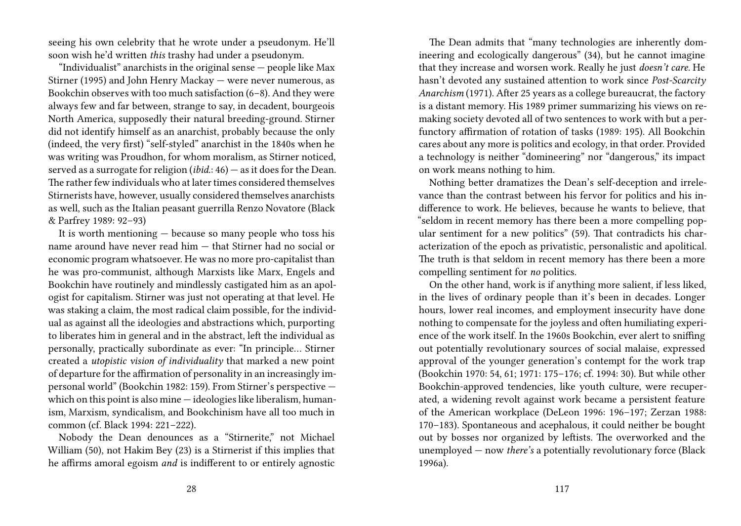seeing his own celebrity that he wrote under a pseudonym. He'll soon wish he'd written *this* trashy had under a pseudonym.

"Individualist" anarchists in the original sense — people like Max Stirner (1995) and John Henry Mackay — were never numerous, as Bookchin observes with too much satisfaction (6–8). And they were always few and far between, strange to say, in decadent, bourgeois North America, supposedly their natural breeding-ground. Stirner did not identify himself as an anarchist, probably because the only (indeed, the very first) "self-styled" anarchist in the 1840s when he was writing was Proudhon, for whom moralism, as Stirner noticed, served as a surrogate for religion (*ibid.*: 46) — as it does for the Dean. The rather few individuals who at later times considered themselves Stirnerists have, however, usually considered themselves anarchists as well, such as the Italian peasant guerrilla Renzo Novatore (Black & Parfrey 1989: 92–93)

It is worth mentioning — because so many people who toss his name around have never read him — that Stirner had no social or economic program whatsoever. He was no more pro-capitalist than he was pro-communist, although Marxists like Marx, Engels and Bookchin have routinely and mindlessly castigated him as an apologist for capitalism. Stirner was just not operating at that level. He was staking a claim, the most radical claim possible, for the individual as against all the ideologies and abstractions which, purporting to liberates him in general and in the abstract, left the individual as personally, practically subordinate as ever: "In principle… Stirner created a *utopistic vision of individuality* that marked a new point of departure for the affirmation of personality in an increasingly impersonal world" (Bookchin 1982: 159). From Stirner's perspective — which on this point is also mine — ideologies like liberalism, humanism, Marxism, syndicalism, and Bookchinism have all too much in common (cf. Black 1994: 221–222).

Nobody the Dean denounces as a "Stirnerite," not Michael William (50), not Hakim Bey (23) is a Stirnerist if this implies that he affirms amoral egoism *and* is indifferent to or entirely agnostic

The Dean admits that "many technologies are inherently domineering and ecologically dangerous" (34), but he cannot imagine that they increase and worsen work. Really he just *doesn't care.* He hasn't devoted any sustained attention to work since *Post-Scarcity Anarchism* (1971). After 25 years as a college bureaucrat, the factory is a distant memory. His 1989 primer summarizing his views on remaking society devoted all of two sentences to work with but a perfunctory affirmation of rotation of tasks (1989: 195). All Bookchin cares about any more is politics and ecology, in that order. Provided a technology is neither "domineering" nor "dangerous," its impact on work means nothing to him.

Nothing better dramatizes the Dean's self-deception and irrelevance than the contrast between his fervor for politics and his indifference to work. He believes, because he wants to believe, that "seldom in recent memory has there been a more compelling popular sentiment for a new politics" (59). That contradicts his characterization of the epoch as privatistic, personalistic and apolitical. The truth is that seldom in recent memory has there been a more compelling sentiment for *no* politics.

On the other hand, work is if anything more salient, if less liked, in the lives of ordinary people than it's been in decades. Longer hours, lower real incomes, and employment insecurity have done nothing to compensate for the joyless and often humiliating experience of the work itself. In the 1960s Bookchin, ever alert to sniffing out potentially revolutionary sources of social malaise, expressed approval of the younger generation's contempt for the work trap (Bookchin 1970: 54, 61; 1971: 175–176; cf. 1994: 30). But while other Bookchin-approved tendencies, like youth culture, were recuperated, a widening revolt against work became a persistent feature of the American workplace (DeLeon 1996: 196–197; Zerzan 1988: 170–183). Spontaneous and acephalous, it could neither be bought out by bosses nor organized by leftists. The overworked and the unemployed — now *there's* a potentially revolutionary force (Black 1996a).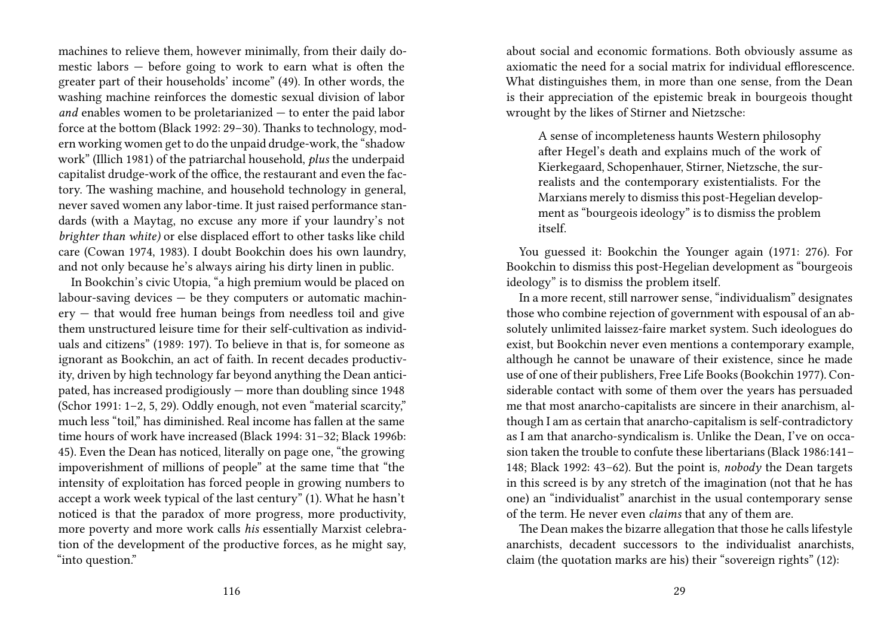machines to relieve them, however minimally, from their daily domestic labors — before going to work to earn what is often the greater part of their households' income" (49). In other words, the washing machine reinforces the domestic sexual division of labor *and* enables women to be proletarianized — to enter the paid labor force at the bottom (Black 1992: 29–30). Thanks to technology, modern working women get to do the unpaid drudge-work, the "shadow work" (Illich 1981) of the patriarchal household, *plus* the underpaid capitalist drudge-work of the office, the restaurant and even the factory. The washing machine, and household technology in general, never saved women any labor-time. It just raised performance standards (with a Maytag, no excuse any more if your laundry's not *brighter than white)* or else displaced effort to other tasks like child care (Cowan 1974, 1983). I doubt Bookchin does his own laundry, and not only because he's always airing his dirty linen in public.

In Bookchin's civic Utopia, "a high premium would be placed on labour-saving devices — be they computers or automatic machinery — that would free human beings from needless toil and give them unstructured leisure time for their self-cultivation as individuals and citizens" (1989: 197). To believe in that is, for someone as ignorant as Bookchin, an act of faith. In recent decades productivity, driven by high technology far beyond anything the Dean anticipated, has increased prodigiously — more than doubling since 1948 (Schor 1991: 1–2, 5, 29). Oddly enough, not even "material scarcity," much less "toil," has diminished. Real income has fallen at the same time hours of work have increased (Black 1994: 31–32; Black 1996b: 45). Even the Dean has noticed, literally on page one, "the growing impoverishment of millions of people" at the same time that "the intensity of exploitation has forced people in growing numbers to accept a work week typical of the last century" (1). What he hasn't noticed is that the paradox of more progress, more productivity, more poverty and more work calls *his* essentially Marxist celebration of the development of the productive forces, as he might say, "into question."

about social and economic formations. Both obviously assume as axiomatic the need for a social matrix for individual efflorescence. What distinguishes them, in more than one sense, from the Dean is their appreciation of the epistemic break in bourgeois thought wrought by the likes of Stirner and Nietzsche:

> A sense of incompleteness haunts Western philosophy after Hegel's death and explains much of the work of Kierkegaard, Schopenhauer, Stirner, Nietzsche, the surrealists and the contemporary existentialists. For the Marxians merely to dismiss this post-Hegelian development as "bourgeois ideology" is to dismiss the problem itself.

You guessed it: Bookchin the Younger again (1971: 276). For Bookchin to dismiss this post-Hegelian development as "bourgeois ideology" is to dismiss the problem itself.

In a more recent, still narrower sense, "individualism" designates those who combine rejection of government with espousal of an absolutely unlimited laissez-faire market system. Such ideologues do exist, but Bookchin never even mentions a contemporary example, although he cannot be unaware of their existence, since he made use of one of their publishers, Free Life Books (Bookchin 1977). Considerable contact with some of them over the years has persuaded me that most anarcho-capitalists are sincere in their anarchism, although I am as certain that anarcho-capitalism is self-contradictory as I am that anarcho-syndicalism is. Unlike the Dean, I've on occasion taken the trouble to confute these libertarians (Black 1986:141–148; Black 1992: 43–62). But the point is, *nobody* the Dean targets in this screed is by any stretch of the imagination (not that he has one) an "individualist" anarchist in the usual contemporary sense of the term. He never even *claims* that any of them are.

The Dean makes the bizarre allegation that those he calls lifestyle anarchists, decadent successors to the individualist anarchists, claim (the quotation marks are his) their "sovereign rights" (12):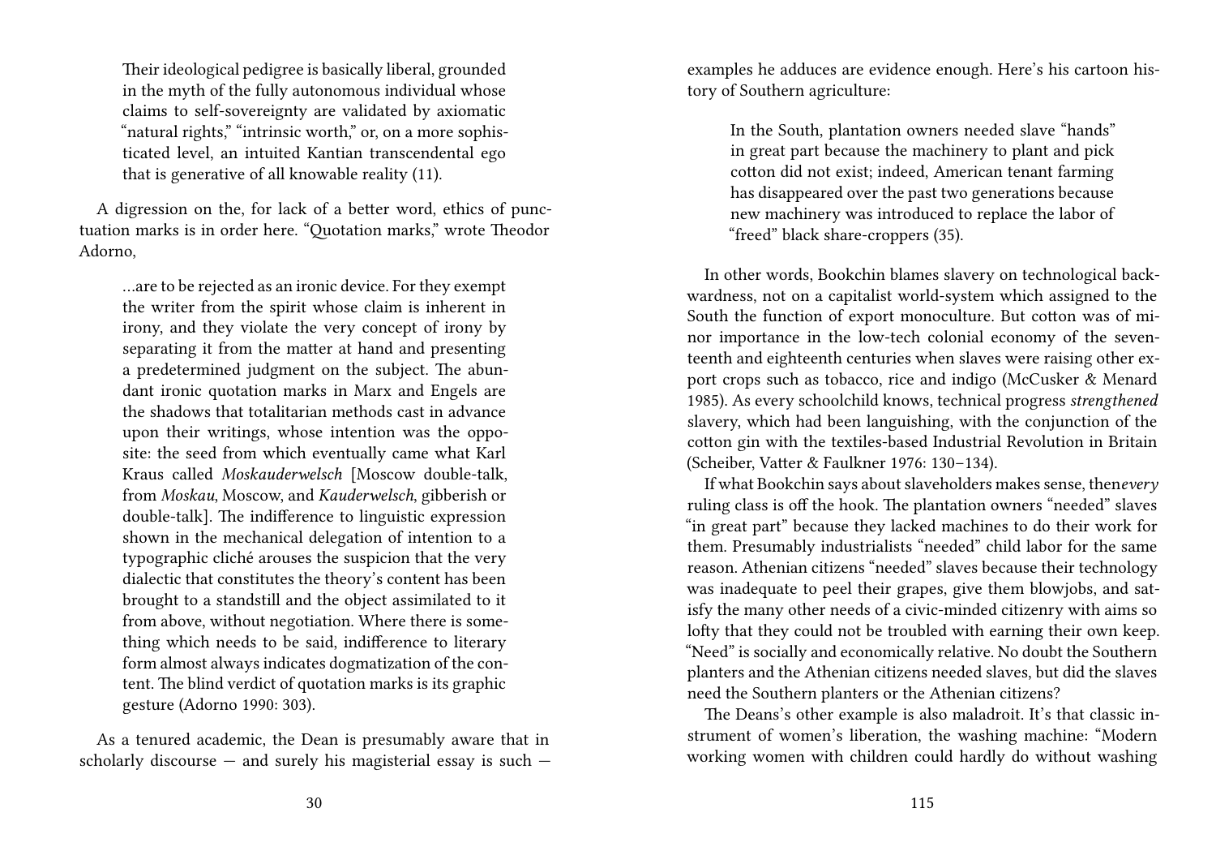> Their ideological pedigree is basically liberal, grounded in the myth of the fully autonomous individual whose claims to self-sovereignty are validated by axiomatic "natural rights," "intrinsic worth," or, on a more sophisticated level, an intuited Kantian transcendental ego that is generative of all knowable reality (11).

A digression on the, for lack of a better word, ethics of punctuation marks is in order here. "Quotation marks," wrote Theodor Adorno,

> …are to be rejected as an ironic device. For they exempt the writer from the spirit whose claim is inherent in irony, and they violate the very concept of irony by separating it from the matter at hand and presenting a predetermined judgment on the subject. The abundant ironic quotation marks in Marx and Engels are the shadows that totalitarian methods cast in advance upon their writings, whose intention was the opposite: the seed from which eventually came what Karl Kraus called *Moskauderwelsch* [Moscow double-talk, from *Moskau*, Moscow, and *Kauderwelsch*, gibberish or double-talk]. The indifference to linguistic expression shown in the mechanical delegation of intention to a typographic cliché arouses the suspicion that the very dialectic that constitutes the theory's content has been brought to a standstill and the object assimilated to it from above, without negotiation. Where there is something which needs to be said, indifference to literary form almost always indicates dogmatization of the content. The blind verdict of quotation marks is its graphic gesture (Adorno 1990: 303).

As a tenured academic, the Dean is presumably aware that in scholarly discourse — and surely his magisterial essay is such —

examples he adduces are evidence enough. Here's his cartoon history of Southern agriculture:

> In the South, plantation owners needed slave "hands" in great part because the machinery to plant and pick cotton did not exist; indeed, American tenant farming has disappeared over the past two generations because new machinery was introduced to replace the labor of "freed" black share-croppers (35).

In other words, Bookchin blames slavery on technological backwardness, not on a capitalist world-system which assigned to the South the function of export monoculture. But cotton was of minor importance in the low-tech colonial economy of the seventeenth and eighteenth centuries when slaves were raising other export crops such as tobacco, rice and indigo (McCusker & Menard 1985). As every schoolchild knows, technical progress *strengthened* slavery, which had been languishing, with the conjunction of the cotton gin with the textiles-based Industrial Revolution in Britain (Scheiber, Vatter & Faulkner 1976: 130–134).

If what Bookchin says about slaveholders makes sense, then*every* ruling class is off the hook. The plantation owners "needed" slaves "in great part" because they lacked machines to do their work for them. Presumably industrialists "needed" child labor for the same reason. Athenian citizens "needed" slaves because their technology was inadequate to peel their grapes, give them blowjobs, and satisfy the many other needs of a civic-minded citizenry with aims so lofty that they could not be troubled with earning their own keep. "Need" is socially and economically relative. No doubt the Southern planters and the Athenian citizens needed slaves, but did the slaves need the Southern planters or the Athenian citizens?

The Deans's other example is also maladroit. It's that classic instrument of women's liberation, the washing machine: "Modern working women with children could hardly do without washing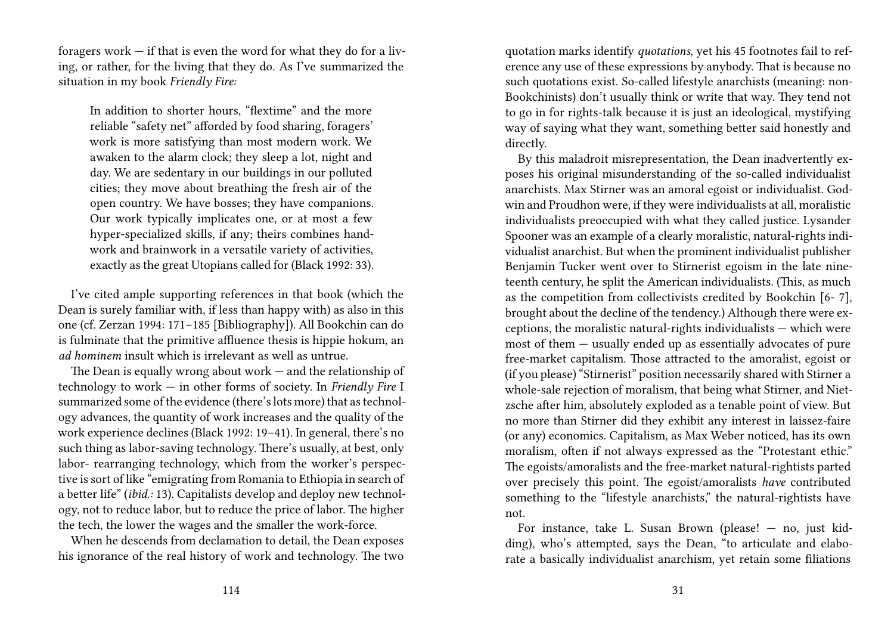foragers work — if that is even the word for what they do for a living, or rather, for the living that they do. As I've summarized the situation in my book *Friendly Fire:*

> In addition to shorter hours, "flextime" and the more reliable "safety net" afforded by food sharing, foragers' work is more satisfying than most modern work. We awaken to the alarm clock; they sleep a lot, night and day. We are sedentary in our buildings in our polluted cities; they move about breathing the fresh air of the open country. We have bosses; they have companions. Our work typically implicates one, or at most a few hyper-specialized skills, if any; theirs combines handwork and brainwork in a versatile variety of activities, exactly as the great Utopians called for (Black 1992: 33).

I've cited ample supporting references in that book (which the Dean is surely familiar with, if less than happy with) as also in this one (cf. Zerzan 1994: 171–185 [Bibliography]). All Bookchin can do is fulminate that the primitive affluence thesis is hippie hokum, an *ad hominem* insult which is irrelevant as well as untrue.

The Dean is equally wrong about work — and the relationship of technology to work — in other forms of society. In *Friendly Fire* I summarized some of the evidence (there's lots more) that as technology advances, the quantity of work increases and the quality of the work experience declines (Black 1992: 19–41). In general, there's no such thing as labor-saving technology. There's usually, at best, only labor- rearranging technology, which from the worker's perspective is sort of like "emigrating from Romania to Ethiopia in search of a better life" (*ibid.:* 13). Capitalists develop and deploy new technology, not to reduce labor, but to reduce the price of labor. The higher the tech, the lower the wages and the smaller the work-force.

When he descends from declamation to detail, the Dean exposes his ignorance of the real history of work and technology. The two quotation marks identify *quotations*, yet his 45 footnotes fail to reference any use of these expressions by anybody. That is because no such quotations exist. So-called lifestyle anarchists (meaning: non-Bookchinists) don't usually think or write that way. They tend not to go in for rights-talk because it is just an ideological, mystifying way of saying what they want, something better said honestly and directly.

By this maladroit misrepresentation, the Dean inadvertently exposes his original misunderstanding of the so-called individualist anarchists. Max Stirner was an amoral egoist or individualist. Godwin and Proudhon were, if they were individualists at all, moralistic individualists preoccupied with what they called justice. Lysander Spooner was an example of a clearly moralistic, natural-rights individualist anarchist. But when the prominent individualist publisher Benjamin Tucker went over to Stirnerist egoism in the late nineteenth century, he split the American individualists. (This, as much as the competition from collectivists credited by Bookchin [6- 7], brought about the decline of the tendency.) Although there were exceptions, the moralistic natural-rights individualists — which were most of them — usually ended up as essentially advocates of pure free-market capitalism. Those attracted to the amoralist, egoist or (if you please) "Stirnerist" position necessarily shared with Stirner a whole-sale rejection of moralism, that being what Stirner, and Nietzsche after him, absolutely exploded as a tenable point of view. But no more than Stirner did they exhibit any interest in laissez-faire (or any) economics. Capitalism, as Max Weber noticed, has its own moralism, often if not always expressed as the "Protestant ethic." The egoists/amoralists and the free-market natural-rightists parted over precisely this point. The egoist/amoralists *have* contributed something to the "lifestyle anarchists," the natural-rightists have not.

For instance, take L. Susan Brown (please! — no, just kidding), who's attempted, says the Dean, "to articulate and elaborate a basically individualist anarchism, yet retain some filiations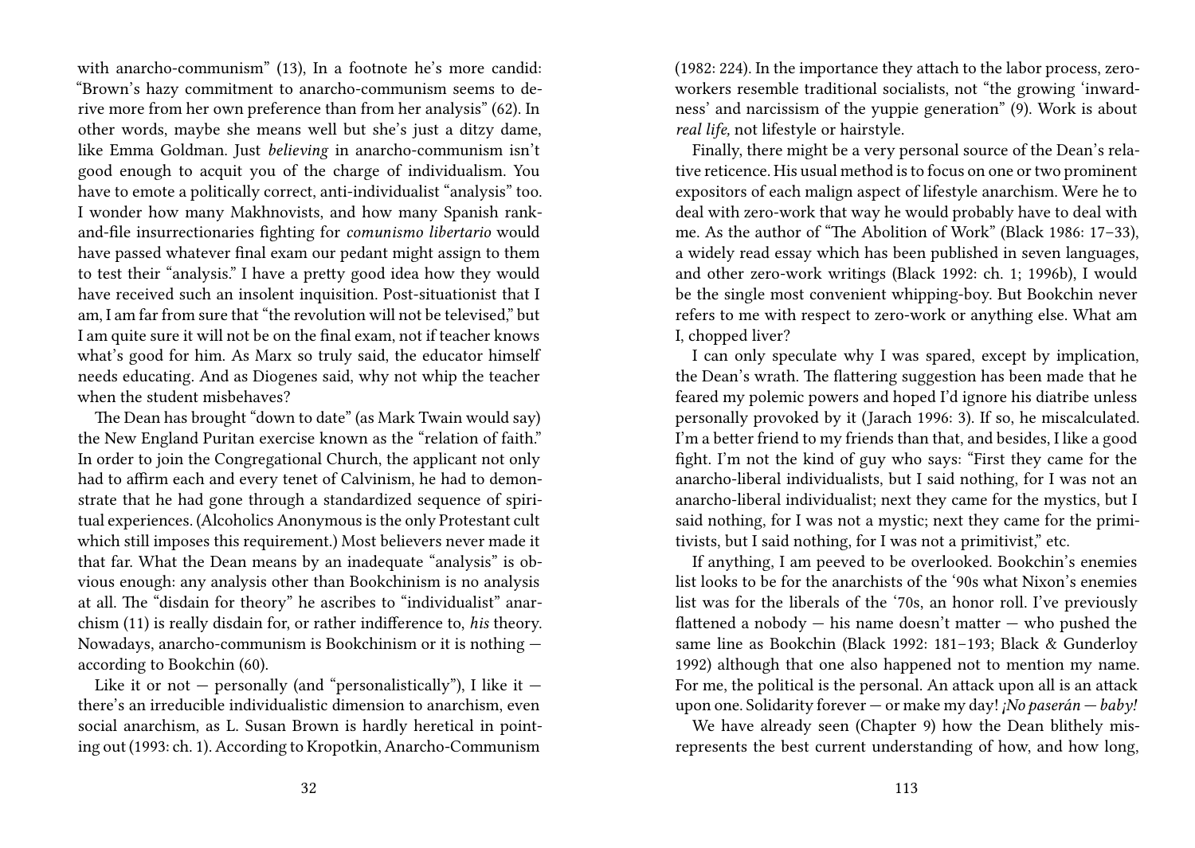with anarcho-communism" (13), In a footnote he's more candid: "Brown's hazy commitment to anarcho-communism seems to derive more from her own preference than from her analysis" (62). In other words, maybe she means well but she's just a ditzy dame, like Emma Goldman. Just *believing* in anarcho-communism isn't good enough to acquit you of the charge of individualism. You have to emote a politically correct, anti-individualist "analysis" too. I wonder how many Makhnovists, and how many Spanish rank-and-file insurrectionaries fighting for *comunismo libertario* would have passed whatever final exam our pedant might assign to them to test their "analysis." I have a pretty good idea how they would have received such an insolent inquisition. Post-situationist that I am, I am far from sure that "the revolution will not be televised," but I am quite sure it will not be on the final exam, not if teacher knows what's good for him. As Marx so truly said, the educator himself needs educating. And as Diogenes said, why not whip the teacher when the student misbehaves?

The Dean has brought "down to date" (as Mark Twain would say) the New England Puritan exercise known as the "relation of faith." In order to join the Congregational Church, the applicant not only had to affirm each and every tenet of Calvinism, he had to demonstrate that he had gone through a standardized sequence of spiritual experiences. (Alcoholics Anonymous is the only Protestant cult which still imposes this requirement.) Most believers never made it that far. What the Dean means by an inadequate "analysis" is obvious enough: any analysis other than Bookchinism is no analysis at all. The "disdain for theory" he ascribes to "individualist" anarchism (11) is really disdain for, or rather indifference to, *his* theory. Nowadays, anarcho-communism is Bookchinism or it is nothing — according to Bookchin (60).

Like it or not — personally (and "personalistically"), I like it — there's an irreducible individualistic dimension to anarchism, even social anarchism, as L. Susan Brown is hardly heretical in pointing out (1993: ch. 1). According to Kropotkin, Anarcho-Communism

(1982: 224). In the importance they attach to the labor process, zero-workers resemble traditional socialists, not "the growing 'inwardness' and narcissism of the yuppie generation" (9). Work is about *real life,* not lifestyle or hairstyle.

Finally, there might be a very personal source of the Dean's relative reticence. His usual method is to focus on one or two prominent expositors of each malign aspect of lifestyle anarchism. Were he to deal with zero-work that way he would probably have to deal with me. As the author of "The Abolition of Work" (Black 1986: 17–33), a widely read essay which has been published in seven languages, and other zero-work writings (Black 1992: ch. 1; 1996b), I would be the single most convenient whipping-boy. But Bookchin never refers to me with respect to zero-work or anything else. What am I, chopped liver?

I can only speculate why I was spared, except by implication, the Dean's wrath. The flattering suggestion has been made that he feared my polemic powers and hoped I'd ignore his diatribe unless personally provoked by it (Jarach 1996: 3). If so, he miscalculated. I'm a better friend to my friends than that, and besides, I like a good fight. I'm not the kind of guy who says: "First they came for the anarcho-liberal individualists, but I said nothing, for I was not an anarcho-liberal individualist; next they came for the mystics, but I said nothing, for I was not a mystic; next they came for the primitivists, but I said nothing, for I was not a primitivist," etc.

If anything, I am peeved to be overlooked. Bookchin's enemies list looks to be for the anarchists of the '90s what Nixon's enemies list was for the liberals of the '70s, an honor roll. I've previously flattened a nobody — his name doesn't matter — who pushed the same line as Bookchin (Black 1992: 181–193; Black & Gunderloy 1992) although that one also happened not to mention my name. For me, the political is the personal. An attack upon all is an attack upon one. Solidarity forever — or make my day! *¡No paserán — baby!*

We have already seen (Chapter 9) how the Dean blithely misrepresents the best current understanding of how, and how long,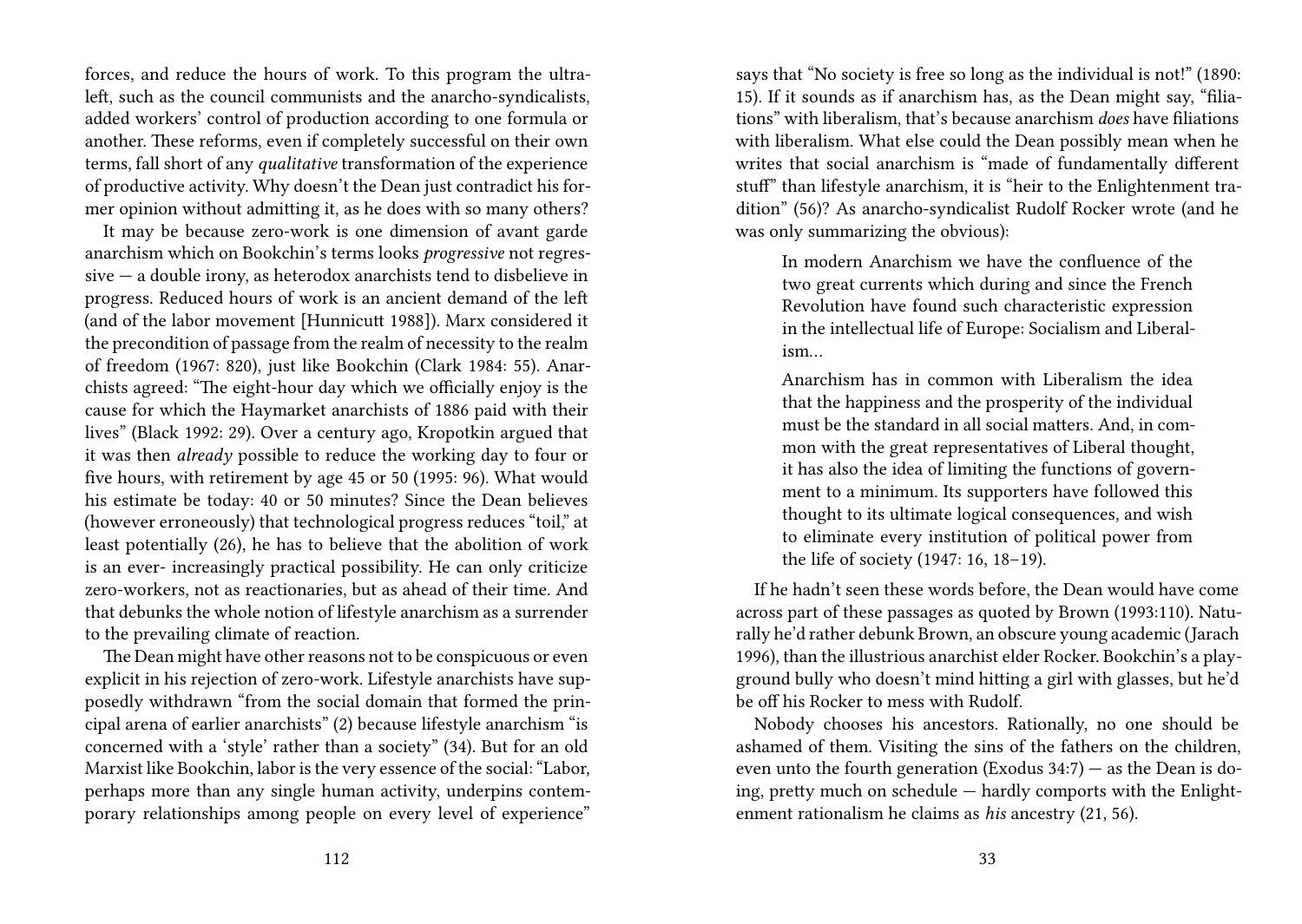forces, and reduce the hours of work. To this program the ultra-left, such as the council communists and the anarcho-syndicalists, added workers' control of production according to one formula or another. These reforms, even if completely successful on their own terms, fall short of any *qualitative* transformation of the experience of productive activity. Why doesn't the Dean just contradict his former opinion without admitting it, as he does with so many others?

It may be because zero-work is one dimension of avant garde anarchism which on Bookchin's terms looks *progressive* not regressive — a double irony, as heterodox anarchists tend to disbelieve in progress. Reduced hours of work is an ancient demand of the left (and of the labor movement [Hunnicutt 1988]). Marx considered it the precondition of passage from the realm of necessity to the realm of freedom (1967: 820), just like Bookchin (Clark 1984: 55). Anarchists agreed: "The eight-hour day which we officially enjoy is the cause for which the Haymarket anarchists of 1886 paid with their lives" (Black 1992: 29). Over a century ago, Kropotkin argued that it was then *already* possible to reduce the working day to four or five hours, with retirement by age 45 or 50 (1995: 96). What would his estimate be today: 40 or 50 minutes? Since the Dean believes (however erroneously) that technological progress reduces "toil," at least potentially (26), he has to believe that the abolition of work is an ever- increasingly practical possibility. He can only criticize zero-workers, not as reactionaries, but as ahead of their time. And that debunks the whole notion of lifestyle anarchism as a surrender to the prevailing climate of reaction.

The Dean might have other reasons not to be conspicuous or even explicit in his rejection of zero-work. Lifestyle anarchists have supposedly withdrawn "from the social domain that formed the principal arena of earlier anarchists" (2) because lifestyle anarchism "is concerned with a 'style' rather than a society" (34). But for an old Marxist like Bookchin, labor is the very essence of the social: "Labor, perhaps more than any single human activity, underpins contemporary relationships among people on every level of experience"

says that "No society is free so long as the individual is not!" (1890: 15). If it sounds as if anarchism has, as the Dean might say, "filiations" with liberalism, that's because anarchism *does* have filiations with liberalism. What else could the Dean possibly mean when he writes that social anarchism is "made of fundamentally different stuff" than lifestyle anarchism, it is "heir to the Enlightenment tradition" (56)? As anarcho-syndicalist Rudolf Rocker wrote (and he was only summarizing the obvious):

> In modern Anarchism we have the confluence of the two great currents which during and since the French Revolution have found such characteristic expression in the intellectual life of Europe: Socialism and Liberalism…
>
> Anarchism has in common with Liberalism the idea that the happiness and the prosperity of the individual must be the standard in all social matters. And, in common with the great representatives of Liberal thought, it has also the idea of limiting the functions of government to a minimum. Its supporters have followed this thought to its ultimate logical consequences, and wish to eliminate every institution of political power from the life of society (1947: 16, 18–19).

If he hadn't seen these words before, the Dean would have come across part of these passages as quoted by Brown (1993:110). Naturally he'd rather debunk Brown, an obscure young academic (Jarach 1996), than the illustrious anarchist elder Rocker. Bookchin's a playground bully who doesn't mind hitting a girl with glasses, but he'd be off his Rocker to mess with Rudolf.

Nobody chooses his ancestors. Rationally, no one should be ashamed of them. Visiting the sins of the fathers on the children, even unto the fourth generation (Exodus 34:7) — as the Dean is doing, pretty much on schedule — hardly comports with the Enlightenment rationalism he claims as *his* ancestry (21, 56).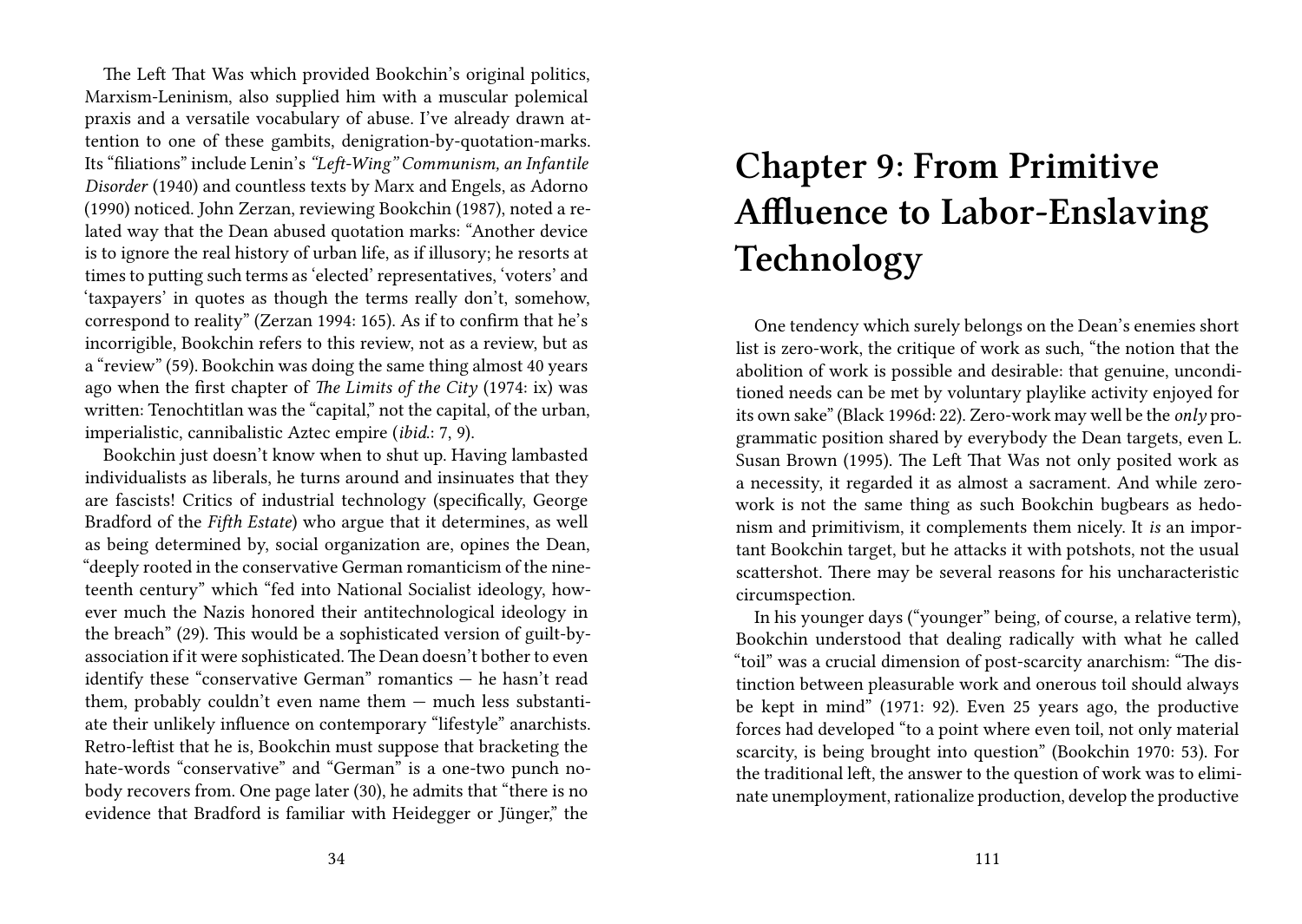The Left That Was which provided Bookchin's original politics, Marxism-Leninism, also supplied him with a muscular polemical praxis and a versatile vocabulary of abuse. I've already drawn attention to one of these gambits, denigration-by-quotation-marks. Its "filiations" include Lenin's *"Left-Wing" Communism, an Infantile Disorder* (1940) and countless texts by Marx and Engels, as Adorno (1990) noticed. John Zerzan, reviewing Bookchin (1987), noted a related way that the Dean abused quotation marks: "Another device is to ignore the real history of urban life, as if illusory; he resorts at times to putting such terms as 'elected' representatives, 'voters' and 'taxpayers' in quotes as though the terms really don't, somehow, correspond to reality" (Zerzan 1994: 165). As if to confirm that he's incorrigible, Bookchin refers to this review, not as a review, but as a "review" (59). Bookchin was doing the same thing almost 40 years ago when the first chapter of *The Limits of the City* (1974: ix) was written: Tenochtitlan was the "capital," not the capital, of the urban, imperialistic, cannibalistic Aztec empire (*ibid.*: 7, 9).

Bookchin just doesn't know when to shut up. Having lambasted individualists as liberals, he turns around and insinuates that they are fascists! Critics of industrial technology (specifically, George Bradford of the *Fifth Estate*) who argue that it determines, as well as being determined by, social organization are, opines the Dean, "deeply rooted in the conservative German romanticism of the nineteenth century" which "fed into National Socialist ideology, however much the Nazis honored their antitechnological ideology in the breach" (29). This would be a sophisticated version of guilt-by-association if it were sophisticated. The Dean doesn't bother to even identify these "conservative German" romantics — he hasn't read them, probably couldn't even name them — much less substantiate their unlikely influence on contemporary "lifestyle" anarchists. Retro-leftist that he is, Bookchin must suppose that bracketing the hate-words "conservative" and "German" is a one-two punch nobody recovers from. One page later (30), he admits that "there is no evidence that Bradford is familiar with Heidegger or Jünger," the

# Chapter 9: From Primitive Affluence to Labor-Enslaving Technology

One tendency which surely belongs on the Dean's enemies short list is zero-work, the critique of work as such, "the notion that the abolition of work is possible and desirable: that genuine, unconditioned needs can be met by voluntary playlike activity enjoyed for its own sake" (Black 1996d: 22). Zero-work may well be the *only* programmatic position shared by everybody the Dean targets, even L. Susan Brown (1995). The Left That Was not only posited work as a necessity, it regarded it as almost a sacrament. And while zero-work is not the same thing as such Bookchin bugbears as hedonism and primitivism, it complements them nicely. It *is* an important Bookchin target, but he attacks it with potshots, not the usual scattershot. There may be several reasons for his uncharacteristic circumspection.

In his younger days ("younger" being, of course, a relative term), Bookchin understood that dealing radically with what he called "toil" was a crucial dimension of post-scarcity anarchism: "The distinction between pleasurable work and onerous toil should always be kept in mind" (1971: 92). Even 25 years ago, the productive forces had developed "to a point where even toil, not only material scarcity, is being brought into question" (Bookchin 1970: 53). For the traditional left, the answer to the question of work was to eliminate unemployment, rationalize production, develop the productive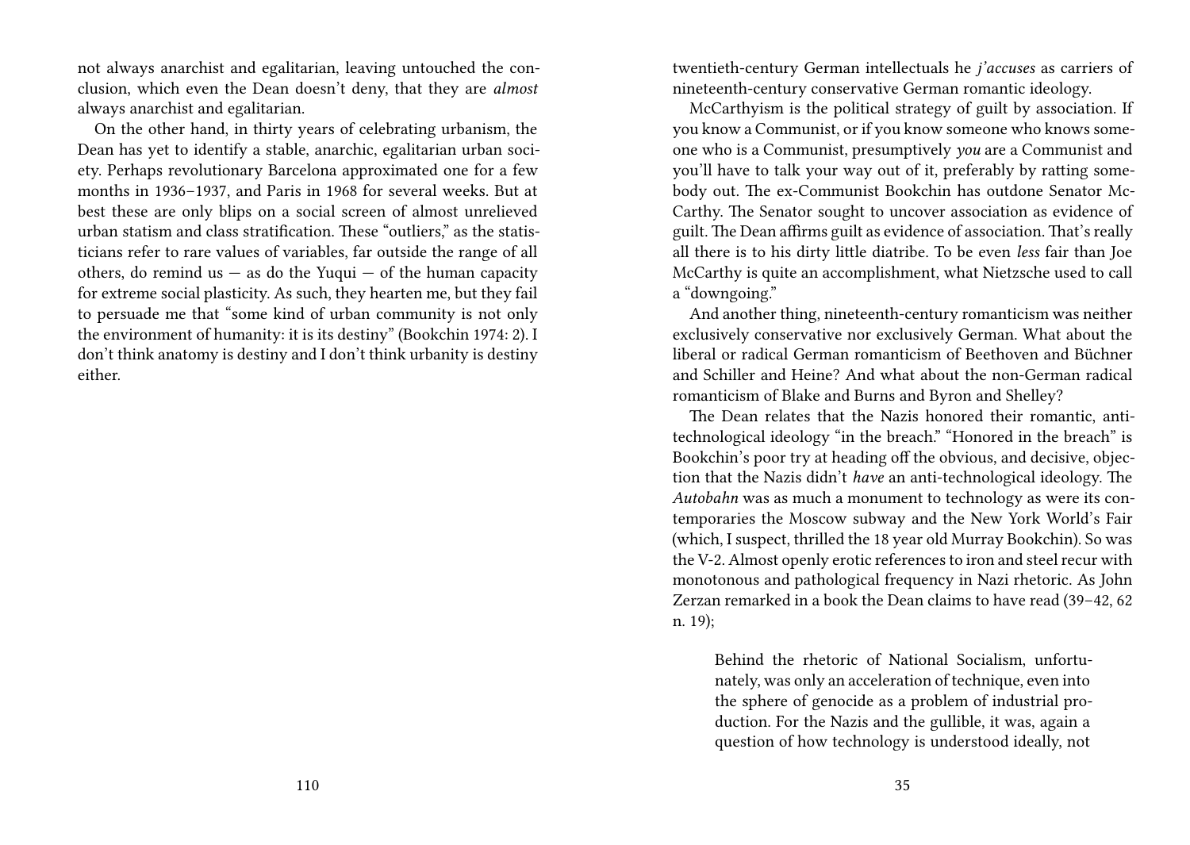not always anarchist and egalitarian, leaving untouched the conclusion, which even the Dean doesn't deny, that they are *almost* always anarchist and egalitarian.

On the other hand, in thirty years of celebrating urbanism, the Dean has yet to identify a stable, anarchic, egalitarian urban society. Perhaps revolutionary Barcelona approximated one for a few months in 1936–1937, and Paris in 1968 for several weeks. But at best these are only blips on a social screen of almost unrelieved urban statism and class stratification. These "outliers," as the statisticians refer to rare values of variables, far outside the range of all others, do remind us — as do the Yuqui — of the human capacity for extreme social plasticity. As such, they hearten me, but they fail to persuade me that "some kind of urban community is not only the environment of humanity: it is its destiny" (Bookchin 1974: 2). I don't think anatomy is destiny and I don't think urbanity is destiny either.

twentieth-century German intellectuals he *j'accuses* as carriers of nineteenth-century conservative German romantic ideology.

McCarthyism is the political strategy of guilt by association. If you know a Communist, or if you know someone who knows someone who is a Communist, presumptively *you* are a Communist and you'll have to talk your way out of it, preferably by ratting somebody out. The ex-Communist Bookchin has outdone Senator McCarthy. The Senator sought to uncover association as evidence of guilt. The Dean affirms guilt as evidence of association. That's really all there is to his dirty little diatribe. To be even *less* fair than Joe McCarthy is quite an accomplishment, what Nietzsche used to call a "downgoing."

And another thing, nineteenth-century romanticism was neither exclusively conservative nor exclusively German. What about the liberal or radical German romanticism of Beethoven and Büchner and Schiller and Heine? And what about the non-German radical romanticism of Blake and Burns and Byron and Shelley?

The Dean relates that the Nazis honored their romantic, anti-technological ideology "in the breach." "Honored in the breach" is Bookchin's poor try at heading off the obvious, and decisive, objection that the Nazis didn't *have* an anti-technological ideology. The *Autobahn* was as much a monument to technology as were its contemporaries the Moscow subway and the New York World's Fair (which, I suspect, thrilled the 18 year old Murray Bookchin). So was the V-2. Almost openly erotic references to iron and steel recur with monotonous and pathological frequency in Nazi rhetoric. As John Zerzan remarked in a book the Dean claims to have read (39–42, 62 n. 19);

> Behind the rhetoric of National Socialism, unfortunately, was only an acceleration of technique, even into the sphere of genocide as a problem of industrial production. For the Nazis and the gullible, it was, again a question of how technology is understood ideally, not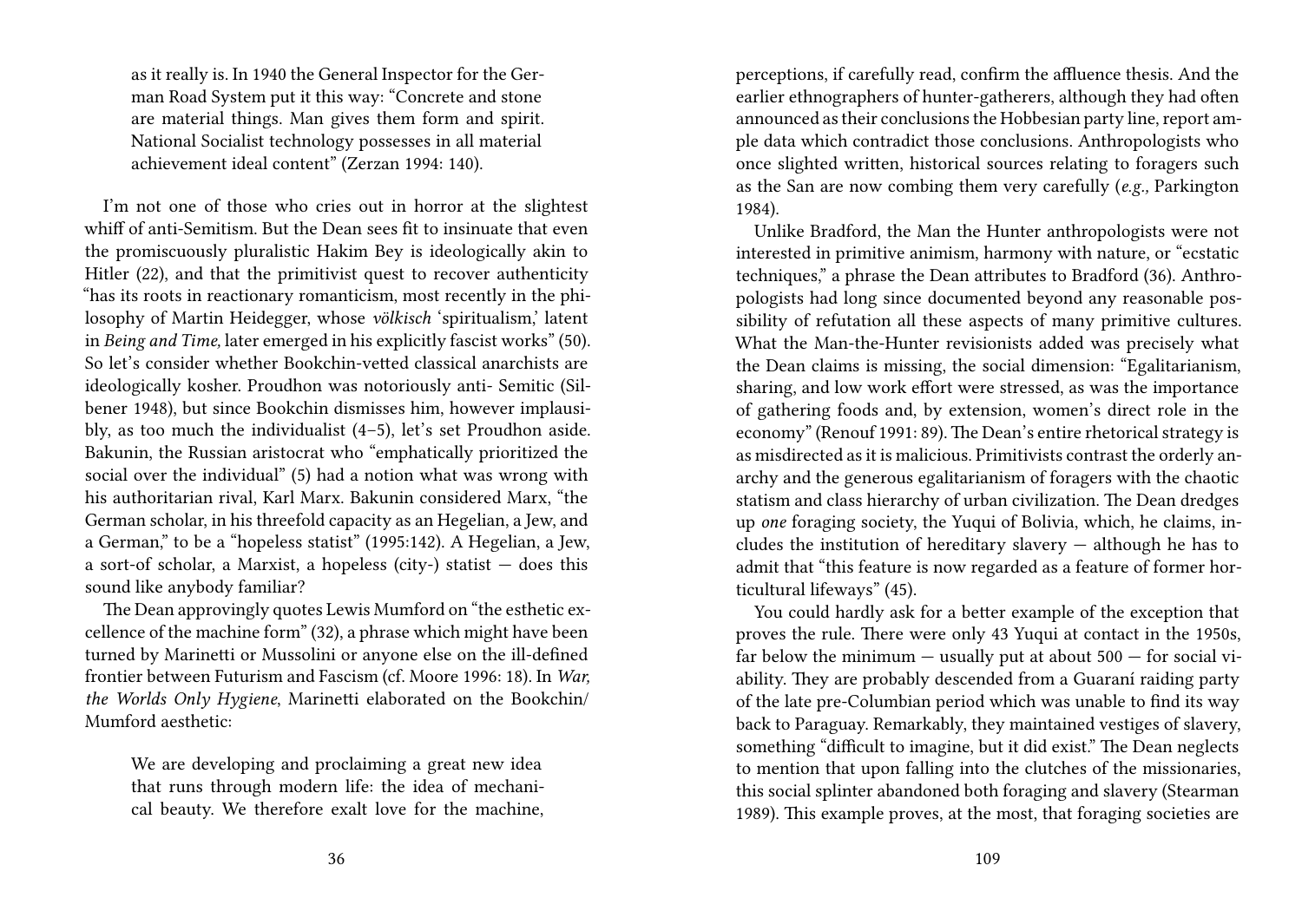as it really is. In 1940 the General Inspector for the German Road System put it this way: "Concrete and stone are material things. Man gives them form and spirit. National Socialist technology possesses in all material achievement ideal content" (Zerzan 1994: 140).

I'm not one of those who cries out in horror at the slightest whiff of anti-Semitism. But the Dean sees fit to insinuate that even the promiscuously pluralistic Hakim Bey is ideologically akin to Hitler (22), and that the primitivist quest to recover authenticity "has its roots in reactionary romanticism, most recently in the philosophy of Martin Heidegger, whose *völkisch* 'spiritualism,' latent in *Being and Time,* later emerged in his explicitly fascist works" (50). So let's consider whether Bookchin-vetted classical anarchists are ideologically kosher. Proudhon was notoriously anti- Semitic (Silbener 1948), but since Bookchin dismisses him, however implausibly, as too much the individualist (4–5), let's set Proudhon aside. Bakunin, the Russian aristocrat who "emphatically prioritized the social over the individual" (5) had a notion what was wrong with his authoritarian rival, Karl Marx. Bakunin considered Marx, "the German scholar, in his threefold capacity as an Hegelian, a Jew, and a German," to be a "hopeless statist" (1995:142). A Hegelian, a Jew, a sort-of scholar, a Marxist, a hopeless (city-) statist — does this sound like anybody familiar?

The Dean approvingly quotes Lewis Mumford on "the esthetic excellence of the machine form" (32), a phrase which might have been turned by Marinetti or Mussolini or anyone else on the ill-defined frontier between Futurism and Fascism (cf. Moore 1996: 18). In *War, the Worlds Only Hygiene*, Marinetti elaborated on the Bookchin/ Mumford aesthetic:

> We are developing and proclaiming a great new idea that runs through modern life: the idea of mechanical beauty. We therefore exalt love for the machine,

perceptions, if carefully read, confirm the affluence thesis. And the earlier ethnographers of hunter-gatherers, although they had often announced as their conclusions the Hobbesian party line, report ample data which contradict those conclusions. Anthropologists who once slighted written, historical sources relating to foragers such as the San are now combing them very carefully (*e.g.,* Parkington 1984).

Unlike Bradford, the Man the Hunter anthropologists were not interested in primitive animism, harmony with nature, or "ecstatic techniques," a phrase the Dean attributes to Bradford (36). Anthropologists had long since documented beyond any reasonable possibility of refutation all these aspects of many primitive cultures. What the Man-the-Hunter revisionists added was precisely what the Dean claims is missing, the social dimension: "Egalitarianism, sharing, and low work effort were stressed, as was the importance of gathering foods and, by extension, women's direct role in the economy" (Renouf 1991: 89). The Dean's entire rhetorical strategy is as misdirected as it is malicious. Primitivists contrast the orderly anarchy and the generous egalitarianism of foragers with the chaotic statism and class hierarchy of urban civilization. The Dean dredges up *one* foraging society, the Yuqui of Bolivia, which, he claims, includes the institution of hereditary slavery — although he has to admit that "this feature is now regarded as a feature of former horticultural lifeways" (45).

You could hardly ask for a better example of the exception that proves the rule. There were only 43 Yuqui at contact in the 1950s, far below the minimum — usually put at about 500 — for social viability. They are probably descended from a Guaraní raiding party of the late pre-Columbian period which was unable to find its way back to Paraguay. Remarkably, they maintained vestiges of slavery, something "difficult to imagine, but it did exist." The Dean neglects to mention that upon falling into the clutches of the missionaries, this social splinter abandoned both foraging and slavery (Stearman 1989). This example proves, at the most, that foraging societies are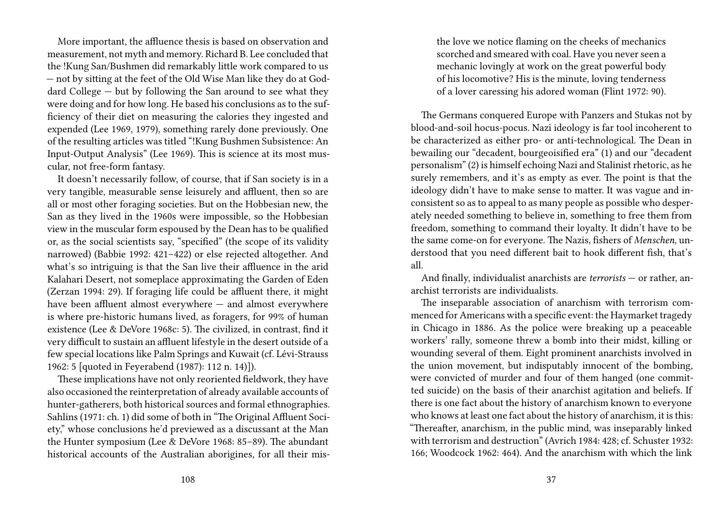More important, the affluence thesis is based on observation and measurement, not myth and memory. Richard B. Lee concluded that the !Kung San/Bushmen did remarkably little work compared to us — not by sitting at the feet of the Old Wise Man like they do at Goddard College — but by following the San around to see what they were doing and for how long. He based his conclusions as to the sufficiency of their diet on measuring the calories they ingested and expended (Lee 1969, 1979), something rarely done previously. One of the resulting articles was titled "!Kung Bushmen Subsistence: An Input-Output Analysis" (Lee 1969). This is science at its most muscular, not free-form fantasy.

It doesn't necessarily follow, of course, that if San society is in a very tangible, measurable sense leisurely and affluent, then so are all or most other foraging societies. But on the Hobbesian new, the San as they lived in the 1960s were impossible, so the Hobbesian view in the muscular form espoused by the Dean has to be qualified or, as the social scientists say, "specified" (the scope of its validity narrowed) (Babbie 1992: 421–422) or else rejected altogether. And what's so intriguing is that the San live their affluence in the arid Kalahari Desert, not someplace approximating the Garden of Eden (Zerzan 1994: 29). If foraging life could be affluent there, it might have been affluent almost everywhere — and almost everywhere is where pre-historic humans lived, as foragers, for 99% of human existence (Lee & DeVore 1968c: 5). The civilized, in contrast, find it very difficult to sustain an affluent lifestyle in the desert outside of a few special locations like Palm Springs and Kuwait (cf. Lévi-Strauss 1962: 5 [quoted in Feyerabend (1987): 112 n. 14)]).

These implications have not only reoriented fieldwork, they have also occasioned the reinterpretation of already available accounts of hunter-gatherers, both historical sources and formal ethnographies. Sahlins (1971: ch. 1) did some of both in "The Original Affluent Society," whose conclusions he'd previewed as a discussant at the Man the Hunter symposium (Lee & DeVore 1968: 85–89). The abundant historical accounts of the Australian aborigines, for all their mis-

> the love we notice flaming on the cheeks of mechanics scorched and smeared with coal. Have you never seen a mechanic lovingly at work on the great powerful body of his locomotive? His is the minute, loving tenderness of a lover caressing his adored woman (Flint 1972: 90).

The Germans conquered Europe with Panzers and Stukas not by blood-and-soil hocus-pocus. Nazi ideology is far tool incoherent to be characterized as either pro- or anti-technological. The Dean in bewailing our "decadent, bourgeoisified era" (1) and our "decadent personalism" (2) is himself echoing Nazi and Stalinist rhetoric, as he surely remembers, and it's as empty as ever. The point is that the ideology didn't have to make sense to matter. It was vague and inconsistent so as to appeal to as many people as possible who desperately needed something to believe in, something to free them from freedom, something to command their loyalty. It didn't have to be the same come-on for everyone. The Nazis, fishers of *Menschen,* understood that you need different bait to hook different fish, that's all.

And finally, individualist anarchists are *terrorists* — or rather, anarchist terrorists are individualists.

The inseparable association of anarchism with terrorism commenced for Americans with a specific event: the Haymarket tragedy in Chicago in 1886. As the police were breaking up a peaceable workers' rally, someone threw a bomb into their midst, killing or wounding several of them. Eight prominent anarchists involved in the union movement, but indisputably innocent of the bombing, were convicted of murder and four of them hanged (one committed suicide) on the basis of their anarchist agitation and beliefs. If there is one fact about the history of anarchism known to everyone who knows at least one fact about the history of anarchism, it is this: "Thereafter, anarchism, in the public mind, was inseparably linked with terrorism and destruction" (Avrich 1984: 428; cf. Schuster 1932: 166; Woodcock 1962: 464). And the anarchism with which the link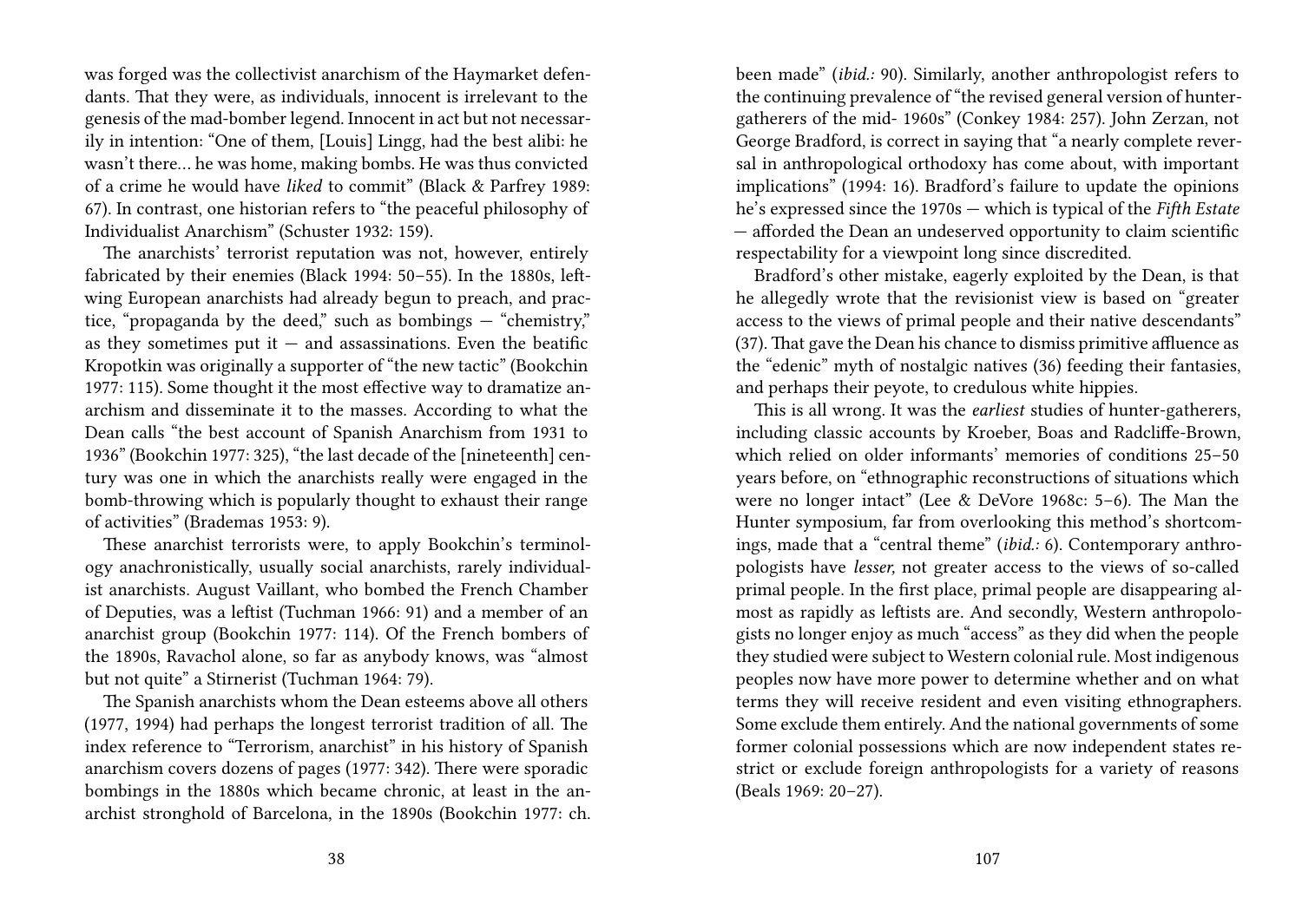was forged was the collectivist anarchism of the Haymarket defendants. That they were, as individuals, innocent is irrelevant to the genesis of the mad-bomber legend. Innocent in act but not necessarily in intention: "One of them, [Louis] Lingg, had the best alibi: he wasn't there… he was home, making bombs. He was thus convicted of a crime he would have *liked* to commit" (Black & Parfrey 1989: 67). In contrast, one historian refers to "the peaceful philosophy of Individualist Anarchism" (Schuster 1932: 159).

The anarchists' terrorist reputation was not, however, entirely fabricated by their enemies (Black 1994: 50–55). In the 1880s, left-wing European anarchists had already begun to preach, and practice, "propaganda by the deed," such as bombings — "chemistry," as they sometimes put it — and assassinations. Even the beatific Kropotkin was originally a supporter of "the new tactic" (Bookchin 1977: 115). Some thought it the most effective way to dramatize anarchism and disseminate it to the masses. According to what the Dean calls "the best account of Spanish Anarchism from 1931 to 1936" (Bookchin 1977: 325), "the last decade of the [nineteenth] century was one in which the anarchists really were engaged in the bomb-throwing which is popularly thought to exhaust their range of activities" (Brademas 1953: 9).

These anarchist terrorists were, to apply Bookchin's terminology anachronistically, usually social anarchists, rarely individualist anarchists. August Vaillant, who bombed the French Chamber of Deputies, was a leftist (Tuchman 1966: 91) and a member of an anarchist group (Bookchin 1977: 114). Of the French bombers of the 1890s, Ravachol alone, so far as anybody knows, was "almost but not quite" a Stirnerist (Tuchman 1964: 79).

The Spanish anarchists whom the Dean esteems above all others (1977, 1994) had perhaps the longest terrorist tradition of all. The index reference to "Terrorism, anarchist" in his history of Spanish anarchism covers dozens of pages (1977: 342). There were sporadic bombings in the 1880s which became chronic, at least in the anarchist stronghold of Barcelona, in the 1890s (Bookchin 1977: ch.

been made" (*ibid.:* 90). Similarly, another anthropologist refers to the continuing prevalence of "the revised general version of hunter-gatherers of the mid- 1960s" (Conkey 1984: 257). John Zerzan, not George Bradford, is correct in saying that "a nearly complete reversal in anthropological orthodoxy has come about, with important implications" (1994: 16). Bradford's failure to update the opinions he's expressed since the 1970s — which is typical of the *Fifth Estate* — afforded the Dean an undeserved opportunity to claim scientific respectability for a viewpoint long since discredited.

Bradford's other mistake, eagerly exploited by the Dean, is that he allegedly wrote that the revisionist view is based on "greater access to the views of primal people and their native descendants" (37). That gave the Dean his chance to dismiss primitive affluence as the "edenic" myth of nostalgic natives (36) feeding their fantasies, and perhaps their peyote, to credulous white hippies.

This is all wrong. It was the *earliest* studies of hunter-gatherers, including classic accounts by Kroeber, Boas and Radcliffe-Brown, which relied on older informants' memories of conditions 25–50 years before, on "ethnographic reconstructions of situations which were no longer intact" (Lee & DeVore 1968c: 5–6). The Man the Hunter symposium, far from overlooking this method's shortcomings, made that a "central theme" (*ibid.:* 6). Contemporary anthropologists have *lesser,* not greater access to the views of so-called primal people. In the first place, primal people are disappearing almost as rapidly as leftists are. And secondly, Western anthropologists no longer enjoy as much "access" as they did when the people they studied were subject to Western colonial rule. Most indigenous peoples now have more power to determine whether and on what terms they will receive resident and even visiting ethnographers. Some exclude them entirely. And the national governments of some former colonial possessions which are now independent states restrict or exclude foreign anthropologists for a variety of reasons (Beals 1969: 20–27).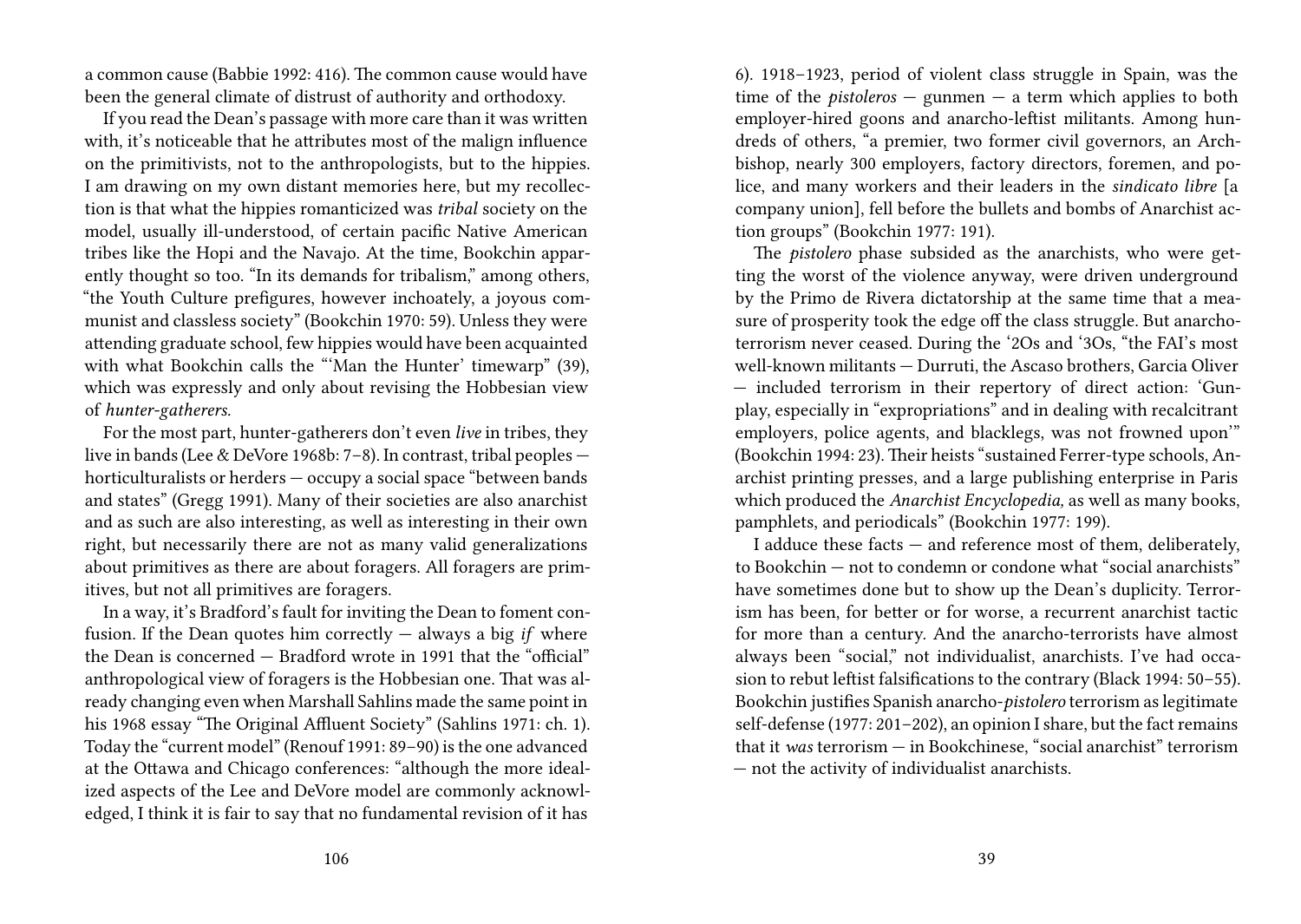a common cause (Babbie 1992: 416). The common cause would have been the general climate of distrust of authority and orthodoxy.

If you read the Dean's passage with more care than it was written with, it's noticeable that he attributes most of the malign influence on the primitivists, not to the anthropologists, but to the hippies. I am drawing on my own distant memories here, but my recollection is that what the hippies romanticized was *tribal* society on the model, usually ill-understood, of certain pacific Native American tribes like the Hopi and the Navajo. At the time, Bookchin apparently thought so too. "In its demands for tribalism," among others, "the Youth Culture prefigures, however inchoately, a joyous communist and classless society" (Bookchin 1970: 59). Unless they were attending graduate school, few hippies would have been acquainted with what Bookchin calls the "'Man the Hunter' timewarp" (39), which was expressly and only about revising the Hobbesian view of *hunter-gatherers.*

For the most part, hunter-gatherers don't even *live* in tribes, they live in bands (Lee & DeVore 1968b: 7–8). In contrast, tribal peoples — horticulturalists or herders — occupy a social space "between bands and states" (Gregg 1991). Many of their societies are also anarchist and as such are also interesting, as well as interesting in their own right, but necessarily there are not as many valid generalizations about primitives as there are about foragers. All foragers are primitives, but not all primitives are foragers.

In a way, it's Bradford's fault for inviting the Dean to foment confusion. If the Dean quotes him correctly — always a big *if* where the Dean is concerned — Bradford wrote in 1991 that the "official" anthropological view of foragers is the Hobbesian one. That was already changing even when Marshall Sahlins made the same point in his 1968 essay "The Original Affluent Society" (Sahlins 1971: ch. 1). Today the "current model" (Renouf 1991: 89–90) is the one advanced at the Ottawa and Chicago conferences: "although the more idealized aspects of the Lee and DeVore model are commonly acknowledged, I think it is fair to say that no fundamental revision of it has

6). 1918–1923, period of violent class struggle in Spain, was the time of the *pistoleros* — gunmen — a term which applies to both employer-hired goons and anarcho-leftist militants. Among hundreds of others, "a premier, two former civil governors, an Archbishop, nearly 300 employers, factory directors, foremen, and police, and many workers and their leaders in the *sindicato libre* [a company union], fell before the bullets and bombs of Anarchist action groups" (Bookchin 1977: 191).

The *pistolero* phase subsided as the anarchists, who were getting the worst of the violence anyway, were driven underground by the Primo de Rivera dictatorship at the same time that a measure of prosperity took the edge off the class struggle. But anarcho-terrorism never ceased. During the '2Os and '3Os, "the FAI's most well-known militants — Durruti, the Ascaso brothers, Garcia Oliver — included terrorism in their repertory of direct action: 'Gunplay, especially in "expropriations" and in dealing with recalcitrant employers, police agents, and blacklegs, was not frowned upon'" (Bookchin 1994: 23). Their heists "sustained Ferrer-type schools, Anarchist printing presses, and a large publishing enterprise in Paris which produced the *Anarchist Encyclopedia,* as well as many books, pamphlets, and periodicals" (Bookchin 1977: 199).

I adduce these facts — and reference most of them, deliberately, to Bookchin — not to condemn or condone what "social anarchists" have sometimes done but to show up the Dean's duplicity. Terrorism has been, for better or for worse, a recurrent anarchist tactic for more than a century. And the anarcho-terrorists have almost always been "social," not individualist, anarchists. I've had occasion to rebut leftist falsifications to the contrary (Black 1994: 50–55). Bookchin justifies Spanish anarcho-*pistolero* terrorism as legitimate self-defense (1977: 201–202), an opinion I share, but the fact remains that it *was* terrorism — in Bookchinese, "social anarchist" terrorism — not the activity of individualist anarchists.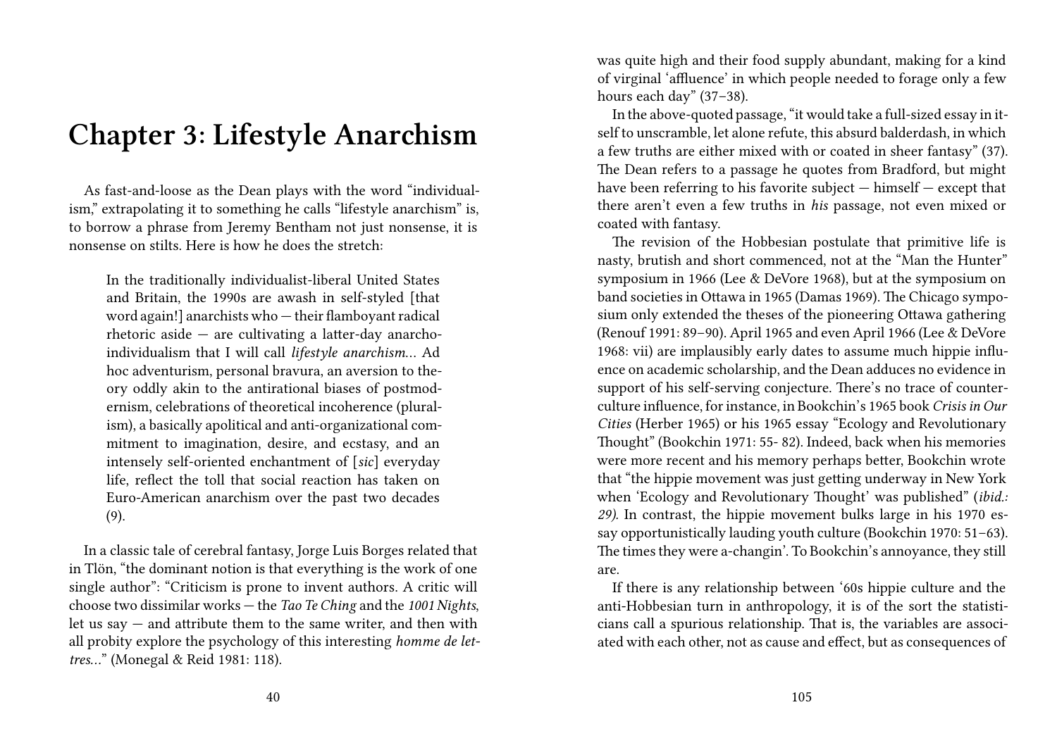# Chapter 3: Lifestyle Anarchism

As fast-and-loose as the Dean plays with the word "individualism," extrapolating it to something he calls "lifestyle anarchism" is, to borrow a phrase from Jeremy Bentham not just nonsense, it is nonsense on stilts. Here is how he does the stretch:

> In the traditionally individualist-liberal United States and Britain, the 1990s are awash in self-styled [that word again!] anarchists who — their flamboyant radical rhetoric aside — are cultivating a latter-day anarcho-individualism that I will call *lifestyle anarchism*… Ad hoc adventurism, personal bravura, an aversion to theory oddly akin to the antirational biases of postmodernism, celebrations of theoretical incoherence (pluralism), a basically apolitical and anti-organizational commitment to imagination, desire, and ecstasy, and an intensely self-oriented enchantment of [*sic*] everyday life, reflect the toll that social reaction has taken on Euro-American anarchism over the past two decades (9).

In a classic tale of cerebral fantasy, Jorge Luis Borges related that in Tlön, "the dominant notion is that everything is the work of one single author": "Criticism is prone to invent authors. A critic will choose two dissimilar works — the *Tao Te Ching* and the *1001 Nights*, let us say — and attribute them to the same writer, and then with all probity explore the psychology of this interesting *homme de lettres*…" (Monegal & Reid 1981: 118).

was quite high and their food supply abundant, making for a kind of virginal 'affluence' in which people needed to forage only a few hours each day" (37–38).

In the above-quoted passage, "it would take a full-sized essay in itself to unscramble, let alone refute, this absurd balderdash, in which a few truths are either mixed with or coated in sheer fantasy" (37). The Dean refers to a passage he quotes from Bradford, but might have been referring to his favorite subject — himself — except that there aren't even a few truths in *his* passage, not even mixed or coated with fantasy.

The revision of the Hobbesian postulate that primitive life is nasty, brutish and short commenced, not at the "Man the Hunter" symposium in 1966 (Lee & DeVore 1968), but at the symposium on band societies in Ottawa in 1965 (Damas 1969). The Chicago symposium only extended the theses of the pioneering Ottawa gathering (Renouf 1991: 89–90). April 1965 and even April 1966 (Lee & DeVore 1968: vii) are implausibly early dates to assume much hippie influence on academic scholarship, and the Dean adduces no evidence in support of his self-serving conjecture. There's no trace of counterculture influence, for instance, in Bookchin's 1965 book *Crisis in Our Cities* (Herber 1965) or his 1965 essay "Ecology and Revolutionary Thought" (Bookchin 1971: 55- 82). Indeed, back when his memories were more recent and his memory perhaps better, Bookchin wrote that "the hippie movement was just getting underway in New York when 'Ecology and Revolutionary Thought' was published" (*ibid.: 29).* In contrast, the hippie movement bulks large in his 1970 essay opportunistically lauding youth culture (Bookchin 1970: 51–63). The times they were a-changin'. To Bookchin's annoyance, they still are.

If there is any relationship between '60s hippie culture and the anti-Hobbesian turn in anthropology, it is of the sort the statisticians call a spurious relationship. That is, the variables are associated with each other, not as cause and effect, but as consequences of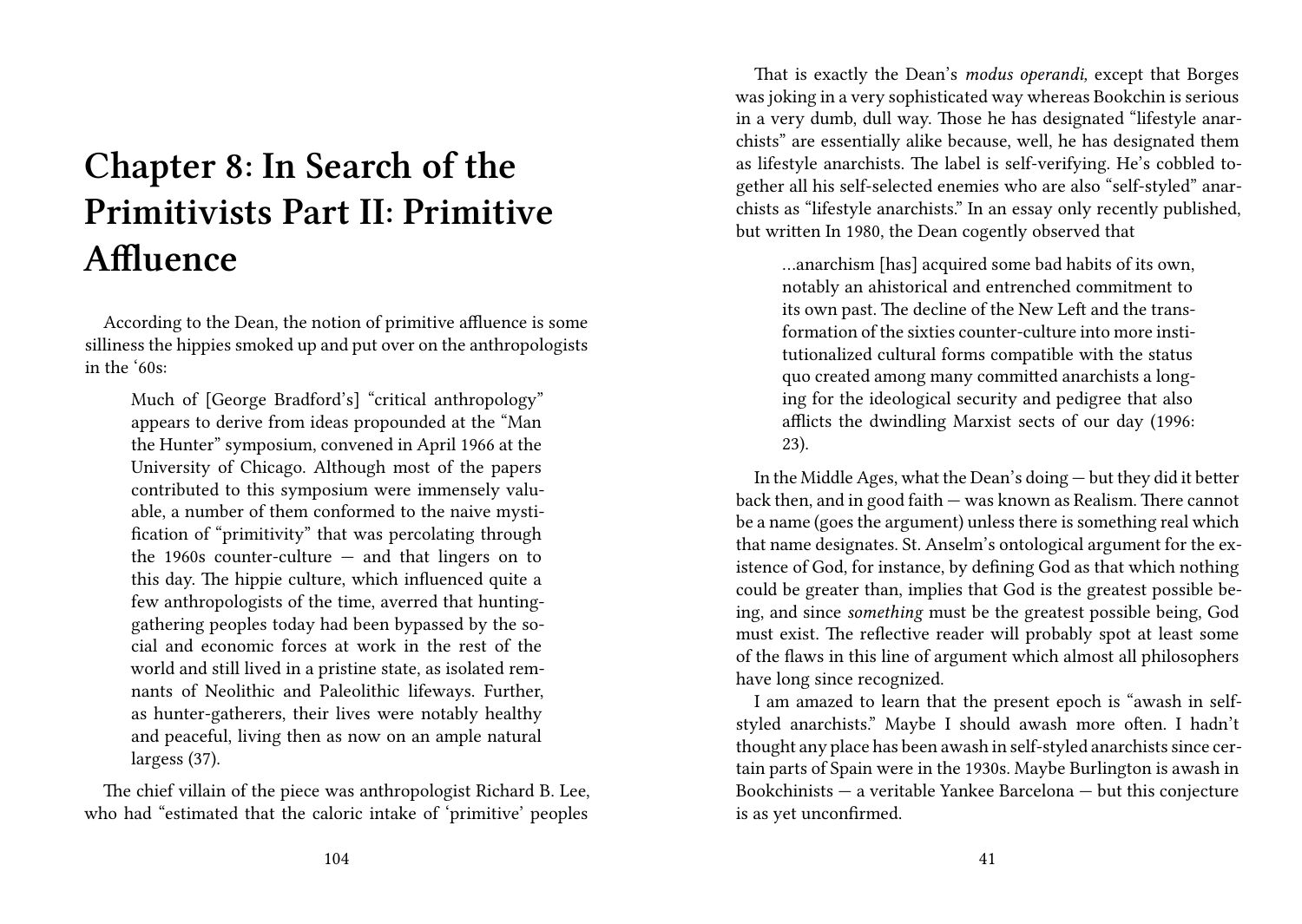# Chapter 8: In Search of the Primitivists Part II: Primitive Affluence

According to the Dean, the notion of primitive affluence is some silliness the hippies smoked up and put over on the anthropologists in the '60s:

> Much of [George Bradford's] "critical anthropology" appears to derive from ideas propounded at the "Man the Hunter" symposium, convened in April 1966 at the University of Chicago. Although most of the papers contributed to this symposium were immensely valuable, a number of them conformed to the naive mystification of "primitivity" that was percolating through the 1960s counter-culture — and that lingers on to this day. The hippie culture, which influenced quite a few anthropologists of the time, averred that hunting-gathering peoples today had been bypassed by the social and economic forces at work in the rest of the world and still lived in a pristine state, as isolated remnants of Neolithic and Paleolithic lifeways. Further, as hunter-gatherers, their lives were notably healthy and peaceful, living then as now on an ample natural largess (37).

The chief villain of the piece was anthropologist Richard B. Lee, who had "estimated that the caloric intake of 'primitive' peoples

That is exactly the Dean's *modus operandi,* except that Borges was joking in a very sophisticated way whereas Bookchin is serious in a very dumb, dull way. Those he has designated "lifestyle anarchists" are essentially alike because, well, he has designated them as lifestyle anarchists. The label is self-verifying. He's cobbled together all his self-selected enemies who are also "self-styled" anarchists as "lifestyle anarchists." In an essay only recently published, but written In 1980, the Dean cogently observed that

> …anarchism [has] acquired some bad habits of its own, notably an ahistorical and entrenched commitment to its own past. The decline of the New Left and the transformation of the sixties counter-culture into more institutionalized cultural forms compatible with the status quo created among many committed anarchists a longing for the ideological security and pedigree that also afflicts the dwindling Marxist sects of our day (1996: 23).

In the Middle Ages, what the Dean's doing — but they did it better back then, and in good faith — was known as Realism. There cannot be a name (goes the argument) unless there is something real which that name designates. St. Anselm's ontological argument for the existence of God, for instance, by defining God as that which nothing could be greater than, implies that God is the greatest possible being, and since *something* must be the greatest possible being, God must exist. The reflective reader will probably spot at least some of the flaws in this line of argument which almost all philosophers have long since recognized.

I am amazed to learn that the present epoch is "awash in self-styled anarchists." Maybe I should awash more often. I hadn't thought any place has been awash in self-styled anarchists since certain parts of Spain were in the 1930s. Maybe Burlington is awash in Bookchinists — a veritable Yankee Barcelona — but this conjecture is as yet unconfirmed.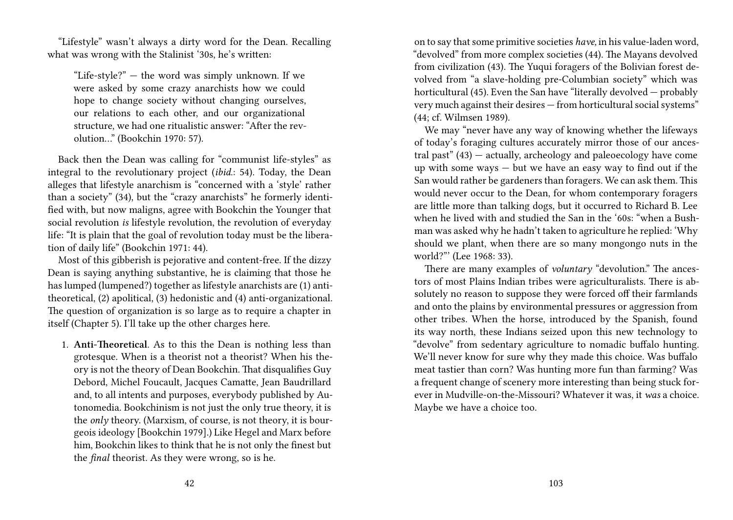"Lifestyle" wasn't always a dirty word for the Dean. Recalling what was wrong with the Stalinist '30s, he's written:

> "Life-style?" — the word was simply unknown. If we were asked by some crazy anarchists how we could hope to change society without changing ourselves, our relations to each other, and our organizational structure, we had one ritualistic answer: "After the revolution..." (Bookchin 1970: 57).

Back then the Dean was calling for "communist life-styles" as integral to the revolutionary project (*ibid.*: 54). Today, the Dean alleges that lifestyle anarchism is "concerned with a 'style' rather than a society" (34), but the "crazy anarchists" he formerly identified with, but now maligns, agree with Bookchin the Younger that social revolution *is* lifestyle revolution, the revolution of everyday life: "It is plain that the goal of revolution today must be the liberation of daily life" (Bookchin 1971: 44).

Most of this gibberish is pejorative and content-free. If the dizzy Dean is saying anything substantive, he is claiming that those he has lumped (lumpened?) together as lifestyle anarchists are (1) anti-theoretical, (2) apolitical, (3) hedonistic and (4) anti-organizational. The question of organization is so large as to require a chapter in itself (Chapter 5). I'll take up the other charges here.

1. **Anti-Theoretical**. As to this the Dean is nothing less than grotesque. When is a theorist not a theorist? When his theory is not the theory of Dean Bookchin. That disqualifies Guy Debord, Michel Foucault, Jacques Camatte, Jean Baudrillard and, to all intents and purposes, everybody published by Autonomedia. Bookchinism is not just the only true theory, it is the *only* theory. (Marxism, of course, is not theory, it is bourgeois ideology [Bookchin 1979].) Like Hegel and Marx before him, Bookchin likes to think that he is not only the finest but the *final* theorist. As they were wrong, so is he.

on to say that some primitive societies *have*, in his value-laden word, "devolved" from more complex societies (44). The Mayans devolved from civilization (43). The Yuqui foragers of the Bolivian forest devolved from "a slave-holding pre-Columbian society" which was horticultural (45). Even the San have "literally devolved — probably very much against their desires — from horticultural social systems" (44; cf. Wilmsen 1989).

We may "never have any way of knowing whether the lifeways of today's foraging cultures accurately mirror those of our ancestral past" (43) — actually, archeology and paleoecology have come up with some ways — but we have an easy way to find out if the San would rather be gardeners than foragers. We can ask them. This would never occur to the Dean, for whom contemporary foragers are little more than talking dogs, but it occurred to Richard B. Lee when he lived with and studied the San in the '60s: "when a Bushman was asked why he hadn't taken to agriculture he replied: 'Why should we plant, when there are so many mongongo nuts in the world?"' (Lee 1968: 33).

There are many examples of *voluntary* "devolution." The ancestors of most Plains Indian tribes were agriculturalists. There is absolutely no reason to suppose they were forced off their farmlands and onto the plains by environmental pressures or aggression from other tribes. When the horse, introduced by the Spanish, found its way north, these Indians seized upon this new technology to "devolve" from sedentary agriculture to nomadic buffalo hunting. We'll never know for sure why they made this choice. Was buffalo meat tastier than corn? Was hunting more fun than farming? Was a frequent change of scenery more interesting than being stuck forever in Mudville-on-the-Missouri? Whatever it was, it *was* a choice. Maybe we have a choice too.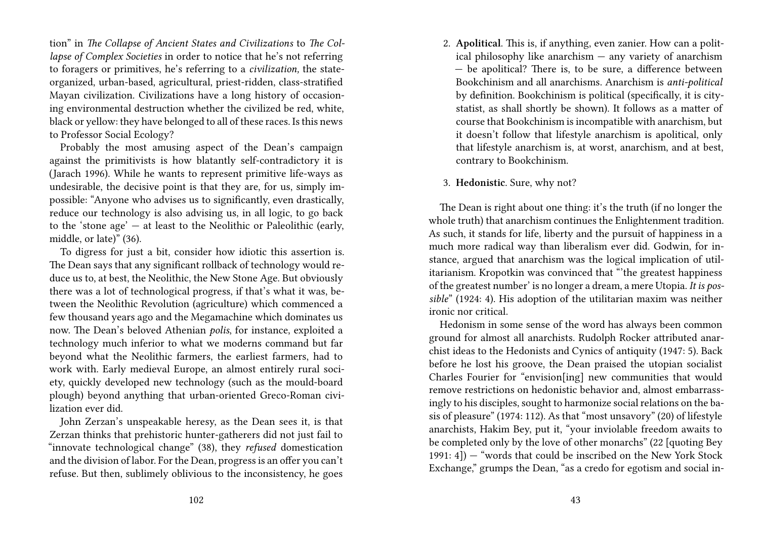tion" in *The Collapse of Ancient States and Civilizations* to *The Collapse of Complex Societies* in order to notice that he's not referring to foragers or primitives, he's referring to a *civilization,* the state-organized, urban-based, agricultural, priest-ridden, class-stratified Mayan civilization. Civilizations have a long history of occasioning environmental destruction whether the civilized be red, white, black or yellow: they have belonged to all of these races. Is this news to Professor Social Ecology?

Probably the most amusing aspect of the Dean's campaign against the primitivists is how blatantly self-contradictory it is (Jarach 1996). While he wants to represent primitive life-ways as undesirable, the decisive point is that they are, for us, simply impossible: "Anyone who advises us to significantly, even drastically, reduce our technology is also advising us, in all logic, to go back to the 'stone age' — at least to the Neolithic or Paleolithic (early, middle, or late)" (36).

To digress for just a bit, consider how idiotic this assertion is. The Dean says that any significant rollback of technology would reduce us to, at best, the Neolithic, the New Stone Age. But obviously there was a lot of technological progress, if that's what it was, between the Neolithic Revolution (agriculture) which commenced a few thousand years ago and the Megamachine which dominates us now. The Dean's beloved Athenian *polis*, for instance, exploited a technology much inferior to what we moderns command but far beyond what the Neolithic farmers, the earliest farmers, had to work with. Early medieval Europe, an almost entirely rural society, quickly developed new technology (such as the mould-board plough) beyond anything that urban-oriented Greco-Roman civilization ever did.

John Zerzan's unspeakable heresy, as the Dean sees it, is that Zerzan thinks that prehistoric hunter-gatherers did not just fail to "innovate technological change" (38), they *refused* domestication and the division of labor. For the Dean, progress is an offer you can't refuse. But then, sublimely oblivious to the inconsistency, he goes

2. **Apolitical**. This is, if anything, even zanier. How can a political philosophy like anarchism — any variety of anarchism — be apolitical? There is, to be sure, a difference between Bookchinism and all anarchisms. Anarchism is *anti-political* by definition. Bookchinism is political (specifically, it is city-statist, as shall shortly be shown). It follows as a matter of course that Bookchinism is incompatible with anarchism, but it doesn't follow that lifestyle anarchism is apolitical, only that lifestyle anarchism is, at worst, anarchism, and at best, contrary to Bookchinism.

3. **Hedonistic**. Sure, why not?

The Dean is right about one thing: it's the truth (if no longer the whole truth) that anarchism continues the Enlightenment tradition. As such, it stands for life, liberty and the pursuit of happiness in a much more radical way than liberalism ever did. Godwin, for instance, argued that anarchism was the logical implication of utilitarianism. Kropotkin was convinced that "'the greatest happiness of the greatest number' is no longer a dream, a mere Utopia. *It is possible*" (1924: 4). His adoption of the utilitarian maxim was neither ironic nor critical.

Hedonism in some sense of the word has always been common ground for almost all anarchists. Rudolph Rocker attributed anarchist ideas to the Hedonists and Cynics of antiquity (1947: 5). Back before he lost his groove, the Dean praised the utopian socialist Charles Fourier for "envision[ing] new communities that would remove restrictions on hedonistic behavior and, almost embarrassingly to his disciples, sought to harmonize social relations on the basis of pleasure" (1974: 112). As that "most unsavory" (20) of lifestyle anarchists, Hakim Bey, put it, "your inviolable freedom awaits to be completed only by the love of other monarchs" (22 [quoting Bey 1991: 4]) — "words that could be inscribed on the New York Stock Exchange," grumps the Dean, "as a credo for egotism and social in-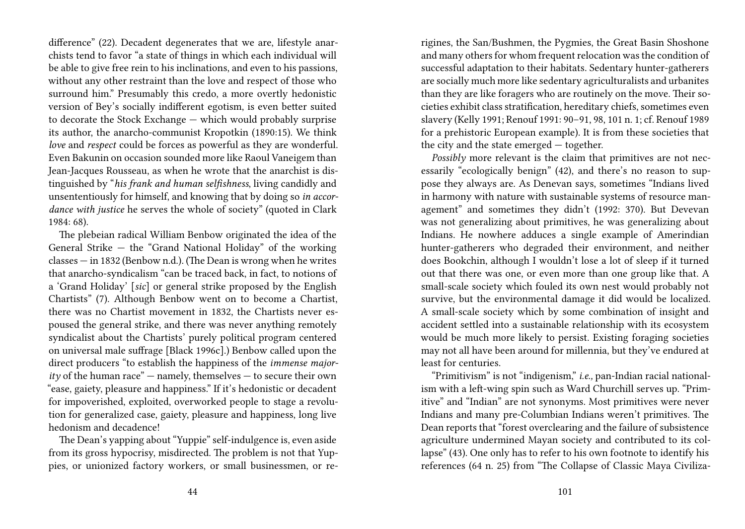difference" (22). Decadent degenerates that we are, lifestyle anarchists tend to favor "a state of things in which each individual will be able to give free rein to his inclinations, and even to his passions, without any other restraint than the love and respect of those who surround him." Presumably this credo, a more overtly hedonistic version of Bey's socially indifferent egotism, is even better suited to decorate the Stock Exchange — which would probably surprise its author, the anarcho-communist Kropotkin (1890:15). We think *love* and *respect* could be forces as powerful as they are wonderful. Even Bakunin on occasion sounded more like Raoul Vaneigem than Jean-Jacques Rousseau, as when he wrote that the anarchist is distinguished by "*his frank and human selfishness*, living candidly and unsententiously for himself, and knowing that by doing so *in accordance with justice* he serves the whole of society" (quoted in Clark 1984: 68).

The plebeian radical William Benbow originated the idea of the General Strike — the "Grand National Holiday" of the working classes — in 1832 (Benbow n.d.). (The Dean is wrong when he writes that anarcho-syndicalism "can be traced back, in fact, to notions of a 'Grand Holiday' [*sic*] or general strike proposed by the English Chartists" (7). Although Benbow went on to become a Chartist, there was no Chartist movement in 1832, the Chartists never espoused the general strike, and there was never anything remotely syndicalist about the Chartists' purely political program centered on universal male suffrage [Black 1996c].) Benbow called upon the direct producers "to establish the happiness of the *immense majority* of the human race" — namely, themselves — to secure their own "ease, gaiety, pleasure and happiness." If it's hedonistic or decadent for impoverished, exploited, overworked people to stage a revolution for generalized case, gaiety, pleasure and happiness, long live hedonism and decadence!

The Dean's yapping about "Yuppie" self-indulgence is, even aside from its gross hypocrisy, misdirected. The problem is not that Yuppies, or unionized factory workers, or small businessmen, or re-

rigines, the San/Bushmen, the Pygmies, the Great Basin Shoshone and many others for whom frequent relocation was the condition of successful adaptation to their habitats. Sedentary hunter-gatherers are socially much more like sedentary agriculturalists and urbanites than they are like foragers who are routinely on the move. Their societies exhibit class stratification, hereditary chiefs, sometimes even slavery (Kelly 1991; Renouf 1991: 90–91, 98, 101 n. 1; cf. Renouf 1989 for a prehistoric European example). It is from these societies that the city and the state emerged — together.

*Possibly* more relevant is the claim that primitives are not necessarily "ecologically benign" (42), and there's no reason to suppose they always are. As Denevan says, sometimes "Indians lived in harmony with nature with sustainable systems of resource management" and sometimes they didn't (1992: 370). But Devevan was not generalizing about primitives, he was generalizing about Indians. He nowhere adduces a single example of Amerindian hunter-gatherers who degraded their environment, and neither does Bookchin, although I wouldn't lose a lot of sleep if it turned out that there was one, or even more than one group like that. A small-scale society which fouled its own nest would probably not survive, but the environmental damage it did would be localized. A small-scale society which by some combination of insight and accident settled into a sustainable relationship with its ecosystem would be much more likely to persist. Existing foraging societies may not all have been around for millennia, but they've endured at least for centuries.

"Primitivism" is not "indigenism," *i.e.,* pan-Indian racial nationalism with a left-wing spin such as Ward Churchill serves up. "Primitive" and "Indian" are not synonyms. Most primitives were never Indians and many pre-Columbian Indians weren't primitives. The Dean reports that "forest overclearing and the failure of subsistence agriculture undermined Mayan society and contributed to its collapse" (43). One only has to refer to his own footnote to identify his references (64 n. 25) from "The Collapse of Classic Maya Civiliza-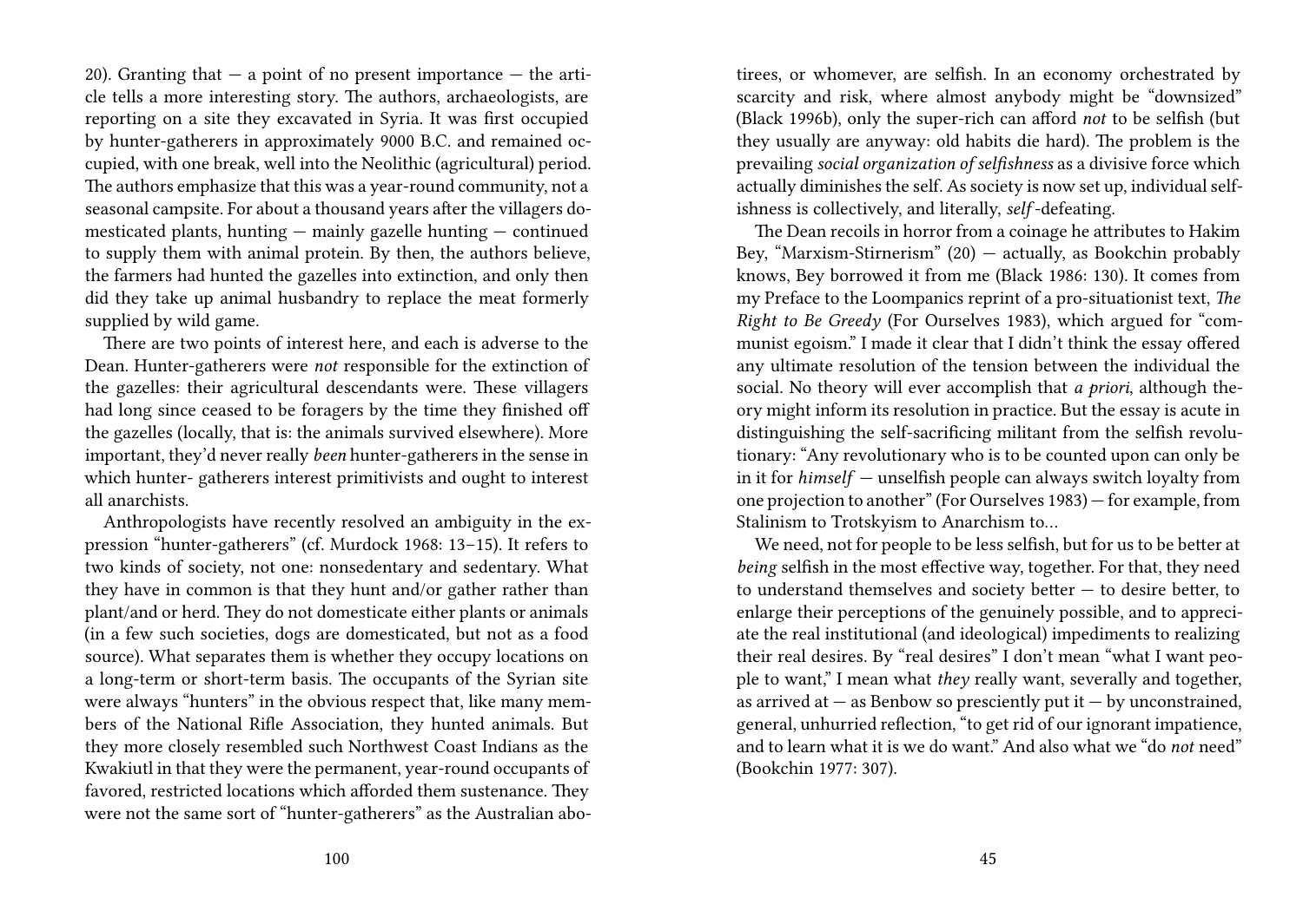20). Granting that — a point of no present importance — the article tells a more interesting story. The authors, archaeologists, are reporting on a site they excavated in Syria. It was first occupied by hunter-gatherers in approximately 9000 B.C. and remained occupied, with one break, well into the Neolithic (agricultural) period. The authors emphasize that this was a year-round community, not a seasonal campsite. For about a thousand years after the villagers domesticated plants, hunting — mainly gazelle hunting — continued to supply them with animal protein. By then, the authors believe, the farmers had hunted the gazelles into extinction, and only then did they take up animal husbandry to replace the meat formerly supplied by wild game.

There are two points of interest here, and each is adverse to the Dean. Hunter-gatherers were *not* responsible for the extinction of the gazelles: their agricultural descendants were. These villagers had long since ceased to be foragers by the time they finished off the gazelles (locally, that is: the animals survived elsewhere). More important, they'd never really *been* hunter-gatherers in the sense in which hunter- gatherers interest primitivists and ought to interest all anarchists.

Anthropologists have recently resolved an ambiguity in the expression "hunter-gatherers" (cf. Murdock 1968: 13–15). It refers to two kinds of society, not one: nonsedentary and sedentary. What they have in common is that they hunt and/or gather rather than plant/and or herd. They do not domesticate either plants or animals (in a few such societies, dogs are domesticated, but not as a food source). What separates them is whether they occupy locations on a long-term or short-term basis. The occupants of the Syrian site were always "hunters" in the obvious respect that, like many members of the National Rifle Association, they hunted animals. But they more closely resembled such Northwest Coast Indians as the Kwakiutl in that they were the permanent, year-round occupants of favored, restricted locations which afforded them sustenance. They were not the same sort of "hunter-gatherers" as the Australian abo-

tirees, or whomever, are selfish. In an economy orchestrated by scarcity and risk, where almost anybody might be "downsized" (Black 1996b), only the super-rich can afford *not* to be selfish (but they usually are anyway: old habits die hard). The problem is the prevailing *social organization of selfishness* as a divisive force which actually diminishes the self. As society is now set up, individual selfishness is collectively, and literally, *self*-defeating.

The Dean recoils in horror from a coinage he attributes to Hakim Bey, "Marxism-Stirnerism" (20) — actually, as Bookchin probably knows, Bey borrowed it from me (Black 1986: 130). It comes from my Preface to the Loompanics reprint of a pro-situationist text, *The Right to Be Greedy* (For Ourselves 1983), which argued for "communist egoism." I made it clear that I didn't think the essay offered any ultimate resolution of the tension between the individual the social. No theory will ever accomplish that *a priori*, although theory might inform its resolution in practice. But the essay is acute in distinguishing the self-sacrificing militant from the selfish revolutionary: "Any revolutionary who is to be counted upon can only be in it for *himself* — unselfish people can always switch loyalty from one projection to another" (For Ourselves 1983) — for example, from Stalinism to Trotskyism to Anarchism to…

We need, not for people to be less selfish, but for us to be better at *being* selfish in the most effective way, together. For that, they need to understand themselves and society better — to desire better, to enlarge their perceptions of the genuinely possible, and to appreciate the real institutional (and ideological) impediments to realizing their real desires. By "real desires" I don't mean "what I want people to want," I mean what *they* really want, severally and together, as arrived at — as Benbow so presciently put it — by unconstrained, general, unhurried reflection, "to get rid of our ignorant impatience, and to learn what it is we do want." And also what we "do *not* need" (Bookchin 1977: 307).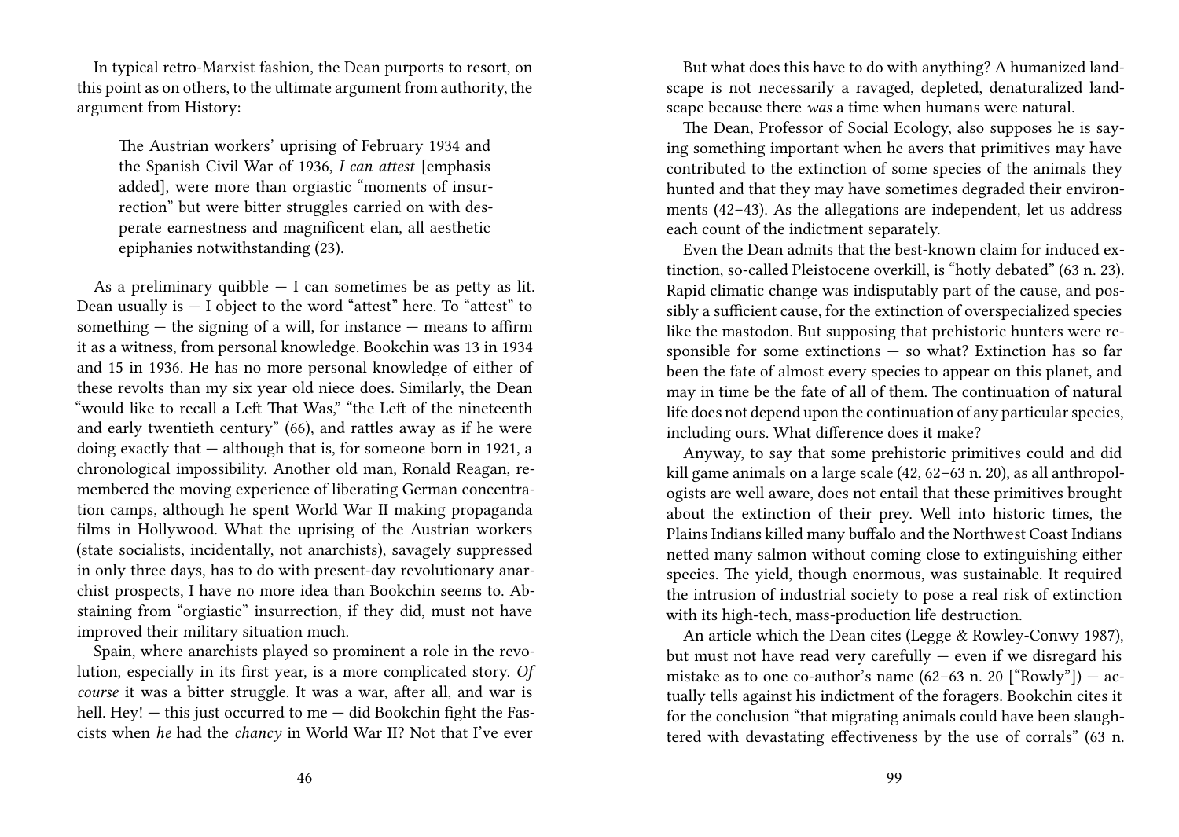In typical retro-Marxist fashion, the Dean purports to resort, on this point as on others, to the ultimate argument from authority, the argument from History:

> The Austrian workers' uprising of February 1934 and the Spanish Civil War of 1936, *I can attest* [emphasis added], were more than orgiastic "moments of insurrection" but were bitter struggles carried on with desperate earnestness and magnificent elan, all aesthetic epiphanies notwithstanding (23).

As a preliminary quibble — I can sometimes be as petty as lit. Dean usually is — I object to the word "attest" here. To "attest" to something — the signing of a will, for instance — means to affirm it as a witness, from personal knowledge. Bookchin was 13 in 1934 and 15 in 1936. He has no more personal knowledge of either of these revolts than my six year old niece does. Similarly, the Dean "would like to recall a Left That Was," "the Left of the nineteenth and early twentieth century" (66), and rattles away as if he were doing exactly that — although that is, for someone born in 1921, a chronological impossibility. Another old man, Ronald Reagan, remembered the moving experience of liberating German concentration camps, although he spent World War II making propaganda films in Hollywood. What the uprising of the Austrian workers (state socialists, incidentally, not anarchists), savagely suppressed in only three days, has to do with present-day revolutionary anarchist prospects, I have no more idea than Bookchin seems to. Abstaining from "orgiastic" insurrection, if they did, must not have improved their military situation much.

Spain, where anarchists played so prominent a role in the revolution, especially in its first year, is a more complicated story. *Of course* it was a bitter struggle. It was a war, after all, and war is hell. Hey! — this just occurred to me — did Bookchin fight the Fascists when *he* had the *chancy* in World War II? Not that I've ever

But what does this have to do with anything? A humanized landscape is not necessarily a ravaged, depleted, denaturalized landscape because there *was* a time when humans were natural.

The Dean, Professor of Social Ecology, also supposes he is saying something important when he avers that primitives may have contributed to the extinction of some species of the animals they hunted and that they may have sometimes degraded their environments (42–43). As the allegations are independent, let us address each count of the indictment separately.

Even the Dean admits that the best-known claim for induced extinction, so-called Pleistocene overkill, is "hotly debated" (63 n. 23). Rapid climatic change was indisputably part of the cause, and possibly a sufficient cause, for the extinction of overspecialized species like the mastodon. But supposing that prehistoric hunters were responsible for some extinctions — so what? Extinction has so far been the fate of almost every species to appear on this planet, and may in time be the fate of all of them. The continuation of natural life does not depend upon the continuation of any particular species, including ours. What difference does it make?

Anyway, to say that some prehistoric primitives could and did kill game animals on a large scale (42, 62–63 n. 20), as all anthropologists are well aware, does not entail that these primitives brought about the extinction of their prey. Well into historic times, the Plains Indians killed many buffalo and the Northwest Coast Indians netted many salmon without coming close to extinguishing either species. The yield, though enormous, was sustainable. It required the intrusion of industrial society to pose a real risk of extinction with its high-tech, mass-production life destruction.

An article which the Dean cites (Legge & Rowley-Conwy 1987), but must not have read very carefully — even if we disregard his mistake as to one co-author's name (62–63 n. 20 ["Rowly"]) — actually tells against his indictment of the foragers. Bookchin cites it for the conclusion "that migrating animals could have been slaughtered with devastating effectiveness by the use of corrals" (63 n.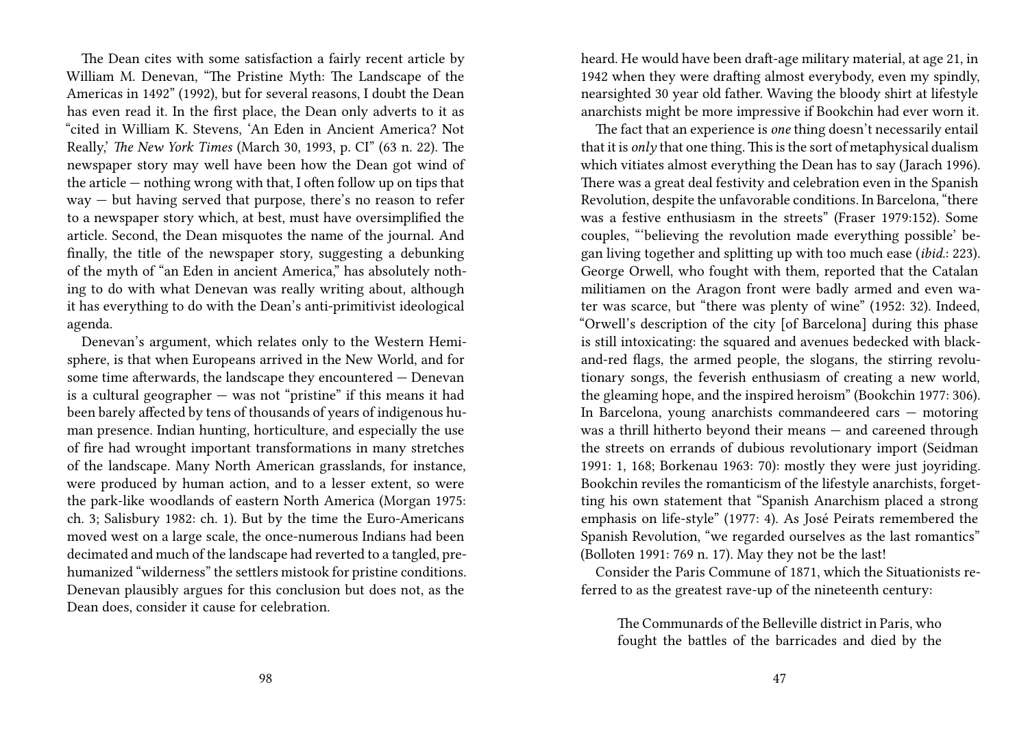The Dean cites with some satisfaction a fairly recent article by William M. Denevan, "The Pristine Myth: The Landscape of the Americas in 1492" (1992), but for several reasons, I doubt the Dean has even read it. In the first place, the Dean only adverts to it as "cited in William K. Stevens, 'An Eden in Ancient America? Not Really,' *The New York Times* (March 30, 1993, p. CI" (63 n. 22). The newspaper story may well have been how the Dean got wind of the article — nothing wrong with that, I often follow up on tips that way — but having served that purpose, there's no reason to refer to a newspaper story which, at best, must have oversimplified the article. Second, the Dean misquotes the name of the journal. And finally, the title of the newspaper story, suggesting a debunking of the myth of "an Eden in ancient America," has absolutely nothing to do with what Denevan was really writing about, although it has everything to do with the Dean's anti-primitivist ideological agenda.

Denevan's argument, which relates only to the Western Hemisphere, is that when Europeans arrived in the New World, and for some time afterwards, the landscape they encountered — Denevan is a cultural geographer — was not "pristine" if this means it had been barely affected by tens of thousands of years of indigenous human presence. Indian hunting, horticulture, and especially the use of fire had wrought important transformations in many stretches of the landscape. Many North American grasslands, for instance, were produced by human action, and to a lesser extent, so were the park-like woodlands of eastern North America (Morgan 1975: ch. 3; Salisbury 1982: ch. 1). But by the time the Euro-Americans moved west on a large scale, the once-numerous Indians had been decimated and much of the landscape had reverted to a tangled, pre-humanized "wilderness" the settlers mistook for pristine conditions. Denevan plausibly argues for this conclusion but does not, as the Dean does, consider it cause for celebration.

heard. He would have been draft-age military material, at age 21, in 1942 when they were drafting almost everybody, even my spindly, nearsighted 30 year old father. Waving the bloody shirt at lifestyle anarchists might be more impressive if Bookchin had ever worn it.

The fact that an experience is *one* thing doesn't necessarily entail that it is *only* that one thing. This is the sort of metaphysical dualism which vitiates almost everything the Dean has to say (Jarach 1996). There was a great deal festivity and celebration even in the Spanish Revolution, despite the unfavorable conditions. In Barcelona, "there was a festive enthusiasm in the streets" (Fraser 1979:152). Some couples, "'believing the revolution made everything possible' began living together and splitting up with too much ease (*ibid.*: 223). George Orwell, who fought with them, reported that the Catalan militiamen on the Aragon front were badly armed and even water was scarce, but "there was plenty of wine" (1952: 32). Indeed, "Orwell's description of the city [of Barcelona] during this phase is still intoxicating: the squared and avenues bedecked with black-and-red flags, the armed people, the slogans, the stirring revolutionary songs, the feverish enthusiasm of creating a new world, the gleaming hope, and the inspired heroism" (Bookchin 1977: 306). In Barcelona, young anarchists commandeered cars — motoring was a thrill hitherto beyond their means — and careened through the streets on errands of dubious revolutionary import (Seidman 1991: 1, 168; Borkenau 1963: 70): mostly they were just joyriding. Bookchin reviles the romanticism of the lifestyle anarchists, forgetting his own statement that "Spanish Anarchism placed a strong emphasis on life-style" (1977: 4). As José Peirats remembered the Spanish Revolution, "we regarded ourselves as the last romantics" (Bolloten 1991: 769 n. 17). May they not be the last!

Consider the Paris Commune of 1871, which the Situationists referred to as the greatest rave-up of the nineteenth century:

> The Communards of the Belleville district in Paris, who fought the battles of the barricades and died by the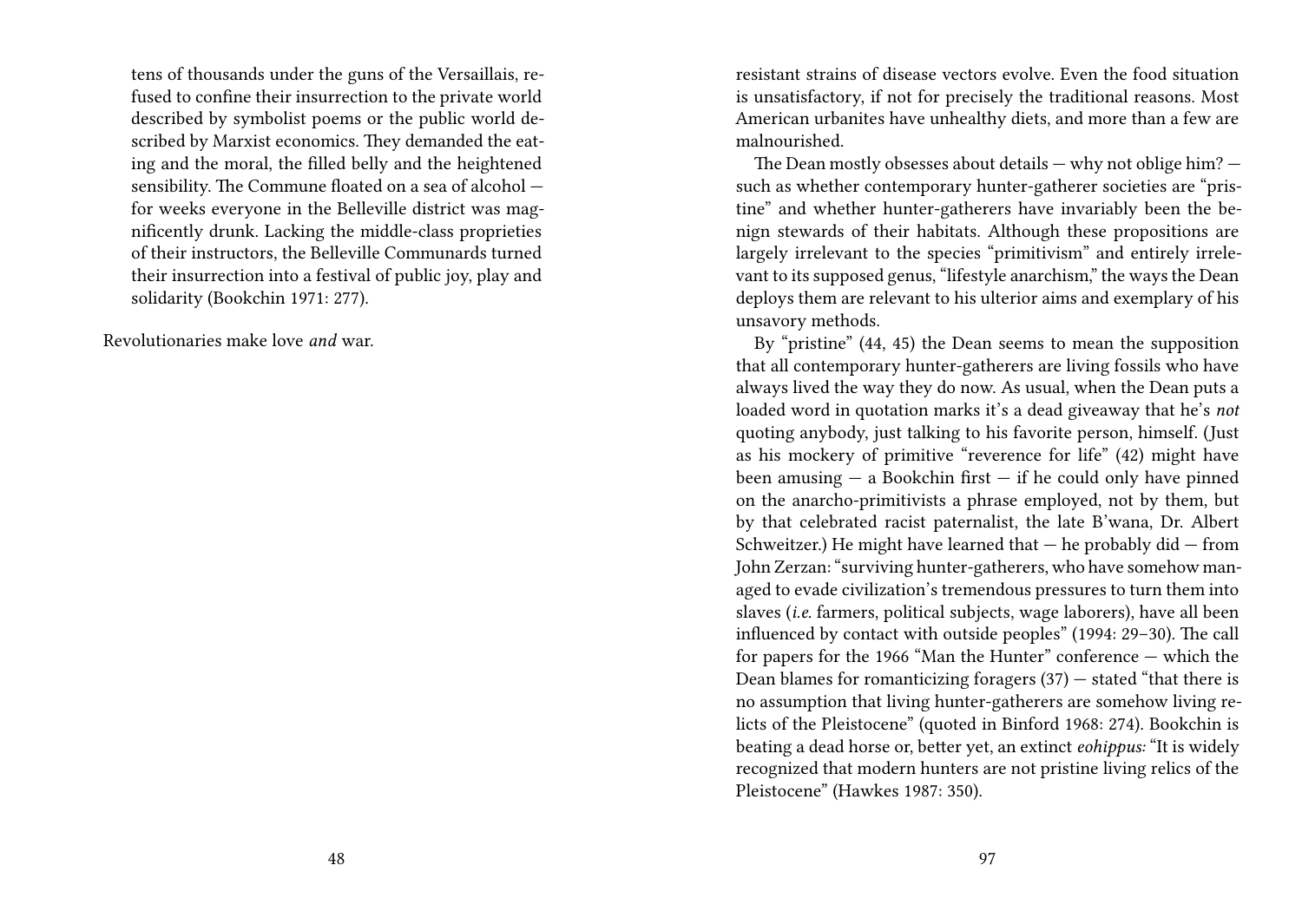tens of thousands under the guns of the Versaillais, refused to confine their insurrection to the private world described by symbolist poems or the public world described by Marxist economics. They demanded the eating and the moral, the filled belly and the heightened sensibility. The Commune floated on a sea of alcohol — for weeks everyone in the Belleville district was magnificently drunk. Lacking the middle-class proprieties of their instructors, the Belleville Communards turned their insurrection into a festival of public joy, play and solidarity (Bookchin 1971: 277).

Revolutionaries make love *and* war.

resistant strains of disease vectors evolve. Even the food situation is unsatisfactory, if not for precisely the traditional reasons. Most American urbanites have unhealthy diets, and more than a few are malnourished.

The Dean mostly obsesses about details — why not oblige him? — such as whether contemporary hunter-gatherer societies are "pristine" and whether hunter-gatherers have invariably been the benign stewards of their habitats. Although these propositions are largely irrelevant to the species "primitivism" and entirely irrelevant to its supposed genus, "lifestyle anarchism," the ways the Dean deploys them are relevant to his ulterior aims and exemplary of his unsavory methods.

By "pristine" (44, 45) the Dean seems to mean the supposition that all contemporary hunter-gatherers are living fossils who have always lived the way they do now. As usual, when the Dean puts a loaded word in quotation marks it's a dead giveaway that he's *not* quoting anybody, just talking to his favorite person, himself. (Just as his mockery of primitive "reverence for life" (42) might have been amusing — a Bookchin first — if he could only have pinned on the anarcho-primitivists a phrase employed, not by them, but by that celebrated racist paternalist, the late B'wana, Dr. Albert Schweitzer.) He might have learned that — he probably did — from John Zerzan: "surviving hunter-gatherers, who have somehow managed to evade civilization's tremendous pressures to turn them into slaves (*i.e.* farmers, political subjects, wage laborers), have all been influenced by contact with outside peoples" (1994: 29–30). The call for papers for the 1966 "Man the Hunter" conference — which the Dean blames for romanticizing foragers (37) — stated "that there is no assumption that living hunter-gatherers are somehow living relicts of the Pleistocene" (quoted in Binford 1968: 274). Bookchin is beating a dead horse or, better yet, an extinct *eohippus:* "It is widely recognized that modern hunters are not pristine living relics of the Pleistocene" (Hawkes 1987: 350).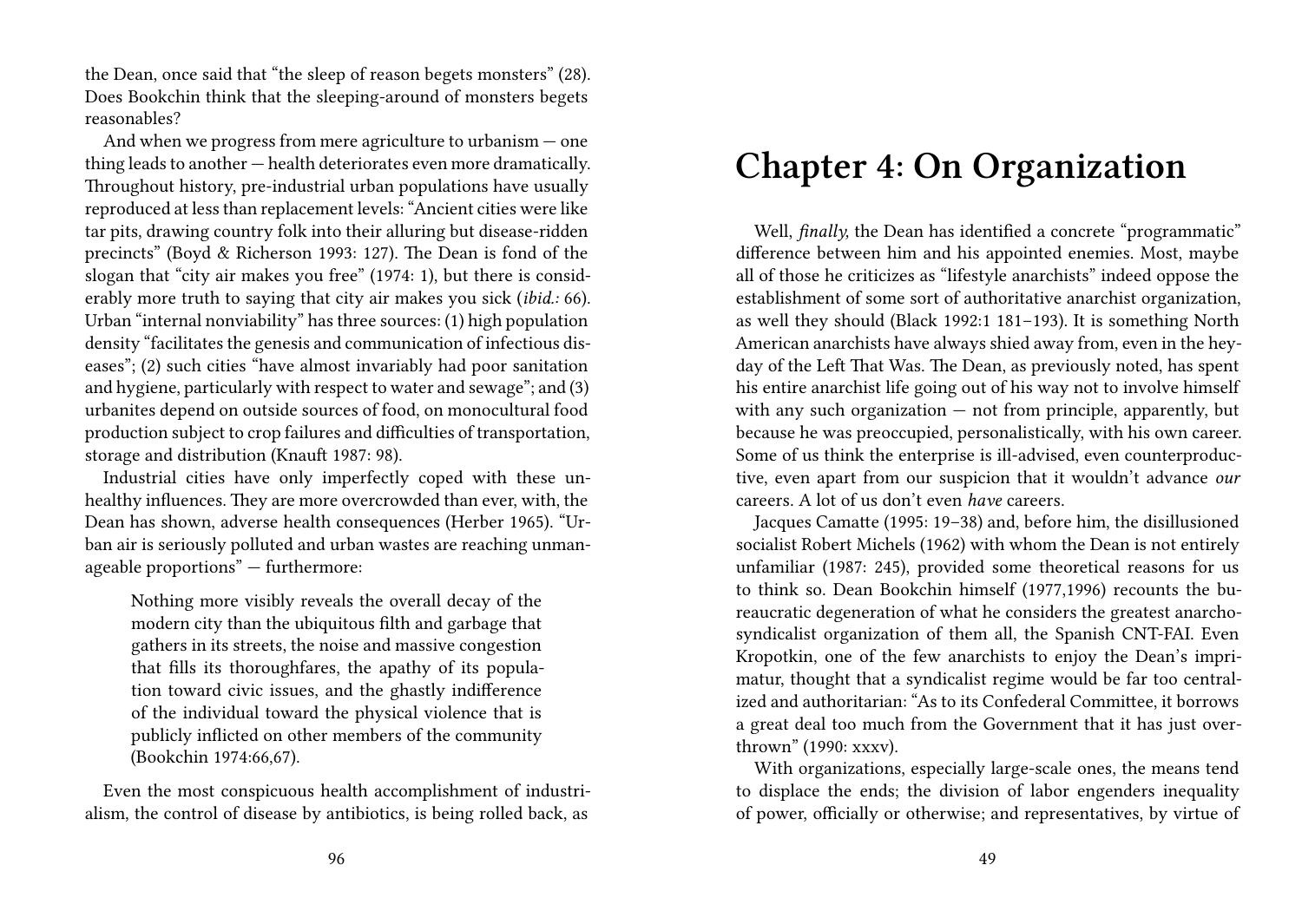the Dean, once said that "the sleep of reason begets monsters" (28). Does Bookchin think that the sleeping-around of monsters begets reasonables?

And when we progress from mere agriculture to urbanism — one thing leads to another — health deteriorates even more dramatically. Throughout history, pre-industrial urban populations have usually reproduced at less than replacement levels: "Ancient cities were like tar pits, drawing country folk into their alluring but disease-ridden precincts" (Boyd & Richerson 1993: 127). The Dean is fond of the slogan that "city air makes you free" (1974: 1), but there is considerably more truth to saying that city air makes you sick (*ibid.:* 66). Urban "internal nonviability" has three sources: (1) high population density "facilitates the genesis and communication of infectious diseases"; (2) such cities "have almost invariably had poor sanitation and hygiene, particularly with respect to water and sewage"; and (3) urbanites depend on outside sources of food, on monocultural food production subject to crop failures and difficulties of transportation, storage and distribution (Knauft 1987: 98).

Industrial cities have only imperfectly coped with these unhealthy influences. They are more overcrowded than ever, with, the Dean has shown, adverse health consequences (Herber 1965). "Urban air is seriously polluted and urban wastes are reaching unmanageable proportions" — furthermore:

> Nothing more visibly reveals the overall decay of the modern city than the ubiquitous filth and garbage that gathers in its streets, the noise and massive congestion that fills its thoroughfares, the apathy of its population toward civic issues, and the ghastly indifference of the individual toward the physical violence that is publicly inflicted on other members of the community (Bookchin 1974:66,67).

Even the most conspicuous health accomplishment of industrialism, the control of disease by antibiotics, is being rolled back, as

# Chapter 4: On Organization

Well, *finally,* the Dean has identified a concrete "programmatic" difference between him and his appointed enemies. Most, maybe all of those he criticizes as "lifestyle anarchists" indeed oppose the establishment of some sort of authoritative anarchist organization, as well they should (Black 1992:1 181–193). It is something North American anarchists have always shied away from, even in the heyday of the Left That Was. The Dean, as previously noted, has spent his entire anarchist life going out of his way not to involve himself with any such organization — not from principle, apparently, but because he was preoccupied, personalistically, with his own career. Some of us think the enterprise is ill-advised, even counterproductive, even apart from our suspicion that it wouldn't advance *our* careers. A lot of us don't even *have* careers.

Jacques Camatte (1995: 19–38) and, before him, the disillusioned socialist Robert Michels (1962) with whom the Dean is not entirely unfamiliar (1987: 245), provided some theoretical reasons for us to think so. Dean Bookchin himself (1977,1996) recounts the bureaucratic degeneration of what he considers the greatest anarcho-syndicalist organization of them all, the Spanish CNT-FAI. Even Kropotkin, one of the few anarchists to enjoy the Dean's imprimatur, thought that a syndicalist regime would be far too centralized and authoritarian: "As to its Confederal Committee, it borrows a great deal too much from the Government that it has just overthrown" (1990: xxxv).

With organizations, especially large-scale ones, the means tend to displace the ends; the division of labor engenders inequality of power, officially or otherwise; and representatives, by virtue of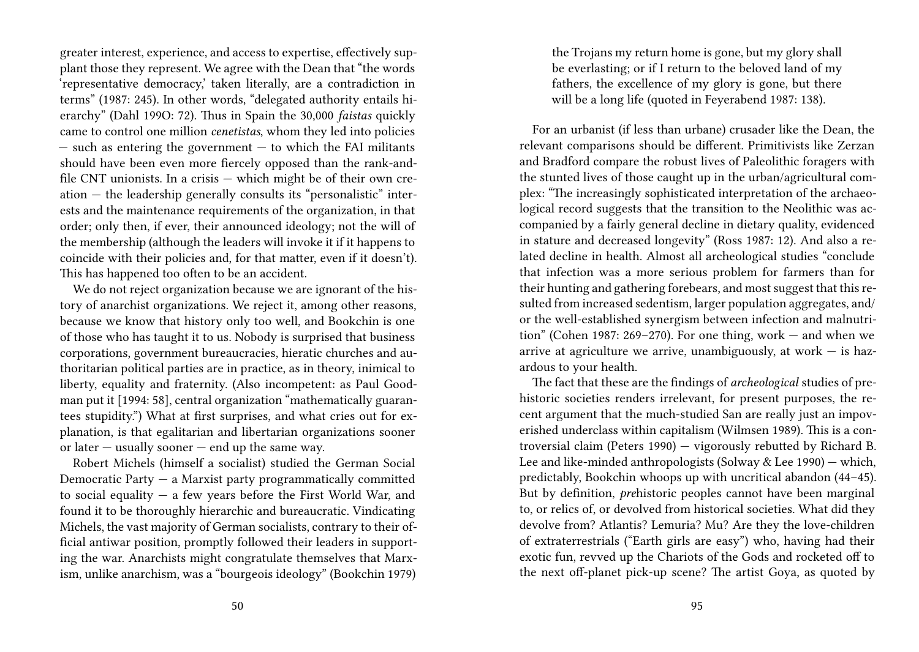greater interest, experience, and access to expertise, effectively supplant those they represent. We agree with the Dean that "the words 'representative democracy,' taken literally, are a contradiction in terms" (1987: 245). In other words, "delegated authority entails hierarchy" (Dahl 199O: 72). Thus in Spain the 30,000 *faistas* quickly came to control one million *cenetistas*, whom they led into policies — such as entering the government — to which the FAI militants should have been even more fiercely opposed than the rank-and-file CNT unionists. In a crisis — which might be of their own creation — the leadership generally consults its "personalistic" interests and the maintenance requirements of the organization, in that order; only then, if ever, their announced ideology; not the will of the membership (although the leaders will invoke it if it happens to coincide with their policies and, for that matter, even if it doesn't). This has happened too often to be an accident.

We do not reject organization because we are ignorant of the history of anarchist organizations. We reject it, among other reasons, because we know that history only too well, and Bookchin is one of those who has taught it to us. Nobody is surprised that business corporations, government bureaucracies, hieratic churches and authoritarian political parties are in practice, as in theory, inimical to liberty, equality and fraternity. (Also incompetent: as Paul Goodman put it [1994: 58], central organization "mathematically guarantees stupidity.") What at first surprises, and what cries out for explanation, is that egalitarian and libertarian organizations sooner or later — usually sooner — end up the same way.

Robert Michels (himself a socialist) studied the German Social Democratic Party — a Marxist party programmatically committed to social equality — a few years before the First World War, and found it to be thoroughly hierarchic and bureaucratic. Vindicating Michels, the vast majority of German socialists, contrary to their official antiwar position, promptly followed their leaders in supporting the war. Anarchists might congratulate themselves that Marxism, unlike anarchism, was a "bourgeois ideology" (Bookchin 1979)

> the Trojans my return home is gone, but my glory shall be everlasting; or if I return to the beloved land of my fathers, the excellence of my glory is gone, but there will be a long life (quoted in Feyerabend 1987: 138).

For an urbanist (if less than urbane) crusader like the Dean, the relevant comparisons should be different. Primitivists like Zerzan and Bradford compare the robust lives of Paleolithic foragers with the stunted lives of those caught up in the urban/agricultural complex: "The increasingly sophisticated interpretation of the archaeological record suggests that the transition to the Neolithic was accompanied by a fairly general decline in dietary quality, evidenced in stature and decreased longevity" (Ross 1987: 12). And also a related decline in health. Almost all archeological studies "conclude that infection was a more serious problem for farmers than for their hunting and gathering forebears, and most suggest that this resulted from increased sedentism, larger population aggregates, and/or the well-established synergism between infection and malnutrition" (Cohen 1987: 269–270). For one thing, work — and when we arrive at agriculture we arrive, unambiguously, at work — is hazardous to your health.

The fact that these are the findings of *archeological* studies of prehistoric societies renders irrelevant, for present purposes, the recent argument that the much-studied San are really just an impoverished underclass within capitalism (Wilmsen 1989). This is a controversial claim (Peters 1990) — vigorously rebutted by Richard B. Lee and like-minded anthropologists (Solway & Lee 1990) — which, predictably, Bookchin whoops up with uncritical abandon (44–45). But by definition, *pre*historic peoples cannot have been marginal to, or relics of, or devolved from historical societies. What did they devolve from? Atlantis? Lemuria? Mu? Are they the love-children of extraterrestrials ("Earth girls are easy") who, having had their exotic fun, revved up the Chariots of the Gods and rocketed off to the next off-planet pick-up scene? The artist Goya, as quoted by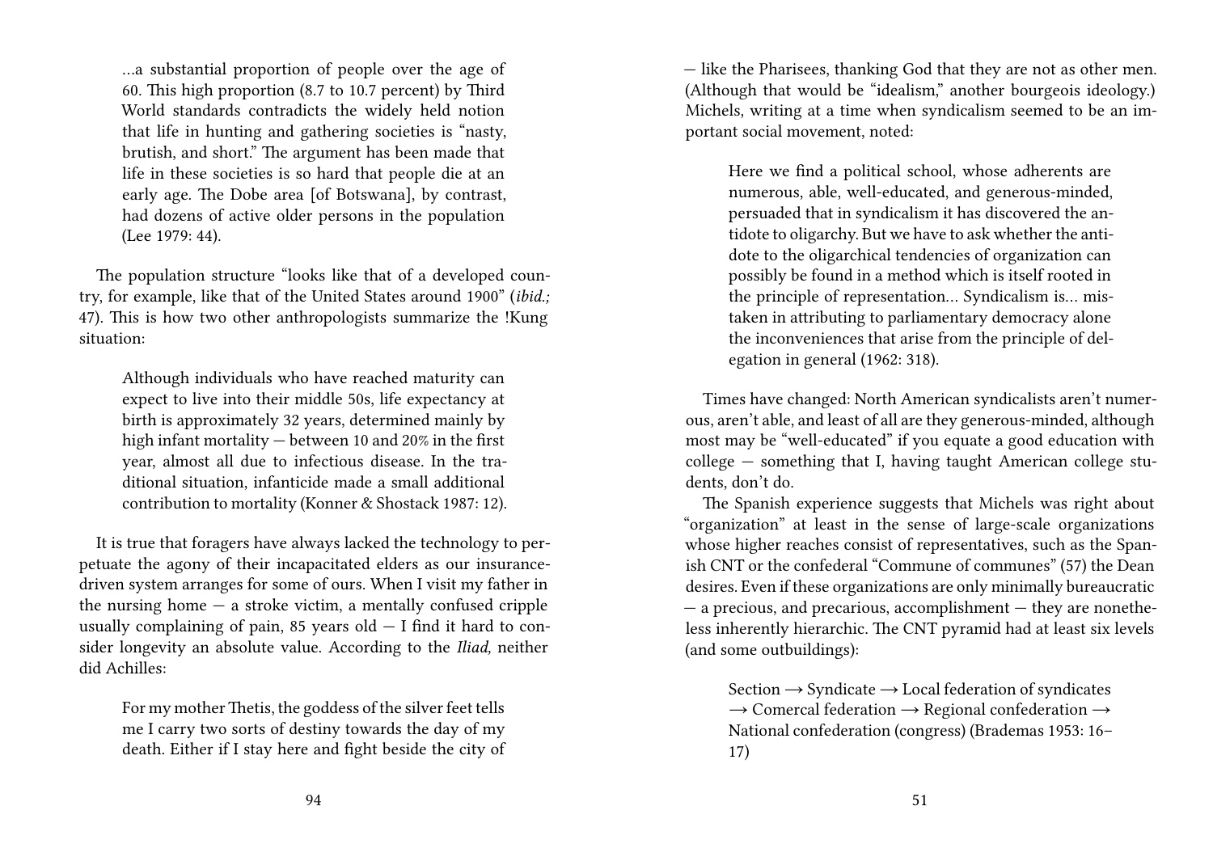…a substantial proportion of people over the age of 60. This high proportion (8.7 to 10.7 percent) by Third World standards contradicts the widely held notion that life in hunting and gathering societies is "nasty, brutish, and short." The argument has been made that life in these societies is so hard that people die at an early age. The Dobe area [of Botswana], by contrast, had dozens of active older persons in the population (Lee 1979: 44).

The population structure "looks like that of a developed country, for example, like that of the United States around 1900" (*ibid.;* 47). This is how two other anthropologists summarize the !Kung situation:

> Although individuals who have reached maturity can expect to live into their middle 50s, life expectancy at birth is approximately 32 years, determined mainly by high infant mortality — between 10 and 20% in the first year, almost all due to infectious disease. In the traditional situation, infanticide made a small additional contribution to mortality (Konner & Shostack 1987: 12).

It is true that foragers have always lacked the technology to perpetuate the agony of their incapacitated elders as our insurance-driven system arranges for some of ours. When I visit my father in the nursing home — a stroke victim, a mentally confused cripple usually complaining of pain, 85 years old — I find it hard to consider longevity an absolute value. According to the *Iliad,* neither did Achilles:

> For my mother Thetis, the goddess of the silver feet tells me I carry two sorts of destiny towards the day of my death. Either if I stay here and fight beside the city of

— like the Pharisees, thanking God that they are not as other men. (Although that would be "idealism," another bourgeois ideology.) Michels, writing at a time when syndicalism seemed to be an important social movement, noted:

> Here we find a political school, whose adherents are numerous, able, well-educated, and generous-minded, persuaded that in syndicalism it has discovered the antidote to oligarchy. But we have to ask whether the antidote to the oligarchical tendencies of organization can possibly be found in a method which is itself rooted in the principle of representation… Syndicalism is… mistaken in attributing to parliamentary democracy alone the inconveniences that arise from the principle of delegation in general (1962: 318).

Times have changed: North American syndicalists aren't numerous, aren't able, and least of all are they generous-minded, although most may be "well-educated" if you equate a good education with college — something that I, having taught American college students, don't do.

The Spanish experience suggests that Michels was right about "organization" at least in the sense of large-scale organizations whose higher reaches consist of representatives, such as the Spanish CNT or the confederal "Commune of communes" (57) the Dean desires. Even if these organizations are only minimally bureaucratic — a precious, and precarious, accomplishment — they are nonetheless inherently hierarchic. The CNT pyramid had at least six levels (and some outbuildings):

> Section → Syndicate → Local federation of syndicates → Comercal federation → Regional confederation → National confederation (congress) (Brademas 1953: 16–17)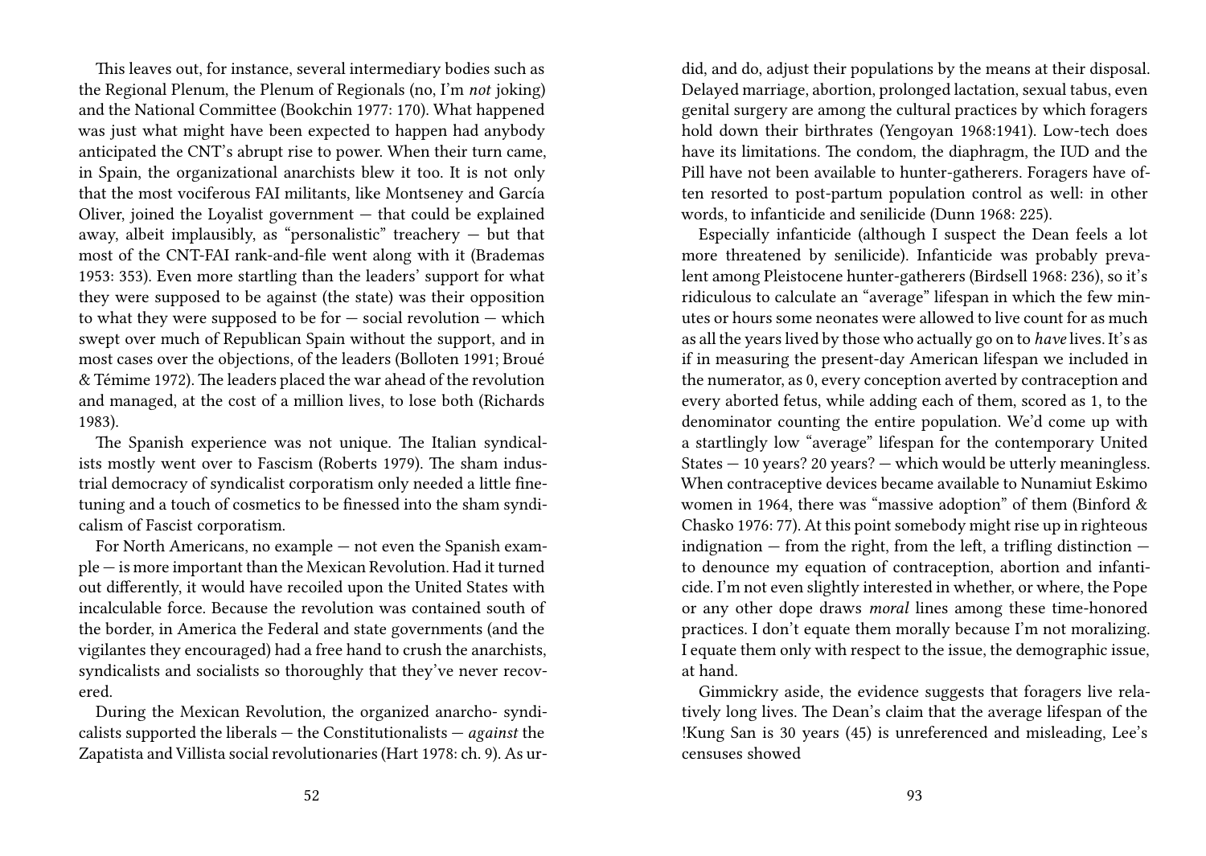This leaves out, for instance, several intermediary bodies such as the Regional Plenum, the Plenum of Regionals (no, I'm *not* joking) and the National Committee (Bookchin 1977: 170). What happened was just what might have been expected to happen had anybody anticipated the CNT's abrupt rise to power. When their turn came, in Spain, the organizational anarchists blew it too. It is not only that the most vociferous FAI militants, like Montseney and García Oliver, joined the Loyalist government — that could be explained away, albeit implausibly, as "personalistic" treachery — but that most of the CNT-FAI rank-and-file went along with it (Brademas 1953: 353). Even more startling than the leaders' support for what they were supposed to be against (the state) was their opposition to what they were supposed to be for — social revolution — which swept over much of Republican Spain without the support, and in most cases over the objections, of the leaders (Bolloten 1991; Broué & Témime 1972). The leaders placed the war ahead of the revolution and managed, at the cost of a million lives, to lose both (Richards 1983).

The Spanish experience was not unique. The Italian syndicalists mostly went over to Fascism (Roberts 1979). The sham industrial democracy of syndicalist corporatism only needed a little fine-tuning and a touch of cosmetics to be finessed into the sham syndicalism of Fascist corporatism.

For North Americans, no example — not even the Spanish example — is more important than the Mexican Revolution. Had it turned out differently, it would have recoiled upon the United States with incalculable force. Because the revolution was contained south of the border, in America the Federal and state governments (and the vigilantes they encouraged) had a free hand to crush the anarchists, syndicalists and socialists so thoroughly that they've never recovered.

During the Mexican Revolution, the organized anarcho- syndicalists supported the liberals — the Constitutionalists — *against* the Zapatista and Villista social revolutionaries (Hart 1978: ch. 9). As ur-

did, and do, adjust their populations by the means at their disposal. Delayed marriage, abortion, prolonged lactation, sexual tabus, even genital surgery are among the cultural practices by which foragers hold down their birthrates (Yengoyan 1968:1941). Low-tech does have its limitations. The condom, the diaphragm, the IUD and the Pill have not been available to hunter-gatherers. Foragers have often resorted to post-partum population control as well: in other words, to infanticide and senilicide (Dunn 1968: 225).

Especially infanticide (although I suspect the Dean feels a lot more threatened by senilicide). Infanticide was probably prevalent among Pleistocene hunter-gatherers (Birdsell 1968: 236), so it's ridiculous to calculate an "average" lifespan in which the few minutes or hours some neonates were allowed to live count for as much as all the years lived by those who actually go on to *have* lives. It's as if in measuring the present-day American lifespan we included in the numerator, as 0, every conception averted by contraception and every aborted fetus, while adding each of them, scored as 1, to the denominator counting the entire population. We'd come up with a startlingly low "average" lifespan for the contemporary United States — 10 years? 20 years? — which would be utterly meaningless. When contraceptive devices became available to Nunamiut Eskimo women in 1964, there was "massive adoption" of them (Binford & Chasko 1976: 77). At this point somebody might rise up in righteous indignation — from the right, from the left, a trifling distinction — to denounce my equation of contraception, abortion and infanticide. I'm not even slightly interested in whether, or where, the Pope or any other dope draws *moral* lines among these time-honored practices. I don't equate them morally because I'm not moralizing. I equate them only with respect to the issue, the demographic issue, at hand.

Gimmickry aside, the evidence suggests that foragers live relatively long lives. The Dean's claim that the average lifespan of the !Kung San is 30 years (45) is unreferenced and misleading, Lee's censuses showed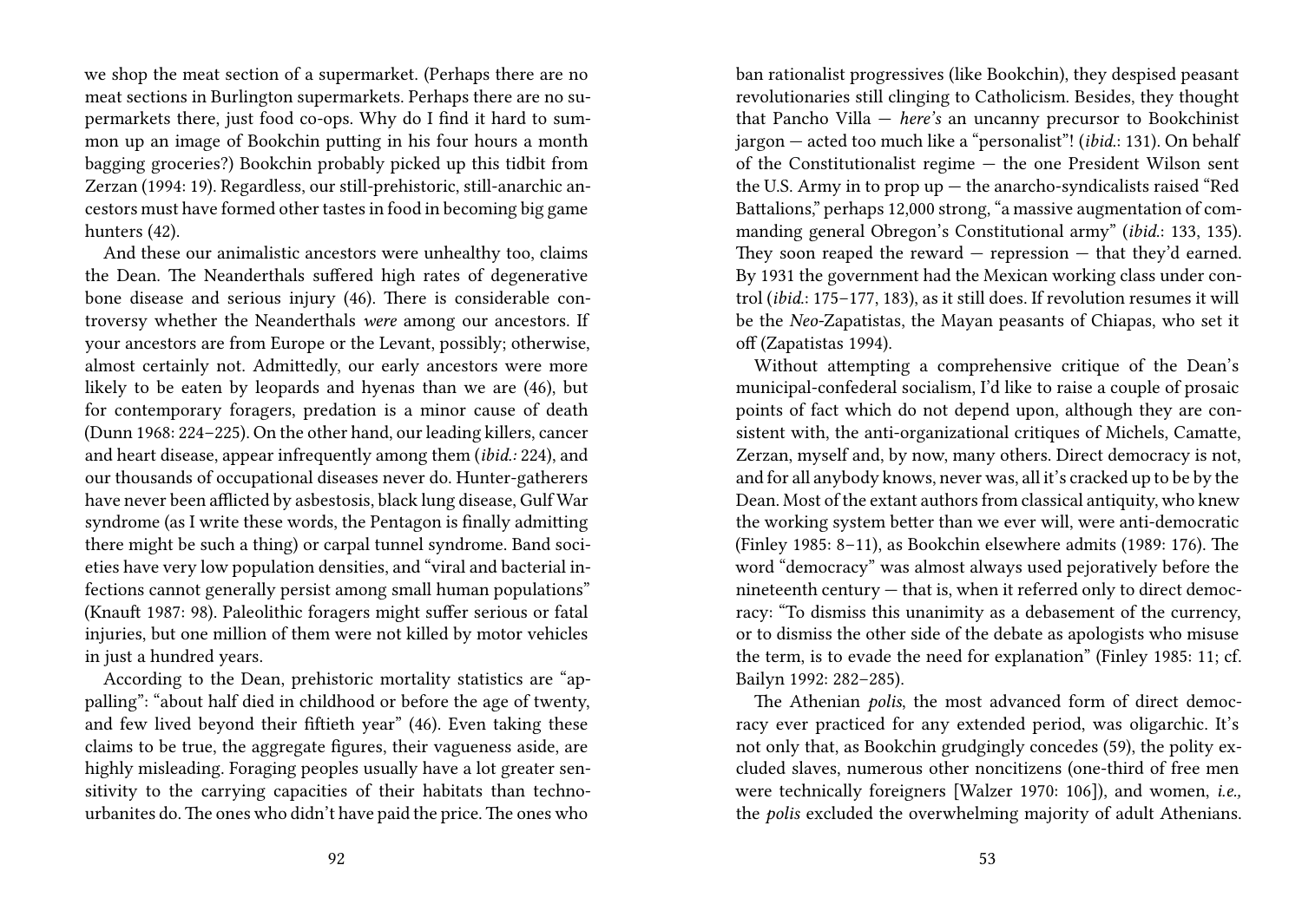we shop the meat section of a supermarket. (Perhaps there are no meat sections in Burlington supermarkets. Perhaps there are no supermarkets there, just food co-ops. Why do I find it hard to summon up an image of Bookchin putting in his four hours a month bagging groceries?) Bookchin probably picked up this tidbit from Zerzan (1994: 19). Regardless, our still-prehistoric, still-anarchic ancestors must have formed other tastes in food in becoming big game hunters (42).

And these our animalistic ancestors were unhealthy too, claims the Dean. The Neanderthals suffered high rates of degenerative bone disease and serious injury (46). There is considerable controversy whether the Neanderthals *were* among our ancestors. If your ancestors are from Europe or the Levant, possibly; otherwise, almost certainly not. Admittedly, our early ancestors were more likely to be eaten by leopards and hyenas than we are (46), but for contemporary foragers, predation is a minor cause of death (Dunn 1968: 224–225). On the other hand, our leading killers, cancer and heart disease, appear infrequently among them (*ibid.:* 224), and our thousands of occupational diseases never do. Hunter-gatherers have never been afflicted by asbestosis, black lung disease, Gulf War syndrome (as I write these words, the Pentagon is finally admitting there might be such a thing) or carpal tunnel syndrome. Band societies have very low population densities, and "viral and bacterial infections cannot generally persist among small human populations" (Knauft 1987: 98). Paleolithic foragers might suffer serious or fatal injuries, but one million of them were not killed by motor vehicles in just a hundred years.

According to the Dean, prehistoric mortality statistics are "appalling": "about half died in childhood or before the age of twenty, and few lived beyond their fiftieth year" (46). Even taking these claims to be true, the aggregate figures, their vagueness aside, are highly misleading. Foraging peoples usually have a lot greater sensitivity to the carrying capacities of their habitats than techno-urbanites do. The ones who didn't have paid the price. The ones who

ban rationalist progressives (like Bookchin), they despised peasant revolutionaries still clinging to Catholicism. Besides, they thought that Pancho Villa — *here's* an uncanny precursor to Bookchinist jargon — acted too much like a "personalist"! (*ibid.*: 131). On behalf of the Constitutionalist regime — the one President Wilson sent the U.S. Army in to prop up — the anarcho-syndicalists raised "Red Battalions," perhaps 12,000 strong, "a massive augmentation of commanding general Obregon's Constitutional army" (*ibid.*: 133, 135). They soon reaped the reward — repression — that they'd earned. By 1931 the government had the Mexican working class under control (*ibid.*: 175–177, 183), as it still does. If revolution resumes it will be the *Neo*-Zapatistas, the Mayan peasants of Chiapas, who set it off (Zapatistas 1994).

Without attempting a comprehensive critique of the Dean's municipal-confederal socialism, I'd like to raise a couple of prosaic points of fact which do not depend upon, although they are consistent with, the anti-organizational critiques of Michels, Camatte, Zerzan, myself and, by now, many others. Direct democracy is not, and for all anybody knows, never was, all it's cracked up to be by the Dean. Most of the extant authors from classical antiquity, who knew the working system better than we ever will, were anti-democratic (Finley 1985: 8–11), as Bookchin elsewhere admits (1989: 176). The word "democracy" was almost always used pejoratively before the nineteenth century — that is, when it referred only to direct democracy: "To dismiss this unanimity as a debasement of the currency, or to dismiss the other side of the debate as apologists who misuse the term, is to evade the need for explanation" (Finley 1985: 11; cf. Bailyn 1992: 282–285).

The Athenian *polis*, the most advanced form of direct democracy ever practiced for any extended period, was oligarchic. It's not only that, as Bookchin grudgingly concedes (59), the polity excluded slaves, numerous other noncitizens (one-third of free men were technically foreigners [Walzer 1970: 106]), and women, *i.e.,* the *polis* excluded the overwhelming majority of adult Athenians.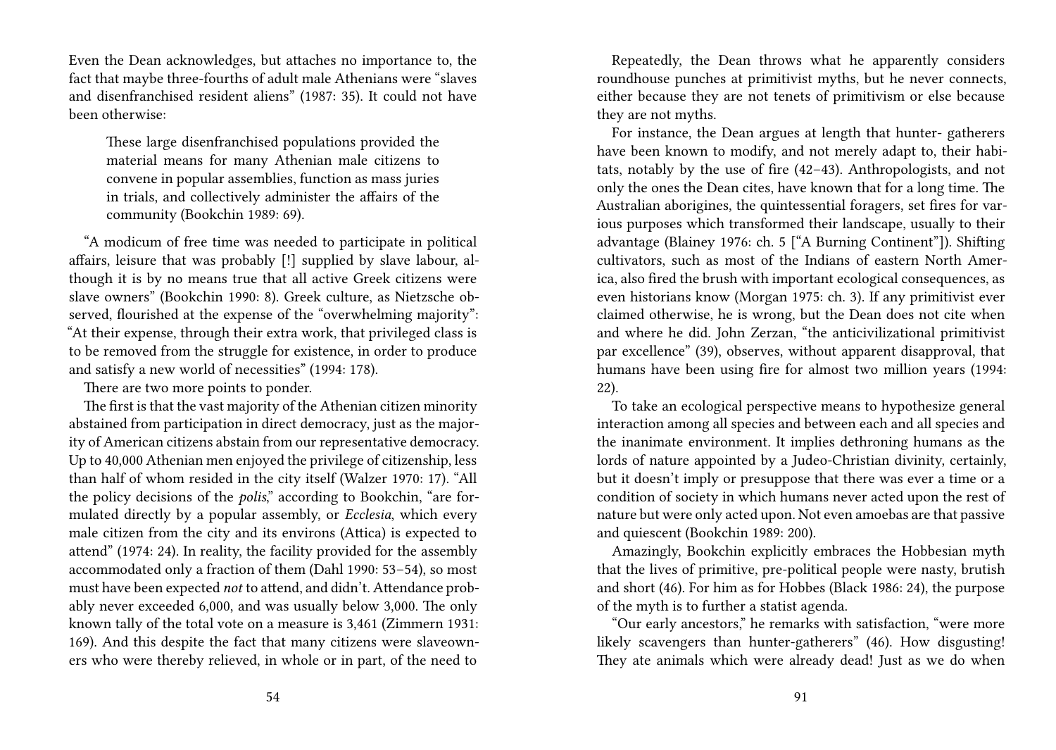Even the Dean acknowledges, but attaches no importance to, the fact that maybe three-fourths of adult male Athenians were "slaves and disenfranchised resident aliens" (1987: 35). It could not have been otherwise:

> These large disenfranchised populations provided the material means for many Athenian male citizens to convene in popular assemblies, function as mass juries in trials, and collectively administer the affairs of the community (Bookchin 1989: 69).

"A modicum of free time was needed to participate in political affairs, leisure that was probably [!] supplied by slave labour, although it is by no means true that all active Greek citizens were slave owners" (Bookchin 1990: 8). Greek culture, as Nietzsche observed, flourished at the expense of the "overwhelming majority": "At their expense, through their extra work, that privileged class is to be removed from the struggle for existence, in order to produce and satisfy a new world of necessities" (1994: 178).

There are two more points to ponder.

The first is that the vast majority of the Athenian citizen minority abstained from participation in direct democracy, just as the majority of American citizens abstain from our representative democracy. Up to 40,000 Athenian men enjoyed the privilege of citizenship, less than half of whom resided in the city itself (Walzer 1970: 17). "All the policy decisions of the *polis*," according to Bookchin, "are formulated directly by a popular assembly, or *Ecclesia*, which every male citizen from the city and its environs (Attica) is expected to attend" (1974: 24). In reality, the facility provided for the assembly accommodated only a fraction of them (Dahl 1990: 53–54), so most must have been expected *not* to attend, and didn't. Attendance probably never exceeded 6,000, and was usually below 3,000. The only known tally of the total vote on a measure is 3,461 (Zimmern 1931: 169). And this despite the fact that many citizens were slaveowners who were thereby relieved, in whole or in part, of the need to

Repeatedly, the Dean throws what he apparently considers roundhouse punches at primitivist myths, but he never connects, either because they are not tenets of primitivism or else because they are not myths.

For instance, the Dean argues at length that hunter- gatherers have been known to modify, and not merely adapt to, their habitats, notably by the use of fire (42–43). Anthropologists, and not only the ones the Dean cites, have known that for a long time. The Australian aborigines, the quintessential foragers, set fires for various purposes which transformed their landscape, usually to their advantage (Blainey 1976: ch. 5 ["A Burning Continent"]). Shifting cultivators, such as most of the Indians of eastern North America, also fired the brush with important ecological consequences, as even historians know (Morgan 1975: ch. 3). If any primitivist ever claimed otherwise, he is wrong, but the Dean does not cite when and where he did. John Zerzan, "the anticivilizational primitivist par excellence" (39), observes, without apparent disapproval, that humans have been using fire for almost two million years (1994: 22).

To take an ecological perspective means to hypothesize general interaction among all species and between each and all species and the inanimate environment. It implies dethroning humans as the lords of nature appointed by a Judeo-Christian divinity, certainly, but it doesn't imply or presuppose that there was ever a time or a condition of society in which humans never acted upon the rest of nature but were only acted upon. Not even amoebas are that passive and quiescent (Bookchin 1989: 200).

Amazingly, Bookchin explicitly embraces the Hobbesian myth that the lives of primitive, pre-political people were nasty, brutish and short (46). For him as for Hobbes (Black 1986: 24), the purpose of the myth is to further a statist agenda.

"Our early ancestors," he remarks with satisfaction, "were more likely scavengers than hunter-gatherers" (46). How disgusting! They ate animals which were already dead! Just as we do when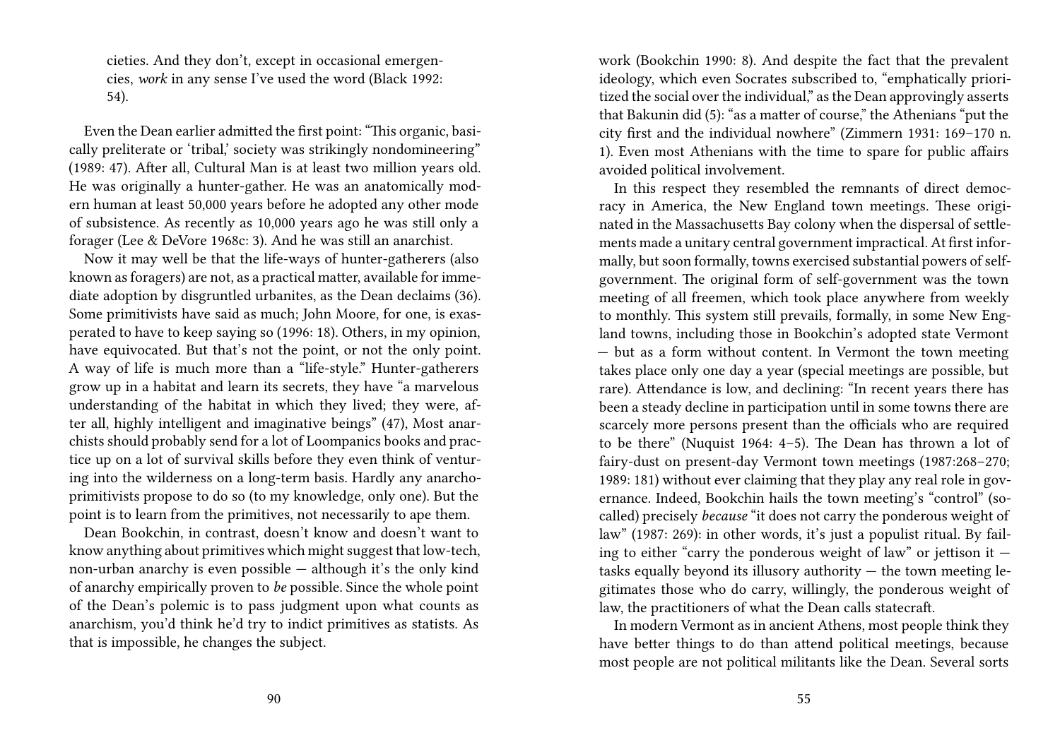cieties. And they don't, except in occasional emergencies, *work* in any sense I've used the word (Black 1992: 54).

Even the Dean earlier admitted the first point: "This organic, basically preliterate or 'tribal,' society was strikingly nondomineering" (1989: 47). After all, Cultural Man is at least two million years old. He was originally a hunter-gather. He was an anatomically modern human at least 50,000 years before he adopted any other mode of subsistence. As recently as 10,000 years ago he was still only a forager (Lee & DeVore 1968c: 3). And he was still an anarchist.

Now it may well be that the life-ways of hunter-gatherers (also known as foragers) are not, as a practical matter, available for immediate adoption by disgruntled urbanites, as the Dean declaims (36). Some primitivists have said as much; John Moore, for one, is exasperated to have to keep saying so (1996: 18). Others, in my opinion, have equivocated. But that's not the point, or not the only point. A way of life is much more than a "life-style." Hunter-gatherers grow up in a habitat and learn its secrets, they have "a marvelous understanding of the habitat in which they lived; they were, after all, highly intelligent and imaginative beings" (47), Most anarchists should probably send for a lot of Loompanics books and practice up on a lot of survival skills before they even think of venturing into the wilderness on a long-term basis. Hardly any anarcho-primitivists propose to do so (to my knowledge, only one). But the point is to learn from the primitives, not necessarily to ape them.

Dean Bookchin, in contrast, doesn't know and doesn't want to know anything about primitives which might suggest that low-tech, non-urban anarchy is even possible — although it's the only kind of anarchy empirically proven to *be* possible. Since the whole point of the Dean's polemic is to pass judgment upon what counts as anarchism, you'd think he'd try to indict primitives as statists. As that is impossible, he changes the subject.

work (Bookchin 1990: 8). And despite the fact that the prevalent ideology, which even Socrates subscribed to, "emphatically prioritized the social over the individual," as the Dean approvingly asserts that Bakunin did (5): "as a matter of course," the Athenians "put the city first and the individual nowhere" (Zimmern 1931: 169–170 n. 1). Even most Athenians with the time to spare for public affairs avoided political involvement.

In this respect they resembled the remnants of direct democracy in America, the New England town meetings. These originated in the Massachusetts Bay colony when the dispersal of settlements made a unitary central government impractical. At first informally, but soon formally, towns exercised substantial powers of self-government. The original form of self-government was the town meeting of all freemen, which took place anywhere from weekly to monthly. This system still prevails, formally, in some New England towns, including those in Bookchin's adopted state Vermont — but as a form without content. In Vermont the town meeting takes place only one day a year (special meetings are possible, but rare). Attendance is low, and declining: "In recent years there has been a steady decline in participation until in some towns there are scarcely more persons present than the officials who are required to be there" (Nuquist 1964: 4–5). The Dean has thrown a lot of fairy-dust on present-day Vermont town meetings (1987:268–270; 1989: 181) without ever claiming that they play any real role in governance. Indeed, Bookchin hails the town meeting's "control" (so-called) precisely *because* "it does not carry the ponderous weight of law" (1987: 269): in other words, it's just a populist ritual. By failing to either "carry the ponderous weight of law" or jettison it — tasks equally beyond its illusory authority — the town meeting legitimates those who do carry, willingly, the ponderous weight of law, the practitioners of what the Dean calls statecraft.

In modern Vermont as in ancient Athens, most people think they have better things to do than attend political meetings, because most people are not political militants like the Dean. Several sorts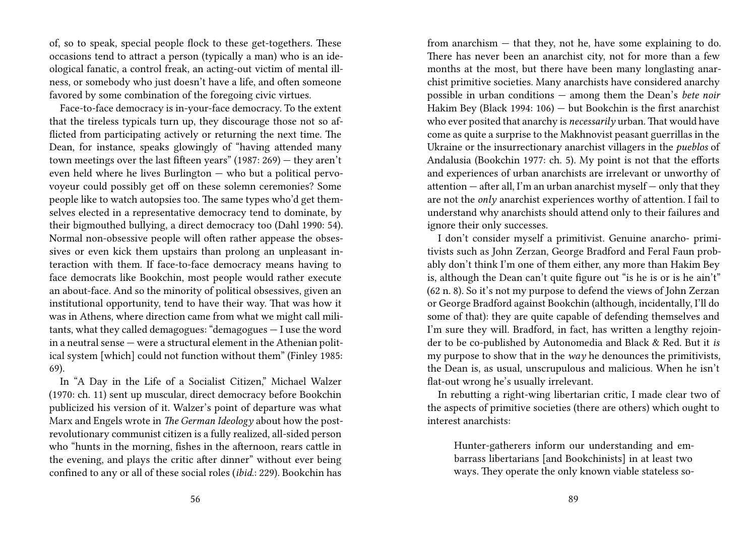of, so to speak, special people flock to these get-togethers. These occasions tend to attract a person (typically a man) who is an ideological fanatic, a control freak, an acting-out victim of mental illness, or somebody who just doesn't have a life, and often someone favored by some combination of the foregoing civic virtues.

Face-to-face democracy is in-your-face democracy. To the extent that the tireless typicals turn up, they discourage those not so afflicted from participating actively or returning the next time. The Dean, for instance, speaks glowingly of "having attended many town meetings over the last fifteen years" (1987: 269) — they aren't even held where he lives Burlington — who but a political pervo-voyeur could possibly get off on these solemn ceremonies? Some people like to watch autopsies too. The same types who'd get themselves elected in a representative democracy tend to dominate, by their bigmouthed bullying, a direct democracy too (Dahl 1990: 54). Normal non-obsessive people will often rather appease the obsessives or even kick them upstairs than prolong an unpleasant interaction with them. If face-to-face democracy means having to face democrats like Bookchin, most people would rather execute an about-face. And so the minority of political obsessives, given an institutional opportunity, tend to have their way. That was how it was in Athens, where direction came from what we might call militants, what they called demagogues: "demagogues — I use the word in a neutral sense — were a structural element in the Athenian political system [which] could not function without them" (Finley 1985: 69).

In "A Day in the Life of a Socialist Citizen," Michael Walzer (1970: ch. 11) sent up muscular, direct democracy before Bookchin publicized his version of it. Walzer's point of departure was what Marx and Engels wrote in *The German Ideology* about how the post-revolutionary communist citizen is a fully realized, all-sided person who "hunts in the morning, fishes in the afternoon, rears cattle in the evening, and plays the critic after dinner" without ever being confined to any or all of these social roles (*ibid.*: 229). Bookchin has

from anarchism — that they, not he, have some explaining to do. There has never been an anarchist city, not for more than a few months at the most, but there have been many longlasting anarchist primitive societies. Many anarchists have considered anarchy possible in urban conditions — among them the Dean's *bete noir* Hakim Bey (Black 1994: 106) — but Bookchin is the first anarchist who ever posited that anarchy is *necessarily* urban. That would have come as quite a surprise to the Makhnovist peasant guerrillas in the Ukraine or the insurrectionary anarchist villagers in the *pueblos* of Andalusia (Bookchin 1977: ch. 5). My point is not that the efforts and experiences of urban anarchists are irrelevant or unworthy of attention — after all, I'm an urban anarchist myself — only that they are not the *only* anarchist experiences worthy of attention. I fail to understand why anarchists should attend only to their failures and ignore their only successes.

I don't consider myself a primitivist. Genuine anarcho- primitivists such as John Zerzan, George Bradford and Feral Faun probably don't think I'm one of them either, any more than Hakim Bey is, although the Dean can't quite figure out "is he is or is he ain't" (62 n. 8). So it's not my purpose to defend the views of John Zerzan or George Bradford against Bookchin (although, incidentally, I'll do some of that): they are quite capable of defending themselves and I'm sure they will. Bradford, in fact, has written a lengthy rejoinder to be co-published by Autonomedia and Black & Red. But it *is* my purpose to show that in the *way* he denounces the primitivists, the Dean is, as usual, unscrupulous and malicious. When he isn't flat-out wrong he's usually irrelevant.

In rebutting a right-wing libertarian critic, I made clear two of the aspects of primitive societies (there are others) which ought to interest anarchists:

> Hunter-gatherers inform our understanding and embarrass libertarians [and Bookchinists] in at least two ways. They operate the only known viable stateless so-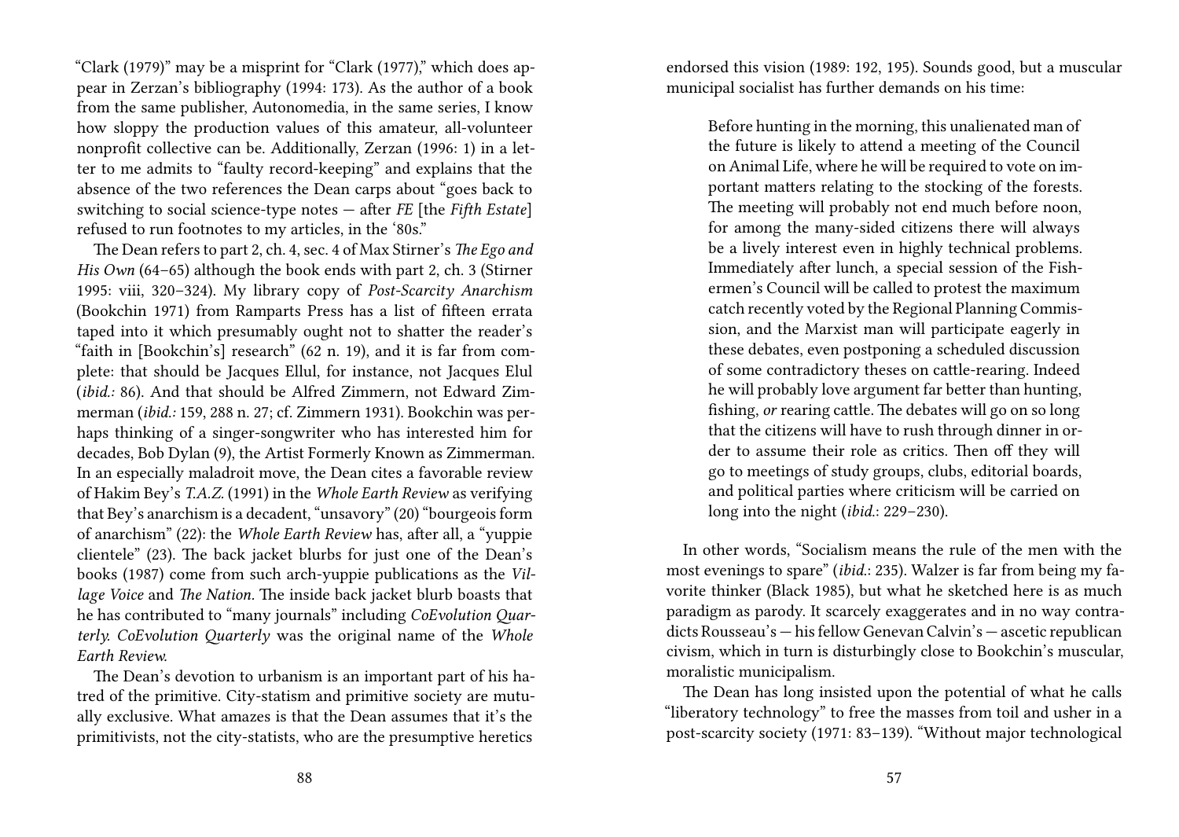"Clark (1979)" may be a misprint for "Clark (1977)," which does appear in Zerzan's bibliography (1994: 173). As the author of a book from the same publisher, Autonomedia, in the same series, I know how sloppy the production values of this amateur, all-volunteer nonprofit collective can be. Additionally, Zerzan (1996: 1) in a letter to me admits to "faulty record-keeping" and explains that the absence of the two references the Dean carps about "goes back to switching to social science-type notes — after *FE* [the *Fifth Estate*] refused to run footnotes to my articles, in the '80s."

The Dean refers to part 2, ch. 4, sec. 4 of Max Stirner's *The Ego and His Own* (64–65) although the book ends with part 2, ch. 3 (Stirner 1995: viii, 320–324). My library copy of *Post-Scarcity Anarchism* (Bookchin 1971) from Ramparts Press has a list of fifteen errata taped into it which presumably ought not to shatter the reader's "faith in [Bookchin's] research" (62 n. 19), and it is far from complete: that should be Jacques Ellul, for instance, not Jacques Elul (*ibid.:* 86). And that should be Alfred Zimmern, not Edward Zimmerman (*ibid.:* 159, 288 n. 27; cf. Zimmern 1931). Bookchin was perhaps thinking of a singer-songwriter who has interested him for decades, Bob Dylan (9), the Artist Formerly Known as Zimmerman. In an especially maladroit move, the Dean cites a favorable review of Hakim Bey's *T.A.Z.* (1991) in the *Whole Earth Review* as verifying that Bey's anarchism is a decadent, "unsavory" (20) "bourgeois form of anarchism" (22): the *Whole Earth Review* has, after all, a "yuppie clientele" (23). The back jacket blurbs for just one of the Dean's books (1987) come from such arch-yuppie publications as the *Village Voice* and *The Nation.* The inside back jacket blurb boasts that he has contributed to "many journals" including *CoEvolution Quarterly. CoEvolution Quarterly* was the original name of the *Whole Earth Review.*

The Dean's devotion to urbanism is an important part of his hatred of the primitive. City-statism and primitive society are mutually exclusive. What amazes is that the Dean assumes that it's the primitivists, not the city-statists, who are the presumptive heretics

endorsed this vision (1989: 192, 195). Sounds good, but a muscular municipal socialist has further demands on his time:

> Before hunting in the morning, this unalienated man of the future is likely to attend a meeting of the Council on Animal Life, where he will be required to vote on important matters relating to the stocking of the forests. The meeting will probably not end much before noon, for among the many-sided citizens there will always be a lively interest even in highly technical problems. Immediately after lunch, a special session of the Fishermen's Council will be called to protest the maximum catch recently voted by the Regional Planning Commission, and the Marxist man will participate eagerly in these debates, even postponing a scheduled discussion of some contradictory theses on cattle-rearing. Indeed he will probably love argument far better than hunting, fishing, *or* rearing cattle. The debates will go on so long that the citizens will have to rush through dinner in order to assume their role as critics. Then off they will go to meetings of study groups, clubs, editorial boards, and political parties where criticism will be carried on long into the night (*ibid.*: 229–230).

In other words, "Socialism means the rule of the men with the most evenings to spare" (*ibid.*: 235). Walzer is far from being my favorite thinker (Black 1985), but what he sketched here is as much paradigm as parody. It scarcely exaggerates and in no way contradicts Rousseau's — his fellow Genevan Calvin's — ascetic republican civism, which in turn is disturbingly close to Bookchin's muscular, moralistic municipalism.

The Dean has long insisted upon the potential of what he calls "liberatory technology" to free the masses from toil and usher in a post-scarcity society (1971: 83–139). "Without major technological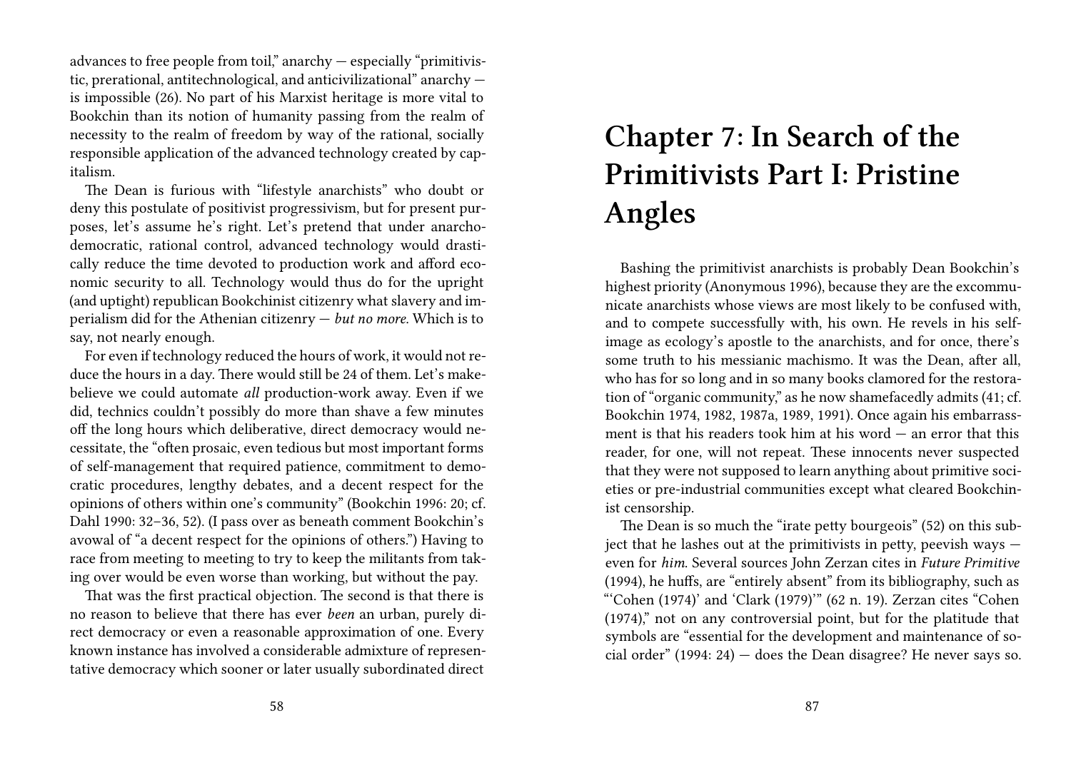advances to free people from toil," anarchy — especially "primitivistic, prerational, antitechnological, and anticivilizational" anarchy — is impossible (26). No part of his Marxist heritage is more vital to Bookchin than its notion of humanity passing from the realm of necessity to the realm of freedom by way of the rational, socially responsible application of the advanced technology created by capitalism.

The Dean is furious with "lifestyle anarchists" who doubt or deny this postulate of positivist progressivism, but for present purposes, let's assume he's right. Let's pretend that under anarcho-democratic, rational control, advanced technology would drastically reduce the time devoted to production work and afford economic security to all. Technology would thus do for the upright (and uptight) republican Bookchinist citizenry what slavery and imperialism did for the Athenian citizenry — *but no more*. Which is to say, not nearly enough.

For even if technology reduced the hours of work, it would not reduce the hours in a day. There would still be 24 of them. Let's make-believe we could automate *all* production-work away. Even if we did, technics couldn't possibly do more than shave a few minutes off the long hours which deliberative, direct democracy would necessitate, the "often prosaic, even tedious but most important forms of self-management that required patience, commitment to democratic procedures, lengthy debates, and a decent respect for the opinions of others within one's community" (Bookchin 1996: 20; cf. Dahl 1990: 32–36, 52). (I pass over as beneath comment Bookchin's avowal of "a decent respect for the opinions of others.") Having to race from meeting to meeting to try to keep the militants from taking over would be even worse than working, but without the pay.

That was the first practical objection. The second is that there is no reason to believe that there has ever *been* an urban, purely direct democracy or even a reasonable approximation of one. Every known instance has involved a considerable admixture of representative democracy which sooner or later usually subordinated direct

# Chapter 7: In Search of the Primitivists Part I: Pristine Angles

Bashing the primitivist anarchists is probably Dean Bookchin's highest priority (Anonymous 1996), because they are the excommunicate anarchists whose views are most likely to be confused with, and to compete successfully with, his own. He revels in his self-image as ecology's apostle to the anarchists, and for once, there's some truth to his messianic machismo. It was the Dean, after all, who has for so long and in so many books clamored for the restoration of "organic community," as he now shamefacedly admits (41; cf. Bookchin 1974, 1982, 1987a, 1989, 1991). Once again his embarrassment is that his readers took him at his word — an error that this reader, for one, will not repeat. These innocents never suspected that they were not supposed to learn anything about primitive societies or pre-industrial communities except what cleared Bookchinist censorship.

The Dean is so much the "irate petty bourgeois" (52) on this subject that he lashes out at the primitivists in petty, peevish ways — even for *him*. Several sources John Zerzan cites in *Future Primitive* (1994), he huffs, are "entirely absent" from its bibliography, such as "'Cohen (1974)' and 'Clark (1979)'" (62 n. 19). Zerzan cites "Cohen (1974)," not on any controversial point, but for the platitude that symbols are "essential for the development and maintenance of social order" (1994: 24) — does the Dean disagree? He never says so.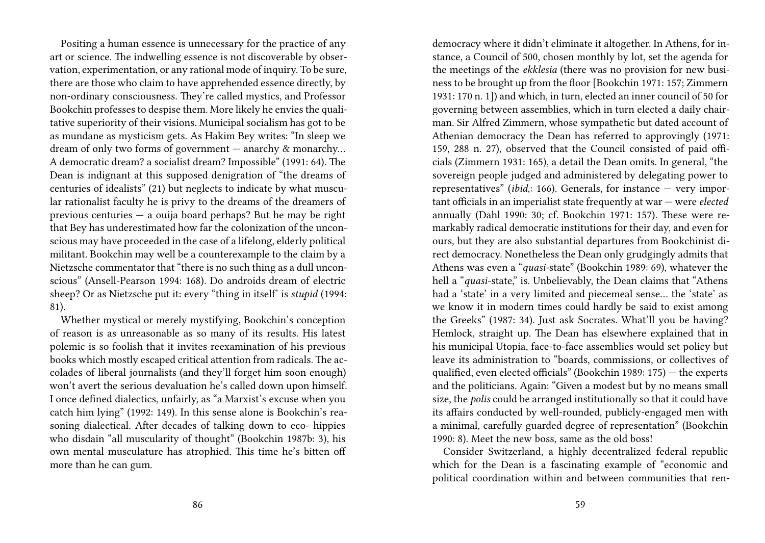Positing a human essence is unnecessary for the practice of any art or science. The indwelling essence is not discoverable by observation, experimentation, or any rational mode of inquiry. To be sure, there are those who claim to have apprehended essence directly, by non-ordinary consciousness. They're called mystics, and Professor Bookchin professes to despise them. More likely he envies the qualitative superiority of their visions. Municipal socialism has got to be as mundane as mysticism gets. As Hakim Bey writes: "In sleep we dream of only two forms of government — anarchy & monarchy… A democratic dream? a socialist dream? Impossible" (1991: 64). The Dean is indignant at this supposed denigration of "the dreams of centuries of idealists" (21) but neglects to indicate by what muscular rationalist faculty he is privy to the dreams of the dreamers of previous centuries — a ouija board perhaps? But he may be right that Bey has underestimated how far the colonization of the unconscious may have proceeded in the case of a lifelong, elderly political militant. Bookchin may well be a counterexample to the claim by a Nietzsche commentator that "there is no such thing as a dull unconscious" (Ansell-Pearson 1994: 168). Do androids dream of electric sheep? Or as Nietzsche put it: every "thing in itself' is *stupid* (1994: 81).

Whether mystical or merely mystifying, Bookchin's conception of reason is as unreasonable as so many of its results. His latest polemic is so foolish that it invites reexamination of his previous books which mostly escaped critical attention from radicals. The accolades of liberal journalists (and they'll forget him soon enough) won't avert the serious devaluation he's called down upon himself. I once defined dialectics, unfairly, as "a Marxist's excuse when you catch him lying" (1992: 149). In this sense alone is Bookchin's reasoning dialectical. After decades of talking down to eco- hippies who disdain "all muscularity of thought" (Bookchin 1987b: 3), his own mental musculature has atrophied. This time he's bitten off more than he can gum.

democracy where it didn't eliminate it altogether. In Athens, for instance, a Council of 500, chosen monthly by lot, set the agenda for the meetings of the *ekklesia* (there was no provision for new business to be brought up from the floor [Bookchin 1971: 157; Zimmern 1931: 170 n. 1]) and which, in turn, elected an inner council of 50 for governing between assemblies, which in turn elected a daily chairman. Sir Alfred Zimmern, whose sympathetic but dated account of Athenian democracy the Dean has referred to approvingly (1971: 159, 288 n. 27), observed that the Council consisted of paid officials (Zimmern 1931: 165), a detail the Dean omits. In general, "the sovereign people judged and administered by delegating power to representatives" (*ibid*,: 166). Generals, for instance — very important officials in an imperialist state frequently at war — were *elected* annually (Dahl 1990: 30; cf. Bookchin 1971: 157). These were remarkably radical democratic institutions for their day, and even for ours, but they are also substantial departures from Bookchinist direct democracy. Nonetheless the Dean only grudgingly admits that Athens was even a "*quasi*-state" (Bookchin 1989: 69), whatever the hell a "*quasi*-state," is. Unbelievably, the Dean claims that "Athens had a 'state' in a very limited and piecemeal sense… the 'state' as we know it in modern times could hardly be said to exist among the Greeks" (1987: 34). Just ask Socrates. What'll you be having? Hemlock, straight up. The Dean has elsewhere explained that in his municipal Utopia, face-to-face assemblies would set policy but leave its administration to "boards, commissions, or collectives of qualified, even elected officials" (Bookchin 1989: 175) — the experts and the politicians. Again: "Given a modest but by no means small size, the *polis* could be arranged institutionally so that it could have its affairs conducted by well-rounded, publicly-engaged men with a minimal, carefully guarded degree of representation" (Bookchin 1990: 8). Meet the new boss, same as the old boss!

Consider Switzerland, a highly decentralized federal republic which for the Dean is a fascinating example of "economic and political coordination within and between communities that ren-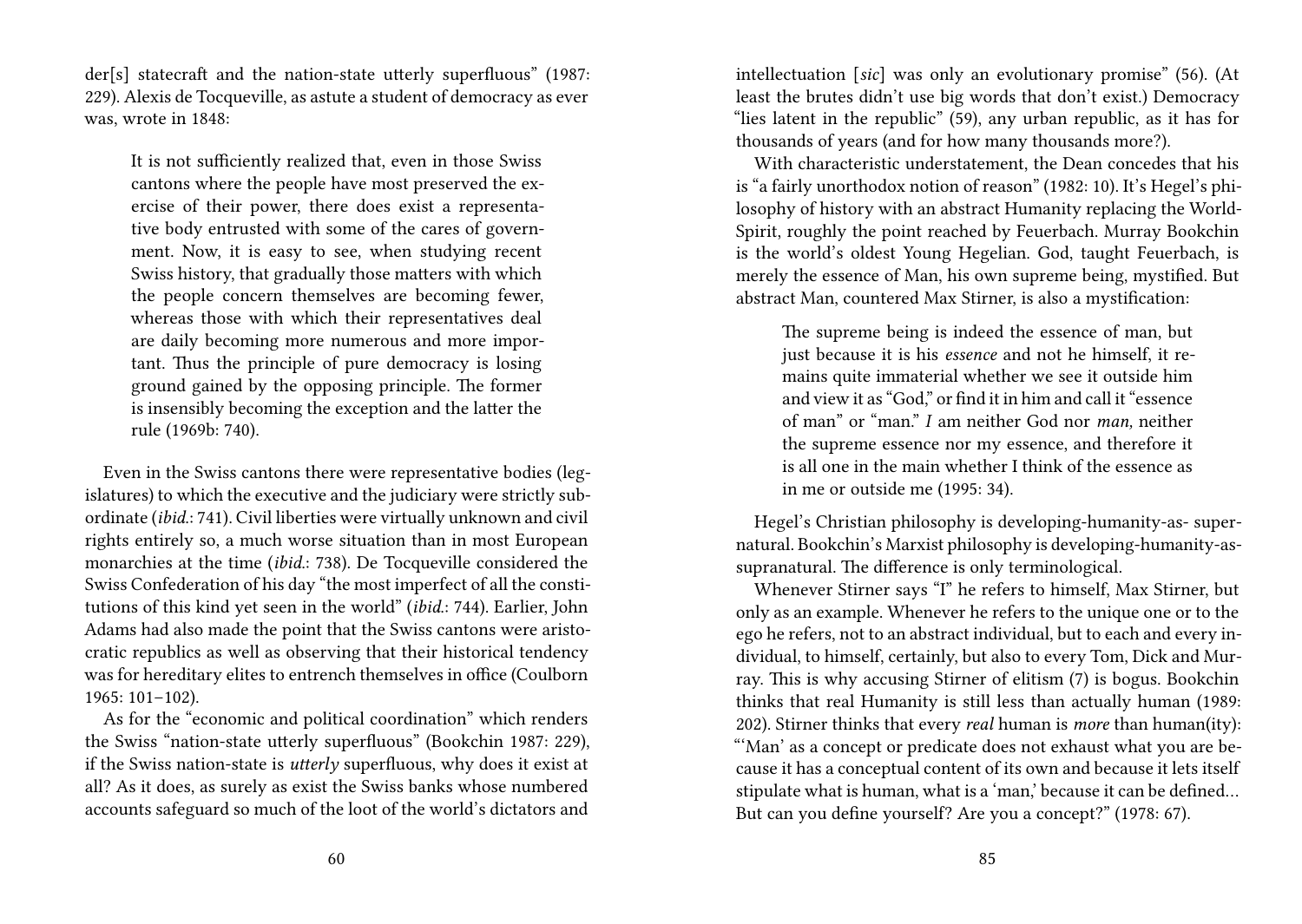der[s] statecraft and the nation-state utterly superfluous" (1987: 229). Alexis de Tocqueville, as astute a student of democracy as ever was, wrote in 1848:

> It is not sufficiently realized that, even in those Swiss cantons where the people have most preserved the exercise of their power, there does exist a representative body entrusted with some of the cares of government. Now, it is easy to see, when studying recent Swiss history, that gradually those matters with which the people concern themselves are becoming fewer, whereas those with which their representatives deal are daily becoming more numerous and more important. Thus the principle of pure democracy is losing ground gained by the opposing principle. The former is insensibly becoming the exception and the latter the rule (1969b: 740).

Even in the Swiss cantons there were representative bodies (legislatures) to which the executive and the judiciary were strictly subordinate (*ibid.*: 741). Civil liberties were virtually unknown and civil rights entirely so, a much worse situation than in most European monarchies at the time (*ibid.*: 738). De Tocqueville considered the Swiss Confederation of his day "the most imperfect of all the constitutions of this kind yet seen in the world" (*ibid.*: 744). Earlier, John Adams had also made the point that the Swiss cantons were aristocratic republics as well as observing that their historical tendency was for hereditary elites to entrench themselves in office (Coulborn 1965: 101–102).

As for the "economic and political coordination" which renders the Swiss "nation-state utterly superfluous" (Bookchin 1987: 229), if the Swiss nation-state is *utterly* superfluous, why does it exist at all? As it does, as surely as exist the Swiss banks whose numbered accounts safeguard so much of the loot of the world's dictators and

intellectuation [*sic*] was only an evolutionary promise" (56). (At least the brutes didn't use big words that don't exist.) Democracy "lies latent in the republic" (59), any urban republic, as it has for thousands of years (and for how many thousands more?).

With characteristic understatement, the Dean concedes that his is "a fairly unorthodox notion of reason" (1982: 10). It's Hegel's philosophy of history with an abstract Humanity replacing the World-Spirit, roughly the point reached by Feuerbach. Murray Bookchin is the world's oldest Young Hegelian. God, taught Feuerbach, is merely the essence of Man, his own supreme being, mystified. But abstract Man, countered Max Stirner, is also a mystification:

> The supreme being is indeed the essence of man, but just because it is his *essence* and not he himself, it remains quite immaterial whether we see it outside him and view it as "God," or find it in him and call it "essence of man" or "man." *I* am neither God nor *man,* neither the supreme essence nor my essence, and therefore it is all one in the main whether I think of the essence as in me or outside me (1995: 34).

Hegel's Christian philosophy is developing-humanity-as- supernatural. Bookchin's Marxist philosophy is developing-humanity-as-supranatural. The difference is only terminological.

Whenever Stirner says "I" he refers to himself, Max Stirner, but only as an example. Whenever he refers to the unique one or to the ego he refers, not to an abstract individual, but to each and every individual, to himself, certainly, but also to every Tom, Dick and Murray. This is why accusing Stirner of elitism (7) is bogus. Bookchin thinks that real Humanity is still less than actually human (1989: 202). Stirner thinks that every *real* human is *more* than human(ity): "'Man' as a concept or predicate does not exhaust what you are because it has a conceptual content of its own and because it lets itself stipulate what is human, what is a 'man,' because it can be defined… But can you define yourself? Are you a concept?" (1978: 67).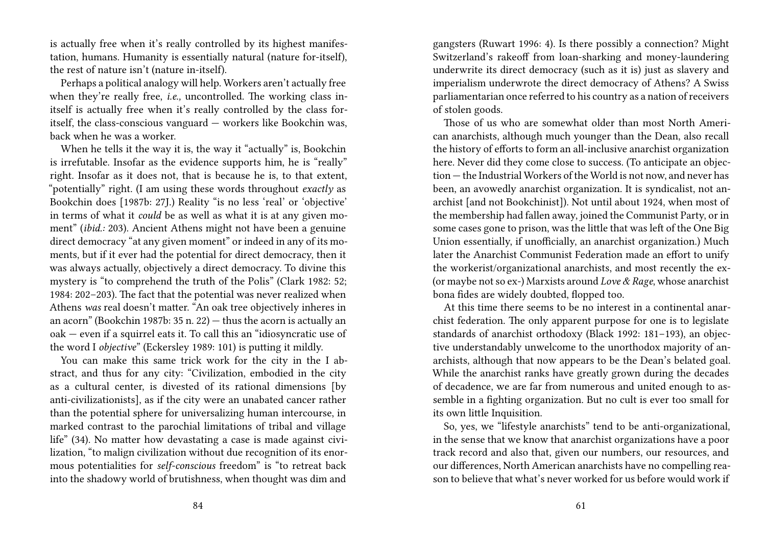is actually free when it's really controlled by its highest manifestation, humans. Humanity is essentially natural (nature for-itself), the rest of nature isn't (nature in-itself).

Perhaps a political analogy will help. Workers aren't actually free when they're really free, *i.e.,* uncontrolled. The working class in-itself is actually free when it's really controlled by the class for-itself, the class-conscious vanguard — workers like Bookchin was, back when he was a worker.

When he tells it the way it is, the way it "actually" is, Bookchin is irrefutable. Insofar as the evidence supports him, he is "really" right. Insofar as it does not, that is because he is, to that extent, "potentially" right. (I am using these words throughout *exactly* as Bookchin does [1987b: 27J.) Reality "is no less 'real' or 'objective' in terms of what it *could* be as well as what it is at any given moment" (*ibid.:* 203). Ancient Athens might not have been a genuine direct democracy "at any given moment" or indeed in any of its moments, but if it ever had the potential for direct democracy, then it was always actually, objectively a direct democracy. To divine this mystery is "to comprehend the truth of the Polis" (Clark 1982: 52; 1984: 202–203). The fact that the potential was never realized when Athens *was* real doesn't matter. "An oak tree objectively inheres in an acorn" (Bookchin 1987b: 35 n. 22) — thus the acorn is actually an oak — even if a squirrel eats it. To call this an "idiosyncratic use of the word I *objective*" (Eckersley 1989: 101) is putting it mildly.

You can make this same trick work for the city in the I abstract, and thus for any city: "Civilization, embodied in the city as a cultural center, is divested of its rational dimensions [by anti-civilizationists], as if the city were an unabated cancer rather than the potential sphere for universalizing human intercourse, in marked contrast to the parochial limitations of tribal and village life" (34). No matter how devastating a case is made against civilization, "to malign civilization without due recognition of its enormous potentialities for *self-conscious* freedom" is "to retreat back into the shadowy world of brutishness, when thought was dim and

gangsters (Ruwart 1996: 4). Is there possibly a connection? Might Switzerland's rakeoff from loan-sharking and money-laundering underwrite its direct democracy (such as it is) just as slavery and imperialism underwrote the direct democracy of Athens? A Swiss parliamentarian once referred to his country as a nation of receivers of stolen goods.

Those of us who are somewhat older than most North American anarchists, although much younger than the Dean, also recall the history of efforts to form an all-inclusive anarchist organization here. Never did they come close to success. (To anticipate an objection — the Industrial Workers of the World is not now, and never has been, an avowedly anarchist organization. It is syndicalist, not anarchist [and not Bookchinist]). Not until about 1924, when most of the membership had fallen away, joined the Communist Party, or in some cases gone to prison, was the little that was left of the One Big Union essentially, if unofficially, an anarchist organization.) Much later the Anarchist Communist Federation made an effort to unify the workerist/organizational anarchists, and most recently the ex-(or maybe not so ex-) Marxists around *Love & Rage*, whose anarchist bona fides are widely doubted, flopped too.

At this time there seems to be no interest in a continental anarchist federation. The only apparent purpose for one is to legislate standards of anarchist orthodoxy (Black 1992: 181–193), an objective understandably unwelcome to the unorthodox majority of anarchists, although that now appears to be the Dean's belated goal. While the anarchist ranks have greatly grown during the decades of decadence, we are far from numerous and united enough to assemble in a fighting organization. But no cult is ever too small for its own little Inquisition.

So, yes, we "lifestyle anarchists" tend to be anti-organizational, in the sense that we know that anarchist organizations have a poor track record and also that, given our numbers, our resources, and our differences, North American anarchists have no compelling reason to believe that what's never worked for us before would work if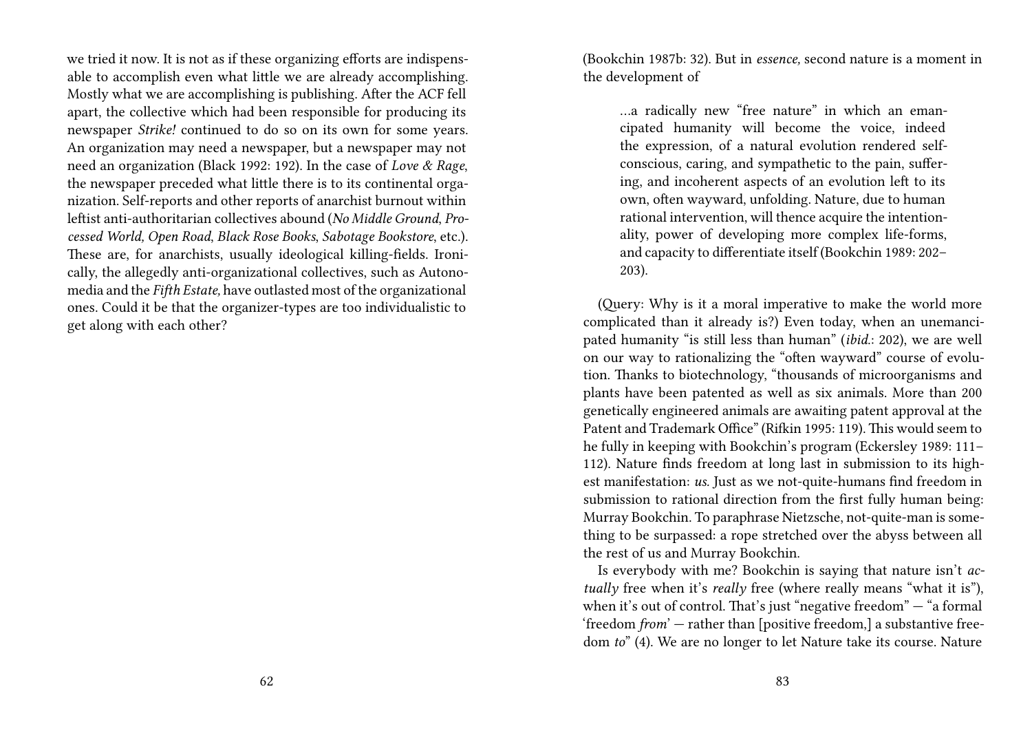we tried it now. It is not as if these organizing efforts are indispensable to accomplish even what little we are already accomplishing. Mostly what we are accomplishing is publishing. After the ACF fell apart, the collective which had been responsible for producing its newspaper *Strike!* continued to do so on its own for some years. An organization may need a newspaper, but a newspaper may not need an organization (Black 1992: 192). In the case of *Love & Rage*, the newspaper preceded what little there is to its continental organization. Self-reports and other reports of anarchist burnout within leftist anti-authoritarian collectives abound (*No Middle Ground*, *Processed World*, *Open Road*, *Black Rose Books*, *Sabotage Bookstore*, etc.). These are, for anarchists, usually ideological killing-fields. Ironically, the allegedly anti-organizational collectives, such as Autonomedia and the *Fifth Estate,* have outlasted most of the organizational ones. Could it be that the organizer-types are too individualistic to get along with each other?

(Bookchin 1987b: 32). But in *essence,* second nature is a moment in the development of

> …a radically new "free nature" in which an emancipated humanity will become the voice, indeed the expression, of a natural evolution rendered self-conscious, caring, and sympathetic to the pain, suffering, and incoherent aspects of an evolution left to its own, often wayward, unfolding. Nature, due to human rational intervention, will thence acquire the intentionality, power of developing more complex life-forms, and capacity to differentiate itself (Bookchin 1989: 202–203).

(Query: Why is it a moral imperative to make the world more complicated than it already is?) Even today, when an unemancipated humanity "is still less than human" (*ibid.*: 202), we are well on our way to rationalizing the "often wayward" course of evolution. Thanks to biotechnology, "thousands of microorganisms and plants have been patented as well as six animals. More than 200 genetically engineered animals are awaiting patent approval at the Patent and Trademark Office" (Rifkin 1995: 119). This would seem to he fully in keeping with Bookchin's program (Eckersley 1989: 111–112). Nature finds freedom at long last in submission to its highest manifestation: *us.* Just as we not-quite-humans find freedom in submission to rational direction from the first fully human being: Murray Bookchin. To paraphrase Nietzsche, not-quite-man is something to be surpassed: a rope stretched over the abyss between all the rest of us and Murray Bookchin.

Is everybody with me? Bookchin is saying that nature isn't *actually* free when it's *really* free (where really means "what it is"), when it's out of control. That's just "negative freedom" — "a formal 'freedom *from*' — rather than [positive freedom,] a substantive freedom *to*" (4). We are no longer to let Nature take its course. Nature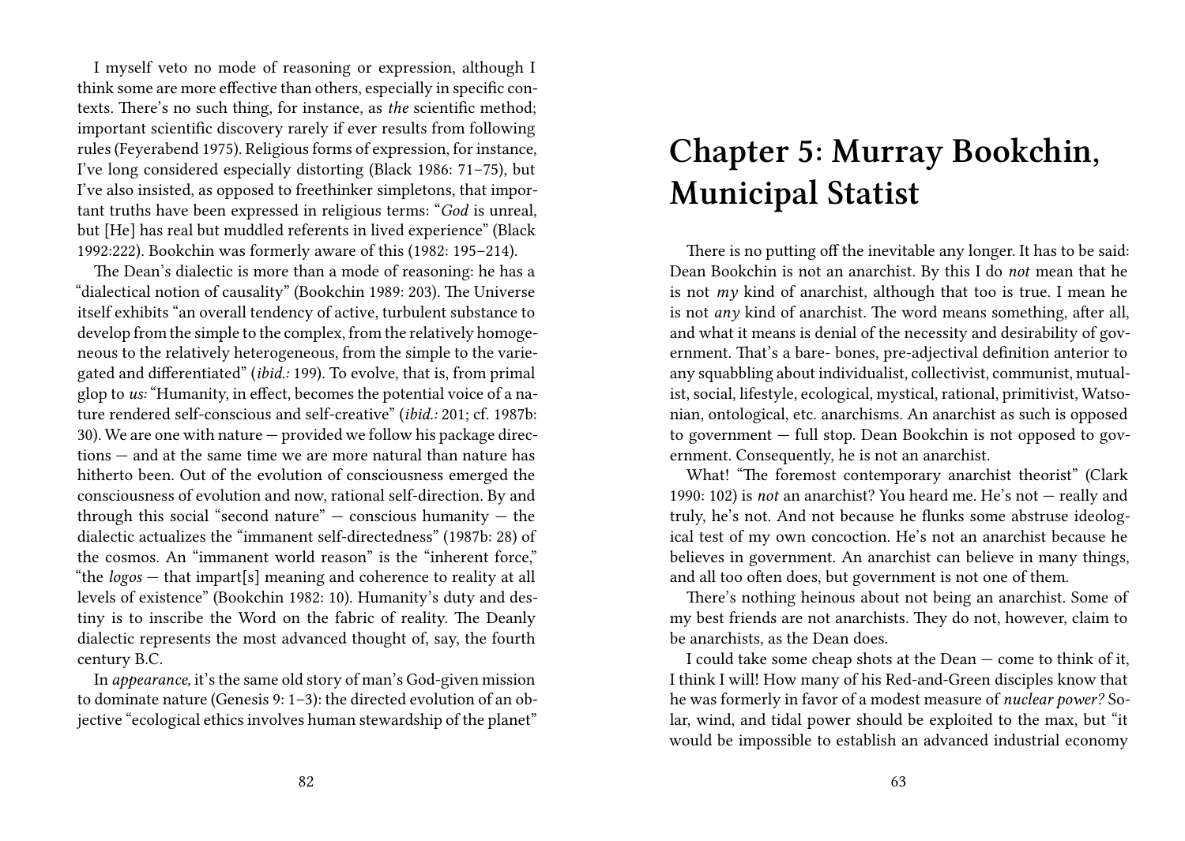I myself veto no mode of reasoning or expression, although I think some are more effective than others, especially in specific contexts. There's no such thing, for instance, as *the* scientific method; important scientific discovery rarely if ever results from following rules (Feyerabend 1975). Religious forms of expression, for instance, I've long considered especially distorting (Black 1986: 71–75), but I've also insisted, as opposed to freethinker simpletons, that important truths have been expressed in religious terms: "*God* is unreal, but [He] has real but muddled referents in lived experience" (Black 1992:222). Bookchin was formerly aware of this (1982: 195–214).

The Dean's dialectic is more than a mode of reasoning: he has a "dialectical notion of causality" (Bookchin 1989: 203). The Universe itself exhibits "an overall tendency of active, turbulent substance to develop from the simple to the complex, from the relatively homogeneous to the relatively heterogeneous, from the simple to the variegated and differentiated" (*ibid.:* 199). To evolve, that is, from primal glop to *us:* "Humanity, in effect, becomes the potential voice of a nature rendered self-conscious and self-creative" (*ibid.:* 201; cf. 1987b: 30). We are one with nature — provided we follow his package directions — and at the same time we are more natural than nature has hitherto been. Out of the evolution of consciousness emerged the consciousness of evolution and now, rational self-direction. By and through this social "second nature" — conscious humanity — the dialectic actualizes the "immanent self-directedness" (1987b: 28) of the cosmos. An "immanent world reason" is the "inherent force," "the *logos* — that impart[s] meaning and coherence to reality at all levels of existence" (Bookchin 1982: 10). Humanity's duty and destiny is to inscribe the Word on the fabric of reality. The Deanly dialectic represents the most advanced thought of, say, the fourth century B.C.

In *appearance,* it's the same old story of man's God-given mission to dominate nature (Genesis 9: 1–3): the directed evolution of an objective "ecological ethics involves human stewardship of the planet"

# Chapter 5: Murray Bookchin, Municipal Statist

There is no putting off the inevitable any longer. It has to be said: Dean Bookchin is not an anarchist. By this I do *not* mean that he is not *my* kind of anarchist, although that too is true. I mean he is not *any* kind of anarchist. The word means something, after all, and what it means is denial of the necessity and desirability of government. That's a bare- bones, pre-adjectival definition anterior to any squabbling about individualist, collectivist, communist, mutualist, social, lifestyle, ecological, mystical, rational, primitivist, Watsonian, ontological, etc. anarchisms. An anarchist as such is opposed to government — full stop. Dean Bookchin is not opposed to government. Consequently, he is not an anarchist.

What! "The foremost contemporary anarchist theorist" (Clark 1990: 102) is *not* an anarchist? You heard me. He's not — really and truly, he's not. And not because he flunks some abstruse ideological test of my own concoction. He's not an anarchist because he believes in government. An anarchist can believe in many things, and all too often does, but government is not one of them.

There's nothing heinous about not being an anarchist. Some of my best friends are not anarchists. They do not, however, claim to be anarchists, as the Dean does.

I could take some cheap shots at the Dean — come to think of it, I think I will! How many of his Red-and-Green disciples know that he was formerly in favor of a modest measure of *nuclear power?* Solar, wind, and tidal power should be exploited to the max, but "it would be impossible to establish an advanced industrial economy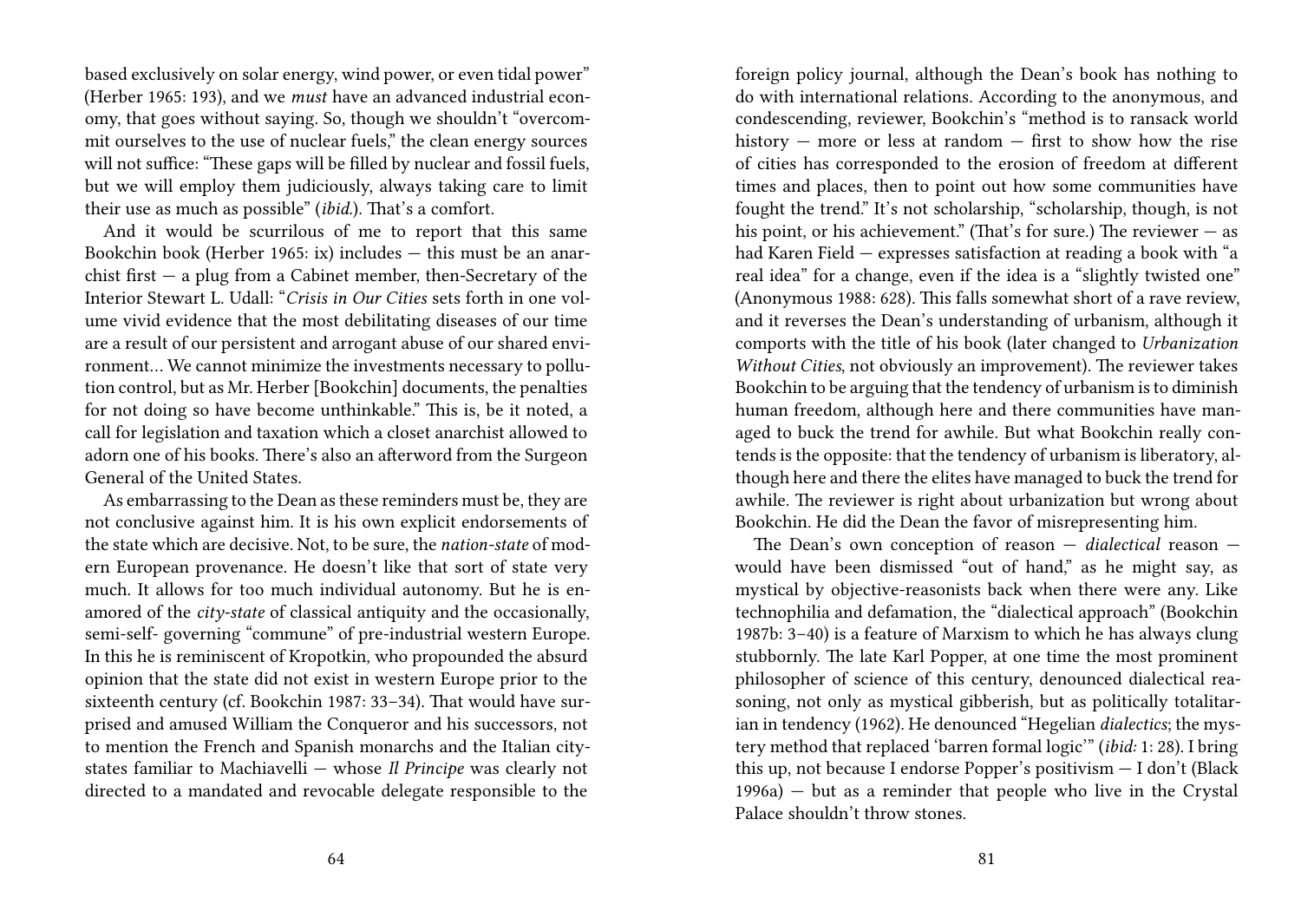based exclusively on solar energy, wind power, or even tidal power" (Herber 1965: 193), and we *must* have an advanced industrial economy, that goes without saying. So, though we shouldn't "overcommit ourselves to the use of nuclear fuels," the clean energy sources will not suffice: "These gaps will be filled by nuclear and fossil fuels, but we will employ them judiciously, always taking care to limit their use as much as possible" (*ibid.*). That's a comfort.

And it would be scurrilous of me to report that this same Bookchin book (Herber 1965: ix) includes — this must be an anarchist first — a plug from a Cabinet member, then-Secretary of the Interior Stewart L. Udall: "*Crisis in Our Cities* sets forth in one volume vivid evidence that the most debilitating diseases of our time are a result of our persistent and arrogant abuse of our shared environment… We cannot minimize the investments necessary to pollution control, but as Mr. Herber [Bookchin] documents, the penalties for not doing so have become unthinkable." This is, be it noted, a call for legislation and taxation which a closet anarchist allowed to adorn one of his books. There's also an afterword from the Surgeon General of the United States.

As embarrassing to the Dean as these reminders must be, they are not conclusive against him. It is his own explicit endorsements of the state which are decisive. Not, to be sure, the *nation-state* of modern European provenance. He doesn't like that sort of state very much. It allows for too much individual autonomy. But he is enamored of the *city-state* of classical antiquity and the occasionally, semi-self- governing "commune" of pre-industrial western Europe. In this he is reminiscent of Kropotkin, who propounded the absurd opinion that the state did not exist in western Europe prior to the sixteenth century (cf. Bookchin 1987: 33–34). That would have surprised and amused William the Conqueror and his successors, not to mention the French and Spanish monarchs and the Italian city-states familiar to Machiavelli — whose *Il Principe* was clearly not directed to a mandated and revocable delegate responsible to the

foreign policy journal, although the Dean's book has nothing to do with international relations. According to the anonymous, and condescending, reviewer, Bookchin's "method is to ransack world history — more or less at random — first to show how the rise of cities has corresponded to the erosion of freedom at different times and places, then to point out how some communities have fought the trend." It's not scholarship, "scholarship, though, is not his point, or his achievement." (That's for sure.) The reviewer — as had Karen Field — expresses satisfaction at reading a book with "a real idea" for a change, even if the idea is a "slightly twisted one" (Anonymous 1988: 628). This falls somewhat short of a rave review, and it reverses the Dean's understanding of urbanism, although it comports with the title of his book (later changed to *Urbanization Without Cities*, not obviously an improvement). The reviewer takes Bookchin to be arguing that the tendency of urbanism is to diminish human freedom, although here and there communities have managed to buck the trend for awhile. But what Bookchin really contends is the opposite: that the tendency of urbanism is liberatory, although here and there the elites have managed to buck the trend for awhile. The reviewer is right about urbanization but wrong about Bookchin. He did the Dean the favor of misrepresenting him.

The Dean's own conception of reason — *dialectical* reason — would have been dismissed "out of hand," as he might say, as mystical by objective-reasonists back when there were any. Like technophilia and defamation, the "dialectical approach" (Bookchin 1987b: 3–40) is a feature of Marxism to which he has always clung stubbornly. The late Karl Popper, at one time the most prominent philosopher of science of this century, denounced dialectical reasoning, not only as mystical gibberish, but as politically totalitarian in tendency (1962). He denounced "Hegelian *dialectics*; the mystery method that replaced 'barren formal logic'" (*ibid:* 1: 28). I bring this up, not because I endorse Popper's positivism — I don't (Black 1996a) — but as a reminder that people who live in the Crystal Palace shouldn't throw stones.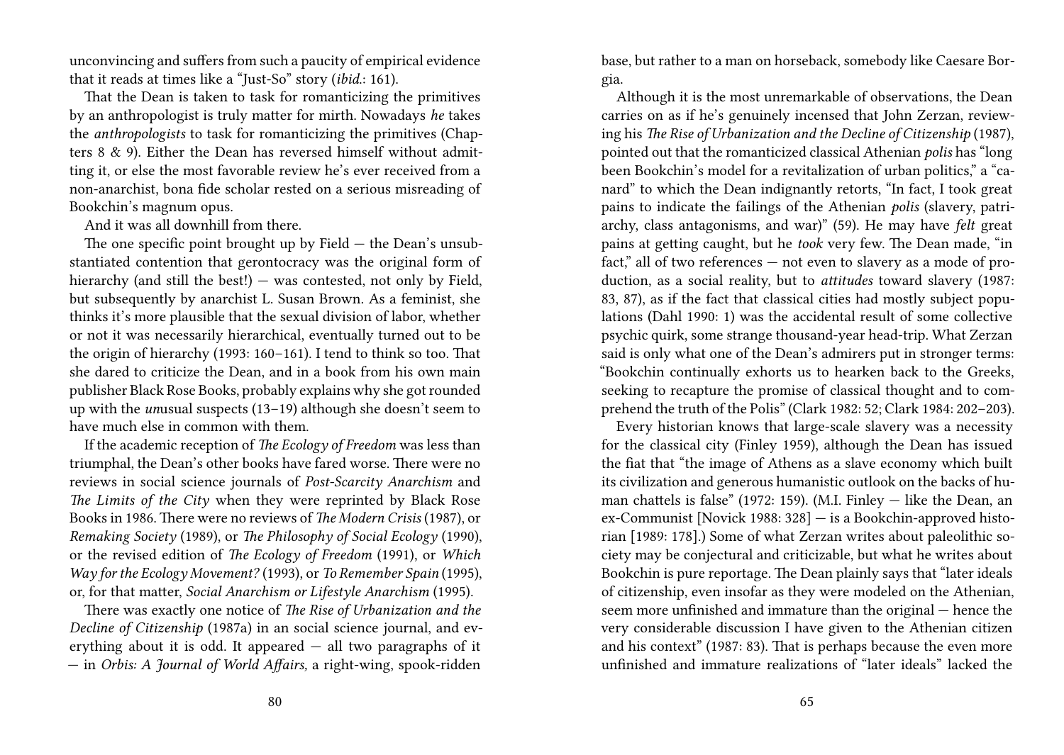unconvincing and suffers from such a paucity of empirical evidence that it reads at times like a "Just-So" story (*ibid.*: 161).

That the Dean is taken to task for romanticizing the primitives by an anthropologist is truly matter for mirth. Nowadays *he* takes the *anthropologists* to task for romanticizing the primitives (Chapters 8 & 9). Either the Dean has reversed himself without admitting it, or else the most favorable review he's ever received from a non-anarchist, bona fide scholar rested on a serious misreading of Bookchin's magnum opus.

And it was all downhill from there.

The one specific point brought up by Field — the Dean's unsubstantiated contention that gerontocracy was the original form of hierarchy (and still the best!) — was contested, not only by Field, but subsequently by anarchist L. Susan Brown. As a feminist, she thinks it's more plausible that the sexual division of labor, whether or not it was necessarily hierarchical, eventually turned out to be the origin of hierarchy (1993: 160–161). I tend to think so too. That she dared to criticize the Dean, and in a book from his own main publisher Black Rose Books, probably explains why she got rounded up with the *un*usual suspects (13–19) although she doesn't seem to have much else in common with them.

If the academic reception of *The Ecology of Freedom* was less than triumphal, the Dean's other books have fared worse. There were no reviews in social science journals of *Post-Scarcity Anarchism* and *The Limits of the City* when they were reprinted by Black Rose Books in 1986. There were no reviews of *The Modern Crisis* (1987), or *Remaking Society* (1989), or *The Philosophy of Social Ecology* (1990), or the revised edition of *The Ecology of Freedom* (1991), or *Which Way for the Ecology Movement?* (1993), or *To Remember Spain* (1995), or, for that matter, *Social Anarchism or Lifestyle Anarchism* (1995).

There was exactly one notice of *The Rise of Urbanization and the Decline of Citizenship* (1987a) in an social science journal, and everything about it is odd. It appeared — all two paragraphs of it — in *Orbis: A Journal of World Affairs,* a right-wing, spook-ridden

base, but rather to a man on horseback, somebody like Caesare Borgia.

Although it is the most unremarkable of observations, the Dean carries on as if he's genuinely incensed that John Zerzan, reviewing his *The Rise of Urbanization and the Decline of Citizenship* (1987), pointed out that the romanticized classical Athenian *polis* has "long been Bookchin's model for a revitalization of urban politics," a "canard" to which the Dean indignantly retorts, "In fact, I took great pains to indicate the failings of the Athenian *polis* (slavery, patriarchy, class antagonisms, and war)" (59). He may have *felt* great pains at getting caught, but he *took* very few. The Dean made, "in fact," all of two references — not even to slavery as a mode of production, as a social reality, but to *attitudes* toward slavery (1987: 83, 87), as if the fact that classical cities had mostly subject populations (Dahl 1990: 1) was the accidental result of some collective psychic quirk, some strange thousand-year head-trip. What Zerzan said is only what one of the Dean's admirers put in stronger terms: "Bookchin continually exhorts us to hearken back to the Greeks, seeking to recapture the promise of classical thought and to comprehend the truth of the Polis" (Clark 1982: 52; Clark 1984: 202–203).

Every historian knows that large-scale slavery was a necessity for the classical city (Finley 1959), although the Dean has issued the fiat that "the image of Athens as a slave economy which built its civilization and generous humanistic outlook on the backs of human chattels is false" (1972: 159). (M.I. Finley — like the Dean, an ex-Communist [Novick 1988: 328] — is a Bookchin-approved historian [1989: 178].) Some of what Zerzan writes about paleolithic society may be conjectural and criticizable, but what he writes about Bookchin is pure reportage. The Dean plainly says that "later ideals of citizenship, even insofar as they were modeled on the Athenian, seem more unfinished and immature than the original — hence the very considerable discussion I have given to the Athenian citizen and his context" (1987: 83). That is perhaps because the even more unfinished and immature realizations of "later ideals" lacked the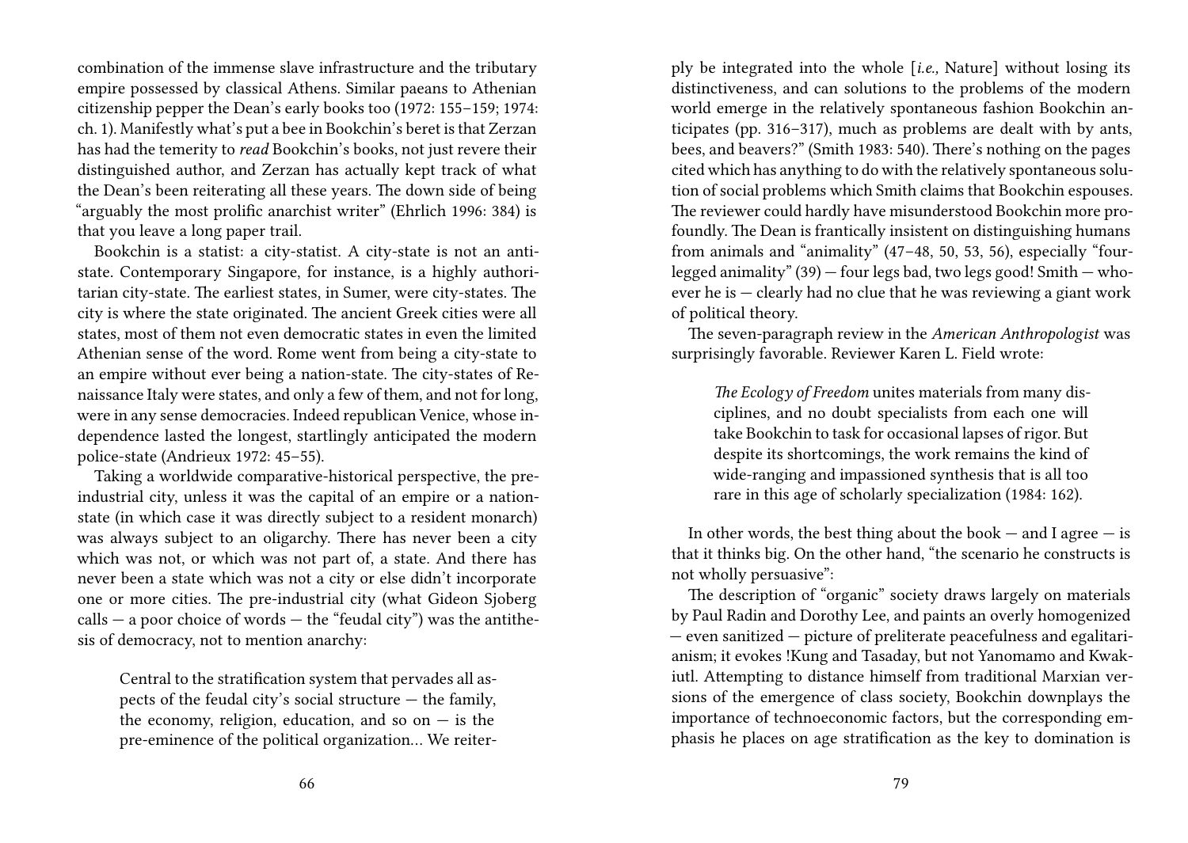combination of the immense slave infrastructure and the tributary empire possessed by classical Athens. Similar paeans to Athenian citizenship pepper the Dean's early books too (1972: 155–159; 1974: ch. 1). Manifestly what's put a bee in Bookchin's beret is that Zerzan has had the temerity to *read* Bookchin's books, not just revere their distinguished author, and Zerzan has actually kept track of what the Dean's been reiterating all these years. The down side of being "arguably the most prolific anarchist writer" (Ehrlich 1996: 384) is that you leave a long paper trail.

Bookchin is a statist: a city-statist. A city-state is not an anti-state. Contemporary Singapore, for instance, is a highly authoritarian city-state. The earliest states, in Sumer, were city-states. The city is where the state originated. The ancient Greek cities were all states, most of them not even democratic states in even the limited Athenian sense of the word. Rome went from being a city-state to an empire without ever being a nation-state. The city-states of Renaissance Italy were states, and only a few of them, and not for long, were in any sense democracies. Indeed republican Venice, whose independence lasted the longest, startlingly anticipated the modern police-state (Andrieux 1972: 45–55).

Taking a worldwide comparative-historical perspective, the pre-industrial city, unless it was the capital of an empire or a nation-state (in which case it was directly subject to a resident monarch) was always subject to an oligarchy. There has never been a city which was not, or which was not part of, a state. And there has never been a state which was not a city or else didn't incorporate one or more cities. The pre-industrial city (what Gideon Sjoberg calls — a poor choice of words — the "feudal city") was the antithesis of democracy, not to mention anarchy:

> Central to the stratification system that pervades all aspects of the feudal city's social structure — the family, the economy, religion, education, and so on — is the pre-eminence of the political organization… We reiter-

ply be integrated into the whole [*i.e.,* Nature] without losing its distinctiveness, and can solutions to the problems of the modern world emerge in the relatively spontaneous fashion Bookchin anticipates (pp. 316–317), much as problems are dealt with by ants, bees, and beavers?" (Smith 1983: 540). There's nothing on the pages cited which has anything to do with the relatively spontaneous solution of social problems which Smith claims that Bookchin espouses. The reviewer could hardly have misunderstood Bookchin more profoundly. The Dean is frantically insistent on distinguishing humans from animals and "animality" (47–48, 50, 53, 56), especially "four-legged animality" (39) — four legs bad, two legs good! Smith — whoever he is — clearly had no clue that he was reviewing a giant work of political theory.

The seven-paragraph review in the *American Anthropologist* was surprisingly favorable. Reviewer Karen L. Field wrote:

> *The Ecology of Freedom* unites materials from many disciplines, and no doubt specialists from each one will take Bookchin to task for occasional lapses of rigor. But despite its shortcomings, the work remains the kind of wide-ranging and impassioned synthesis that is all too rare in this age of scholarly specialization (1984: 162).

In other words, the best thing about the book — and I agree — is that it thinks big. On the other hand, "the scenario he constructs is not wholly persuasive":

The description of "organic" society draws largely on materials by Paul Radin and Dorothy Lee, and paints an overly homogenized — even sanitized — picture of preliterate peacefulness and egalitarianism; it evokes !Kung and Tasaday, but not Yanomamo and Kwakiutl. Attempting to distance himself from traditional Marxian versions of the emergence of class society, Bookchin downplays the importance of technoeconomic factors, but the corresponding emphasis he places on age stratification as the key to domination is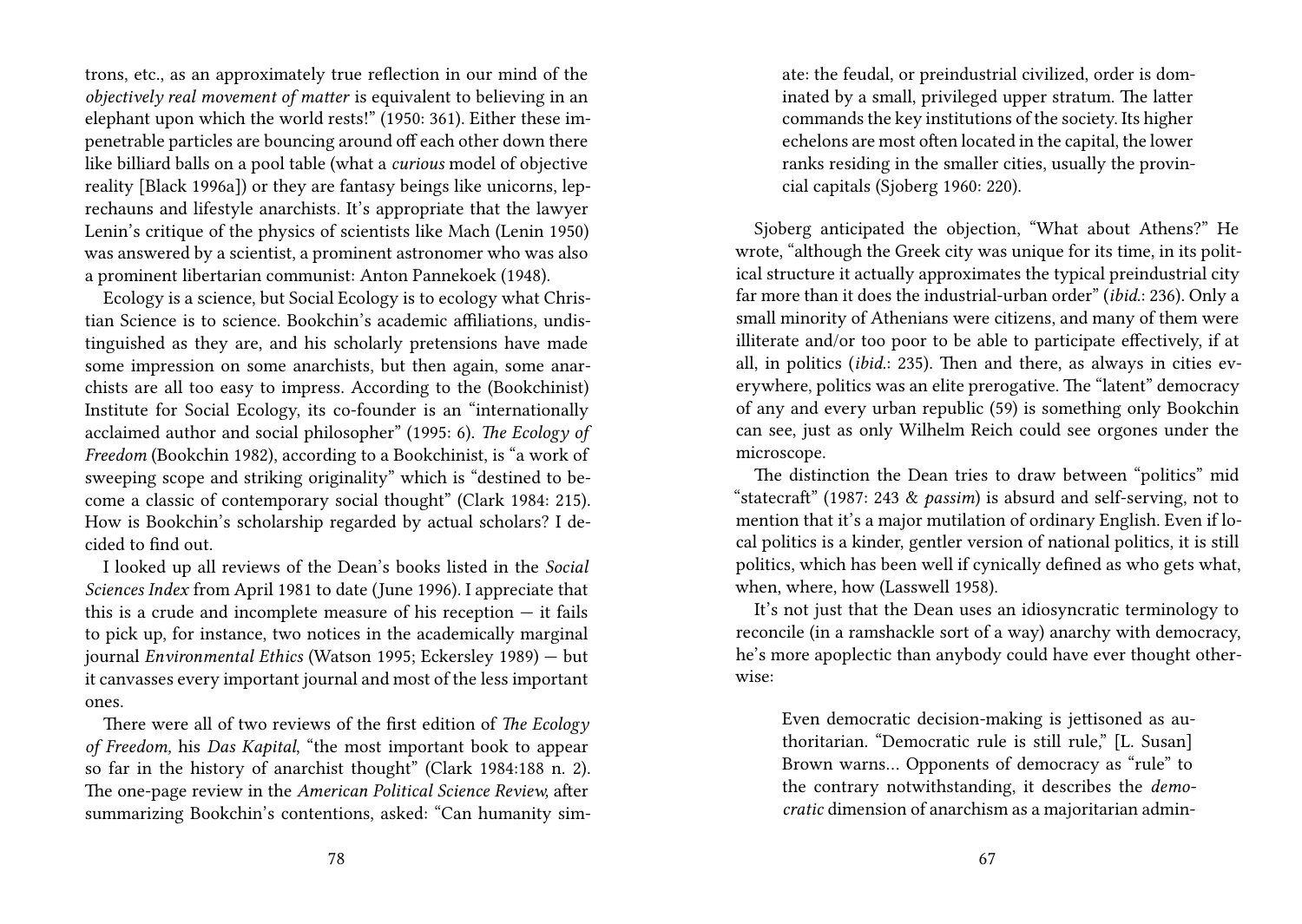trons, etc., as an approximately true reflection in our mind of the *objectively real movement of matter* is equivalent to believing in an elephant upon which the world rests!" (1950: 361). Either these impenetrable particles are bouncing around off each other down there like billiard balls on a pool table (what a *curious* model of objective reality [Black 1996a]) or they are fantasy beings like unicorns, leprechauns and lifestyle anarchists. It's appropriate that the lawyer Lenin's critique of the physics of scientists like Mach (Lenin 1950) was answered by a scientist, a prominent astronomer who was also a prominent libertarian communist: Anton Pannekoek (1948).

Ecology is a science, but Social Ecology is to ecology what Christian Science is to science. Bookchin's academic affiliations, undistinguished as they are, and his scholarly pretensions have made some impression on some anarchists, but then again, some anarchists are all too easy to impress. According to the (Bookchinist) Institute for Social Ecology, its co-founder is an "internationally acclaimed author and social philosopher" (1995: 6). *The Ecology of Freedom* (Bookchin 1982), according to a Bookchinist, is "a work of sweeping scope and striking originality" which is "destined to become a classic of contemporary social thought" (Clark 1984: 215). How is Bookchin's scholarship regarded by actual scholars? I decided to find out.

I looked up all reviews of the Dean's books listed in the *Social Sciences Index* from April 1981 to date (June 1996). I appreciate that this is a crude and incomplete measure of his reception — it fails to pick up, for instance, two notices in the academically marginal journal *Environmental Ethics* (Watson 1995; Eckersley 1989) — but it canvasses every important journal and most of the less important ones.

There were all of two reviews of the first edition of *The Ecology of Freedom*, his *Das Kapital*, "the most important book to appear so far in the history of anarchist thought" (Clark 1984:188 n. 2). The one-page review in the *American Political Science Review*, after summarizing Bookchin's contentions, asked: "Can humanity sim-

ate: the feudal, or preindustrial civilized, order is dominated by a small, privileged upper stratum. The latter commands the key institutions of the society. Its higher echelons are most often located in the capital, the lower ranks residing in the smaller cities, usually the provincial capitals (Sjoberg 1960: 220).

Sjoberg anticipated the objection, "What about Athens?" He wrote, "although the Greek city was unique for its time, in its political structure it actually approximates the typical preindustrial city far more than it does the industrial-urban order" (*ibid.*: 236). Only a small minority of Athenians were citizens, and many of them were illiterate and/or too poor to be able to participate effectively, if at all, in politics (*ibid.*: 235). Then and there, as always in cities everywhere, politics was an elite prerogative. The "latent" democracy of any and every urban republic (59) is something only Bookchin can see, just as only Wilhelm Reich could see orgones under the microscope.

The distinction the Dean tries to draw between "politics" mid "statecraft" (1987: 243 & *passim*) is absurd and self-serving, not to mention that it's a major mutilation of ordinary English. Even if local politics is a kinder, gentler version of national politics, it is still politics, which has been well if cynically defined as who gets what, when, where, how (Lasswell 1958).

It's not just that the Dean uses an idiosyncratic terminology to reconcile (in a ramshackle sort of a way) anarchy with democracy, he's more apoplectic than anybody could have ever thought otherwise:

> Even democratic decision-making is jettisoned as authoritarian. "Democratic rule is still rule," [L. Susan] Brown warns… Opponents of democracy as "rule" to the contrary notwithstanding, it describes the *democratic* dimension of anarchism as a majoritarian admin-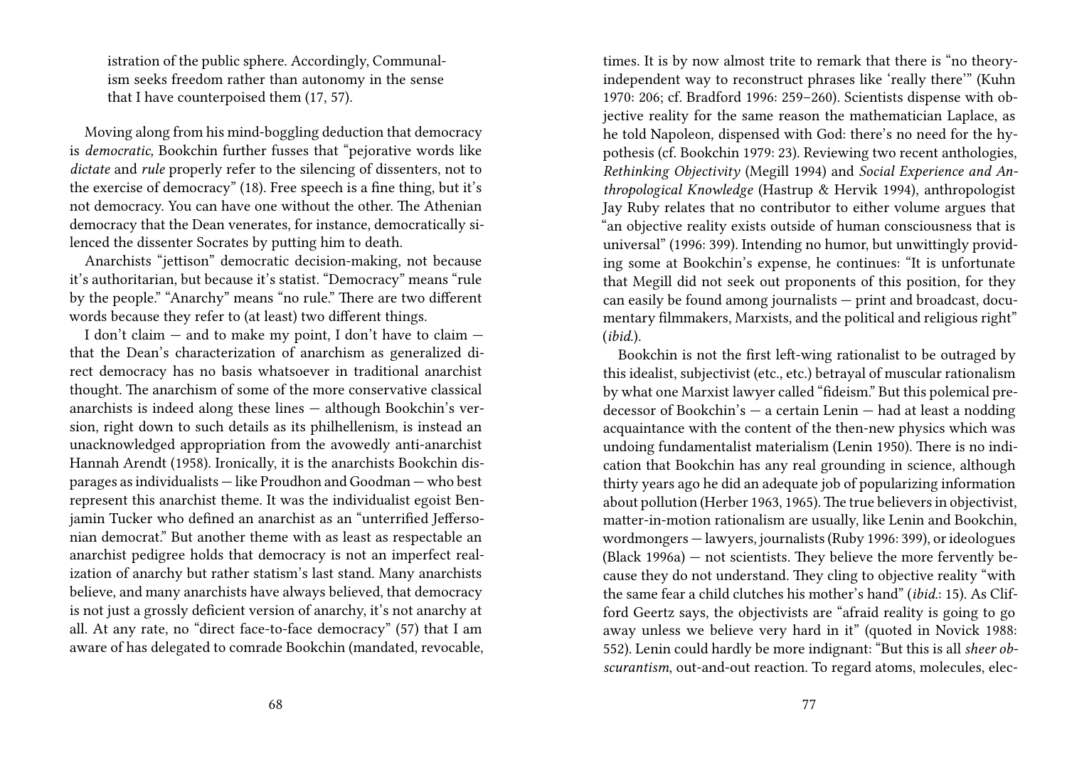istration of the public sphere. Accordingly, Communalism seeks freedom rather than autonomy in the sense that I have counterpoised them (17, 57).

Moving along from his mind-boggling deduction that democracy is *democratic,* Bookchin further fusses that "pejorative words like *dictate* and *rule* properly refer to the silencing of dissenters, not to the exercise of democracy" (18). Free speech is a fine thing, but it's not democracy. You can have one without the other. The Athenian democracy that the Dean venerates, for instance, democratically silenced the dissenter Socrates by putting him to death.

Anarchists "jettison" democratic decision-making, not because it's authoritarian, but because it's statist. "Democracy" means "rule by the people." "Anarchy" means "no rule." There are two different words because they refer to (at least) two different things.

I don't claim — and to make my point, I don't have to claim — that the Dean's characterization of anarchism as generalized direct democracy has no basis whatsoever in traditional anarchist thought. The anarchism of some of the more conservative classical anarchists is indeed along these lines — although Bookchin's version, right down to such details as its philhellenism, is instead an unacknowledged appropriation from the avowedly anti-anarchist Hannah Arendt (1958). Ironically, it is the anarchists Bookchin disparages as individualists — like Proudhon and Goodman — who best represent this anarchist theme. It was the individualist egoist Benjamin Tucker who defined an anarchist as an "unterrified Jeffersonian democrat." But another theme with as least as respectable an anarchist pedigree holds that democracy is not an imperfect realization of anarchy but rather statism's last stand. Many anarchists believe, and many anarchists have always believed, that democracy is not just a grossly deficient version of anarchy, it's not anarchy at all. At any rate, no "direct face-to-face democracy" (57) that I am aware of has delegated to comrade Bookchin (mandated, revocable,

times. It is by now almost trite to remark that there is "no theory-independent way to reconstruct phrases like 'really there'" (Kuhn 1970: 206; cf. Bradford 1996: 259–260). Scientists dispense with objective reality for the same reason the mathematician Laplace, as he told Napoleon, dispensed with God: there's no need for the hypothesis (cf. Bookchin 1979: 23). Reviewing two recent anthologies, *Rethinking Objectivity* (Megill 1994) and *Social Experience and Anthropological Knowledge* (Hastrup & Hervik 1994), anthropologist Jay Ruby relates that no contributor to either volume argues that "an objective reality exists outside of human consciousness that is universal" (1996: 399). Intending no humor, but unwittingly providing some at Bookchin's expense, he continues: "It is unfortunate that Megill did not seek out proponents of this position, for they can easily be found among journalists — print and broadcast, documentary filmmakers, Marxists, and the political and religious right" (*ibid.*).

Bookchin is not the first left-wing rationalist to be outraged by this idealist, subjectivist (etc., etc.) betrayal of muscular rationalism by what one Marxist lawyer called "fideism." But this polemical predecessor of Bookchin's — a certain Lenin — had at least a nodding acquaintance with the content of the then-new physics which was undoing fundamentalist materialism (Lenin 1950). There is no indication that Bookchin has any real grounding in science, although thirty years ago he did an adequate job of popularizing information about pollution (Herber 1963, 1965). The true believers in objectivist, matter-in-motion rationalism are usually, like Lenin and Bookchin, wordmongers — lawyers, journalists (Ruby 1996: 399), or ideologues (Black 1996a) — not scientists. They believe the more fervently because they do not understand. They cling to objective reality "with the same fear a child clutches his mother's hand" (*ibid.*: 15). As Clifford Geertz says, the objectivists are "afraid reality is going to go away unless we believe very hard in it" (quoted in Novick 1988: 552). Lenin could hardly be more indignant: "But this is all *sheer obscurantism*, out-and-out reaction. To regard atoms, molecules, elec-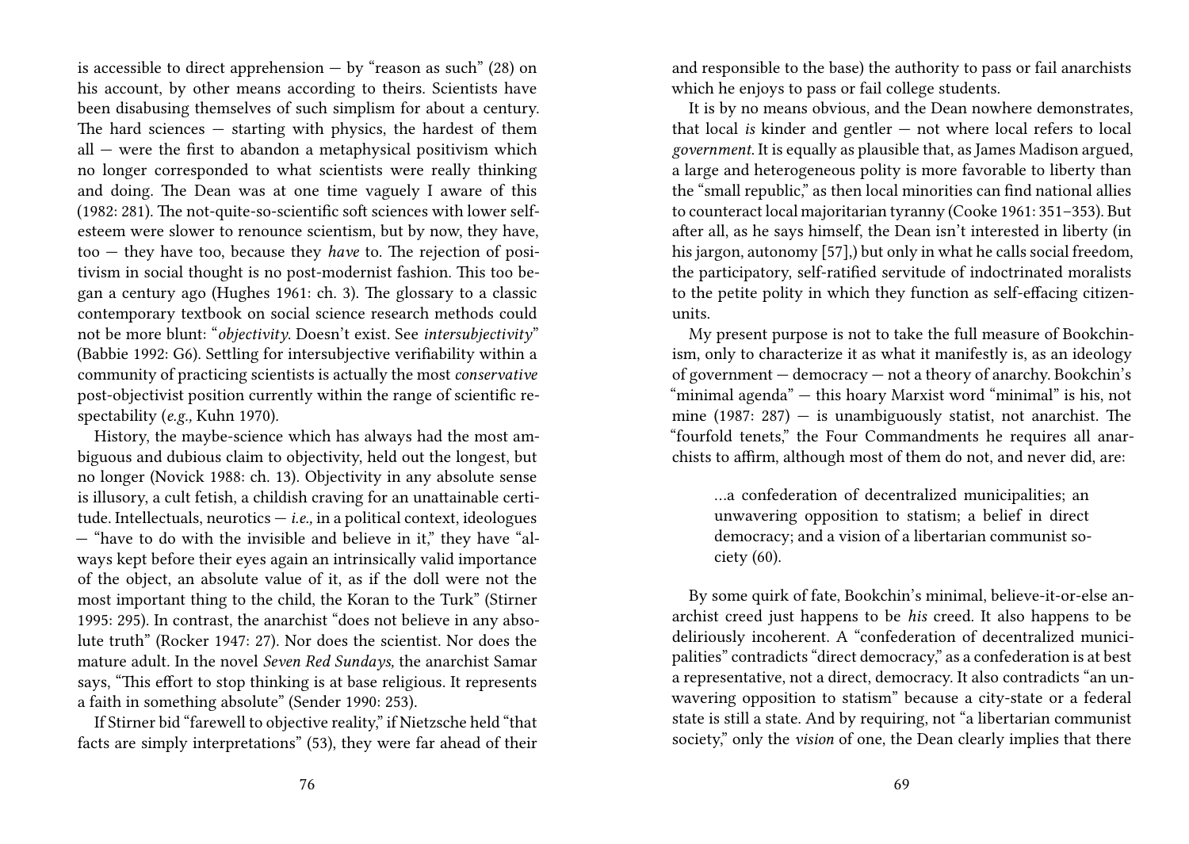is accessible to direct apprehension — by "reason as such" (28) on his account, by other means according to theirs. Scientists have been disabusing themselves of such simplism for about a century. The hard sciences — starting with physics, the hardest of them all — were the first to abandon a metaphysical positivism which no longer corresponded to what scientists were really thinking and doing. The Dean was at one time vaguely I aware of this (1982: 281). The not-quite-so-scientific soft sciences with lower self-esteem were slower to renounce scientism, but by now, they have, too — they have too, because they *have* to. The rejection of positivism in social thought is no post-modernist fashion. This too began a century ago (Hughes 1961: ch. 3). The glossary to a classic contemporary textbook on social science research methods could not be more blunt: "*objectivity.* Doesn't exist. See *intersubjectivity*" (Babbie 1992: G6). Settling for intersubjective verifiability within a community of practicing scientists is actually the most *conservative* post-objectivist position currently within the range of scientific respectability (*e.g.,* Kuhn 1970).

History, the maybe-science which has always had the most ambiguous and dubious claim to objectivity, held out the longest, but no longer (Novick 1988: ch. 13). Objectivity in any absolute sense is illusory, a cult fetish, a childish craving for an unattainable certitude. Intellectuals, neurotics — *i.e.,* in a political context, ideologues — "have to do with the invisible and believe in it," they have "always kept before their eyes again an intrinsically valid importance of the object, an absolute value of it, as if the doll were not the most important thing to the child, the Koran to the Turk" (Stirner 1995: 295). In contrast, the anarchist "does not believe in any absolute truth" (Rocker 1947: 27). Nor does the scientist. Nor does the mature adult. In the novel *Seven Red Sundays,* the anarchist Samar says, "This effort to stop thinking is at base religious. It represents a faith in something absolute" (Sender 1990: 253).

If Stirner bid "farewell to objective reality," if Nietzsche held "that facts are simply interpretations" (53), they were far ahead of their

and responsible to the base) the authority to pass or fail anarchists which he enjoys to pass or fail college students.

It is by no means obvious, and the Dean nowhere demonstrates, that local *is* kinder and gentler — not where local refers to local *government.* It is equally as plausible that, as James Madison argued, a large and heterogeneous polity is more favorable to liberty than the "small republic," as then local minorities can find national allies to counteract local majoritarian tyranny (Cooke 1961: 351–353). But after all, as he says himself, the Dean isn't interested in liberty (in his jargon, autonomy [57],) but only in what he calls social freedom, the participatory, self-ratified servitude of indoctrinated moralists to the petite polity in which they function as self-effacing citizen-units.

My present purpose is not to take the full measure of Bookchinism, only to characterize it as what it manifestly is, as an ideology of government — democracy — not a theory of anarchy. Bookchin's "minimal agenda" — this hoary Marxist word "minimal" is his, not mine (1987: 287) — is unambiguously statist, not anarchist. The "fourfold tenets," the Four Commandments he requires all anarchists to affirm, although most of them do not, and never did, are:

> …a confederation of decentralized municipalities; an unwavering opposition to statism; a belief in direct democracy; and a vision of a libertarian communist society (60).

By some quirk of fate, Bookchin's minimal, believe-it-or-else anarchist creed just happens to be *his* creed. It also happens to be deliriously incoherent. A "confederation of decentralized municipalities" contradicts "direct democracy," as a confederation is at best a representative, not a direct, democracy. It also contradicts "an unwavering opposition to statism" because a city-state or a federal state is still a state. And by requiring, not "a libertarian communist society," only the *vision* of one, the Dean clearly implies that there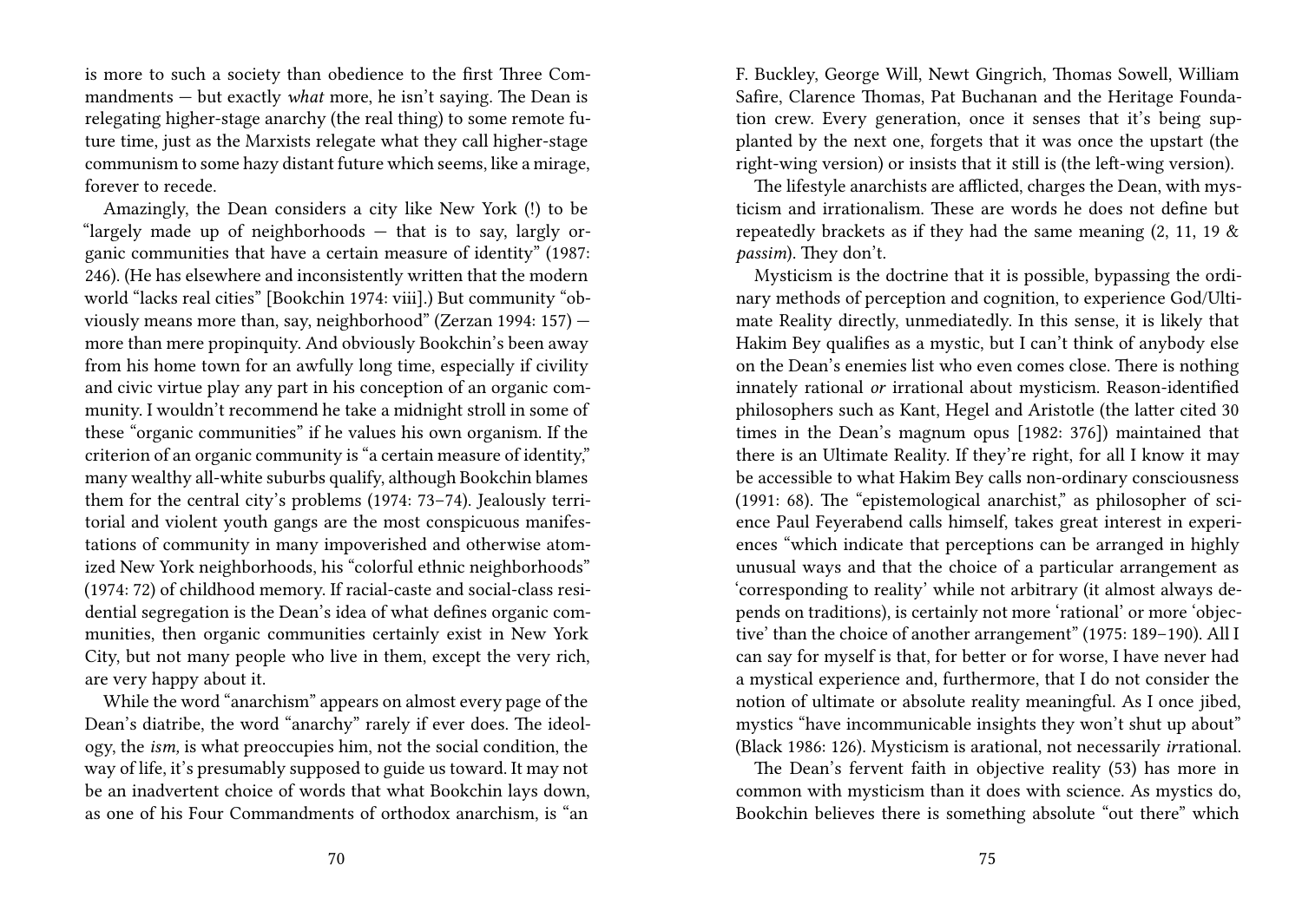is more to such a society than obedience to the first Three Commandments — but exactly *what* more, he isn't saying. The Dean is relegating higher-stage anarchy (the real thing) to some remote future time, just as the Marxists relegate what they call higher-stage communism to some hazy distant future which seems, like a mirage, forever to recede.

Amazingly, the Dean considers a city like New York (!) to be "largely made up of neighborhoods — that is to say, largely organic communities that have a certain measure of identity" (1987: 246). (He has elsewhere and inconsistently written that the modern world "lacks real cities" [Bookchin 1974: viii].) But community "obviously means more than, say, neighborhood" (Zerzan 1994: 157) — more than mere propinquity. And obviously Bookchin's been away from his home town for an awfully long time, especially if civility and civic virtue play any part in his conception of an organic community. I wouldn't recommend he take a midnight stroll in some of these "organic communities" if he values his own organism. If the criterion of an organic community is "a certain measure of identity," many wealthy all-white suburbs qualify, although Bookchin blames them for the central city's problems (1974: 73–74). Jealously territorial and violent youth gangs are the most conspicuous manifestations of community in many impoverished and otherwise atomized New York neighborhoods, his "colorful ethnic neighborhoods" (1974: 72) of childhood memory. If racial-caste and social-class residential segregation is the Dean's idea of what defines organic communities, then organic communities certainly exist in New York City, but not many people who live in them, except the very rich, are very happy about it.

While the word "anarchism" appears on almost every page of the Dean's diatribe, the word "anarchy" rarely if ever does. The ideology, the *ism,* is what preoccupies him, not the social condition, the way of life, it's presumably supposed to guide us toward. It may not be an inadvertent choice of words that what Bookchin lays down, as one of his Four Commandments of orthodox anarchism, is "an

F. Buckley, George Will, Newt Gingrich, Thomas Sowell, William Safire, Clarence Thomas, Pat Buchanan and the Heritage Foundation crew. Every generation, once it senses that it's being supplanted by the next one, forgets that it was once the upstart (the right-wing version) or insists that it still is (the left-wing version).

The lifestyle anarchists are afflicted, charges the Dean, with mysticism and irrationalism. These are words he does not define but repeatedly brackets as if they had the same meaning (2, 11, 19 & *passim*). They don't.

Mysticism is the doctrine that it is possible, bypassing the ordinary methods of perception and cognition, to experience God/Ultimate Reality directly, unmediatedly. In this sense, it is likely that Hakim Bey qualifies as a mystic, but I can't think of anybody else on the Dean's enemies list who even comes close. There is nothing innately rational *or* irrational about mysticism. Reason-identified philosophers such as Kant, Hegel and Aristotle (the latter cited 30 times in the Dean's magnum opus [1982: 376]) maintained that there is an Ultimate Reality. If they're right, for all I know it may be accessible to what Hakim Bey calls non-ordinary consciousness (1991: 68). The "epistemological anarchist," as philosopher of science Paul Feyerabend calls himself, takes great interest in experiences "which indicate that perceptions can be arranged in highly unusual ways and that the choice of a particular arrangement as 'corresponding to reality' while not arbitrary (it almost always depends on traditions), is certainly not more 'rational' or more 'objective' than the choice of another arrangement" (1975: 189–190). All I can say for myself is that, for better or for worse, I have never had a mystical experience and, furthermore, that I do not consider the notion of ultimate or absolute reality meaningful. As I once jibed, mystics "have incommunicable insights they won't shut up about" (Black 1986: 126). Mysticism is arational, not necessarily *ir*rational.

The Dean's fervent faith in objective reality (53) has more in common with mysticism than it does with science. As mystics do, Bookchin believes there is something absolute "out there" which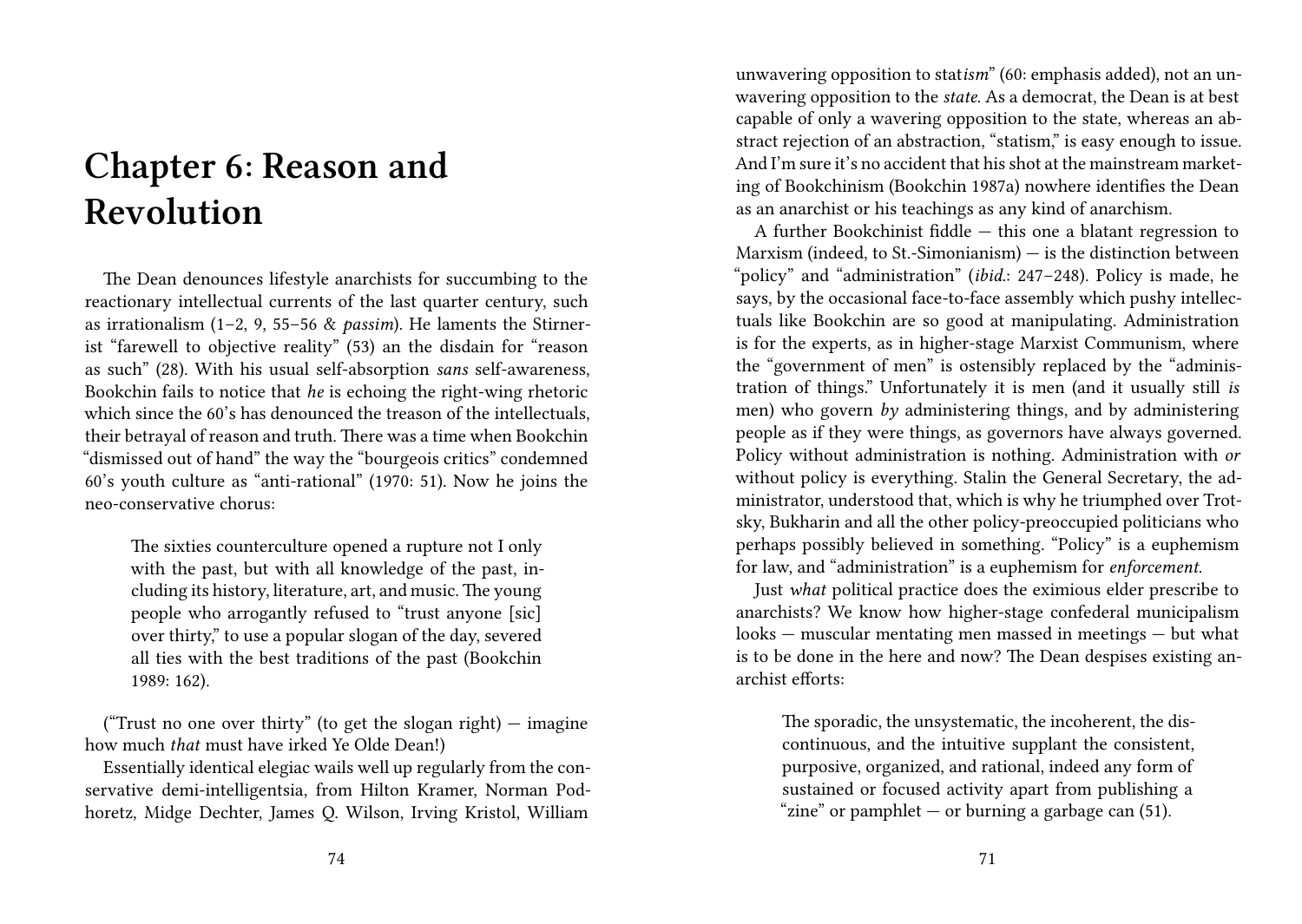# Chapter 6: Reason and Revolution

The Dean denounces lifestyle anarchists for succumbing to the reactionary intellectual currents of the last quarter century, such as irrationalism (1–2, 9, 55–56 & *passim*). He laments the Stirnerist "farewell to objective reality" (53) an the disdain for "reason as such" (28). With his usual self-absorption *sans* self-awareness, Bookchin fails to notice that *he* is echoing the right-wing rhetoric which since the 60's has denounced the treason of the intellectuals, their betrayal of reason and truth. There was a time when Bookchin "dismissed out of hand" the way the "bourgeois critics" condemned 60's youth culture as "anti-rational" (1970: 51). Now he joins the neo-conservative chorus:

> The sixties counterculture opened a rupture not I only with the past, but with all knowledge of the past, including its history, literature, art, and music. The young people who arrogantly refused to "trust anyone [sic] over thirty," to use a popular slogan of the day, severed all ties with the best traditions of the past (Bookchin 1989: 162).

("Trust no one over thirty" (to get the slogan right) — imagine how much *that* must have irked Ye Olde Dean!)

Essentially identical elegiac wails well up regularly from the conservative demi-intelligentsia, from Hilton Kramer, Norman Podhoretz, Midge Dechter, James Q. Wilson, Irving Kristol, William

unwavering opposition to stat*ism*" (60: emphasis added), not an unwavering opposition to the *state*. As a democrat, the Dean is at best capable of only a wavering opposition to the state, whereas an abstract rejection of an abstraction, "statism," is easy enough to issue. And I'm sure it's no accident that his shot at the mainstream marketing of Bookchinism (Bookchin 1987a) nowhere identifies the Dean as an anarchist or his teachings as any kind of anarchism.

A further Bookchinist fiddle — this one a blatant regression to Marxism (indeed, to St.-Simonianism) — is the distinction between "policy" and "administration" (*ibid.*: 247–248). Policy is made, he says, by the occasional face-to-face assembly which pushy intellectuals like Bookchin are so good at manipulating. Administration is for the experts, as in higher-stage Marxist Communism, where the "government of men" is ostensibly replaced by the "administration of things." Unfortunately it is men (and it usually still *is* men) who govern *by* administering things, and by administering people as if they were things, as governors have always governed. Policy without administration is nothing. Administration with *or* without policy is everything. Stalin the General Secretary, the administrator, understood that, which is why he triumphed over Trotsky, Bukharin and all the other policy-preoccupied politicians who perhaps possibly believed in something. "Policy" is a euphemism for law, and "administration" is a euphemism for *enforcement.*

Just *what* political practice does the eximious elder prescribe to anarchists? We know how higher-stage confederal municipalism looks — muscular mentating men massed in meetings — but what is to be done in the here and now? The Dean despises existing anarchist efforts:

> The sporadic, the unsystematic, the incoherent, the discontinuous, and the intuitive supplant the consistent, purposive, organized, and rational, indeed any form of sustained or focused activity apart from publishing a "zine" or pamphlet — or burning a garbage can (51).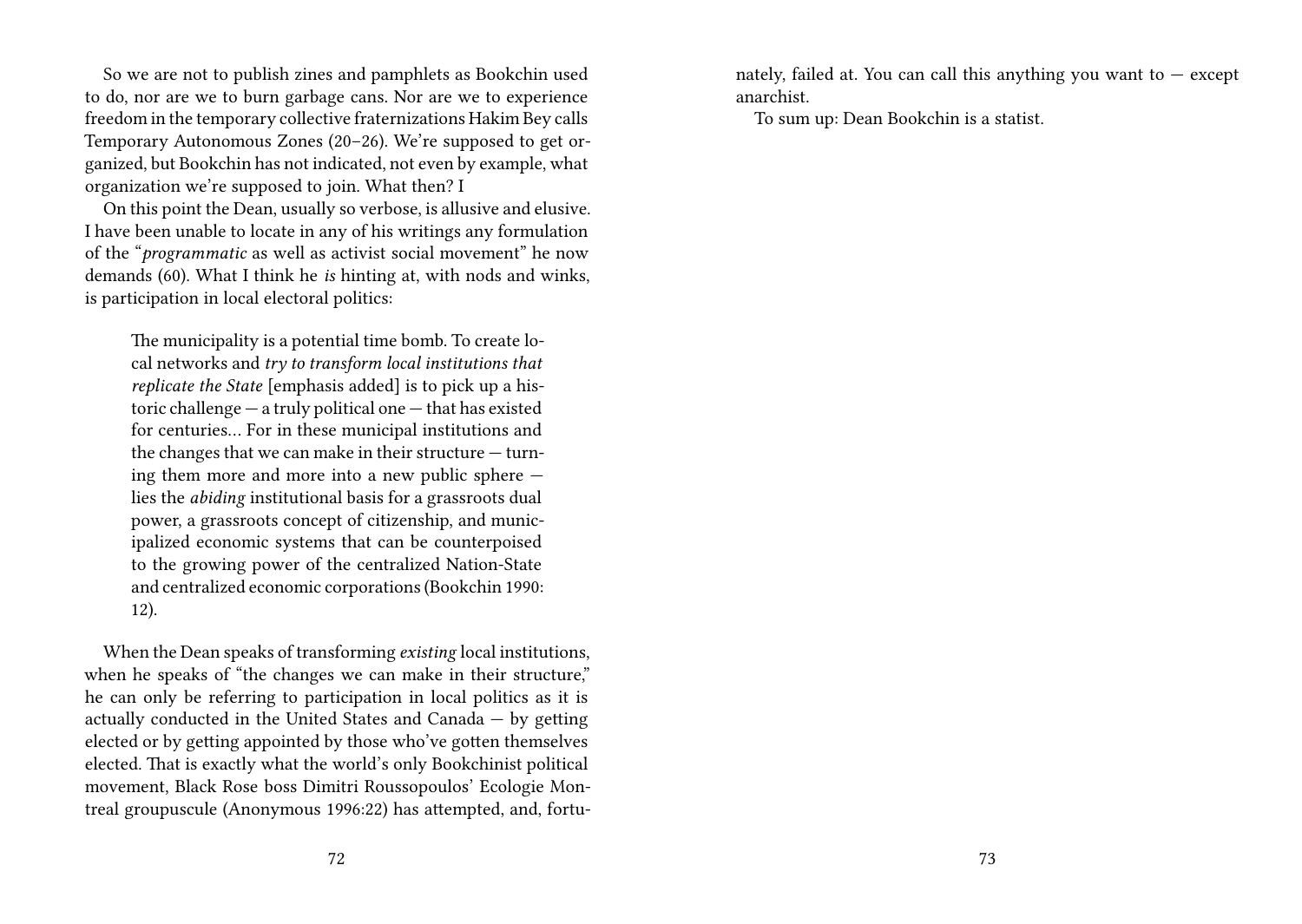So we are not to publish zines and pamphlets as Bookchin used to do, nor are we to burn garbage cans. Nor are we to experience freedom in the temporary collective fraternizations Hakim Bey calls Temporary Autonomous Zones (20–26). We're supposed to get organized, but Bookchin has not indicated, not even by example, what organization we're supposed to join. What then? I

On this point the Dean, usually so verbose, is allusive and elusive. I have been unable to locate in any of his writings any formulation of the "*programmatic* as well as activist social movement" he now demands (60). What I think he *is* hinting at, with nods and winks, is participation in local electoral politics:

> The municipality is a potential time bomb. To create local networks and *try to transform local institutions that replicate the State* [emphasis added] is to pick up a historic challenge — a truly political one — that has existed for centuries… For in these municipal institutions and the changes that we can make in their structure — turning them more and more into a new public sphere — lies the *abiding* institutional basis for a grassroots dual power, a grassroots concept of citizenship, and municipalized economic systems that can be counterpoised to the growing power of the centralized Nation-State and centralized economic corporations (Bookchin 1990: 12).

When the Dean speaks of transforming *existing* local institutions, when he speaks of "the changes we can make in their structure," he can only be referring to participation in local politics as it is actually conducted in the United States and Canada — by getting elected or by getting appointed by those who've gotten themselves elected. That is exactly what the world's only Bookchinist political movement, Black Rose boss Dimitri Roussopoulos' Ecologie Montreal groupuscule (Anonymous 1996:22) has attempted, and, fortunately, failed at. You can call this anything you want to — except anarchist.

To sum up: Dean Bookchin is a statist.